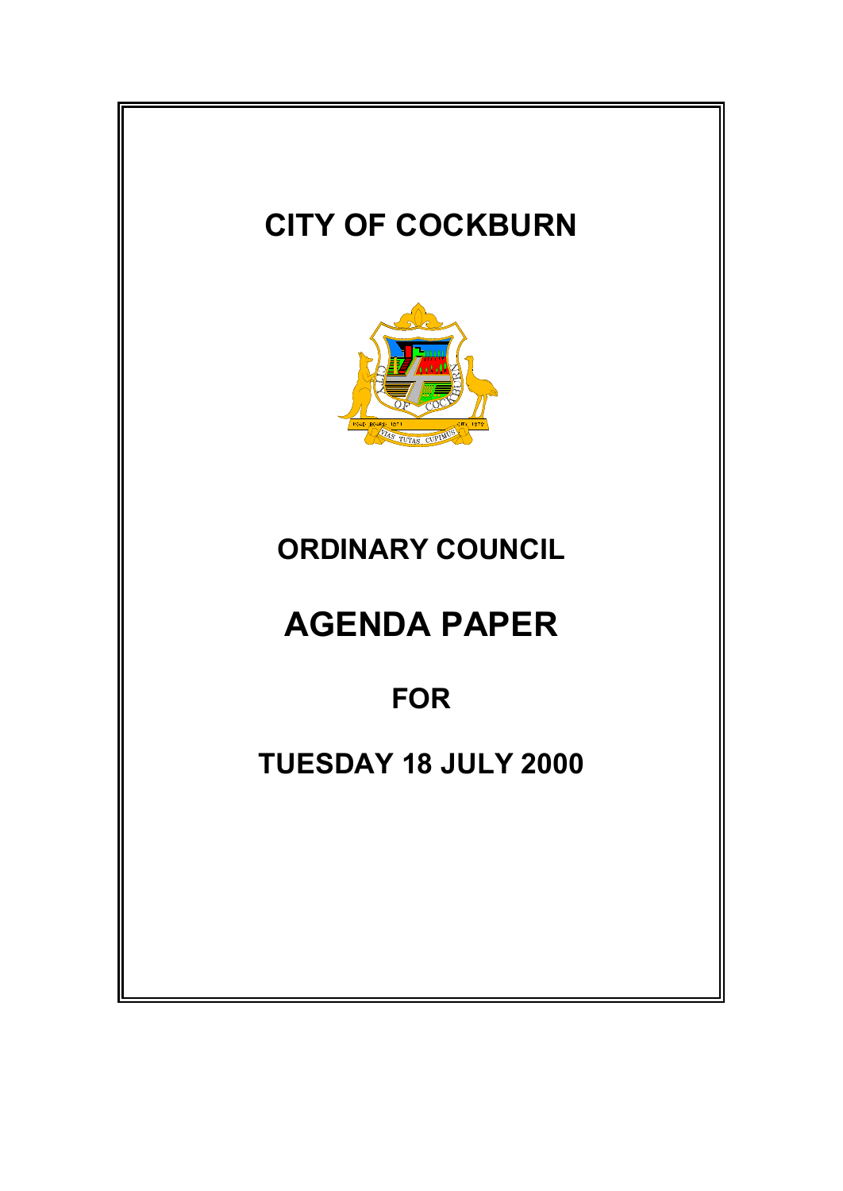# CITY OF COCKBURN

# ORDINARY COUNCIL

# AGENDA PAPER

## FOR

## TUESDAY 18 JULY 2000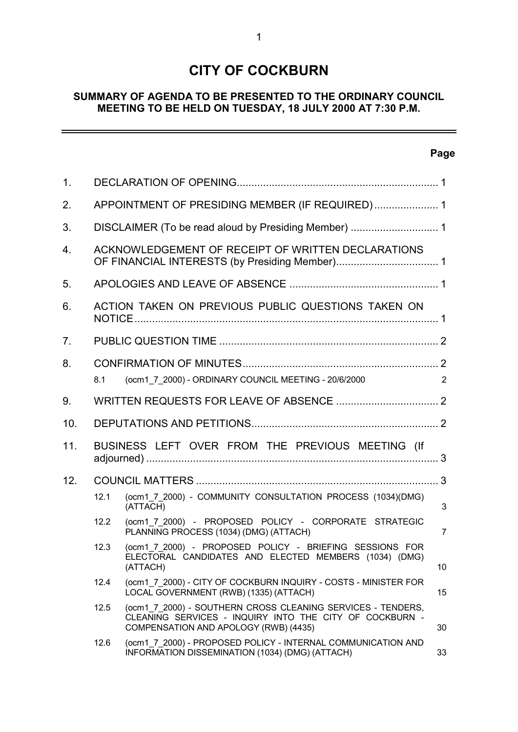# CITY OF COCKBURN

## SUMMARY OF AGENDA TO BE PRESENTED TO THE ORDINARY COUNCIL MEETING TO BE HELD ON TUESDAY, 18 JULY 2000 AT 7:30 P.M.

| | | | Page |
|---|---|---|---|
| 1. | DECLARATION OF OPENING | | 1 |
| 2. | APPOINTMENT OF PRESIDING MEMBER (IF REQUIRED) | | 1 |
| 3. | DISCLAIMER (To be read aloud by Presiding Member) | | 1 |
| 4. | ACKNOWLEDGEMENT OF RECEIPT OF WRITTEN DECLARATIONS OF FINANCIAL INTERESTS (by Presiding Member) | | 1 |
| 5. | APOLOGIES AND LEAVE OF ABSENCE | | 1 |
| 6. | ACTION TAKEN ON PREVIOUS PUBLIC QUESTIONS TAKEN ON NOTICE | | 1 |
| 7. | PUBLIC QUESTION TIME | | 2 |
| 8. | CONFIRMATION OF MINUTES | | 2 |
| | 8.1 | (ocm1_7_2000) - ORDINARY COUNCIL MEETING - 20/6/2000 | 2 |
| 9. | WRITTEN REQUESTS FOR LEAVE OF ABSENCE | | 2 |
| 10. | DEPUTATIONS AND PETITIONS | | 2 |
| 11. | BUSINESS LEFT OVER FROM THE PREVIOUS MEETING (If adjourned) | | 3 |
| 12. | COUNCIL MATTERS | | 3 |
| | 12.1 | (ocm1_7_2000) - COMMUNITY CONSULTATION PROCESS (1034)(DMG) (ATTACH) | 3 |
| | 12.2 | (ocm1_7_2000) - PROPOSED POLICY - CORPORATE STRATEGIC PLANNING PROCESS (1034) (DMG) (ATTACH) | 7 |
| | 12.3 | (ocm1_7_2000) - PROPOSED POLICY - BRIEFING SESSIONS FOR ELECTORAL CANDIDATES AND ELECTED MEMBERS (1034) (DMG) (ATTACH) | 10 |
| | 12.4 | (ocm1_7_2000) - CITY OF COCKBURN INQUIRY - COSTS - MINISTER FOR LOCAL GOVERNMENT (RWB) (1335) (ATTACH) | 15 |
| | 12.5 | (ocm1_7_2000) - SOUTHERN CROSS CLEANING SERVICES - TENDERS, CLEANING SERVICES - INQUIRY INTO THE CITY OF COCKBURN - COMPENSATION AND APOLOGY (RWB) (4435) | 30 |
| | 12.6 | (ocm1_7_2000) - PROPOSED POLICY - INTERNAL COMMUNICATION AND INFORMATION DISSEMINATION (1034) (DMG) (ATTACH) | 33 |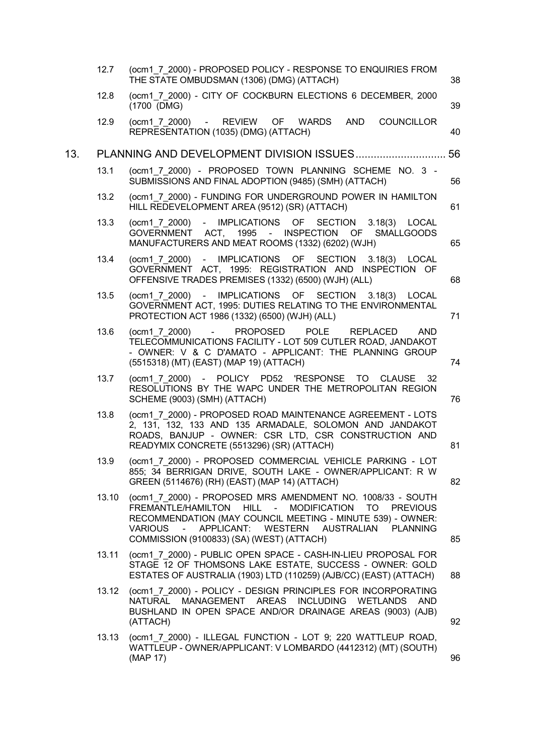| | | |
|---|---|---|
| 12.7 | (ocm1_7_2000) - PROPOSED POLICY - RESPONSE TO ENQUIRIES FROM THE STATE OMBUDSMAN (1306) (DMG) (ATTACH) | 38 |
| 12.8 | (ocm1_7_2000) - CITY OF COCKBURN ELECTIONS 6 DECEMBER, 2000 (1700 (DMG) | 39 |
| 12.9 | (ocm1_7_2000) - REVIEW OF WARDS AND COUNCILLOR REPRESENTATION (1035) (DMG) (ATTACH) | 40 |

## 13. PLANNING AND DEVELOPMENT DIVISION ISSUES ............................. 56

| | | |
|---|---|---|
| 13.1 | (ocm1_7_2000) - PROPOSED TOWN PLANNING SCHEME NO. 3 - SUBMISSIONS AND FINAL ADOPTION (9485) (SMH) (ATTACH) | 56 |
| 13.2 | (ocm1_7_2000) - FUNDING FOR UNDERGROUND POWER IN HAMILTON HILL REDEVELOPMENT AREA (9512) (SR) (ATTACH) | 61 |
| 13.3 | (ocm1_7_2000) - IMPLICATIONS OF SECTION 3.18(3) LOCAL GOVERNMENT ACT, 1995 - INSPECTION OF SMALLGOODS MANUFACTURERS AND MEAT ROOMS (1332) (6202) (WJH) | 65 |
| 13.4 | (ocm1_7_2000) - IMPLICATIONS OF SECTION 3.18(3) LOCAL GOVERNMENT ACT, 1995: REGISTRATION AND INSPECTION OF OFFENSIVE TRADES PREMISES (1332) (6500) (WJH) (ALL) | 68 |
| 13.5 | (ocm1_7_2000) - IMPLICATIONS OF SECTION 3.18(3) LOCAL GOVERNMENT ACT, 1995: DUTIES RELATING TO THE ENVIRONMENTAL PROTECTION ACT 1986 (1332) (6500) (WJH) (ALL) | 71 |
| 13.6 | (ocm1_7_2000) - PROPOSED POLE REPLACED AND TELECOMMUNICATIONS FACILITY - LOT 509 CUTLER ROAD, JANDAKOT - OWNER: V & C D'AMATO - APPLICANT: THE PLANNING GROUP (5515318) (MT) (EAST) (MAP 19) (ATTACH) | 74 |
| 13.7 | (ocm1_7_2000) - POLICY PD52 'RESPONSE TO CLAUSE 32 RESOLUTIONS BY THE WAPC UNDER THE METROPOLITAN REGION SCHEME (9003) (SMH) (ATTACH) | 76 |
| 13.8 | (ocm1_7_2000) - PROPOSED ROAD MAINTENANCE AGREEMENT - LOTS 2, 131, 132, 133 AND 135 ARMADALE, SOLOMON AND JANDAKOT ROADS, BANJUP - OWNER: CSR LTD, CSR CONSTRUCTION AND READYMIX CONCRETE (5513296) (SR) (ATTACH) | 81 |
| 13.9 | (ocm1_7_2000) - PROPOSED COMMERCIAL VEHICLE PARKING - LOT 855; 34 BERRIGAN DRIVE, SOUTH LAKE - OWNER/APPLICANT: R W GREEN (5114676) (RH) (EAST) (MAP 14) (ATTACH) | 82 |
| 13.10 | (ocm1_7_2000) - PROPOSED MRS AMENDMENT NO. 1008/33 - SOUTH FREMANTLE/HAMILTON HILL - MODIFICATION TO PREVIOUS RECOMMENDATION (MAY COUNCIL MEETING - MINUTE 539) - OWNER: VARIOUS - APPLICANT: WESTERN AUSTRALIAN PLANNING COMMISSION (9100833) (SA) (WEST) (ATTACH) | 85 |
| 13.11 | (ocm1_7_2000) - PUBLIC OPEN SPACE - CASH-IN-LIEU PROPOSAL FOR STAGE 12 OF THOMSONS LAKE ESTATE, SUCCESS - OWNER: GOLD ESTATES OF AUSTRALIA (1903) LTD (110259) (AJB/CC) (EAST) (ATTACH) | 88 |
| 13.12 | (ocm1_7_2000) - POLICY - DESIGN PRINCIPLES FOR INCORPORATING NATURAL MANAGEMENT AREAS INCLUDING WETLANDS AND BUSHLAND IN OPEN SPACE AND/OR DRAINAGE AREAS (9003) (AJB) (ATTACH) | 92 |
| 13.13 | (ocm1_7_2000) - ILLEGAL FUNCTION - LOT 9; 220 WATTLEUP ROAD, WATTLEUP - OWNER/APPLICANT: V LOMBARDO (4412312) (MT) (SOUTH) (MAP 17) | 96 |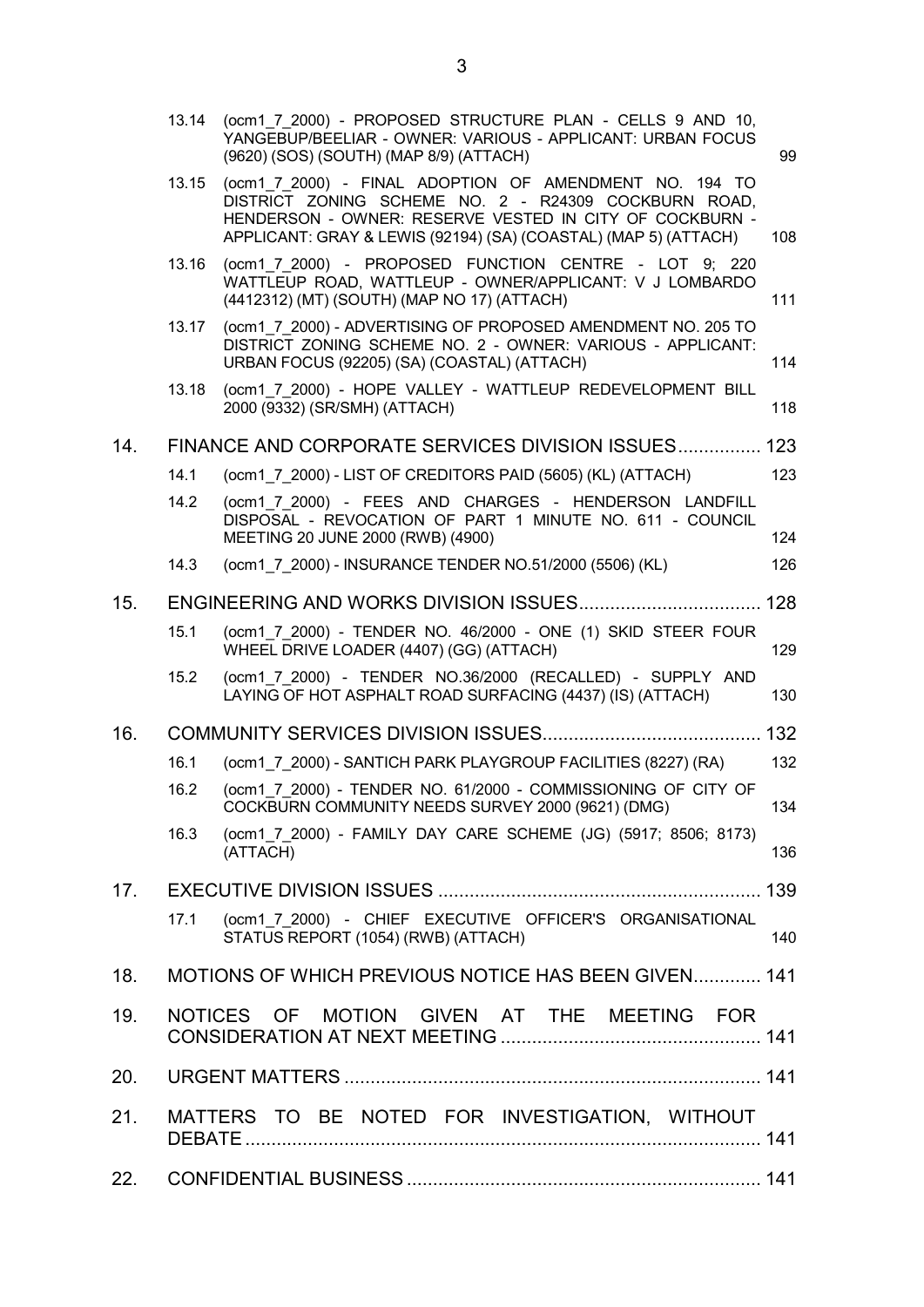| | | | |
|---|---|---|---|
| | 13.14 | (ocm1_7_2000) - PROPOSED STRUCTURE PLAN - CELLS 9 AND 10, YANGEBUP/BEELIAR - OWNER: VARIOUS - APPLICANT: URBAN FOCUS (9620) (SOS) (SOUTH) (MAP 8/9) (ATTACH) | 99 |
| | 13.15 | (ocm1_7_2000) - FINAL ADOPTION OF AMENDMENT NO. 194 TO DISTRICT ZONING SCHEME NO. 2 - R24309 COCKBURN ROAD, HENDERSON - OWNER: RESERVE VESTED IN CITY OF COCKBURN - APPLICANT: GRAY & LEWIS (92194) (SA) (COASTAL) (MAP 5) (ATTACH) | 108 |
| | 13.16 | (ocm1_7_2000) - PROPOSED FUNCTION CENTRE - LOT 9; 220 WATTLEUP ROAD, WATTLEUP - OWNER/APPLICANT: V J LOMBARDO (4412312) (MT) (SOUTH) (MAP NO 17) (ATTACH) | 111 |
| | 13.17 | (ocm1_7_2000) - ADVERTISING OF PROPOSED AMENDMENT NO. 205 TO DISTRICT ZONING SCHEME NO. 2 - OWNER: VARIOUS - APPLICANT: URBAN FOCUS (92205) (SA) (COASTAL) (ATTACH) | 114 |
| | 13.18 | (ocm1_7_2000) - HOPE VALLEY - WATTLEUP REDEVELOPMENT BILL 2000 (9332) (SR/SMH) (ATTACH) | 118 |
| 14. | | FINANCE AND CORPORATE SERVICES DIVISION ISSUES | 123 |
| | 14.1 | (ocm1_7_2000) - LIST OF CREDITORS PAID (5605) (KL) (ATTACH) | 123 |
| | 14.2 | (ocm1_7_2000) - FEES AND CHARGES - HENDERSON LANDFILL DISPOSAL - REVOCATION OF PART 1 MINUTE NO. 611 - COUNCIL MEETING 20 JUNE 2000 (RWB) (4900) | 124 |
| | 14.3 | (ocm1_7_2000) - INSURANCE TENDER NO.51/2000 (5506) (KL) | 126 |
| 15. | | ENGINEERING AND WORKS DIVISION ISSUES | 128 |
| | 15.1 | (ocm1_7_2000) - TENDER NO. 46/2000 - ONE (1) SKID STEER FOUR WHEEL DRIVE LOADER (4407) (GG) (ATTACH) | 129 |
| | 15.2 | (ocm1_7_2000) - TENDER NO.36/2000 (RECALLED) - SUPPLY AND LAYING OF HOT ASPHALT ROAD SURFACING (4437) (IS) (ATTACH) | 130 |
| 16. | | COMMUNITY SERVICES DIVISION ISSUES | 132 |
| | 16.1 | (ocm1_7_2000) - SANTICH PARK PLAYGROUP FACILITIES (8227) (RA) | 132 |
| | 16.2 | (ocm1_7_2000) - TENDER NO. 61/2000 - COMMISSIONING OF CITY OF COCKBURN COMMUNITY NEEDS SURVEY 2000 (9621) (DMG) | 134 |
| | 16.3 | (ocm1_7_2000) - FAMILY DAY CARE SCHEME (JG) (5917; 8506; 8173) (ATTACH) | 136 |
| 17. | | EXECUTIVE DIVISION ISSUES | 139 |
| | 17.1 | (ocm1_7_2000) - CHIEF EXECUTIVE OFFICER'S ORGANISATIONAL STATUS REPORT (1054) (RWB) (ATTACH) | 140 |
| 18. | | MOTIONS OF WHICH PREVIOUS NOTICE HAS BEEN GIVEN | 141 |
| 19. | | NOTICES OF MOTION GIVEN AT THE MEETING FOR CONSIDERATION AT NEXT MEETING | 141 |
| 20. | | URGENT MATTERS | 141 |
| 21. | | MATTERS TO BE NOTED FOR INVESTIGATION, WITHOUT DEBATE | 141 |
| 22. | | CONFIDENTIAL BUSINESS | 141 |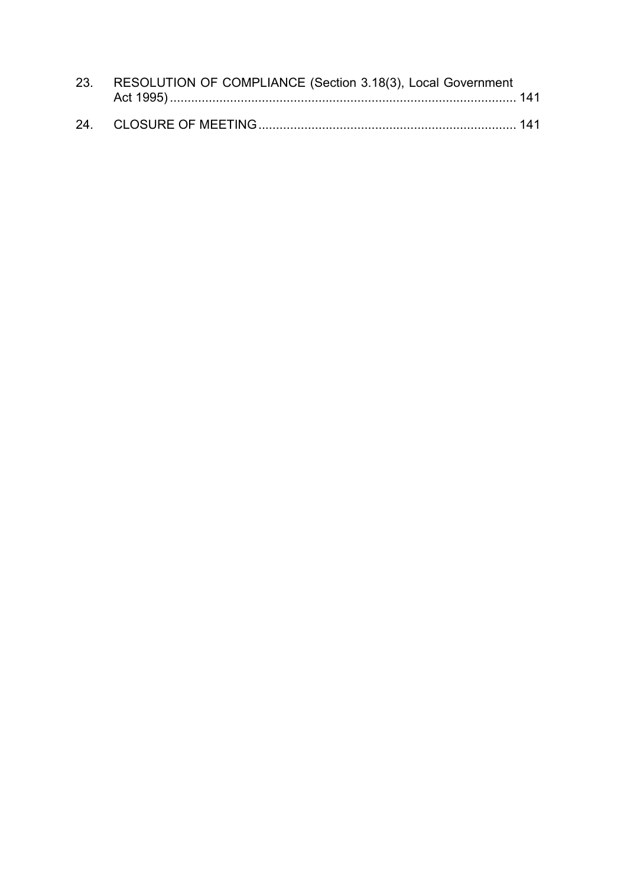23. RESOLUTION OF COMPLIANCE (Section 3.18(3), Local Government Act 1995) ........................................................................ 141

24. CLOSURE OF MEETING ........................................................................ 141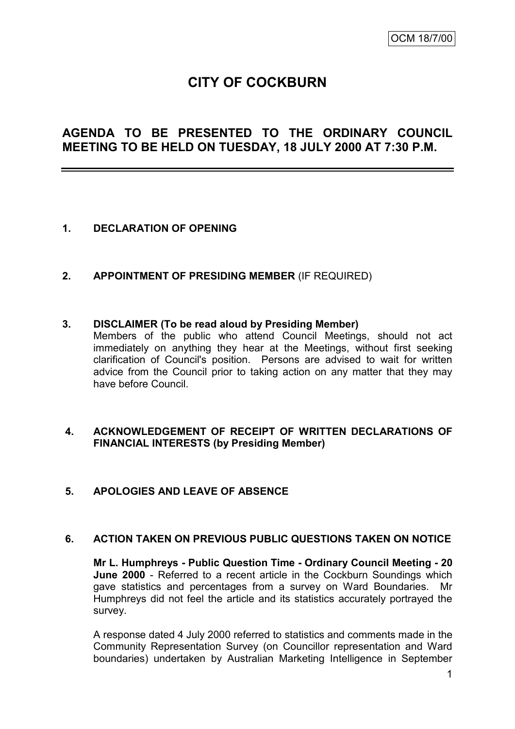OCM 18/7/00

# CITY OF COCKBURN

## AGENDA TO BE PRESENTED TO THE ORDINARY COUNCIL MEETING TO BE HELD ON TUESDAY, 18 JULY 2000 AT 7:30 P.M.

**1. DECLARATION OF OPENING**

**2. APPOINTMENT OF PRESIDING MEMBER** (IF REQUIRED)

**3. DISCLAIMER (To be read aloud by Presiding Member)**

Members of the public who attend Council Meetings, should not act immediately on anything they hear at the Meetings, without first seeking clarification of Council's position. Persons are advised to wait for written advice from the Council prior to taking action on any matter that they may have before Council.

**4. ACKNOWLEDGEMENT OF RECEIPT OF WRITTEN DECLARATIONS OF FINANCIAL INTERESTS (by Presiding Member)**

**5. APOLOGIES AND LEAVE OF ABSENCE**

**6. ACTION TAKEN ON PREVIOUS PUBLIC QUESTIONS TAKEN ON NOTICE**

**Mr L. Humphreys - Public Question Time - Ordinary Council Meeting - 20 June 2000** - Referred to a recent article in the Cockburn Soundings which gave statistics and percentages from a survey on Ward Boundaries. Mr Humphreys did not feel the article and its statistics accurately portrayed the survey.

A response dated 4 July 2000 referred to statistics and comments made in the Community Representation Survey (on Councillor representation and Ward boundaries) undertaken by Australian Marketing Intelligence in September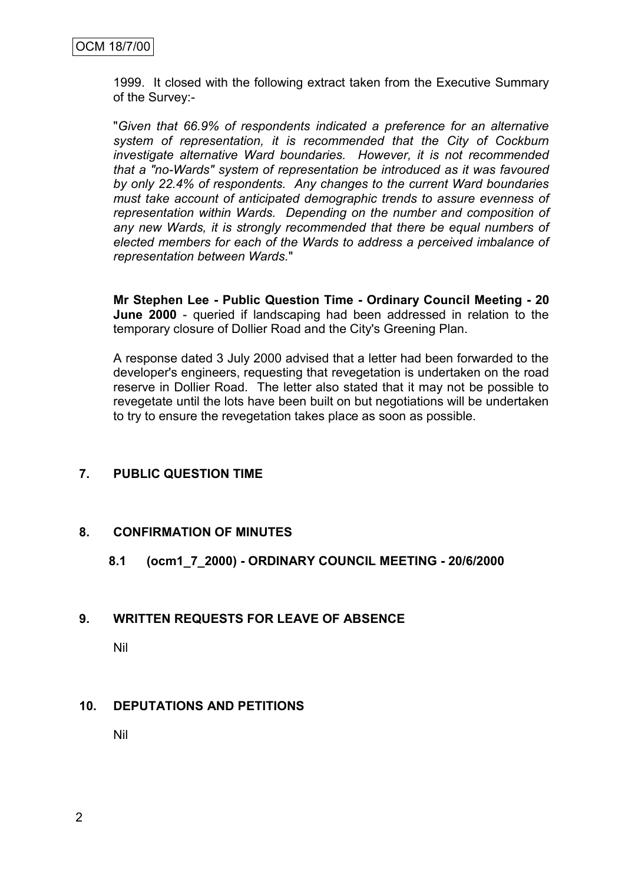1999. It closed with the following extract taken from the Executive Summary of the Survey:-

"*Given that 66.9% of respondents indicated a preference for an alternative system of representation, it is recommended that the City of Cockburn investigate alternative Ward boundaries. However, it is not recommended that a "no-Wards" system of representation be introduced as it was favoured by only 22.4% of respondents. Any changes to the current Ward boundaries must take account of anticipated demographic trends to assure evenness of representation within Wards. Depending on the number and composition of any new Wards, it is strongly recommended that there be equal numbers of elected members for each of the Wards to address a perceived imbalance of representation between Wards.*"

**Mr Stephen Lee - Public Question Time - Ordinary Council Meeting - 20 June 2000** - queried if landscaping had been addressed in relation to the temporary closure of Dollier Road and the City's Greening Plan.

A response dated 3 July 2000 advised that a letter had been forwarded to the developer's engineers, requesting that revegetation is undertaken on the road reserve in Dollier Road. The letter also stated that it may not be possible to revegetate until the lots have been built on but negotiations will be undertaken to try to ensure the revegetation takes place as soon as possible.

## 7. PUBLIC QUESTION TIME

## 8. CONFIRMATION OF MINUTES

### 8.1 (ocm1_7_2000) - ORDINARY COUNCIL MEETING - 20/6/2000

## 9. WRITTEN REQUESTS FOR LEAVE OF ABSENCE

Nil

## 10. DEPUTATIONS AND PETITIONS

Nil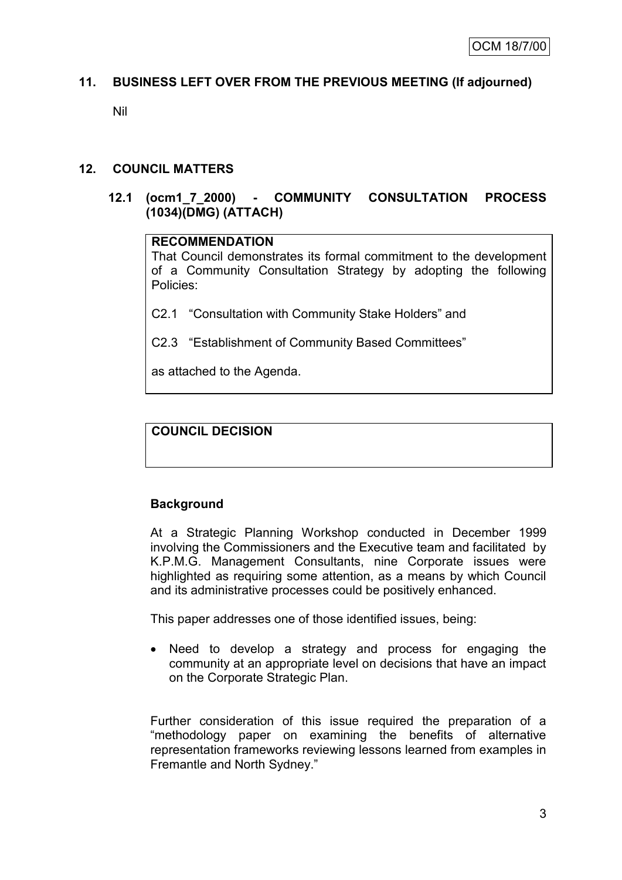## 11. BUSINESS LEFT OVER FROM THE PREVIOUS MEETING (If adjourned)

Nil

## 12. COUNCIL MATTERS

### 12.1 (ocm1_7_2000) - COMMUNITY CONSULTATION PROCESS (1034)(DMG) (ATTACH)

**RECOMMENDATION**

That Council demonstrates its formal commitment to the development of a Community Consultation Strategy by adopting the following Policies:

C2.1 "Consultation with Community Stake Holders" and

C2.3 "Establishment of Community Based Committees"

as attached to the Agenda.

**COUNCIL DECISION**

**Background**

At a Strategic Planning Workshop conducted in December 1999 involving the Commissioners and the Executive team and facilitated by K.P.M.G. Management Consultants, nine Corporate issues were highlighted as requiring some attention, as a means by which Council and its administrative processes could be positively enhanced.

This paper addresses one of those identified issues, being:

- Need to develop a strategy and process for engaging the community at an appropriate level on decisions that have an impact on the Corporate Strategic Plan.

Further consideration of this issue required the preparation of a "methodology paper on examining the benefits of alternative representation frameworks reviewing lessons learned from examples in Fremantle and North Sydney."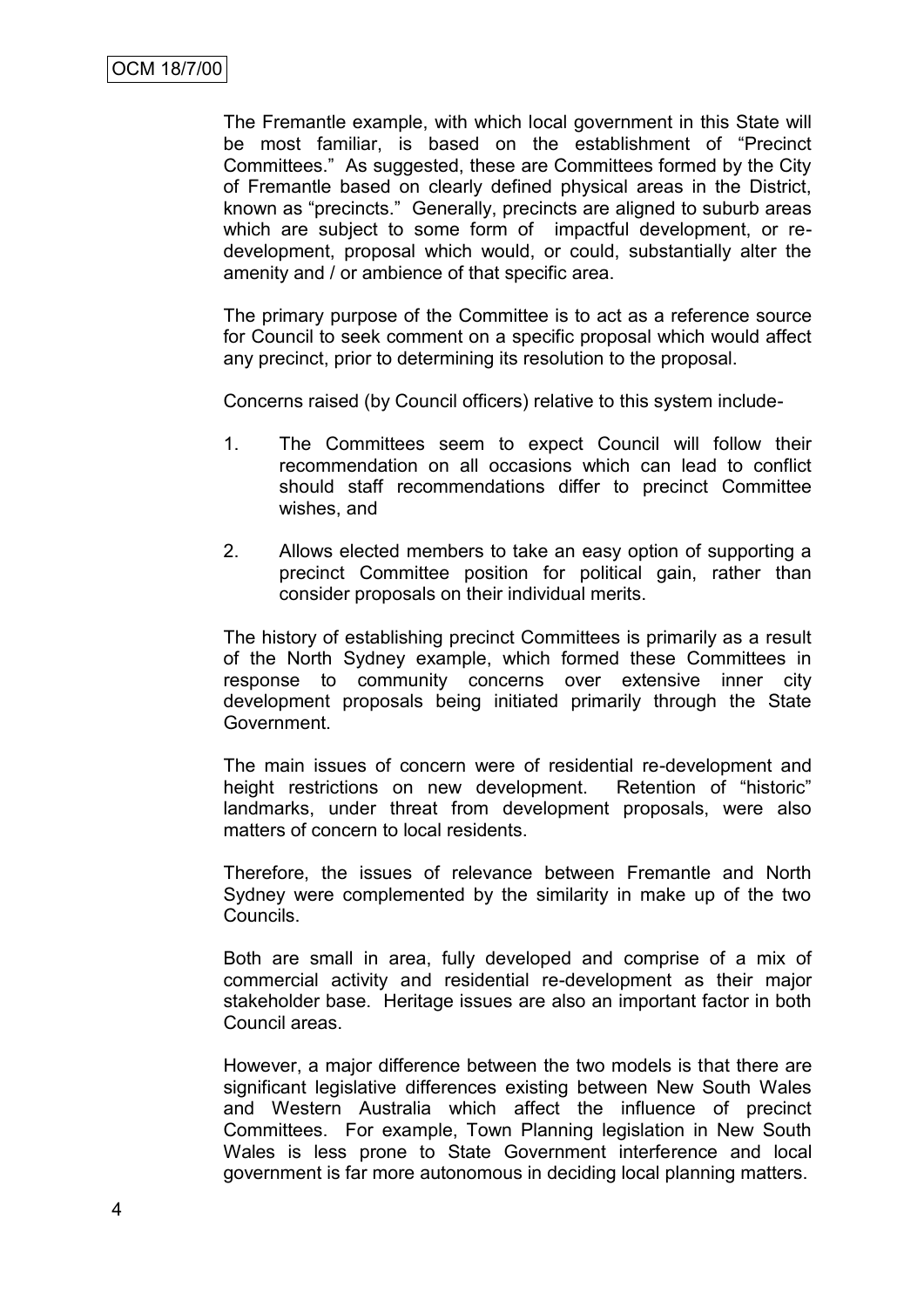The Fremantle example, with which local government in this State will be most familiar, is based on the establishment of "Precinct Committees." As suggested, these are Committees formed by the City of Fremantle based on clearly defined physical areas in the District, known as "precincts." Generally, precincts are aligned to suburb areas which are subject to some form of impactful development, or re-development, proposal which would, or could, substantially alter the amenity and / or ambience of that specific area.

The primary purpose of the Committee is to act as a reference source for Council to seek comment on a specific proposal which would affect any precinct, prior to determining its resolution to the proposal.

Concerns raised (by Council officers) relative to this system include-

1. The Committees seem to expect Council will follow their recommendation on all occasions which can lead to conflict should staff recommendations differ to precinct Committee wishes, and

2. Allows elected members to take an easy option of supporting a precinct Committee position for political gain, rather than consider proposals on their individual merits.

The history of establishing precinct Committees is primarily as a result of the North Sydney example, which formed these Committees in response to community concerns over extensive inner city development proposals being initiated primarily through the State Government.

The main issues of concern were of residential re-development and height restrictions on new development. Retention of "historic" landmarks, under threat from development proposals, were also matters of concern to local residents.

Therefore, the issues of relevance between Fremantle and North Sydney were complemented by the similarity in make up of the two Councils.

Both are small in area, fully developed and comprise of a mix of commercial activity and residential re-development as their major stakeholder base. Heritage issues are also an important factor in both Council areas.

However, a major difference between the two models is that there are significant legislative differences existing between New South Wales and Western Australia which affect the influence of precinct Committees. For example, Town Planning legislation in New South Wales is less prone to State Government interference and local government is far more autonomous in deciding local planning matters.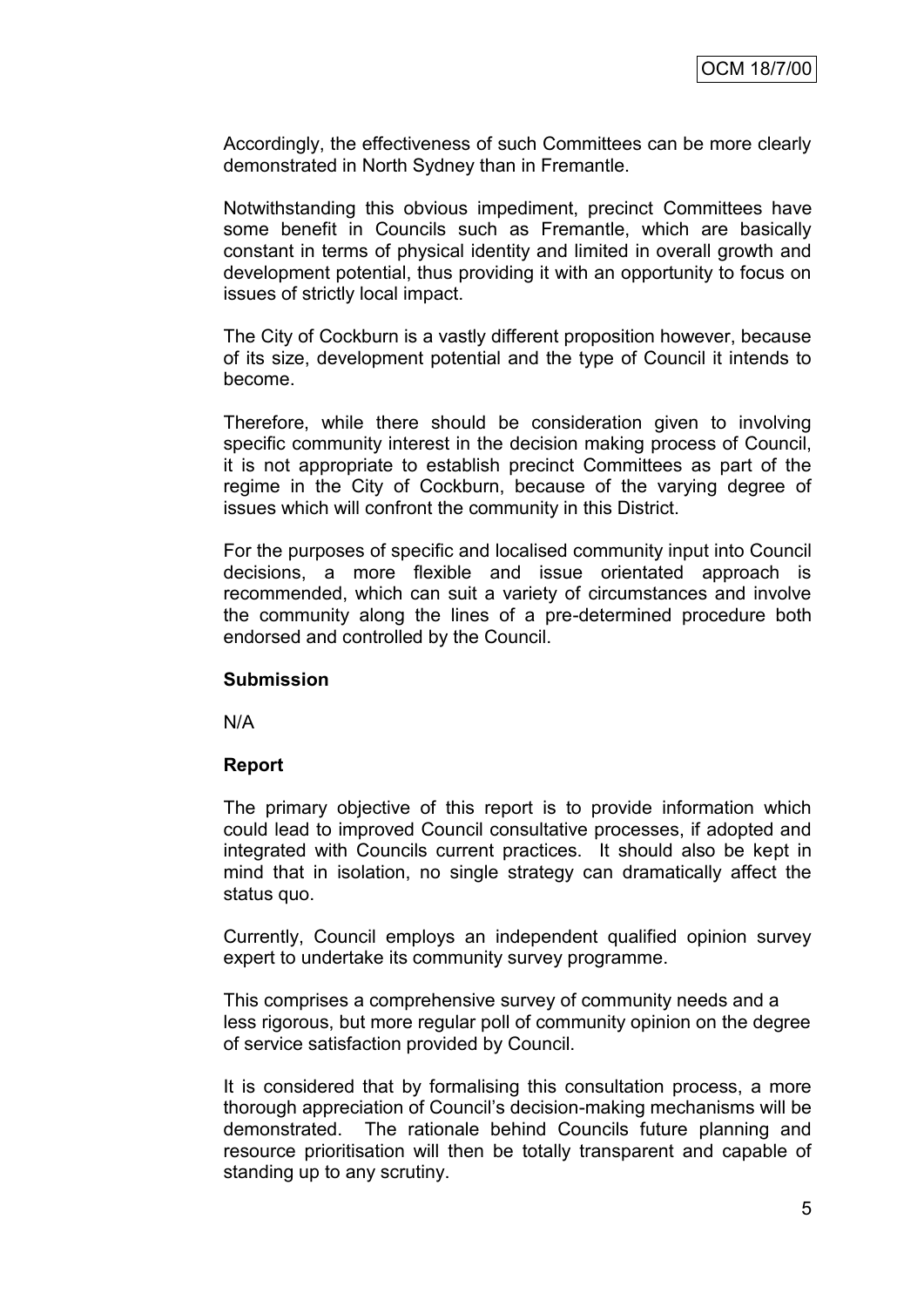Accordingly, the effectiveness of such Committees can be more clearly demonstrated in North Sydney than in Fremantle.

Notwithstanding this obvious impediment, precinct Committees have some benefit in Councils such as Fremantle, which are basically constant in terms of physical identity and limited in overall growth and development potential, thus providing it with an opportunity to focus on issues of strictly local impact.

The City of Cockburn is a vastly different proposition however, because of its size, development potential and the type of Council it intends to become.

Therefore, while there should be consideration given to involving specific community interest in the decision making process of Council, it is not appropriate to establish precinct Committees as part of the regime in the City of Cockburn, because of the varying degree of issues which will confront the community in this District.

For the purposes of specific and localised community input into Council decisions, a more flexible and issue orientated approach is recommended, which can suit a variety of circumstances and involve the community along the lines of a pre-determined procedure both endorsed and controlled by the Council.

**Submission**

N/A

**Report**

The primary objective of this report is to provide information which could lead to improved Council consultative processes, if adopted and integrated with Councils current practices. It should also be kept in mind that in isolation, no single strategy can dramatically affect the status quo.

Currently, Council employs an independent qualified opinion survey expert to undertake its community survey programme.

This comprises a comprehensive survey of community needs and a less rigorous, but more regular poll of community opinion on the degree of service satisfaction provided by Council.

It is considered that by formalising this consultation process, a more thorough appreciation of Council's decision-making mechanisms will be demonstrated. The rationale behind Councils future planning and resource prioritisation will then be totally transparent and capable of standing up to any scrutiny.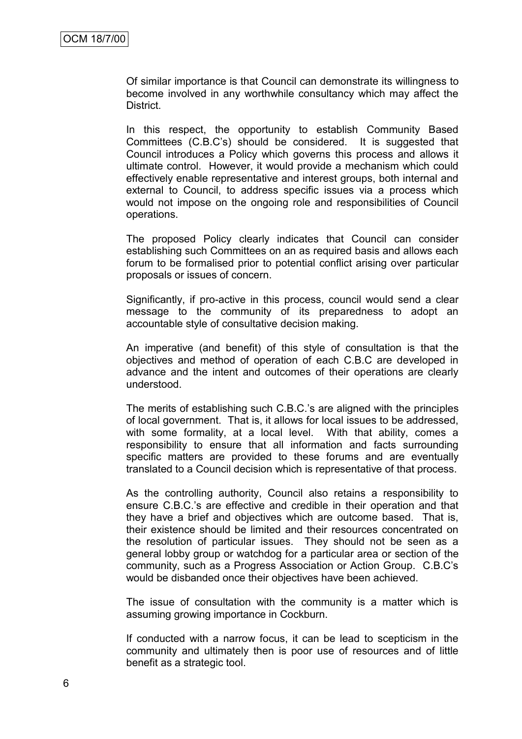Of similar importance is that Council can demonstrate its willingness to become involved in any worthwhile consultancy which may affect the District.

In this respect, the opportunity to establish Community Based Committees (C.B.C's) should be considered. It is suggested that Council introduces a Policy which governs this process and allows it ultimate control. However, it would provide a mechanism which could effectively enable representative and interest groups, both internal and external to Council, to address specific issues via a process which would not impose on the ongoing role and responsibilities of Council operations.

The proposed Policy clearly indicates that Council can consider establishing such Committees on an as required basis and allows each forum to be formalised prior to potential conflict arising over particular proposals or issues of concern.

Significantly, if pro-active in this process, council would send a clear message to the community of its preparedness to adopt an accountable style of consultative decision making.

An imperative (and benefit) of this style of consultation is that the objectives and method of operation of each C.B.C are developed in advance and the intent and outcomes of their operations are clearly understood.

The merits of establishing such C.B.C.'s are aligned with the principles of local government. That is, it allows for local issues to be addressed, with some formality, at a local level. With that ability, comes a responsibility to ensure that all information and facts surrounding specific matters are provided to these forums and are eventually translated to a Council decision which is representative of that process.

As the controlling authority, Council also retains a responsibility to ensure C.B.C.'s are effective and credible in their operation and that they have a brief and objectives which are outcome based. That is, their existence should be limited and their resources concentrated on the resolution of particular issues. They should not be seen as a general lobby group or watchdog for a particular area or section of the community, such as a Progress Association or Action Group. C.B.C's would be disbanded once their objectives have been achieved.

The issue of consultation with the community is a matter which is assuming growing importance in Cockburn.

If conducted with a narrow focus, it can be lead to scepticism in the community and ultimately then is poor use of resources and of little benefit as a strategic tool.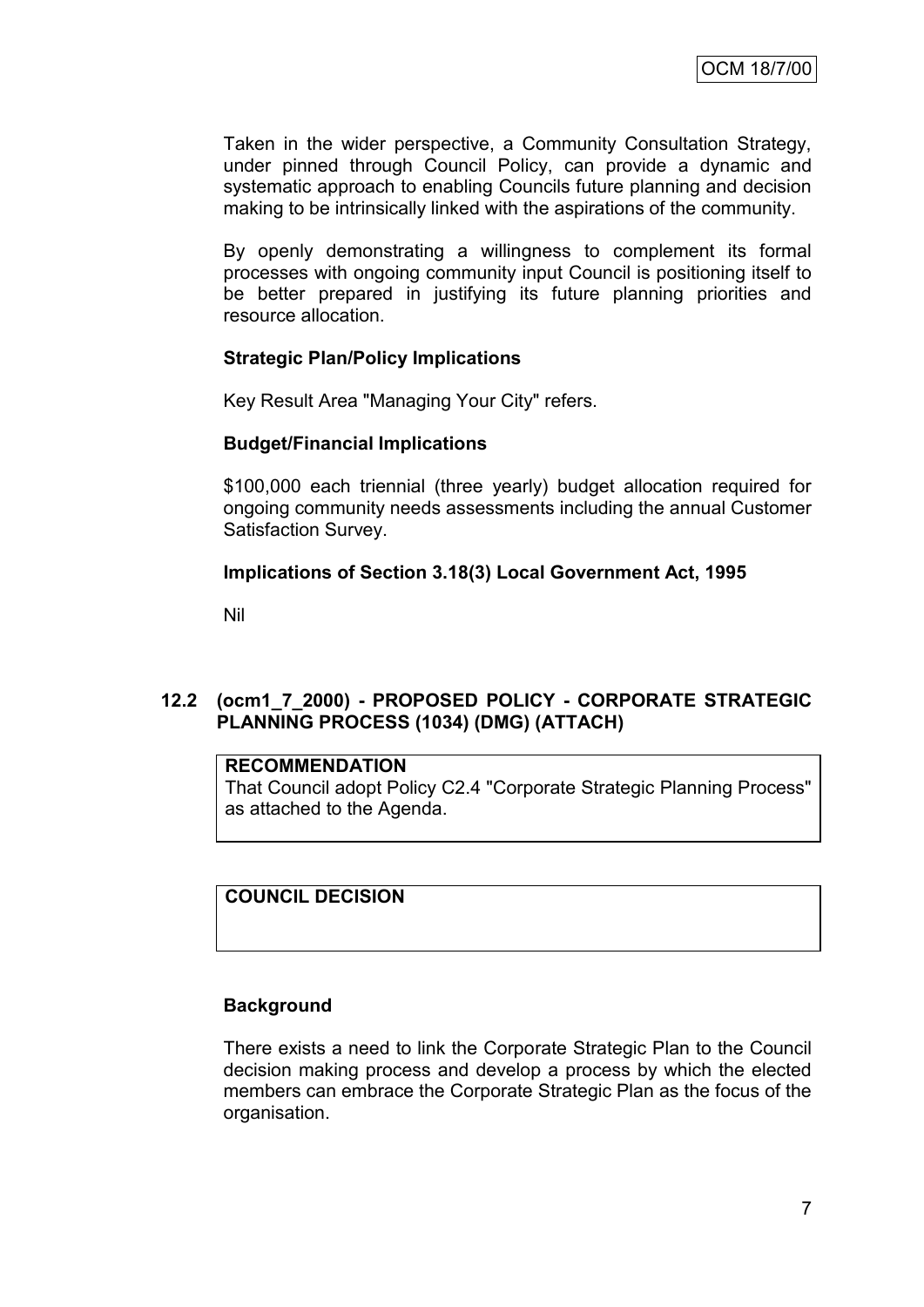Taken in the wider perspective, a Community Consultation Strategy, under pinned through Council Policy, can provide a dynamic and systematic approach to enabling Councils future planning and decision making to be intrinsically linked with the aspirations of the community.

By openly demonstrating a willingness to complement its formal processes with ongoing community input Council is positioning itself to be better prepared in justifying its future planning priorities and resource allocation.

**Strategic Plan/Policy Implications**

Key Result Area "Managing Your City" refers.

**Budget/Financial Implications**

$100,000 each triennial (three yearly) budget allocation required for ongoing community needs assessments including the annual Customer Satisfaction Survey.

**Implications of Section 3.18(3) Local Government Act, 1995**

Nil

## 12.2 (ocm1_7_2000) - PROPOSED POLICY - CORPORATE STRATEGIC PLANNING PROCESS (1034) (DMG) (ATTACH)

**RECOMMENDATION**

That Council adopt Policy C2.4 "Corporate Strategic Planning Process" as attached to the Agenda.

**COUNCIL DECISION**

**Background**

There exists a need to link the Corporate Strategic Plan to the Council decision making process and develop a process by which the elected members can embrace the Corporate Strategic Plan as the focus of the organisation.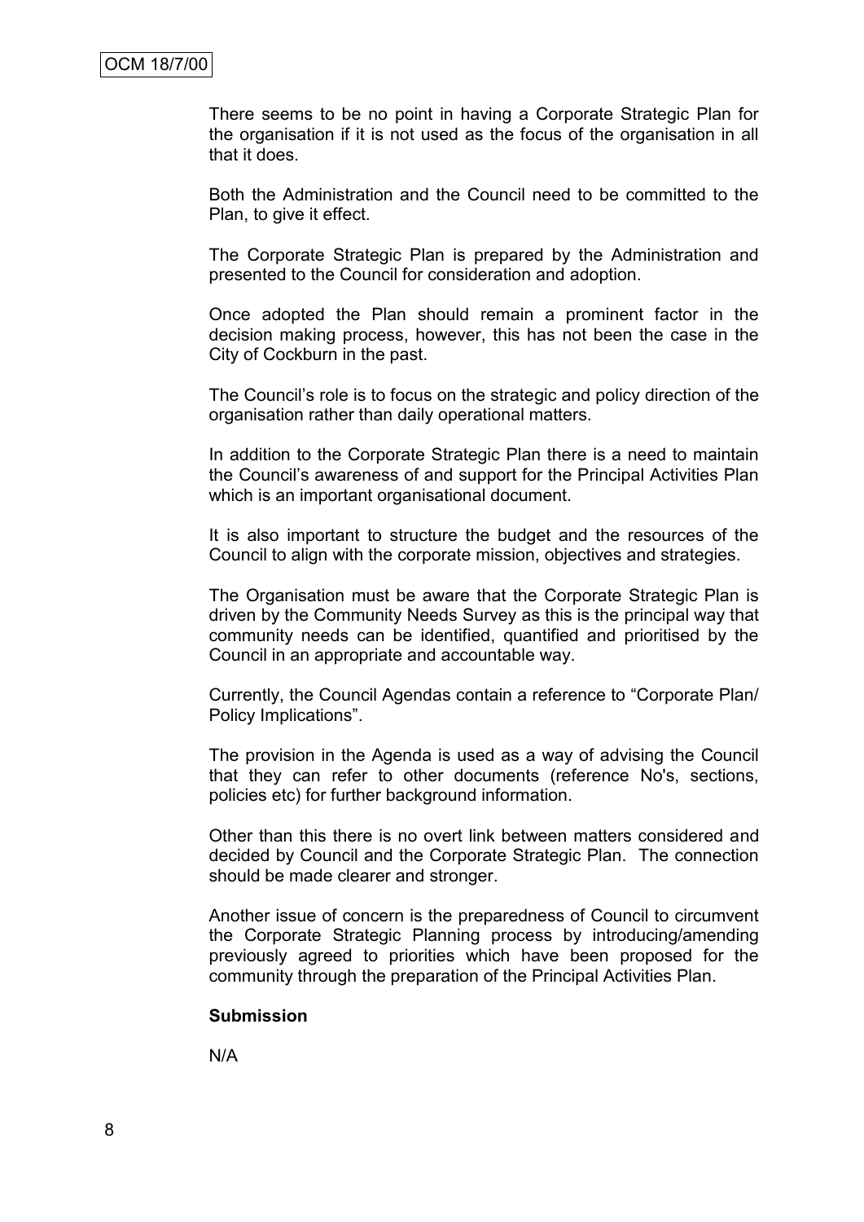There seems to be no point in having a Corporate Strategic Plan for the organisation if it is not used as the focus of the organisation in all that it does.

Both the Administration and the Council need to be committed to the Plan, to give it effect.

The Corporate Strategic Plan is prepared by the Administration and presented to the Council for consideration and adoption.

Once adopted the Plan should remain a prominent factor in the decision making process, however, this has not been the case in the City of Cockburn in the past.

The Council's role is to focus on the strategic and policy direction of the organisation rather than daily operational matters.

In addition to the Corporate Strategic Plan there is a need to maintain the Council's awareness of and support for the Principal Activities Plan which is an important organisational document.

It is also important to structure the budget and the resources of the Council to align with the corporate mission, objectives and strategies.

The Organisation must be aware that the Corporate Strategic Plan is driven by the Community Needs Survey as this is the principal way that community needs can be identified, quantified and prioritised by the Council in an appropriate and accountable way.

Currently, the Council Agendas contain a reference to "Corporate Plan/ Policy Implications".

The provision in the Agenda is used as a way of advising the Council that they can refer to other documents (reference No's, sections, policies etc) for further background information.

Other than this there is no overt link between matters considered and decided by Council and the Corporate Strategic Plan. The connection should be made clearer and stronger.

Another issue of concern is the preparedness of Council to circumvent the Corporate Strategic Planning process by introducing/amending previously agreed to priorities which have been proposed for the community through the preparation of the Principal Activities Plan.

**Submission**

N/A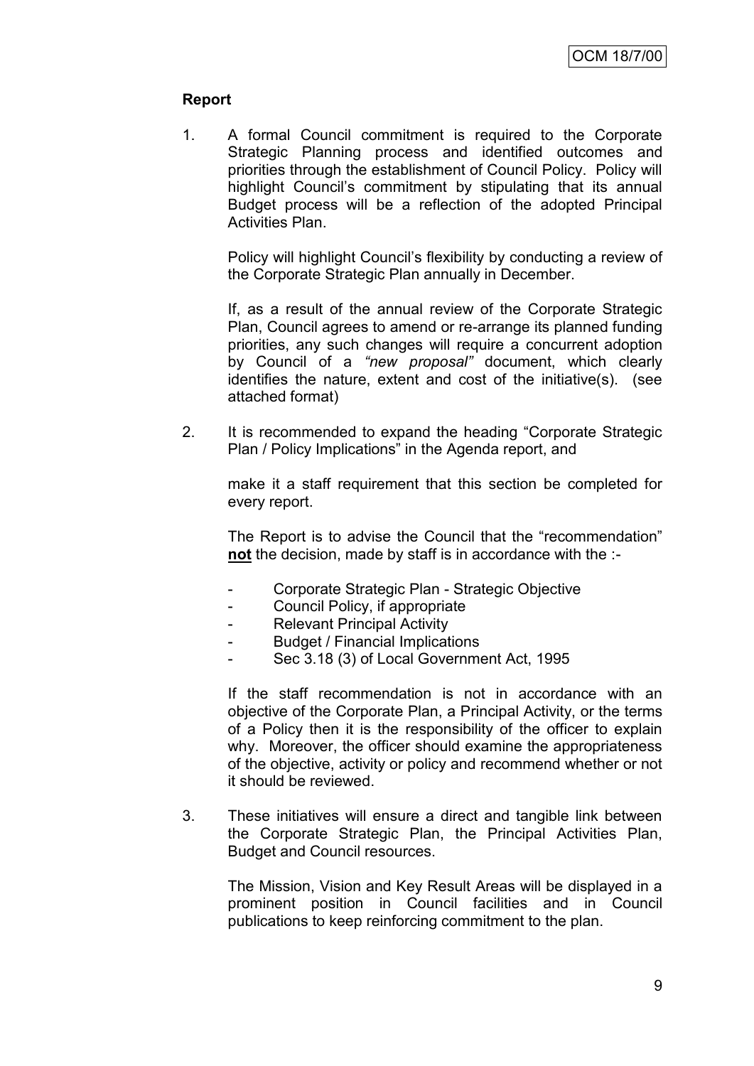**Report**

1. A formal Council commitment is required to the Corporate Strategic Planning process and identified outcomes and priorities through the establishment of Council Policy. Policy will highlight Council's commitment by stipulating that its annual Budget process will be a reflection of the adopted Principal Activities Plan.

   Policy will highlight Council's flexibility by conducting a review of the Corporate Strategic Plan annually in December.

   If, as a result of the annual review of the Corporate Strategic Plan, Council agrees to amend or re-arrange its planned funding priorities, any such changes will require a concurrent adoption by Council of a *"new proposal"* document, which clearly identifies the nature, extent and cost of the initiative(s). (see attached format)

2. It is recommended to expand the heading "Corporate Strategic Plan / Policy Implications" in the Agenda report, and

   make it a staff requirement that this section be completed for every report.

   The Report is to advise the Council that the "recommendation" **not** the decision, made by staff is in accordance with the :-

   - Corporate Strategic Plan - Strategic Objective
   - Council Policy, if appropriate
   - Relevant Principal Activity
   - Budget / Financial Implications
   - Sec 3.18 (3) of Local Government Act, 1995

   If the staff recommendation is not in accordance with an objective of the Corporate Plan, a Principal Activity, or the terms of a Policy then it is the responsibility of the officer to explain why. Moreover, the officer should examine the appropriateness of the objective, activity or policy and recommend whether or not it should be reviewed.

3. These initiatives will ensure a direct and tangible link between the Corporate Strategic Plan, the Principal Activities Plan, Budget and Council resources.

   The Mission, Vision and Key Result Areas will be displayed in a prominent position in Council facilities and in Council publications to keep reinforcing commitment to the plan.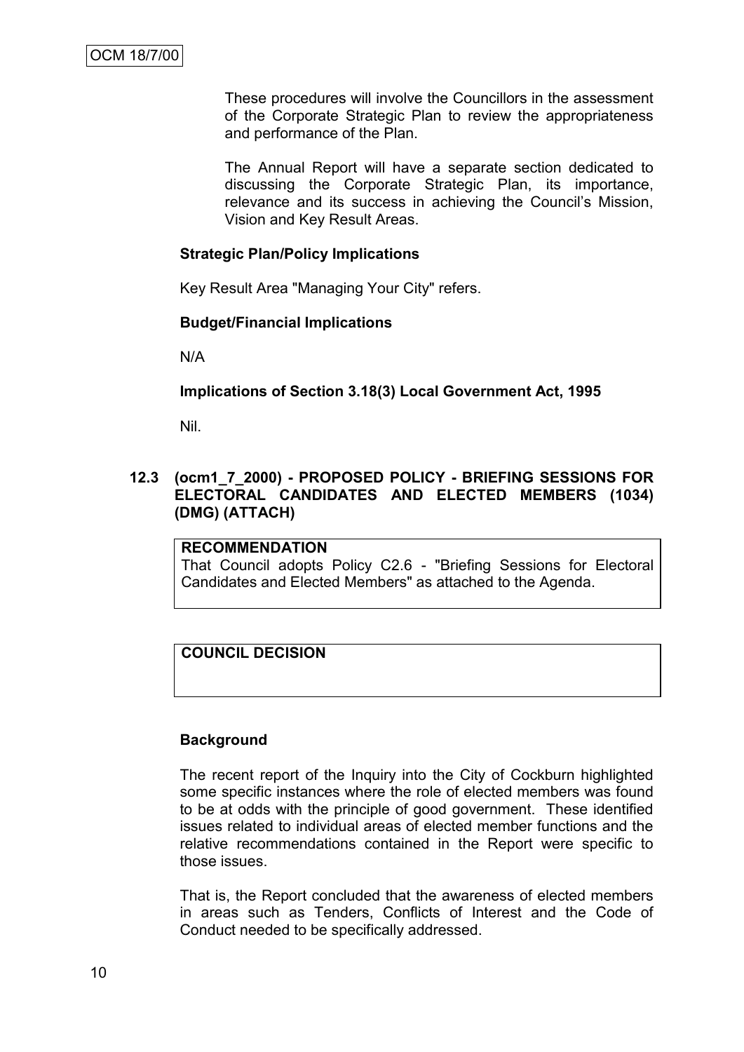These procedures will involve the Councillors in the assessment of the Corporate Strategic Plan to review the appropriateness and performance of the Plan.

The Annual Report will have a separate section dedicated to discussing the Corporate Strategic Plan, its importance, relevance and its success in achieving the Council's Mission, Vision and Key Result Areas.

**Strategic Plan/Policy Implications**

Key Result Area "Managing Your City" refers.

**Budget/Financial Implications**

N/A

**Implications of Section 3.18(3) Local Government Act, 1995**

Nil.

## 12.3 (ocm1_7_2000) - PROPOSED POLICY - BRIEFING SESSIONS FOR ELECTORAL CANDIDATES AND ELECTED MEMBERS (1034) (DMG) (ATTACH)

**RECOMMENDATION**
That Council adopts Policy C2.6 - "Briefing Sessions for Electoral Candidates and Elected Members" as attached to the Agenda.

**COUNCIL DECISION**

**Background**

The recent report of the Inquiry into the City of Cockburn highlighted some specific instances where the role of elected members was found to be at odds with the principle of good government. These identified issues related to individual areas of elected member functions and the relative recommendations contained in the Report were specific to those issues.

That is, the Report concluded that the awareness of elected members in areas such as Tenders, Conflicts of Interest and the Code of Conduct needed to be specifically addressed.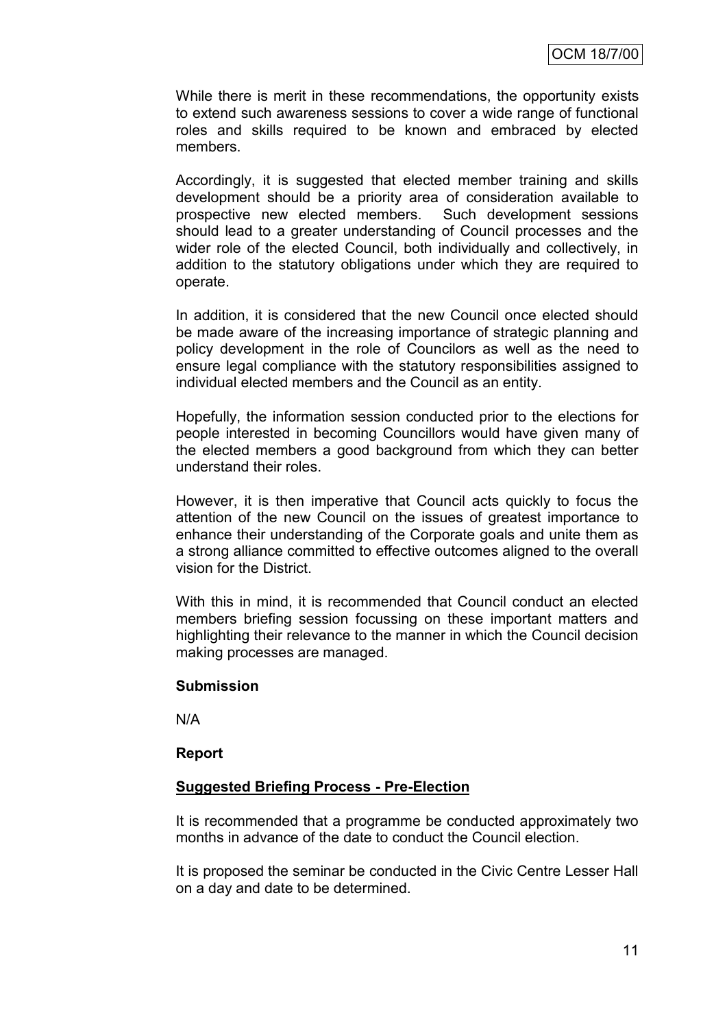While there is merit in these recommendations, the opportunity exists to extend such awareness sessions to cover a wide range of functional roles and skills required to be known and embraced by elected members.

Accordingly, it is suggested that elected member training and skills development should be a priority area of consideration available to prospective new elected members. Such development sessions should lead to a greater understanding of Council processes and the wider role of the elected Council, both individually and collectively, in addition to the statutory obligations under which they are required to operate.

In addition, it is considered that the new Council once elected should be made aware of the increasing importance of strategic planning and policy development in the role of Councilors as well as the need to ensure legal compliance with the statutory responsibilities assigned to individual elected members and the Council as an entity.

Hopefully, the information session conducted prior to the elections for people interested in becoming Councillors would have given many of the elected members a good background from which they can better understand their roles.

However, it is then imperative that Council acts quickly to focus the attention of the new Council on the issues of greatest importance to enhance their understanding of the Corporate goals and unite them as a strong alliance committed to effective outcomes aligned to the overall vision for the District.

With this in mind, it is recommended that Council conduct an elected members briefing session focussing on these important matters and highlighting their relevance to the manner in which the Council decision making processes are managed.

**Submission**

N/A

**Report**

**Suggested Briefing Process - Pre-Election**

It is recommended that a programme be conducted approximately two months in advance of the date to conduct the Council election.

It is proposed the seminar be conducted in the Civic Centre Lesser Hall on a day and date to be determined.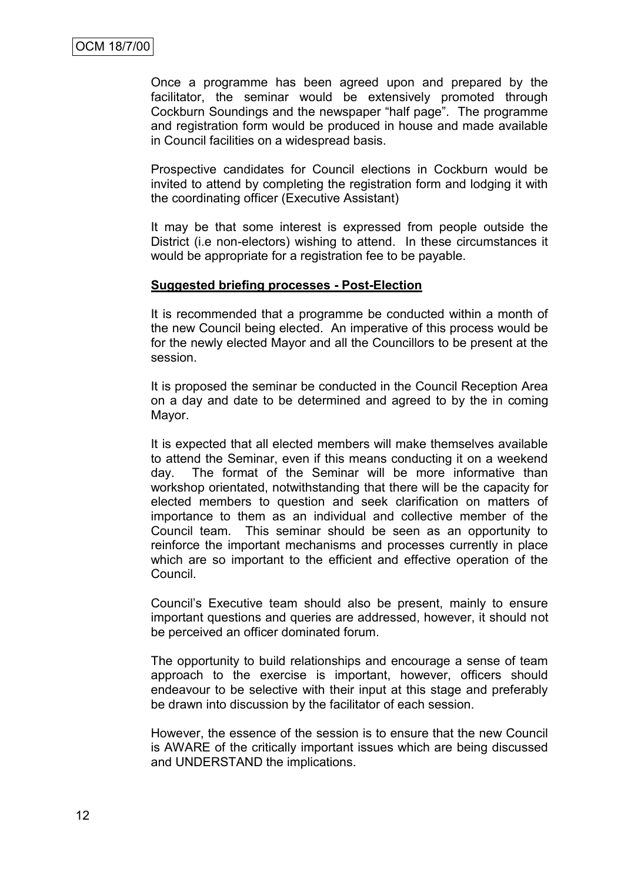Once a programme has been agreed upon and prepared by the facilitator, the seminar would be extensively promoted through Cockburn Soundings and the newspaper "half page". The programme and registration form would be produced in house and made available in Council facilities on a widespread basis.

Prospective candidates for Council elections in Cockburn would be invited to attend by completing the registration form and lodging it with the coordinating officer (Executive Assistant)

It may be that some interest is expressed from people outside the District (i.e non-electors) wishing to attend. In these circumstances it would be appropriate for a registration fee to be payable.

**Suggested briefing processes - Post-Election**

It is recommended that a programme be conducted within a month of the new Council being elected. An imperative of this process would be for the newly elected Mayor and all the Councillors to be present at the session.

It is proposed the seminar be conducted in the Council Reception Area on a day and date to be determined and agreed to by the in coming Mayor.

It is expected that all elected members will make themselves available to attend the Seminar, even if this means conducting it on a weekend day. The format of the Seminar will be more informative than workshop orientated, notwithstanding that there will be the capacity for elected members to question and seek clarification on matters of importance to them as an individual and collective member of the Council team. This seminar should be seen as an opportunity to reinforce the important mechanisms and processes currently in place which are so important to the efficient and effective operation of the Council.

Council's Executive team should also be present, mainly to ensure important questions and queries are addressed, however, it should not be perceived an officer dominated forum.

The opportunity to build relationships and encourage a sense of team approach to the exercise is important, however, officers should endeavour to be selective with their input at this stage and preferably be drawn into discussion by the facilitator of each session.

However, the essence of the session is to ensure that the new Council is AWARE of the critically important issues which are being discussed and UNDERSTAND the implications.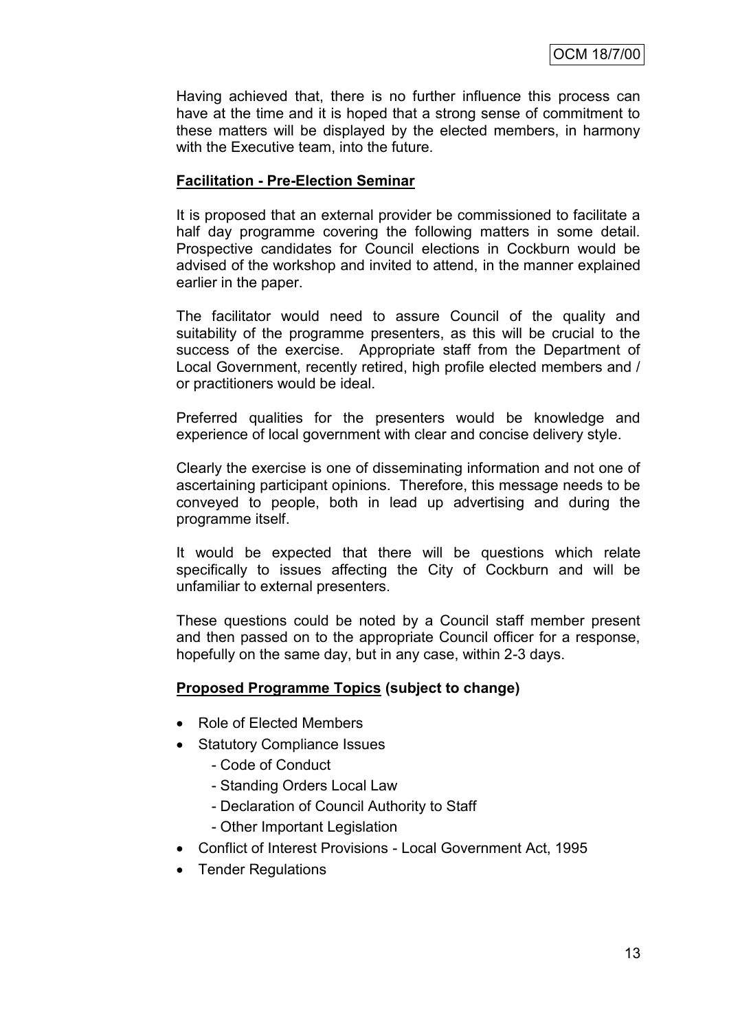Having achieved that, there is no further influence this process can have at the time and it is hoped that a strong sense of commitment to these matters will be displayed by the elected members, in harmony with the Executive team, into the future.

**Facilitation - Pre-Election Seminar**

It is proposed that an external provider be commissioned to facilitate a half day programme covering the following matters in some detail. Prospective candidates for Council elections in Cockburn would be advised of the workshop and invited to attend, in the manner explained earlier in the paper.

The facilitator would need to assure Council of the quality and suitability of the programme presenters, as this will be crucial to the success of the exercise. Appropriate staff from the Department of Local Government, recently retired, high profile elected members and / or practitioners would be ideal.

Preferred qualities for the presenters would be knowledge and experience of local government with clear and concise delivery style.

Clearly the exercise is one of disseminating information and not one of ascertaining participant opinions. Therefore, this message needs to be conveyed to people, both in lead up advertising and during the programme itself.

It would be expected that there will be questions which relate specifically to issues affecting the City of Cockburn and will be unfamiliar to external presenters.

These questions could be noted by a Council staff member present and then passed on to the appropriate Council officer for a response, hopefully on the same day, but in any case, within 2-3 days.

**Proposed Programme Topics (subject to change)**

- Role of Elected Members
- Statutory Compliance Issues
  - Code of Conduct
  - Standing Orders Local Law
  - Declaration of Council Authority to Staff
  - Other Important Legislation
- Conflict of Interest Provisions - Local Government Act, 1995
- Tender Regulations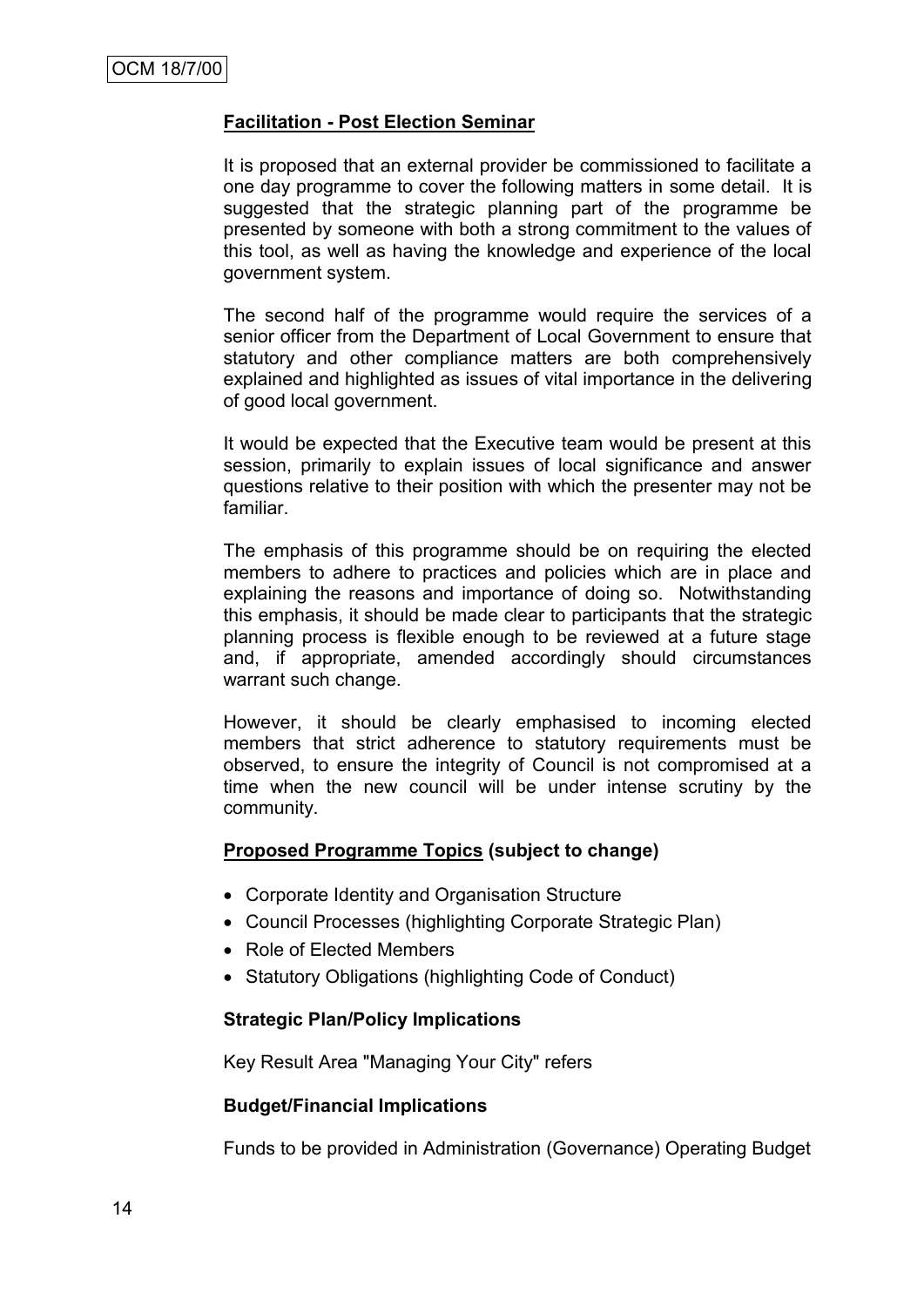**Facilitation - Post Election Seminar**

It is proposed that an external provider be commissioned to facilitate a one day programme to cover the following matters in some detail. It is suggested that the strategic planning part of the programme be presented by someone with both a strong commitment to the values of this tool, as well as having the knowledge and experience of the local government system.

The second half of the programme would require the services of a senior officer from the Department of Local Government to ensure that statutory and other compliance matters are both comprehensively explained and highlighted as issues of vital importance in the delivering of good local government.

It would be expected that the Executive team would be present at this session, primarily to explain issues of local significance and answer questions relative to their position with which the presenter may not be familiar.

The emphasis of this programme should be on requiring the elected members to adhere to practices and policies which are in place and explaining the reasons and importance of doing so. Notwithstanding this emphasis, it should be made clear to participants that the strategic planning process is flexible enough to be reviewed at a future stage and, if appropriate, amended accordingly should circumstances warrant such change.

However, it should be clearly emphasised to incoming elected members that strict adherence to statutory requirements must be observed, to ensure the integrity of Council is not compromised at a time when the new council will be under intense scrutiny by the community.

**Proposed Programme Topics (subject to change)**

- Corporate Identity and Organisation Structure
- Council Processes (highlighting Corporate Strategic Plan)
- Role of Elected Members
- Statutory Obligations (highlighting Code of Conduct)

**Strategic Plan/Policy Implications**

Key Result Area "Managing Your City" refers

**Budget/Financial Implications**

Funds to be provided in Administration (Governance) Operating Budget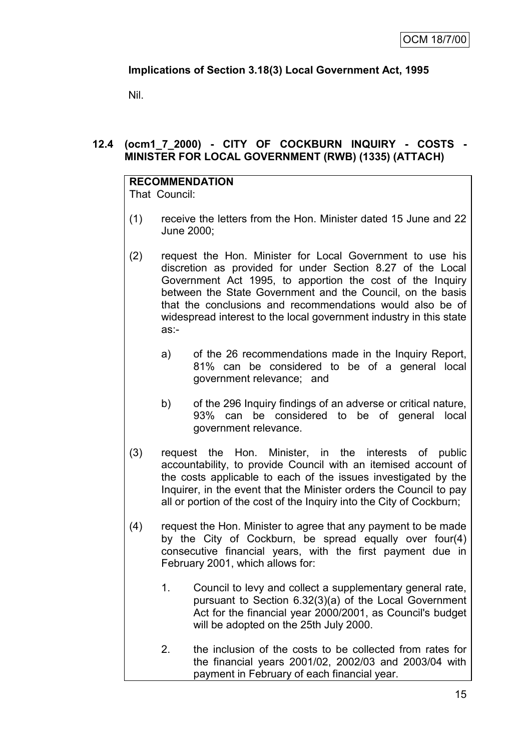**Implications of Section 3.18(3) Local Government Act, 1995**

Nil.

## 12.4 (ocm1_7_2000) - CITY OF COCKBURN INQUIRY - COSTS - MINISTER FOR LOCAL GOVERNMENT (RWB) (1335) (ATTACH)

**RECOMMENDATION**

That Council:

(1) receive the letters from the Hon. Minister dated 15 June and 22 June 2000;

(2) request the Hon. Minister for Local Government to use his discretion as provided for under Section 8.27 of the Local Government Act 1995, to apportion the cost of the Inquiry between the State Government and the Council, on the basis that the conclusions and recommendations would also be of widespread interest to the local government industry in this state as:-

   a) of the 26 recommendations made in the Inquiry Report, 81% can be considered to be of a general local government relevance; and

   b) of the 296 Inquiry findings of an adverse or critical nature, 93% can be considered to be of general local government relevance.

(3) request the Hon. Minister, in the interests of public accountability, to provide Council with an itemised account of the costs applicable to each of the issues investigated by the Inquirer, in the event that the Minister orders the Council to pay all or portion of the cost of the Inquiry into the City of Cockburn;

(4) request the Hon. Minister to agree that any payment to be made by the City of Cockburn, be spread equally over four(4) consecutive financial years, with the first payment due in February 2001, which allows for:

   1. Council to levy and collect a supplementary general rate, pursuant to Section 6.32(3)(a) of the Local Government Act for the financial year 2000/2001, as Council's budget will be adopted on the 25th July 2000.

   2. the inclusion of the costs to be collected from rates for the financial years 2001/02, 2002/03 and 2003/04 with payment in February of each financial year.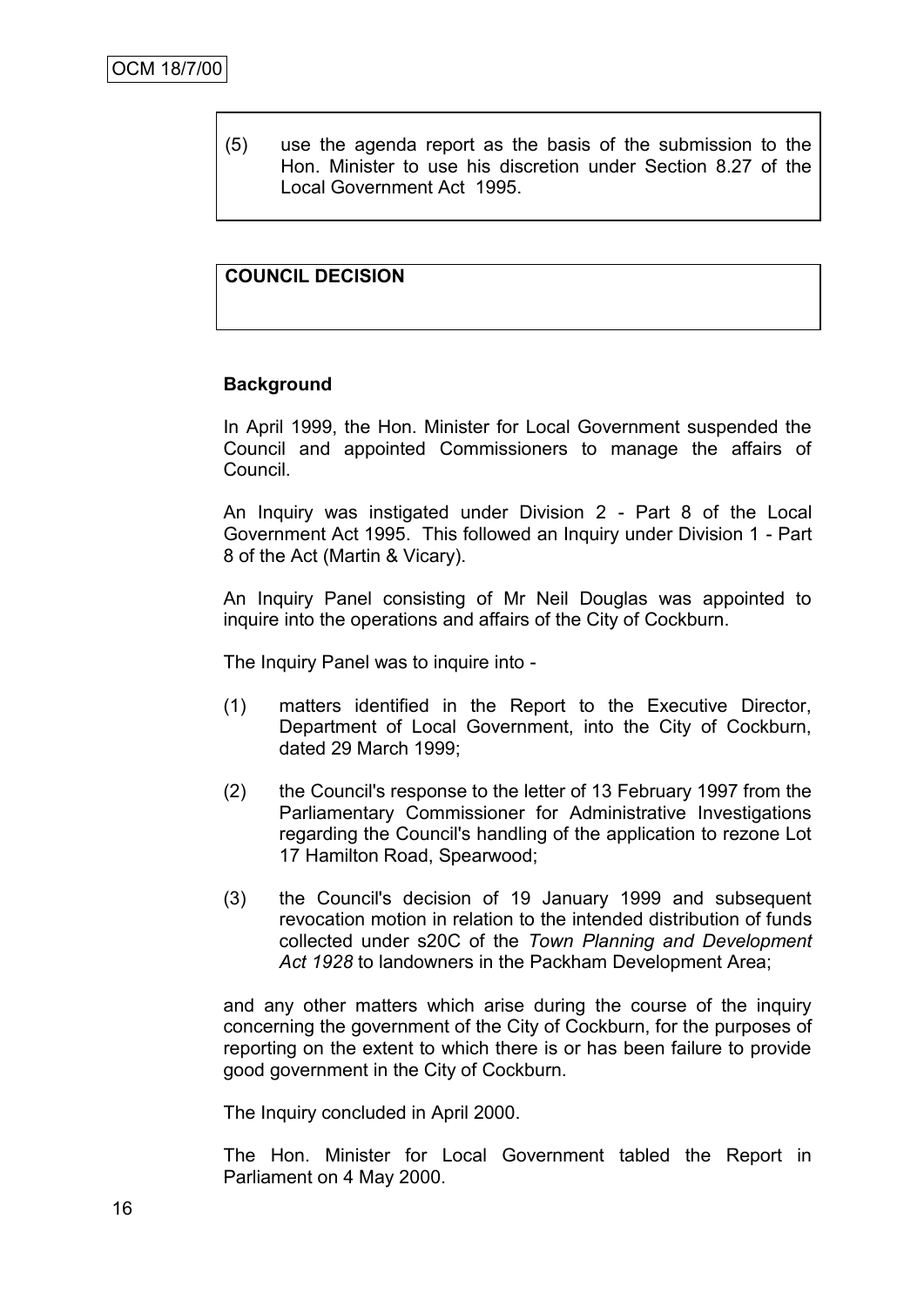(5) use the agenda report as the basis of the submission to the Hon. Minister to use his discretion under Section 8.27 of the Local Government Act 1995.

**COUNCIL DECISION**

**Background**

In April 1999, the Hon. Minister for Local Government suspended the Council and appointed Commissioners to manage the affairs of Council.

An Inquiry was instigated under Division 2 - Part 8 of the Local Government Act 1995. This followed an Inquiry under Division 1 - Part 8 of the Act (Martin & Vicary).

An Inquiry Panel consisting of Mr Neil Douglas was appointed to inquire into the operations and affairs of the City of Cockburn.

The Inquiry Panel was to inquire into -

(1) matters identified in the Report to the Executive Director, Department of Local Government, into the City of Cockburn, dated 29 March 1999;

(2) the Council's response to the letter of 13 February 1997 from the Parliamentary Commissioner for Administrative Investigations regarding the Council's handling of the application to rezone Lot 17 Hamilton Road, Spearwood;

(3) the Council's decision of 19 January 1999 and subsequent revocation motion in relation to the intended distribution of funds collected under s20C of the *Town Planning and Development Act 1928* to landowners in the Packham Development Area;

and any other matters which arise during the course of the inquiry concerning the government of the City of Cockburn, for the purposes of reporting on the extent to which there is or has been failure to provide good government in the City of Cockburn.

The Inquiry concluded in April 2000.

The Hon. Minister for Local Government tabled the Report in Parliament on 4 May 2000.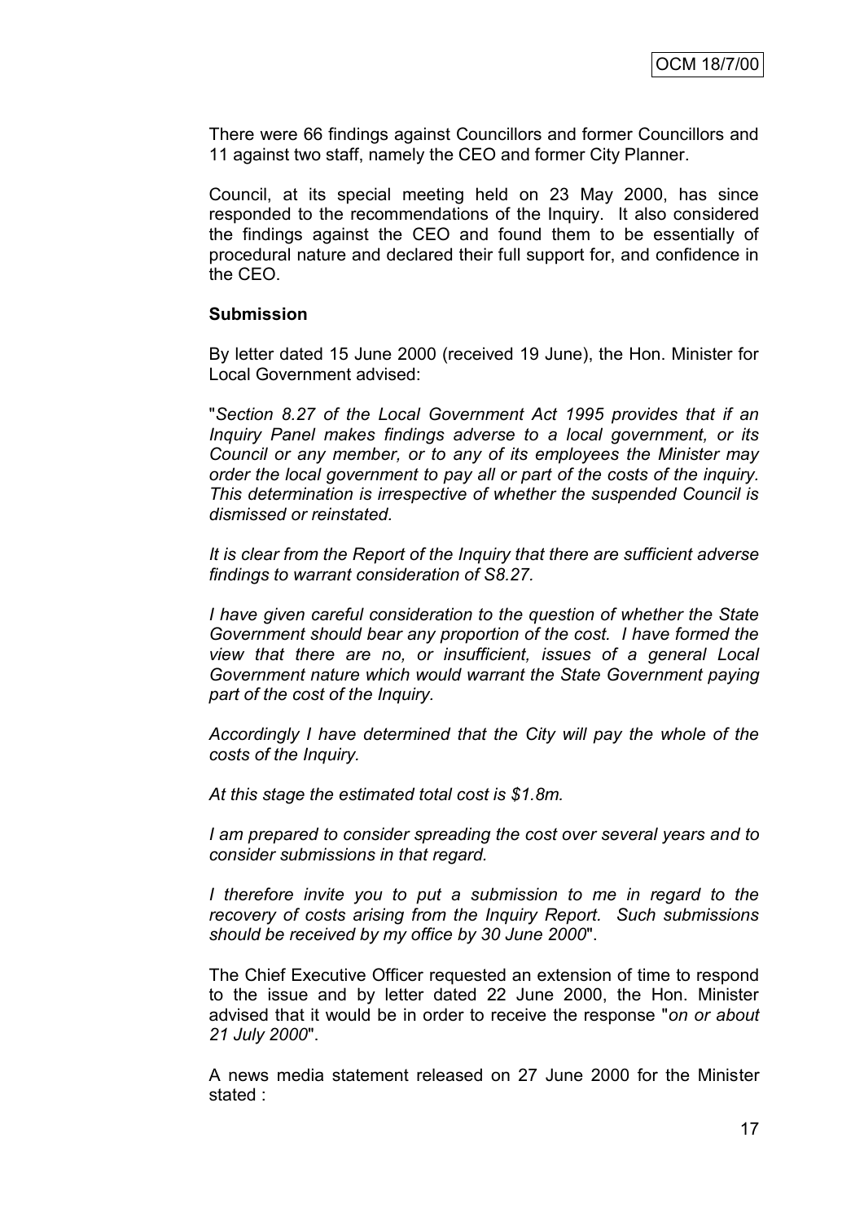There were 66 findings against Councillors and former Councillors and 11 against two staff, namely the CEO and former City Planner.

Council, at its special meeting held on 23 May 2000, has since responded to the recommendations of the Inquiry. It also considered the findings against the CEO and found them to be essentially of procedural nature and declared their full support for, and confidence in the CEO.

**Submission**

By letter dated 15 June 2000 (received 19 June), the Hon. Minister for Local Government advised:

"*Section 8.27 of the Local Government Act 1995 provides that if an Inquiry Panel makes findings adverse to a local government, or its Council or any member, or to any of its employees the Minister may order the local government to pay all or part of the costs of the inquiry. This determination is irrespective of whether the suspended Council is dismissed or reinstated.*

*It is clear from the Report of the Inquiry that there are sufficient adverse findings to warrant consideration of S8.27.*

*I have given careful consideration to the question of whether the State Government should bear any proportion of the cost. I have formed the view that there are no, or insufficient, issues of a general Local Government nature which would warrant the State Government paying part of the cost of the Inquiry.*

*Accordingly I have determined that the City will pay the whole of the costs of the Inquiry.*

*At this stage the estimated total cost is $1.8m.*

*I am prepared to consider spreading the cost over several years and to consider submissions in that regard.*

*I therefore invite you to put a submission to me in regard to the recovery of costs arising from the Inquiry Report. Such submissions should be received by my office by 30 June 2000*".

The Chief Executive Officer requested an extension of time to respond to the issue and by letter dated 22 June 2000, the Hon. Minister advised that it would be in order to receive the response "*on or about 21 July 2000*".

A news media statement released on 27 June 2000 for the Minister stated :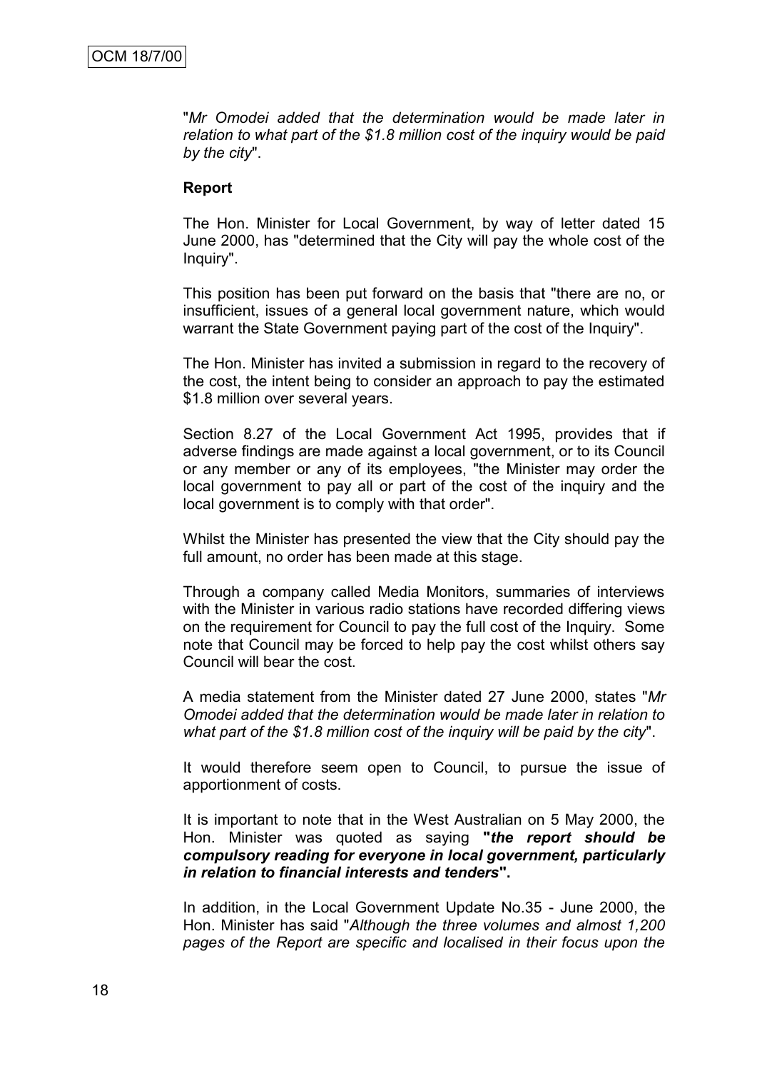"*Mr Omodei added that the determination would be made later in relation to what part of the $1.8 million cost of the inquiry would be paid by the city*".

**Report**

The Hon. Minister for Local Government, by way of letter dated 15 June 2000, has "determined that the City will pay the whole cost of the Inquiry".

This position has been put forward on the basis that "there are no, or insufficient, issues of a general local government nature, which would warrant the State Government paying part of the cost of the Inquiry".

The Hon. Minister has invited a submission in regard to the recovery of the cost, the intent being to consider an approach to pay the estimated $1.8 million over several years.

Section 8.27 of the Local Government Act 1995, provides that if adverse findings are made against a local government, or to its Council or any member or any of its employees, "the Minister may order the local government to pay all or part of the cost of the inquiry and the local government is to comply with that order".

Whilst the Minister has presented the view that the City should pay the full amount, no order has been made at this stage.

Through a company called Media Monitors, summaries of interviews with the Minister in various radio stations have recorded differing views on the requirement for Council to pay the full cost of the Inquiry. Some note that Council may be forced to help pay the cost whilst others say Council will bear the cost.

A media statement from the Minister dated 27 June 2000, states "*Mr Omodei added that the determination would be made later in relation to what part of the $1.8 million cost of the inquiry will be paid by the city*".

It would therefore seem open to Council, to pursue the issue of apportionment of costs.

It is important to note that in the West Australian on 5 May 2000, the Hon. Minister was quoted as saying **"*the report should be compulsory reading for everyone in local government, particularly in relation to financial interests and tenders*".**

In addition, in the Local Government Update No.35 - June 2000, the Hon. Minister has said "*Although the three volumes and almost 1,200 pages of the Report are specific and localised in their focus upon the*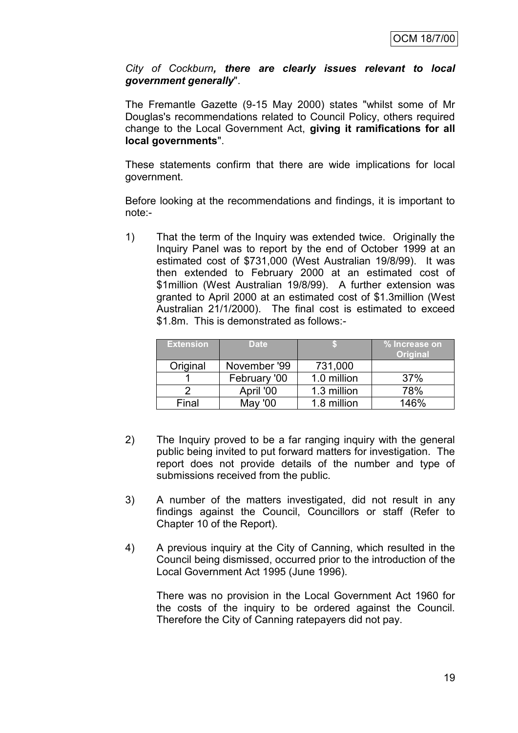*City of Cockburn*, ***there are clearly issues relevant to local government generally***".

The Fremantle Gazette (9-15 May 2000) states "whilst some of Mr Douglas's recommendations related to Council Policy, others required change to the Local Government Act, **giving it ramifications for all local governments**".

These statements confirm that there are wide implications for local government.

Before looking at the recommendations and findings, it is important to note:-

1) That the term of the Inquiry was extended twice. Originally the Inquiry Panel was to report by the end of October 1999 at an estimated cost of $731,000 (West Australian 19/8/99). It was then extended to February 2000 at an estimated cost of $1million (West Australian 19/8/99). A further extension was granted to April 2000 at an estimated cost of $1.3million (West Australian 21/1/2000). The final cost is estimated to exceed $1.8m. This is demonstrated as follows:-

| Extension | Date | $ | % Increase on Original |
|---|---|---|---|
| Original | November '99 | 731,000 | |
| 1 | February '00 | 1.0 million | 37% |
| 2 | April '00 | 1.3 million | 78% |
| Final | May '00 | 1.8 million | 146% |

2) The Inquiry proved to be a far ranging inquiry with the general public being invited to put forward matters for investigation. The report does not provide details of the number and type of submissions received from the public.

3) A number of the matters investigated, did not result in any findings against the Council, Councillors or staff (Refer to Chapter 10 of the Report).

4) A previous inquiry at the City of Canning, which resulted in the Council being dismissed, occurred prior to the introduction of the Local Government Act 1995 (June 1996).

   There was no provision in the Local Government Act 1960 for the costs of the inquiry to be ordered against the Council. Therefore the City of Canning ratepayers did not pay.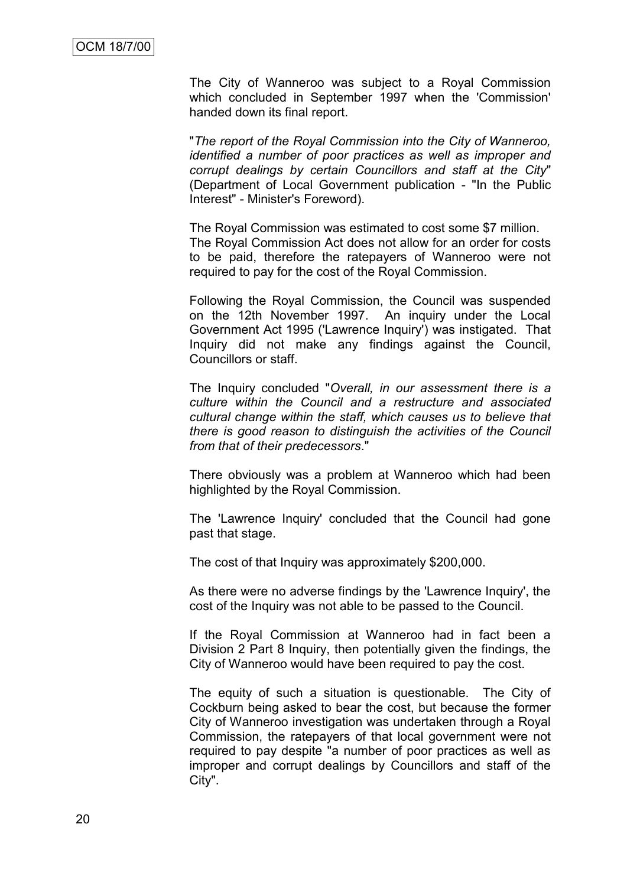The City of Wanneroo was subject to a Royal Commission which concluded in September 1997 when the 'Commission' handed down its final report.

"*The report of the Royal Commission into the City of Wanneroo, identified a number of poor practices as well as improper and corrupt dealings by certain Councillors and staff at the City*" (Department of Local Government publication - "In the Public Interest" - Minister's Foreword).

The Royal Commission was estimated to cost some $7 million. The Royal Commission Act does not allow for an order for costs to be paid, therefore the ratepayers of Wanneroo were not required to pay for the cost of the Royal Commission.

Following the Royal Commission, the Council was suspended on the 12th November 1997. An inquiry under the Local Government Act 1995 ('Lawrence Inquiry') was instigated. That Inquiry did not make any findings against the Council, Councillors or staff.

The Inquiry concluded "*Overall, in our assessment there is a culture within the Council and a restructure and associated cultural change within the staff, which causes us to believe that there is good reason to distinguish the activities of the Council from that of their predecessors*."

There obviously was a problem at Wanneroo which had been highlighted by the Royal Commission.

The 'Lawrence Inquiry' concluded that the Council had gone past that stage.

The cost of that Inquiry was approximately $200,000.

As there were no adverse findings by the 'Lawrence Inquiry', the cost of the Inquiry was not able to be passed to the Council.

If the Royal Commission at Wanneroo had in fact been a Division 2 Part 8 Inquiry, then potentially given the findings, the City of Wanneroo would have been required to pay the cost.

The equity of such a situation is questionable. The City of Cockburn being asked to bear the cost, but because the former City of Wanneroo investigation was undertaken through a Royal Commission, the ratepayers of that local government were not required to pay despite "a number of poor practices as well as improper and corrupt dealings by Councillors and staff of the City".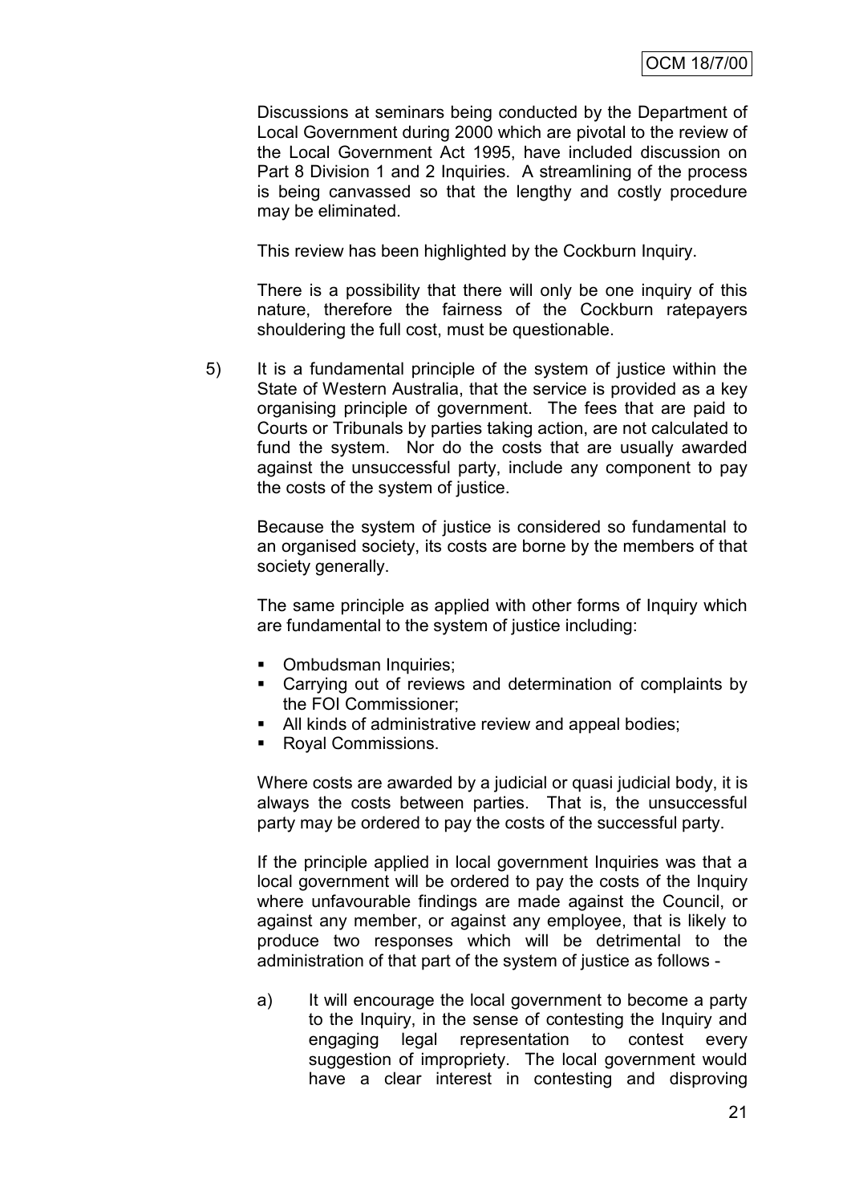Discussions at seminars being conducted by the Department of Local Government during 2000 which are pivotal to the review of the Local Government Act 1995, have included discussion on Part 8 Division 1 and 2 Inquiries. A streamlining of the process is being canvassed so that the lengthy and costly procedure may be eliminated.

This review has been highlighted by the Cockburn Inquiry.

There is a possibility that there will only be one inquiry of this nature, therefore the fairness of the Cockburn ratepayers shouldering the full cost, must be questionable.

5) It is a fundamental principle of the system of justice within the State of Western Australia, that the service is provided as a key organising principle of government. The fees that are paid to Courts or Tribunals by parties taking action, are not calculated to fund the system. Nor do the costs that are usually awarded against the unsuccessful party, include any component to pay the costs of the system of justice.

   Because the system of justice is considered so fundamental to an organised society, its costs are borne by the members of that society generally.

   The same principle as applied with other forms of Inquiry which are fundamental to the system of justice including:

   - Ombudsman Inquiries;
   - Carrying out of reviews and determination of complaints by the FOI Commissioner;
   - All kinds of administrative review and appeal bodies;
   - Royal Commissions.

   Where costs are awarded by a judicial or quasi judicial body, it is always the costs between parties. That is, the unsuccessful party may be ordered to pay the costs of the successful party.

   If the principle applied in local government Inquiries was that a local government will be ordered to pay the costs of the Inquiry where unfavourable findings are made against the Council, or against any member, or against any employee, that is likely to produce two responses which will be detrimental to the administration of that part of the system of justice as follows -

   a) It will encourage the local government to become a party to the Inquiry, in the sense of contesting the Inquiry and engaging legal representation to contest every suggestion of impropriety. The local government would have a clear interest in contesting and disproving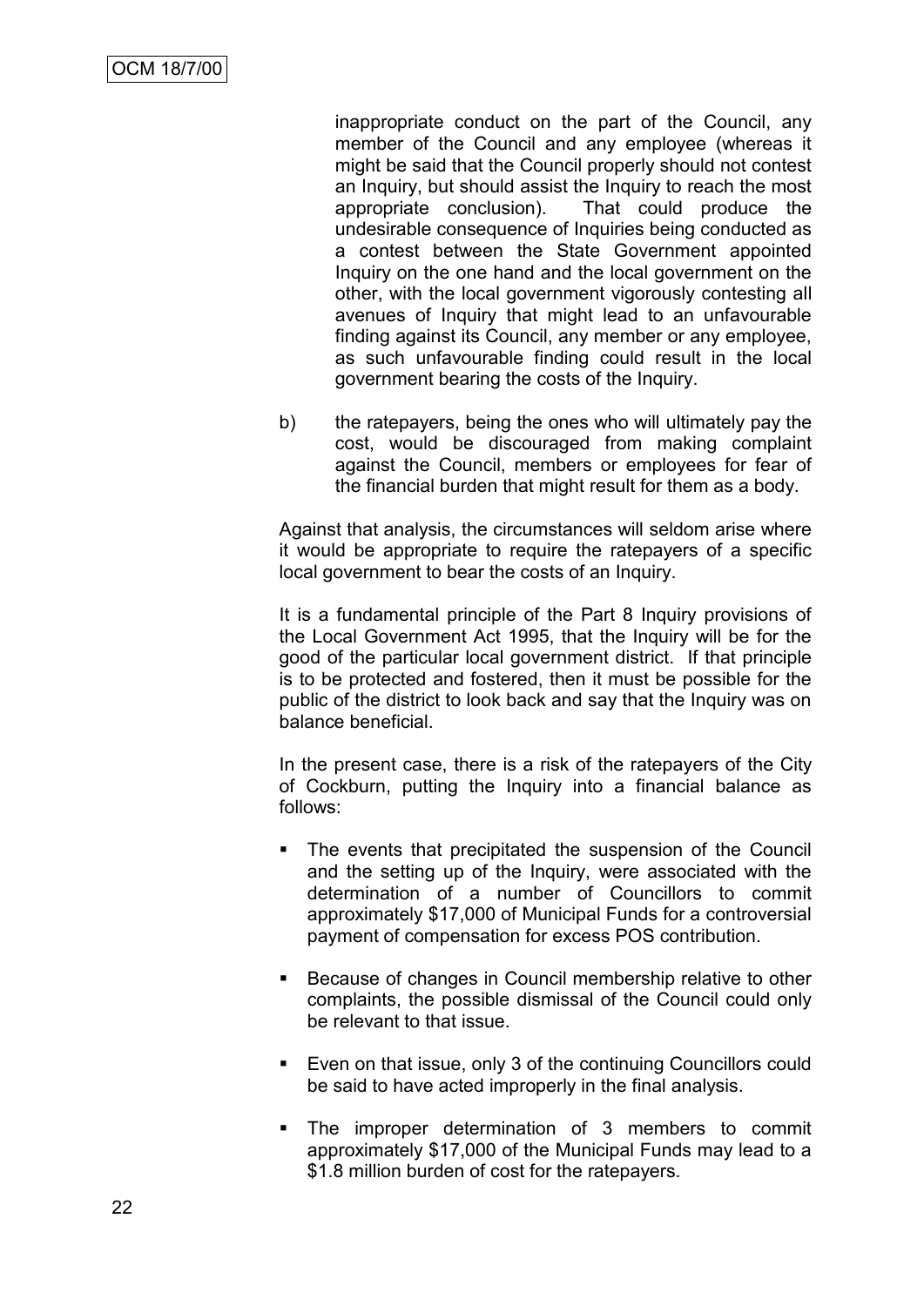inappropriate conduct on the part of the Council, any member of the Council and any employee (whereas it might be said that the Council properly should not contest an Inquiry, but should assist the Inquiry to reach the most appropriate conclusion). That could produce the undesirable consequence of Inquiries being conducted as a contest between the State Government appointed Inquiry on the one hand and the local government on the other, with the local government vigorously contesting all avenues of Inquiry that might lead to an unfavourable finding against its Council, any member or any employee, as such unfavourable finding could result in the local government bearing the costs of the Inquiry.

b) the ratepayers, being the ones who will ultimately pay the cost, would be discouraged from making complaint against the Council, members or employees for fear of the financial burden that might result for them as a body.

Against that analysis, the circumstances will seldom arise where it would be appropriate to require the ratepayers of a specific local government to bear the costs of an Inquiry.

It is a fundamental principle of the Part 8 Inquiry provisions of the Local Government Act 1995, that the Inquiry will be for the good of the particular local government district. If that principle is to be protected and fostered, then it must be possible for the public of the district to look back and say that the Inquiry was on balance beneficial.

In the present case, there is a risk of the ratepayers of the City of Cockburn, putting the Inquiry into a financial balance as follows:

- The events that precipitated the suspension of the Council and the setting up of the Inquiry, were associated with the determination of a number of Councillors to commit approximately $17,000 of Municipal Funds for a controversial payment of compensation for excess POS contribution.
- Because of changes in Council membership relative to other complaints, the possible dismissal of the Council could only be relevant to that issue.
- Even on that issue, only 3 of the continuing Councillors could be said to have acted improperly in the final analysis.
- The improper determination of 3 members to commit approximately $17,000 of the Municipal Funds may lead to a $1.8 million burden of cost for the ratepayers.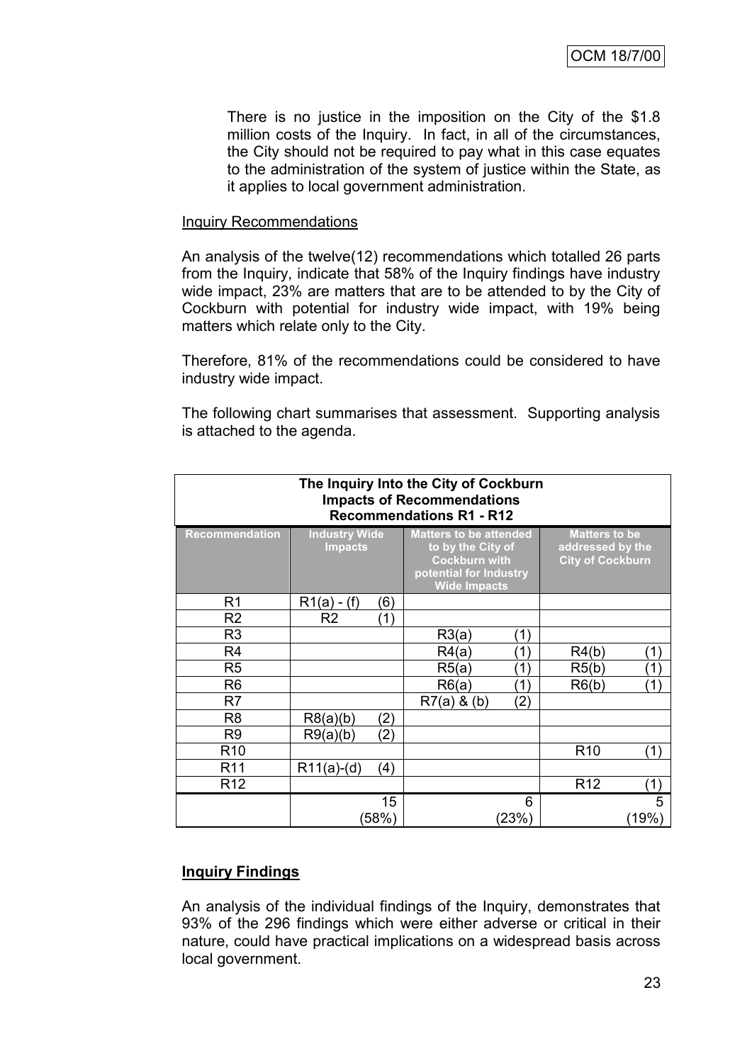There is no justice in the imposition on the City of the $1.8 million costs of the Inquiry. In fact, in all of the circumstances, the City should not be required to pay what in this case equates to the administration of the system of justice within the State, as it applies to local government administration.

Inquiry Recommendations

An analysis of the twelve(12) recommendations which totalled 26 parts from the Inquiry, indicate that 58% of the Inquiry findings have industry wide impact, 23% are matters that are to be attended to by the City of Cockburn with potential for industry wide impact, with 19% being matters which relate only to the City.

Therefore, 81% of the recommendations could be considered to have industry wide impact.

The following chart summarises that assessment. Supporting analysis is attached to the agenda.

| The Inquiry Into the City of Cockburn<br>Impacts of Recommendations<br>Recommendations R1 - R12 | | | |
|---|---|---|---|
| **Recommendation** | **Industry Wide Impacts** | **Matters to be attended to by the City of Cockburn with potential for Industry Wide Impacts** | **Matters to be addressed by the City of Cockburn** |
| R1 | R1(a) - (f) (6) | | |
| R2 | R2 (1) | | |
| R3 | | R3(a) (1) | |
| R4 | | R4(a) (1) | R4(b) (1) |
| R5 | | R5(a) (1) | R5(b) (1) |
| R6 | | R6(a) (1) | R6(b) (1) |
| R7 | | R7(a) & (b) (2) | |
| R8 | R8(a)(b) (2) | | |
| R9 | R9(a)(b) (2) | | |
| R10 | | | R10 (1) |
| R11 | R11(a)-(d) (4) | | |
| R12 | | | R12 (1) |
| | 15 (58%) | 6 (23%) | 5 (19%) |

## Inquiry Findings

An analysis of the individual findings of the Inquiry, demonstrates that 93% of the 296 findings which were either adverse or critical in their nature, could have practical implications on a widespread basis across local government.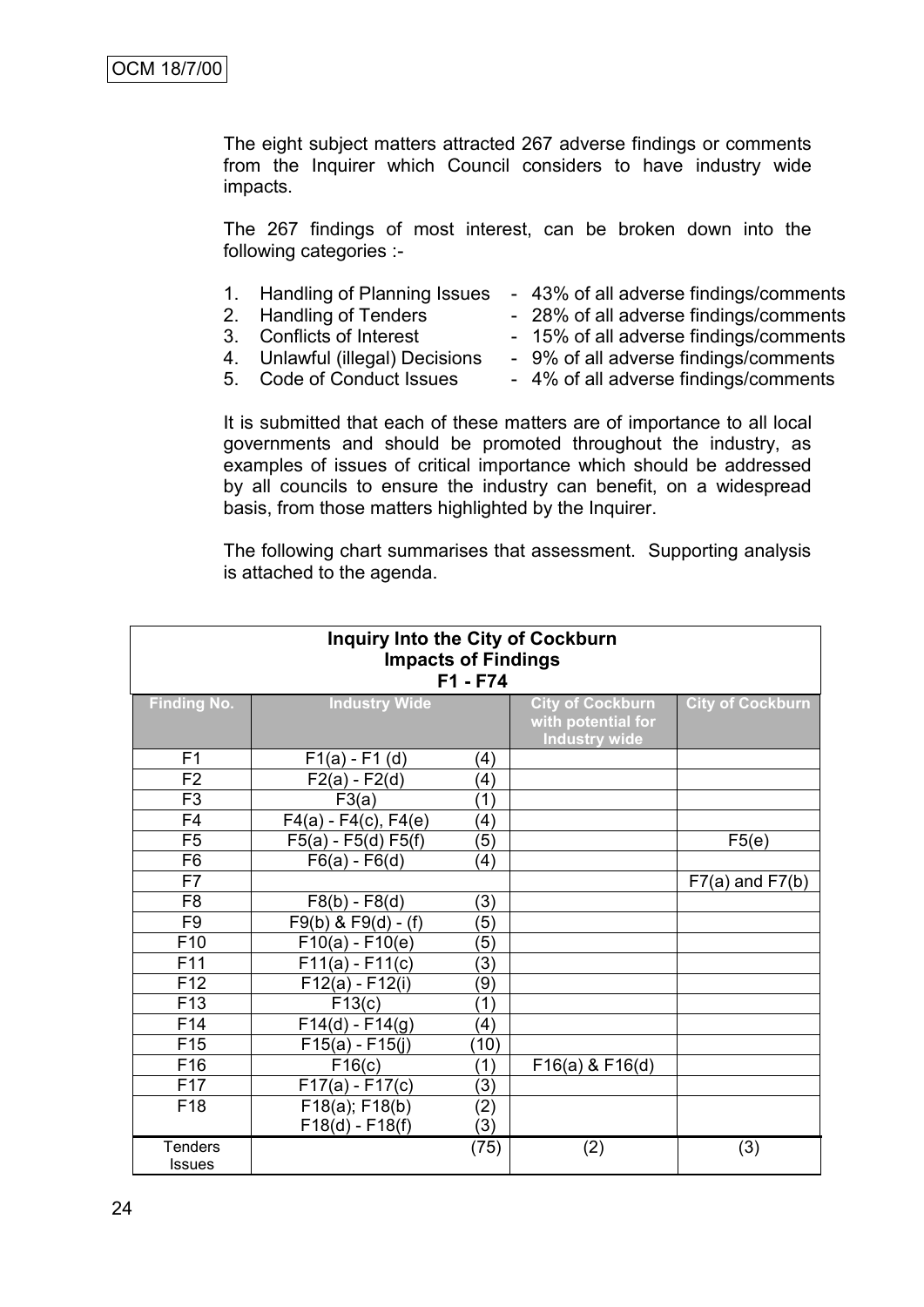The eight subject matters attracted 267 adverse findings or comments from the Inquirer which Council considers to have industry wide impacts.

The 267 findings of most interest, can be broken down into the following categories :-

1. Handling of Planning Issues - 43% of all adverse findings/comments
2. Handling of Tenders - 28% of all adverse findings/comments
3. Conflicts of Interest - 15% of all adverse findings/comments
4. Unlawful (illegal) Decisions - 9% of all adverse findings/comments
5. Code of Conduct Issues - 4% of all adverse findings/comments

It is submitted that each of these matters are of importance to all local governments and should be promoted throughout the industry, as examples of issues of critical importance which should be addressed by all councils to ensure the industry can benefit, on a widespread basis, from those matters highlighted by the Inquirer.

The following chart summarises that assessment. Supporting analysis is attached to the agenda.

**Inquiry Into the City of Cockburn**
**Impacts of Findings**
**F1 - F74**

| Finding No. | Industry Wide | | City of Cockburn with potential for Industry wide | City of Cockburn |
|---|---|---|---|---|
| F1 | F1(a) - F1 (d) | (4) | | |
| F2 | F2(a) - F2(d) | (4) | | |
| F3 | F3(a) | (1) | | |
| F4 | F4(a) - F4(c), F4(e) | (4) | | |
| F5 | F5(a) - F5(d) F5(f) | (5) | | F5(e) |
| F6 | F6(a) - F6(d) | (4) | | |
| F7 | | | | F7(a) and F7(b) |
| F8 | F8(b) - F8(d) | (3) | | |
| F9 | F9(b) & F9(d) - (f) | (5) | | |
| F10 | F10(a) - F10(e) | (5) | | |
| F11 | F11(a) - F11(c) | (3) | | |
| F12 | F12(a) - F12(i) | (9) | | |
| F13 | F13(c) | (1) | | |
| F14 | F14(d) - F14(g) | (4) | | |
| F15 | F15(a) - F15(j) | (10) | | |
| F16 | F16(c) | (1) | F16(a) & F16(d) | |
| F17 | F17(a) - F17(c) | (3) | | |
| F18 | F18(a); F18(b)<br>F18(d) - F18(f) | (2)<br>(3) | | |
| Tenders Issues | | (75) | (2) | (3) |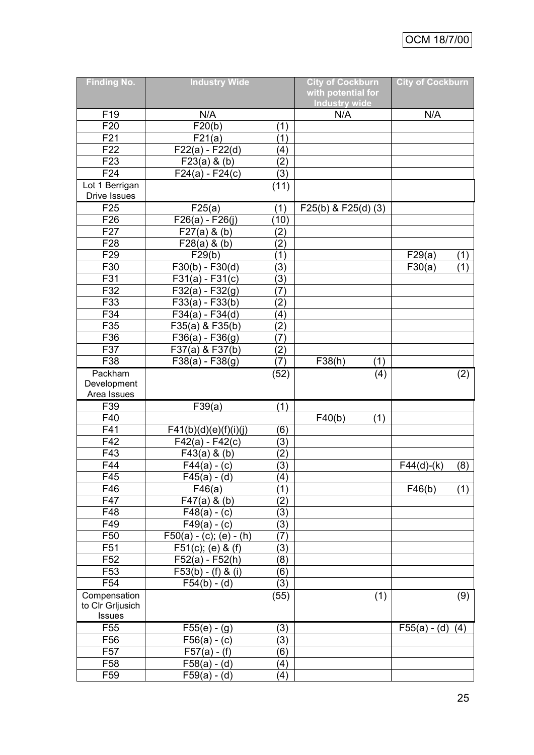| Finding No. | Industry Wide | | City of Cockburn with potential for Industry wide | City of Cockburn |
|---|---|---|---|---|
| F19 | N/A | | N/A | N/A |
| F20 | F20(b) | (1) | | |
| F21 | F21(a) | (1) | | |
| F22 | F22(a) - F22(d) | (4) | | |
| F23 | F23(a) & (b) | (2) | | |
| F24 | F24(a) - F24(c) | (3) | | |
| Lot 1 Berrigan Drive Issues | | (11) | | |
| F25 | F25(a) | (1) | F25(b) & F25(d) (3) | |
| F26 | F26(a) - F26(j) | (10) | | |
| F27 | F27(a) & (b) | (2) | | |
| F28 | F28(a) & (b) | (2) | | |
| F29 | F29(b) | (1) | | F29(a) (1) |
| F30 | F30(b) - F30(d) | (3) | | F30(a) (1) |
| F31 | F31(a) - F31(c) | (3) | | |
| F32 | F32(a) - F32(g) | (7) | | |
| F33 | F33(a) - F33(b) | (2) | | |
| F34 | F34(a) - F34(d) | (4) | | |
| F35 | F35(a) & F35(b) | (2) | | |
| F36 | F36(a) - F36(g) | (7) | | |
| F37 | F37(a) & F37(b) | (2) | | |
| F38 | F38(a) - F38(g) | (7) | F38(h) (1) | |
| Packham Development Area Issues | | (52) | (4) | (2) |
| F39 | F39(a) | (1) | | |
| F40 | | | F40(b) (1) | |
| F41 | F41(b)(d)(e)(f)(i)(j) | (6) | | |
| F42 | F42(a) - F42(c) | (3) | | |
| F43 | F43(a) & (b) | (2) | | |
| F44 | F44(a) - (c) | (3) | | F44(d)-(k) (8) |
| F45 | F45(a) - (d) | (4) | | |
| F46 | F46(a) | (1) | | F46(b) (1) |
| F47 | F47(a) & (b) | (2) | | |
| F48 | F48(a) - (c) | (3) | | |
| F49 | F49(a) - (c) | (3) | | |
| F50 | F50(a) - (c); (e) - (h) | (7) | | |
| F51 | F51(c); (e) & (f) | (3) | | |
| F52 | F52(a) - F52(h) | (8) | | |
| F53 | F53(b) - (f) & (i) | (6) | | |
| F54 | F54(b) - (d) | (3) | | |
| Compensation to Clr Grljusich Issues | | (55) | (1) | (9) |
| F55 | F55(e) - (g) | (3) | | F55(a) - (d) (4) |
| F56 | F56(a) - (c) | (3) | | |
| F57 | F57(a) - (f) | (6) | | |
| F58 | F58(a) - (d) | (4) | | |
| F59 | F59(a) - (d) | (4) | | |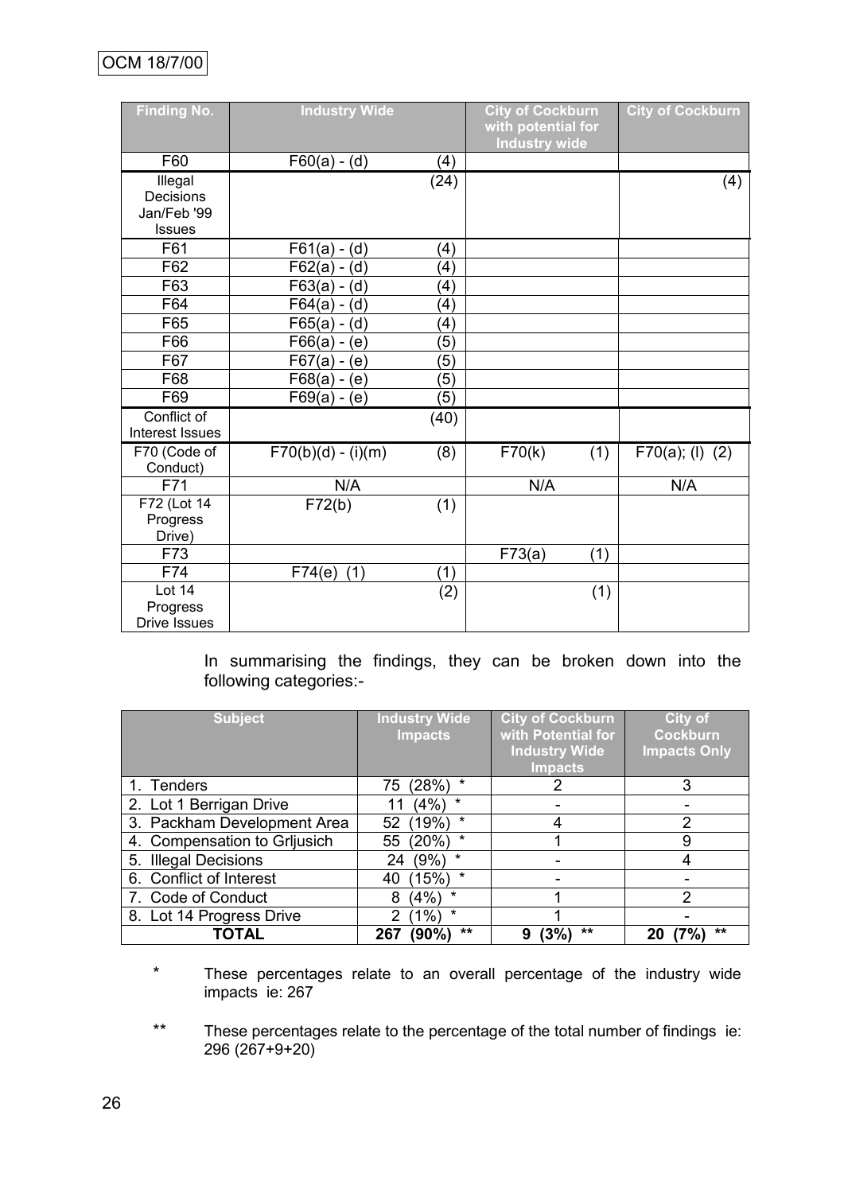| Finding No. | Industry Wide | | City of Cockburn with potential for Industry wide | | City of Cockburn |
|---|---|---|---|---|---|
| F60 | F60(a) - (d) | (4) | | | |
| Illegal Decisions Jan/Feb '99 Issues | | (24) | | | (4) |
| F61 | F61(a) - (d) | (4) | | | |
| F62 | F62(a) - (d) | (4) | | | |
| F63 | F63(a) - (d) | (4) | | | |
| F64 | F64(a) - (d) | (4) | | | |
| F65 | F65(a) - (d) | (4) | | | |
| F66 | F66(a) - (e) | (5) | | | |
| F67 | F67(a) - (e) | (5) | | | |
| F68 | F68(a) - (e) | (5) | | | |
| F69 | F69(a) - (e) | (5) | | | |
| Conflict of Interest Issues | | (40) | | | |
| F70 (Code of Conduct) | F70(b)(d) - (i)(m) | (8) | F70(k) | (1) | F70(a); (l) (2) |
| F71 | N/A | | N/A | | N/A |
| F72 (Lot 14 Progress Drive) | F72(b) | (1) | | | |
| F73 | | | F73(a) | (1) | |
| F74 | F74(e) (1) | (1) | | | |
| Lot 14 Progress Drive Issues | | (2) | | (1) | |

In summarising the findings, they can be broken down into the following categories:-

| Subject | Industry Wide Impacts | City of Cockburn with Potential for Industry Wide Impacts | City of Cockburn Impacts Only |
|---|---|---|---|
| 1. Tenders | 75 (28%) * | 2 | 3 |
| 2. Lot 1 Berrigan Drive | 11 (4%) * | - | - |
| 3. Packham Development Area | 52 (19%) * | 4 | 2 |
| 4. Compensation to Grljusich | 55 (20%) * | 1 | 9 |
| 5. Illegal Decisions | 24 (9%) * | - | 4 |
| 6. Conflict of Interest | 40 (15%) * | - | - |
| 7. Code of Conduct | 8 (4%) * | 1 | 2 |
| 8. Lot 14 Progress Drive | 2 (1%) * | 1 | - |
| **TOTAL** | **267 (90%) \*\*** | **9 (3%) \*\*** | **20 (7%) \*\*** |

\* These percentages relate to an overall percentage of the industry wide impacts ie: 267

\*\* These percentages relate to the percentage of the total number of findings ie: 296 (267+9+20)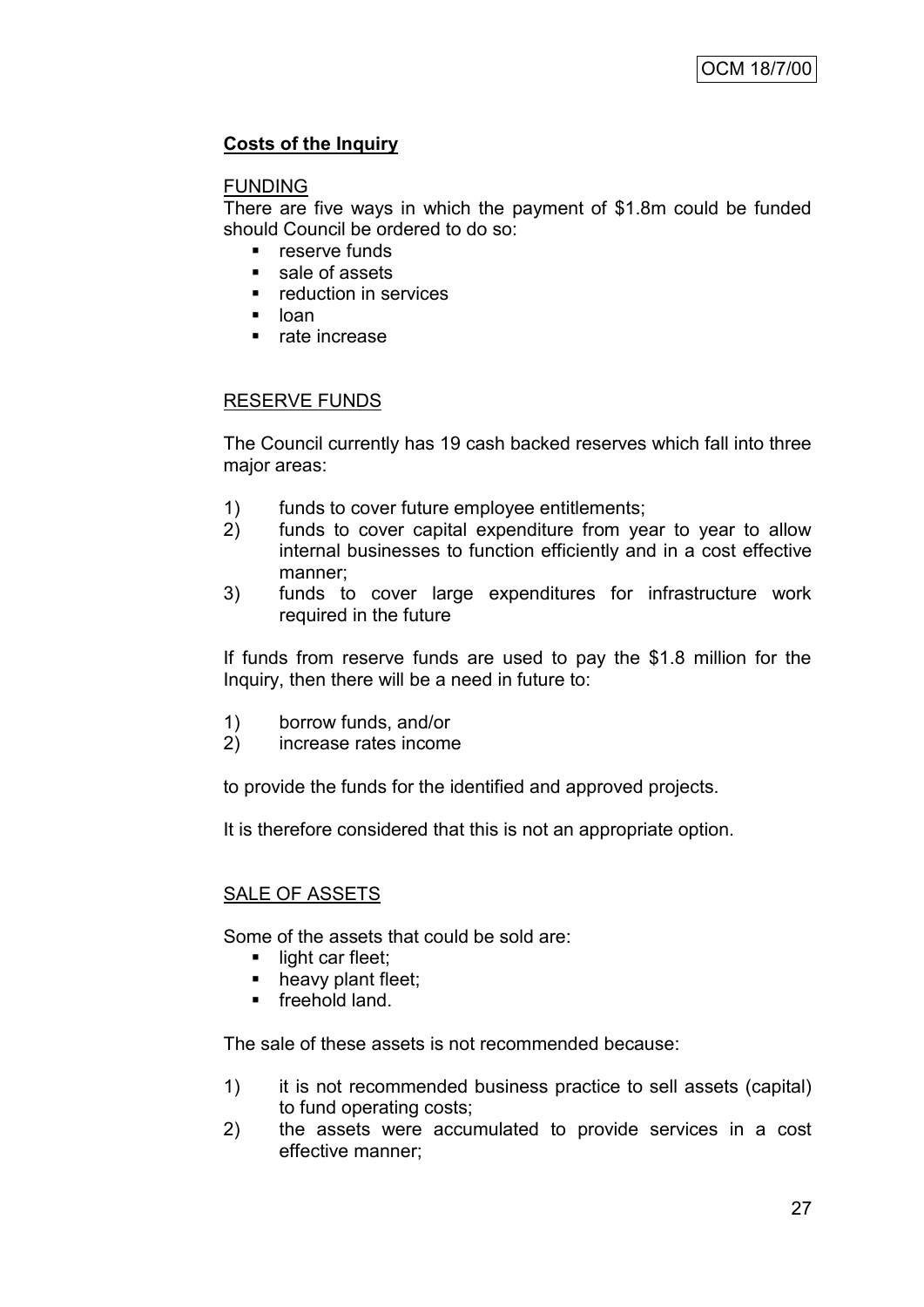**Costs of the Inquiry**

FUNDING

There are five ways in which the payment of $1.8m could be funded should Council be ordered to do so:

- reserve funds
- sale of assets
- reduction in services
- loan
- rate increase

RESERVE FUNDS

The Council currently has 19 cash backed reserves which fall into three major areas:

1) funds to cover future employee entitlements;
2) funds to cover capital expenditure from year to year to allow internal businesses to function efficiently and in a cost effective manner;
3) funds to cover large expenditures for infrastructure work required in the future

If funds from reserve funds are used to pay the $1.8 million for the Inquiry, then there will be a need in future to:

1) borrow funds, and/or
2) increase rates income

to provide the funds for the identified and approved projects.

It is therefore considered that this is not an appropriate option.

SALE OF ASSETS

Some of the assets that could be sold are:

- light car fleet;
- heavy plant fleet;
- freehold land.

The sale of these assets is not recommended because:

1) it is not recommended business practice to sell assets (capital) to fund operating costs;
2) the assets were accumulated to provide services in a cost effective manner;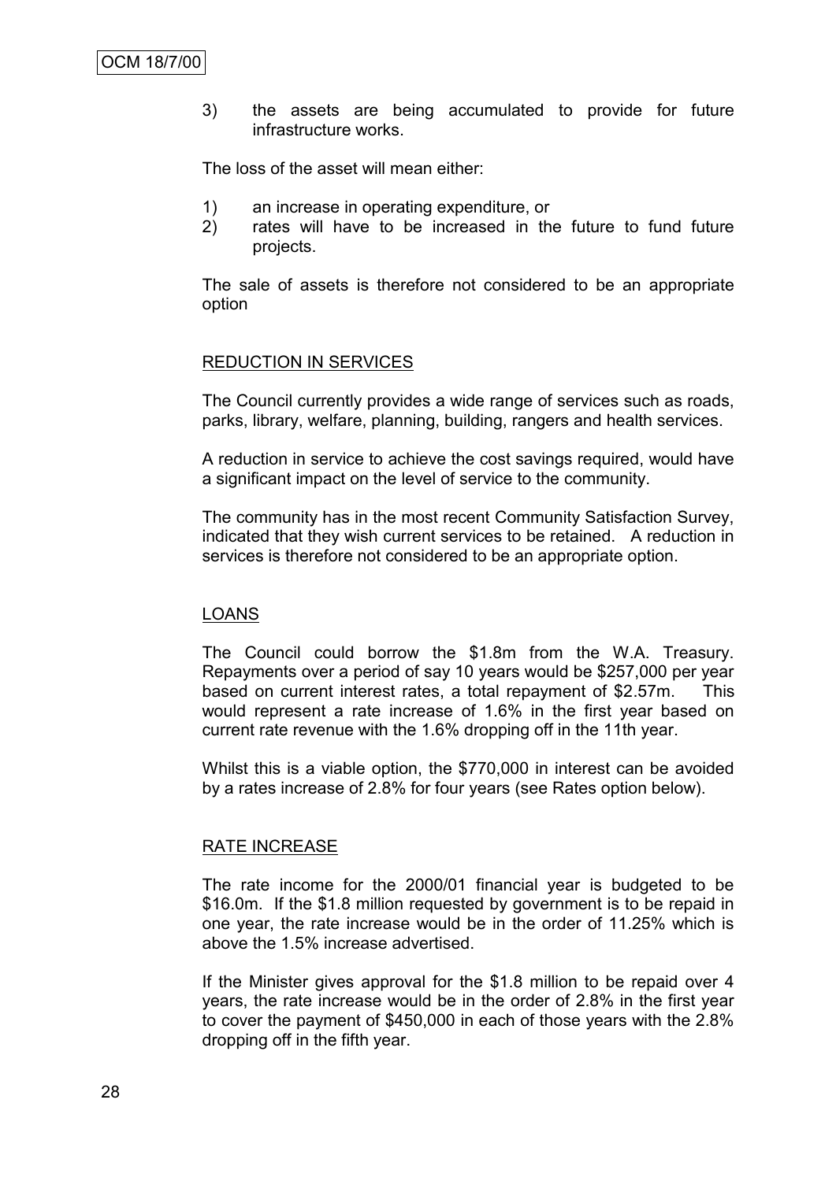3) the assets are being accumulated to provide for future infrastructure works.

The loss of the asset will mean either:

1) an increase in operating expenditure, or
2) rates will have to be increased in the future to fund future projects.

The sale of assets is therefore not considered to be an appropriate option

## REDUCTION IN SERVICES

The Council currently provides a wide range of services such as roads, parks, library, welfare, planning, building, rangers and health services.

A reduction in service to achieve the cost savings required, would have a significant impact on the level of service to the community.

The community has in the most recent Community Satisfaction Survey, indicated that they wish current services to be retained. A reduction in services is therefore not considered to be an appropriate option.

## LOANS

The Council could borrow the $1.8m from the W.A. Treasury. Repayments over a period of say 10 years would be $257,000 per year based on current interest rates, a total repayment of $2.57m. This would represent a rate increase of 1.6% in the first year based on current rate revenue with the 1.6% dropping off in the 11th year.

Whilst this is a viable option, the $770,000 in interest can be avoided by a rates increase of 2.8% for four years (see Rates option below).

## RATE INCREASE

The rate income for the 2000/01 financial year is budgeted to be $16.0m. If the $1.8 million requested by government is to be repaid in one year, the rate increase would be in the order of 11.25% which is above the 1.5% increase advertised.

If the Minister gives approval for the $1.8 million to be repaid over 4 years, the rate increase would be in the order of 2.8% in the first year to cover the payment of $450,000 in each of those years with the 2.8% dropping off in the fifth year.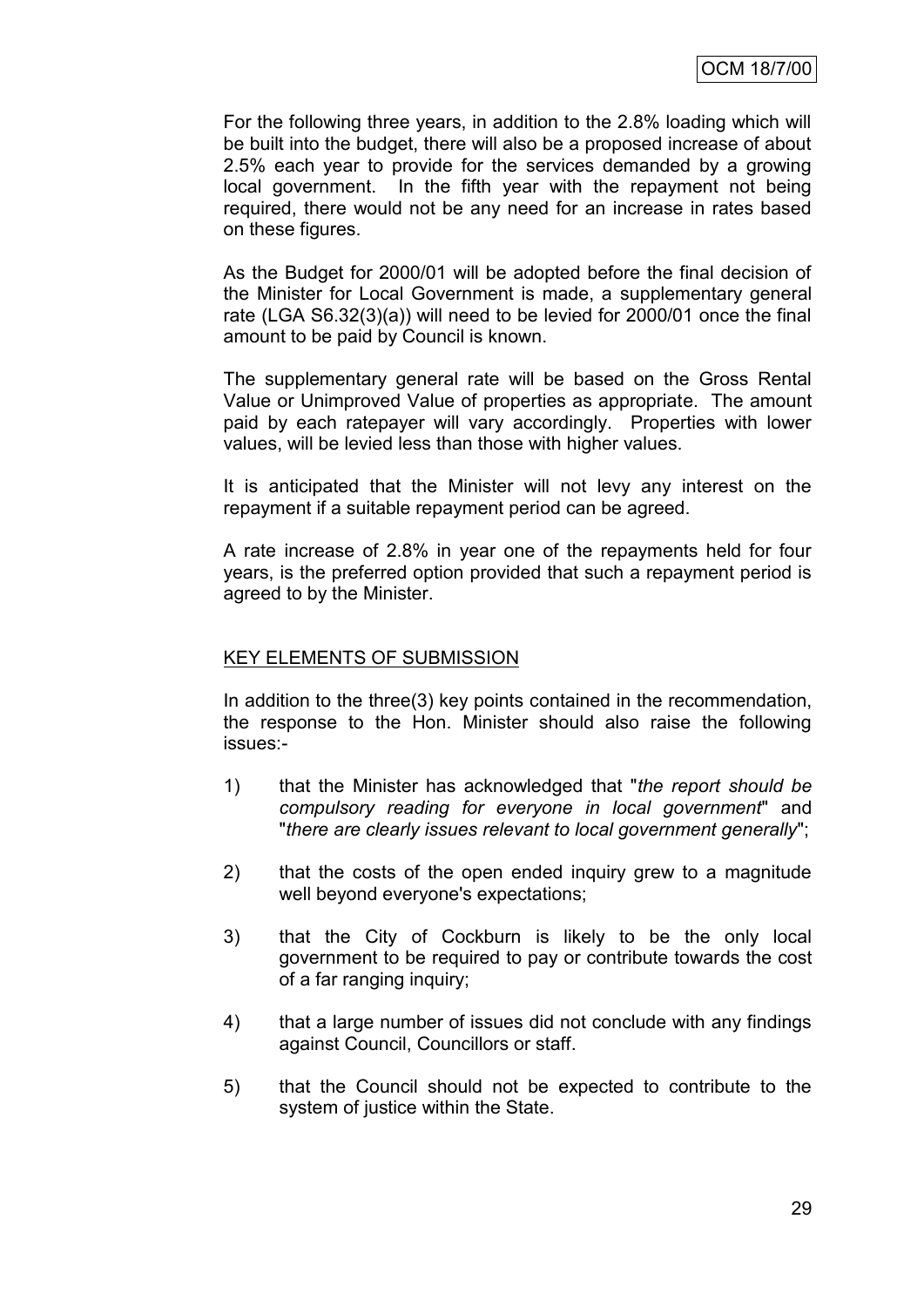For the following three years, in addition to the 2.8% loading which will be built into the budget, there will also be a proposed increase of about 2.5% each year to provide for the services demanded by a growing local government. In the fifth year with the repayment not being required, there would not be any need for an increase in rates based on these figures.

As the Budget for 2000/01 will be adopted before the final decision of the Minister for Local Government is made, a supplementary general rate (LGA S6.32(3)(a)) will need to be levied for 2000/01 once the final amount to be paid by Council is known.

The supplementary general rate will be based on the Gross Rental Value or Unimproved Value of properties as appropriate. The amount paid by each ratepayer will vary accordingly. Properties with lower values, will be levied less than those with higher values.

It is anticipated that the Minister will not levy any interest on the repayment if a suitable repayment period can be agreed.

A rate increase of 2.8% in year one of the repayments held for four years, is the preferred option provided that such a repayment period is agreed to by the Minister.

## KEY ELEMENTS OF SUBMISSION

In addition to the three(3) key points contained in the recommendation, the response to the Hon. Minister should also raise the following issues:-

1) that the Minister has acknowledged that "*the report should be compulsory reading for everyone in local government*" and "*there are clearly issues relevant to local government generally*";

2) that the costs of the open ended inquiry grew to a magnitude well beyond everyone's expectations;

3) that the City of Cockburn is likely to be the only local government to be required to pay or contribute towards the cost of a far ranging inquiry;

4) that a large number of issues did not conclude with any findings against Council, Councillors or staff.

5) that the Council should not be expected to contribute to the system of justice within the State.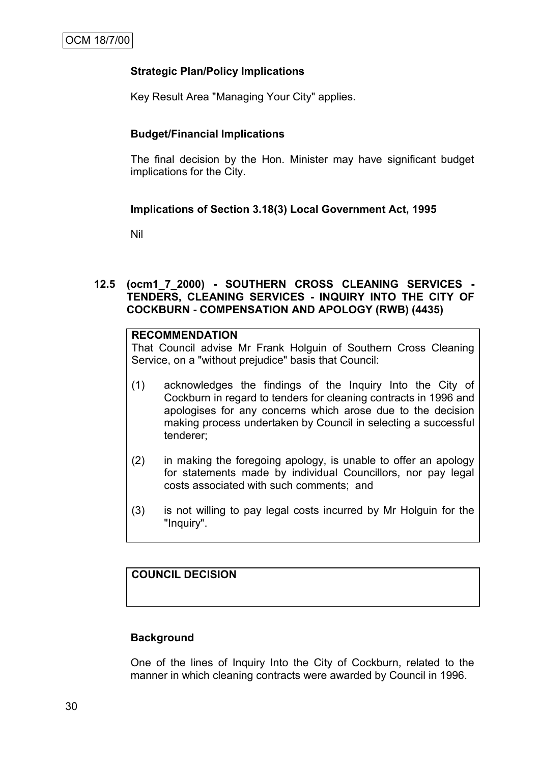**Strategic Plan/Policy Implications**

Key Result Area "Managing Your City" applies.

**Budget/Financial Implications**

The final decision by the Hon. Minister may have significant budget implications for the City.

**Implications of Section 3.18(3) Local Government Act, 1995**

Nil

## 12.5 (ocm1_7_2000) - SOUTHERN CROSS CLEANING SERVICES - TENDERS, CLEANING SERVICES - INQUIRY INTO THE CITY OF COCKBURN - COMPENSATION AND APOLOGY (RWB) (4435)

**RECOMMENDATION**

That Council advise Mr Frank Holguin of Southern Cross Cleaning Service, on a "without prejudice" basis that Council:

(1) acknowledges the findings of the Inquiry Into the City of Cockburn in regard to tenders for cleaning contracts in 1996 and apologises for any concerns which arose due to the decision making process undertaken by Council in selecting a successful tenderer;

(2) in making the foregoing apology, is unable to offer an apology for statements made by individual Councillors, nor pay legal costs associated with such comments; and

(3) is not willing to pay legal costs incurred by Mr Holguin for the "Inquiry".

**COUNCIL DECISION**

**Background**

One of the lines of Inquiry Into the City of Cockburn, related to the manner in which cleaning contracts were awarded by Council in 1996.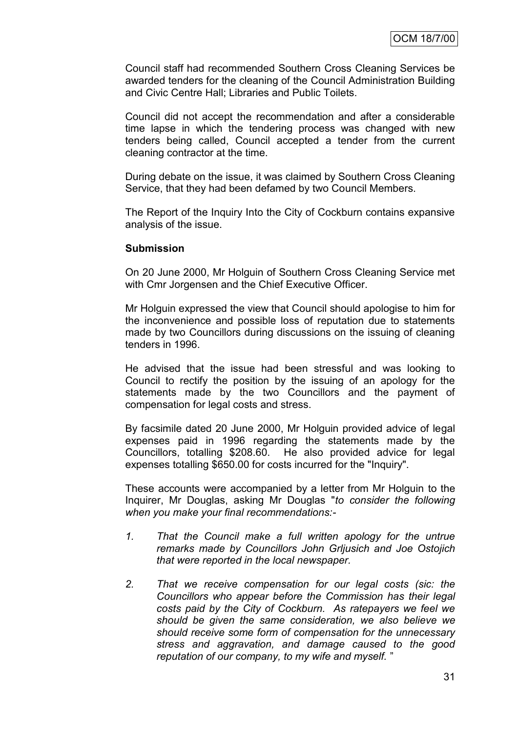Council staff had recommended Southern Cross Cleaning Services be awarded tenders for the cleaning of the Council Administration Building and Civic Centre Hall; Libraries and Public Toilets.

Council did not accept the recommendation and after a considerable time lapse in which the tendering process was changed with new tenders being called, Council accepted a tender from the current cleaning contractor at the time.

During debate on the issue, it was claimed by Southern Cross Cleaning Service, that they had been defamed by two Council Members.

The Report of the Inquiry Into the City of Cockburn contains expansive analysis of the issue.

**Submission**

On 20 June 2000, Mr Holguin of Southern Cross Cleaning Service met with Cmr Jorgensen and the Chief Executive Officer.

Mr Holguin expressed the view that Council should apologise to him for the inconvenience and possible loss of reputation due to statements made by two Councillors during discussions on the issuing of cleaning tenders in 1996.

He advised that the issue had been stressful and was looking to Council to rectify the position by the issuing of an apology for the statements made by the two Councillors and the payment of compensation for legal costs and stress.

By facsimile dated 20 June 2000, Mr Holguin provided advice of legal expenses paid in 1996 regarding the statements made by the Councillors, totalling $208.60. He also provided advice for legal expenses totalling $650.00 for costs incurred for the "Inquiry".

These accounts were accompanied by a letter from Mr Holguin to the Inquirer, Mr Douglas, asking Mr Douglas "*to consider the following when you make your final recommendations:-*

1. *That the Council make a full written apology for the untrue remarks made by Councillors John Grljusich and Joe Ostojich that were reported in the local newspaper.*

2. *That we receive compensation for our legal costs (sic: the Councillors who appear before the Commission has their legal costs paid by the City of Cockburn. As ratepayers we feel we should be given the same consideration, we also believe we should receive some form of compensation for the unnecessary stress and aggravation, and damage caused to the good reputation of our company, to my wife and myself.* "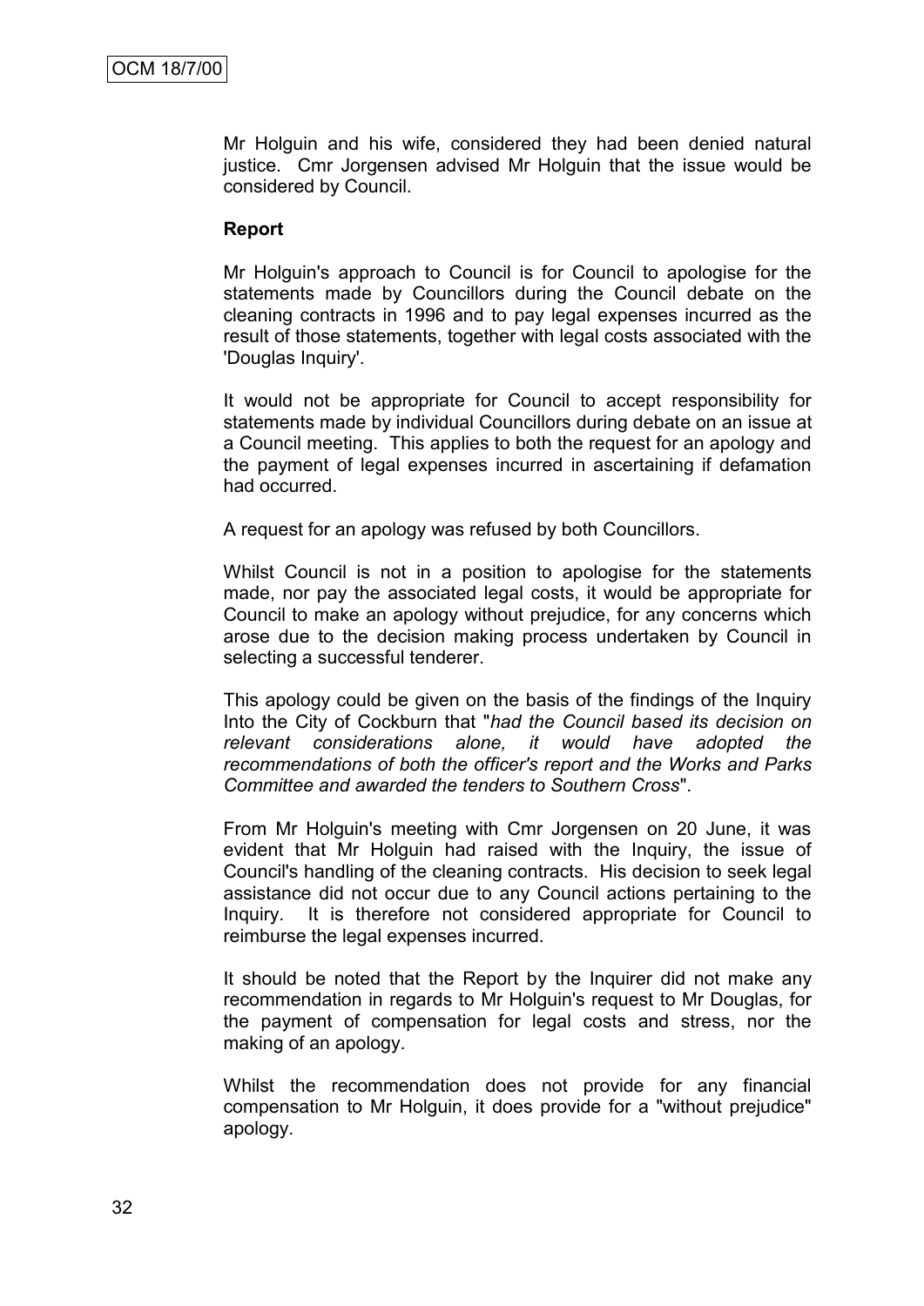Mr Holguin and his wife, considered they had been denied natural justice. Cmr Jorgensen advised Mr Holguin that the issue would be considered by Council.

**Report**

Mr Holguin's approach to Council is for Council to apologise for the statements made by Councillors during the Council debate on the cleaning contracts in 1996 and to pay legal expenses incurred as the result of those statements, together with legal costs associated with the 'Douglas Inquiry'.

It would not be appropriate for Council to accept responsibility for statements made by individual Councillors during debate on an issue at a Council meeting. This applies to both the request for an apology and the payment of legal expenses incurred in ascertaining if defamation had occurred.

A request for an apology was refused by both Councillors.

Whilst Council is not in a position to apologise for the statements made, nor pay the associated legal costs, it would be appropriate for Council to make an apology without prejudice, for any concerns which arose due to the decision making process undertaken by Council in selecting a successful tenderer.

This apology could be given on the basis of the findings of the Inquiry Into the City of Cockburn that "*had the Council based its decision on relevant considerations alone, it would have adopted the recommendations of both the officer's report and the Works and Parks Committee and awarded the tenders to Southern Cross*".

From Mr Holguin's meeting with Cmr Jorgensen on 20 June, it was evident that Mr Holguin had raised with the Inquiry, the issue of Council's handling of the cleaning contracts. His decision to seek legal assistance did not occur due to any Council actions pertaining to the Inquiry. It is therefore not considered appropriate for Council to reimburse the legal expenses incurred.

It should be noted that the Report by the Inquirer did not make any recommendation in regards to Mr Holguin's request to Mr Douglas, for the payment of compensation for legal costs and stress, nor the making of an apology.

Whilst the recommendation does not provide for any financial compensation to Mr Holguin, it does provide for a "without prejudice" apology.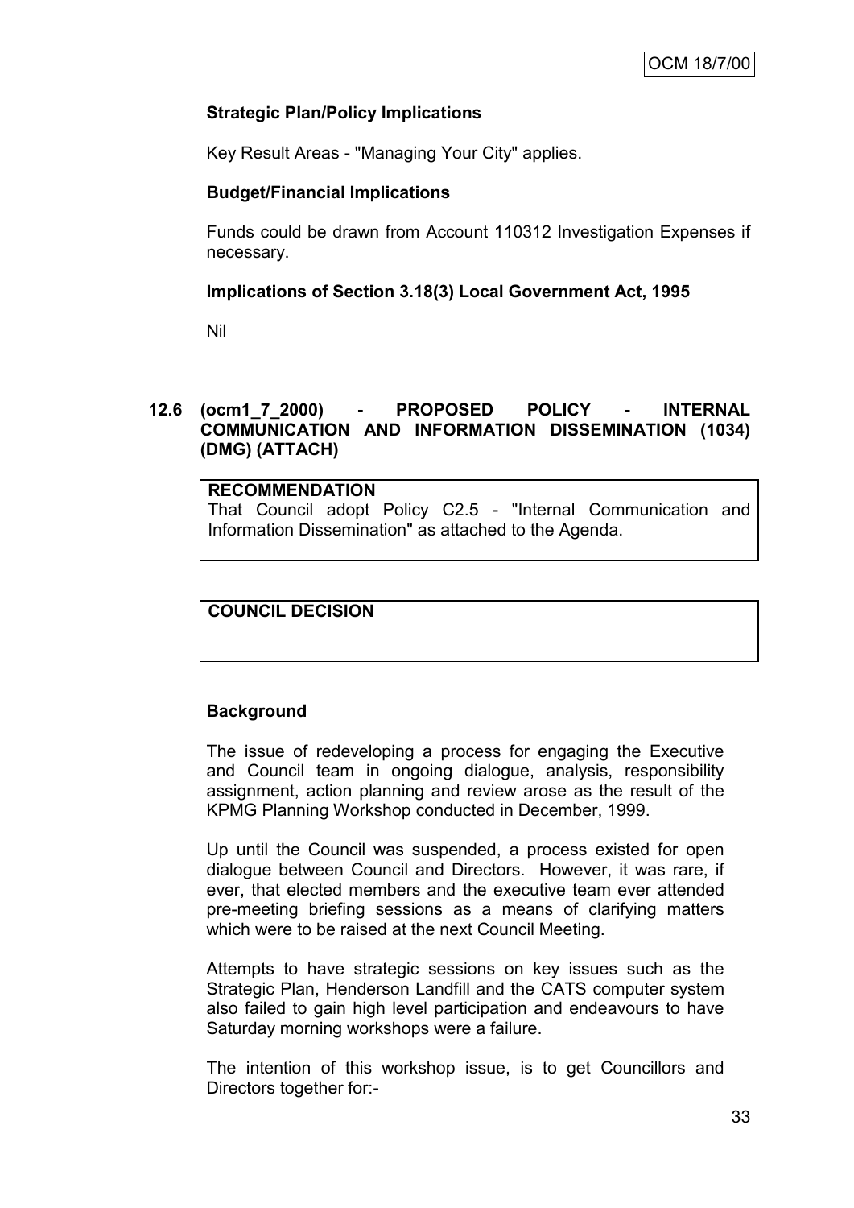**Strategic Plan/Policy Implications**

Key Result Areas - "Managing Your City" applies.

**Budget/Financial Implications**

Funds could be drawn from Account 110312 Investigation Expenses if necessary.

**Implications of Section 3.18(3) Local Government Act, 1995**

Nil

## 12.6 (ocm1_7_2000) - PROPOSED POLICY - INTERNAL COMMUNICATION AND INFORMATION DISSEMINATION (1034) (DMG) (ATTACH)

**RECOMMENDATION**
That Council adopt Policy C2.5 - "Internal Communication and Information Dissemination" as attached to the Agenda.

**COUNCIL DECISION**

**Background**

The issue of redeveloping a process for engaging the Executive and Council team in ongoing dialogue, analysis, responsibility assignment, action planning and review arose as the result of the KPMG Planning Workshop conducted in December, 1999.

Up until the Council was suspended, a process existed for open dialogue between Council and Directors. However, it was rare, if ever, that elected members and the executive team ever attended pre-meeting briefing sessions as a means of clarifying matters which were to be raised at the next Council Meeting.

Attempts to have strategic sessions on key issues such as the Strategic Plan, Henderson Landfill and the CATS computer system also failed to gain high level participation and endeavours to have Saturday morning workshops were a failure.

The intention of this workshop issue, is to get Councillors and Directors together for:-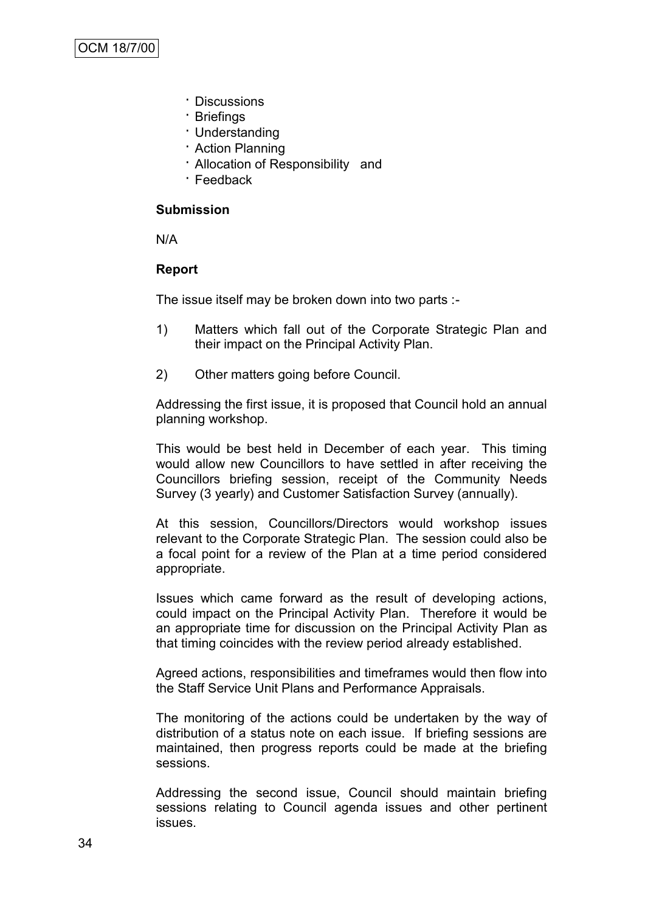- Discussions
- Briefings
- Understanding
- Action Planning
- Allocation of Responsibility and
- Feedback

**Submission**

N/A

**Report**

The issue itself may be broken down into two parts :-

1) Matters which fall out of the Corporate Strategic Plan and their impact on the Principal Activity Plan.

2) Other matters going before Council.

Addressing the first issue, it is proposed that Council hold an annual planning workshop.

This would be best held in December of each year. This timing would allow new Councillors to have settled in after receiving the Councillors briefing session, receipt of the Community Needs Survey (3 yearly) and Customer Satisfaction Survey (annually).

At this session, Councillors/Directors would workshop issues relevant to the Corporate Strategic Plan. The session could also be a focal point for a review of the Plan at a time period considered appropriate.

Issues which came forward as the result of developing actions, could impact on the Principal Activity Plan. Therefore it would be an appropriate time for discussion on the Principal Activity Plan as that timing coincides with the review period already established.

Agreed actions, responsibilities and timeframes would then flow into the Staff Service Unit Plans and Performance Appraisals.

The monitoring of the actions could be undertaken by the way of distribution of a status note on each issue. If briefing sessions are maintained, then progress reports could be made at the briefing sessions.

Addressing the second issue, Council should maintain briefing sessions relating to Council agenda issues and other pertinent issues.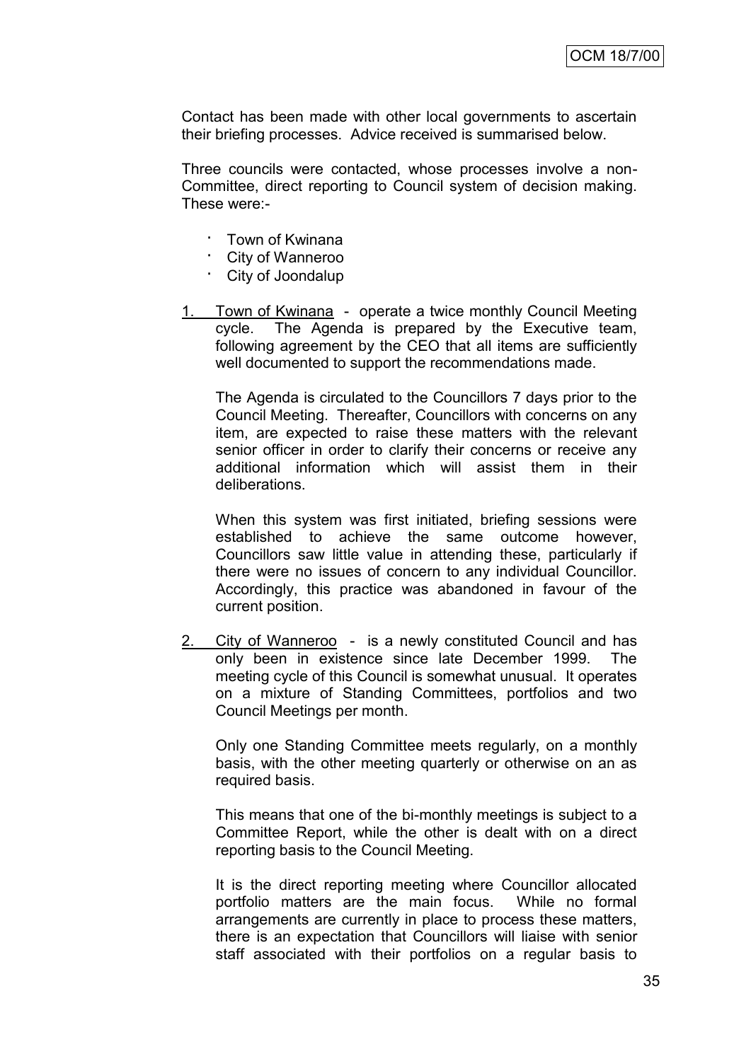Contact has been made with other local governments to ascertain their briefing processes. Advice received is summarised below.

Three councils were contacted, whose processes involve a non-Committee, direct reporting to Council system of decision making. These were:-

- Town of Kwinana
- City of Wanneroo
- City of Joondalup

1. Town of Kwinana - operate a twice monthly Council Meeting cycle. The Agenda is prepared by the Executive team, following agreement by the CEO that all items are sufficiently well documented to support the recommendations made.

   The Agenda is circulated to the Councillors 7 days prior to the Council Meeting. Thereafter, Councillors with concerns on any item, are expected to raise these matters with the relevant senior officer in order to clarify their concerns or receive any additional information which will assist them in their deliberations.

   When this system was first initiated, briefing sessions were established to achieve the same outcome however, Councillors saw little value in attending these, particularly if there were no issues of concern to any individual Councillor. Accordingly, this practice was abandoned in favour of the current position.

2. City of Wanneroo - is a newly constituted Council and has only been in existence since late December 1999. The meeting cycle of this Council is somewhat unusual. It operates on a mixture of Standing Committees, portfolios and two Council Meetings per month.

   Only one Standing Committee meets regularly, on a monthly basis, with the other meeting quarterly or otherwise on an as required basis.

   This means that one of the bi-monthly meetings is subject to a Committee Report, while the other is dealt with on a direct reporting basis to the Council Meeting.

   It is the direct reporting meeting where Councillor allocated portfolio matters are the main focus. While no formal arrangements are currently in place to process these matters, there is an expectation that Councillors will liaise with senior staff associated with their portfolios on a regular basis to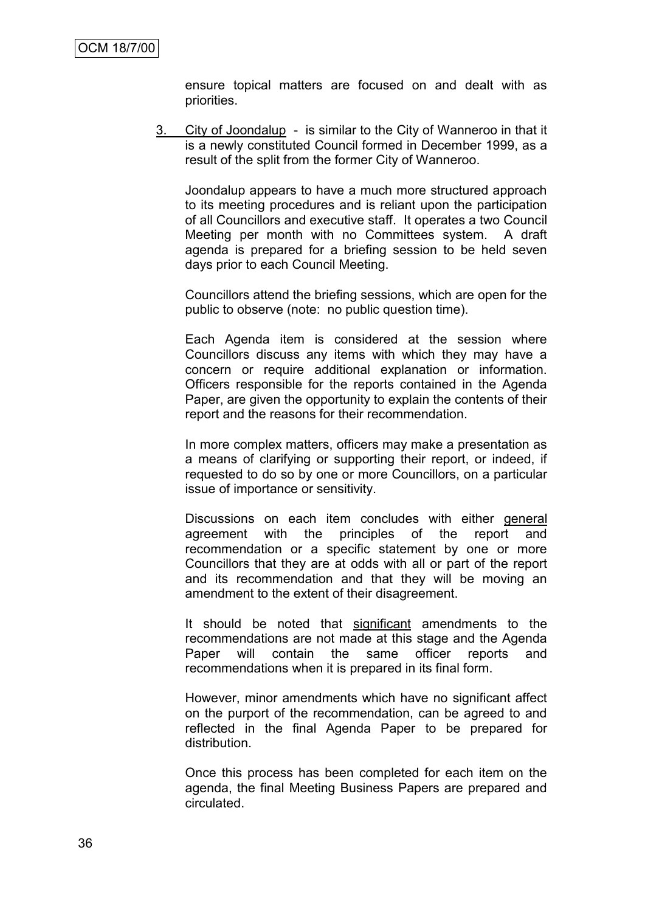ensure topical matters are focused on and dealt with as priorities.

3. City of Joondalup - is similar to the City of Wanneroo in that it is a newly constituted Council formed in December 1999, as a result of the split from the former City of Wanneroo.

   Joondalup appears to have a much more structured approach to its meeting procedures and is reliant upon the participation of all Councillors and executive staff. It operates a two Council Meeting per month with no Committees system. A draft agenda is prepared for a briefing session to be held seven days prior to each Council Meeting.

   Councillors attend the briefing sessions, which are open for the public to observe (note: no public question time).

   Each Agenda item is considered at the session where Councillors discuss any items with which they may have a concern or require additional explanation or information. Officers responsible for the reports contained in the Agenda Paper, are given the opportunity to explain the contents of their report and the reasons for their recommendation.

   In more complex matters, officers may make a presentation as a means of clarifying or supporting their report, or indeed, if requested to do so by one or more Councillors, on a particular issue of importance or sensitivity.

   Discussions on each item concludes with either general agreement with the principles of the report and recommendation or a specific statement by one or more Councillors that they are at odds with all or part of the report and its recommendation and that they will be moving an amendment to the extent of their disagreement.

   It should be noted that significant amendments to the recommendations are not made at this stage and the Agenda Paper will contain the same officer reports and recommendations when it is prepared in its final form.

   However, minor amendments which have no significant affect on the purport of the recommendation, can be agreed to and reflected in the final Agenda Paper to be prepared for distribution.

   Once this process has been completed for each item on the agenda, the final Meeting Business Papers are prepared and circulated.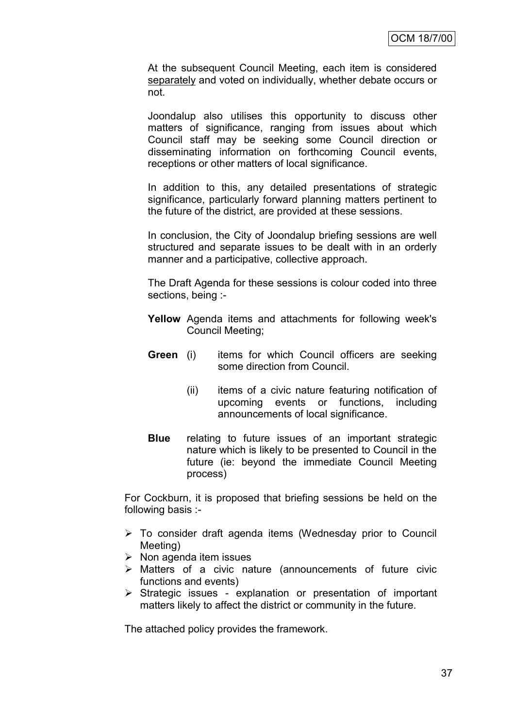At the subsequent Council Meeting, each item is considered separately and voted on individually, whether debate occurs or not.

Joondalup also utilises this opportunity to discuss other matters of significance, ranging from issues about which Council staff may be seeking some Council direction or disseminating information on forthcoming Council events, receptions or other matters of local significance.

In addition to this, any detailed presentations of strategic significance, particularly forward planning matters pertinent to the future of the district, are provided at these sessions.

In conclusion, the City of Joondalup briefing sessions are well structured and separate issues to be dealt with in an orderly manner and a participative, collective approach.

The Draft Agenda for these sessions is colour coded into three sections, being :-

**Yellow** Agenda items and attachments for following week's Council Meeting;

**Green** (i) items for which Council officers are seeking some direction from Council.

(ii) items of a civic nature featuring notification of upcoming events or functions, including announcements of local significance.

**Blue** relating to future issues of an important strategic nature which is likely to be presented to Council in the future (ie: beyond the immediate Council Meeting process)

For Cockburn, it is proposed that briefing sessions be held on the following basis :-

- To consider draft agenda items (Wednesday prior to Council Meeting)
- Non agenda item issues
- Matters of a civic nature (announcements of future civic functions and events)
- Strategic issues - explanation or presentation of important matters likely to affect the district or community in the future.

The attached policy provides the framework.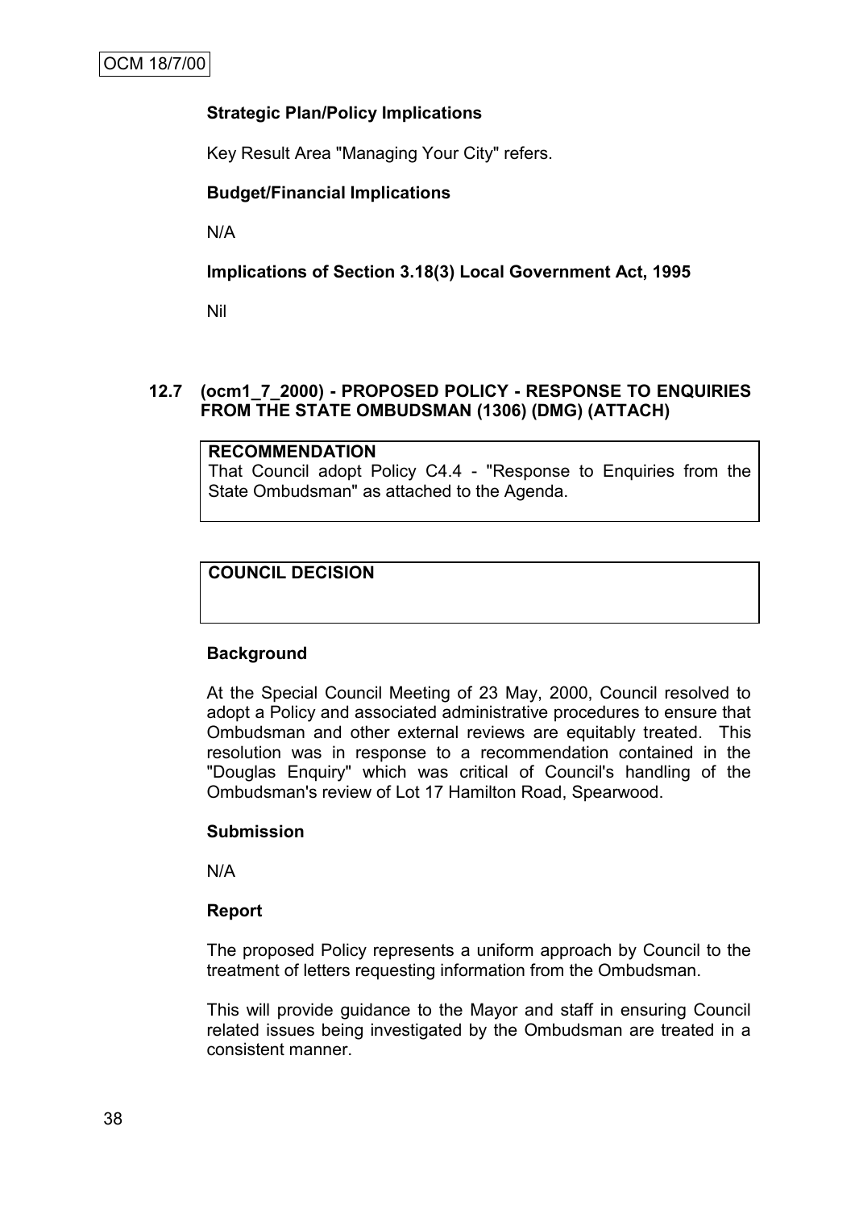**Strategic Plan/Policy Implications**

Key Result Area "Managing Your City" refers.

**Budget/Financial Implications**

N/A

**Implications of Section 3.18(3) Local Government Act, 1995**

Nil

## 12.7 (ocm1_7_2000) - PROPOSED POLICY - RESPONSE TO ENQUIRIES FROM THE STATE OMBUDSMAN (1306) (DMG) (ATTACH)

| **RECOMMENDATION** |
|---|
| That Council adopt Policy C4.4 - "Response to Enquiries from the State Ombudsman" as attached to the Agenda. |

| **COUNCIL DECISION** |
|---|
| |

**Background**

At the Special Council Meeting of 23 May, 2000, Council resolved to adopt a Policy and associated administrative procedures to ensure that Ombudsman and other external reviews are equitably treated. This resolution was in response to a recommendation contained in the "Douglas Enquiry" which was critical of Council's handling of the Ombudsman's review of Lot 17 Hamilton Road, Spearwood.

**Submission**

N/A

**Report**

The proposed Policy represents a uniform approach by Council to the treatment of letters requesting information from the Ombudsman.

This will provide guidance to the Mayor and staff in ensuring Council related issues being investigated by the Ombudsman are treated in a consistent manner.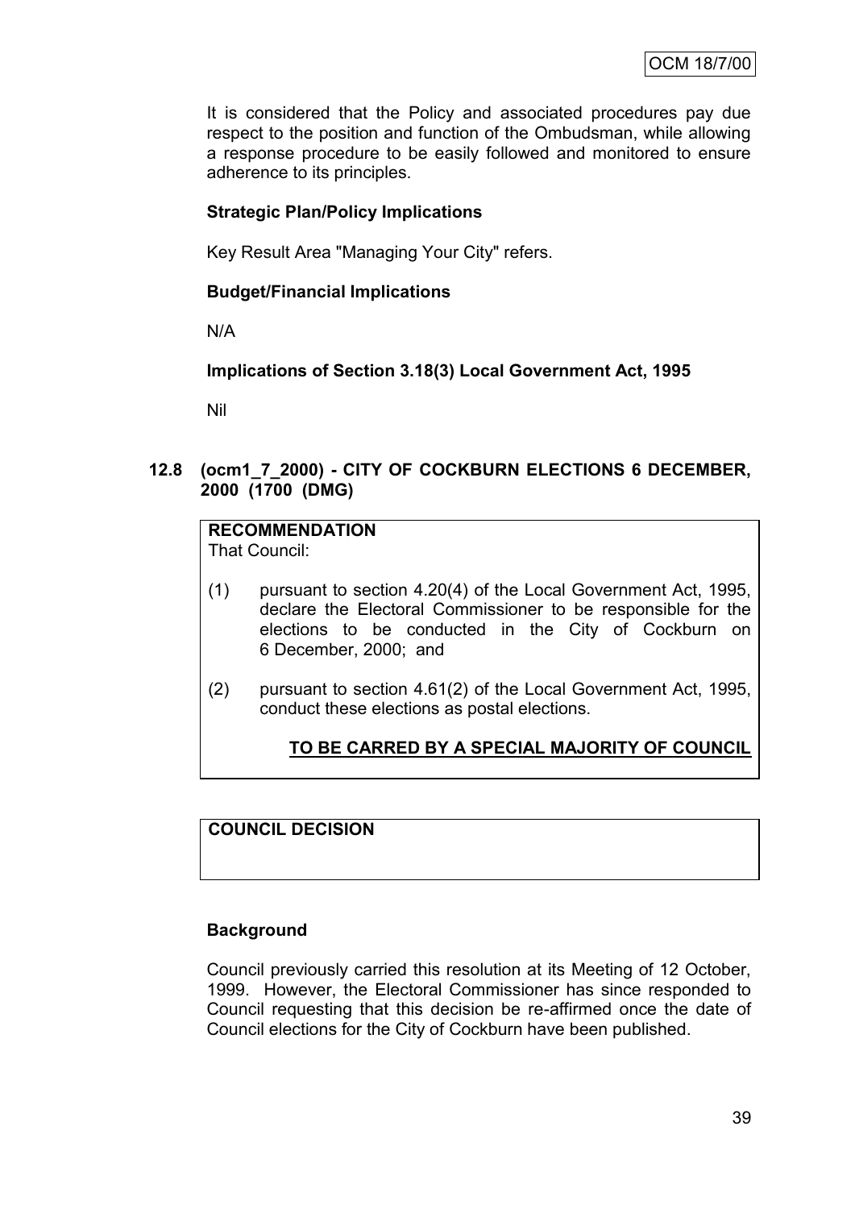It is considered that the Policy and associated procedures pay due respect to the position and function of the Ombudsman, while allowing a response procedure to be easily followed and monitored to ensure adherence to its principles.

**Strategic Plan/Policy Implications**

Key Result Area "Managing Your City" refers.

**Budget/Financial Implications**

N/A

**Implications of Section 3.18(3) Local Government Act, 1995**

Nil

## 12.8 (ocm1_7_2000) - CITY OF COCKBURN ELECTIONS 6 DECEMBER, 2000 (1700 (DMG)

**RECOMMENDATION**
That Council:

(1) pursuant to section 4.20(4) of the Local Government Act, 1995, declare the Electoral Commissioner to be responsible for the elections to be conducted in the City of Cockburn on 6 December, 2000; and

(2) pursuant to section 4.61(2) of the Local Government Act, 1995, conduct these elections as postal elections.

**TO BE CARRED BY A SPECIAL MAJORITY OF COUNCIL**

**COUNCIL DECISION**

**Background**

Council previously carried this resolution at its Meeting of 12 October, 1999. However, the Electoral Commissioner has since responded to Council requesting that this decision be re-affirmed once the date of Council elections for the City of Cockburn have been published.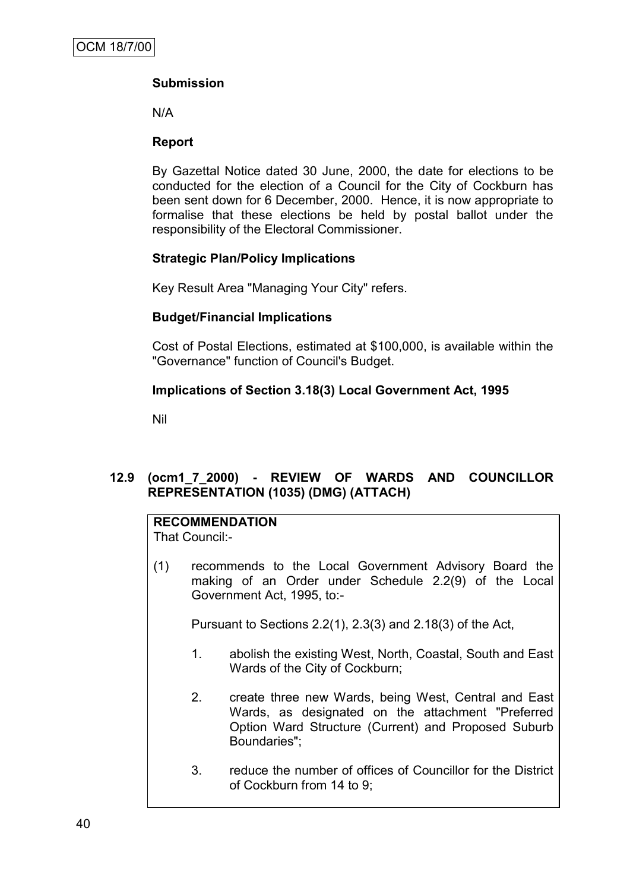**Submission**

N/A

**Report**

By Gazettal Notice dated 30 June, 2000, the date for elections to be conducted for the election of a Council for the City of Cockburn has been sent down for 6 December, 2000. Hence, it is now appropriate to formalise that these elections be held by postal ballot under the responsibility of the Electoral Commissioner.

**Strategic Plan/Policy Implications**

Key Result Area "Managing Your City" refers.

**Budget/Financial Implications**

Cost of Postal Elections, estimated at $100,000, is available within the "Governance" function of Council's Budget.

**Implications of Section 3.18(3) Local Government Act, 1995**

Nil

## 12.9 (ocm1_7_2000) - REVIEW OF WARDS AND COUNCILLOR REPRESENTATION (1035) (DMG) (ATTACH)

**RECOMMENDATION**
That Council:-

(1) recommends to the Local Government Advisory Board the making of an Order under Schedule 2.2(9) of the Local Government Act, 1995, to:-

Pursuant to Sections 2.2(1), 2.3(3) and 2.18(3) of the Act,

1. abolish the existing West, North, Coastal, South and East Wards of the City of Cockburn;

2. create three new Wards, being West, Central and East Wards, as designated on the attachment "Preferred Option Ward Structure (Current) and Proposed Suburb Boundaries";

3. reduce the number of offices of Councillor for the District of Cockburn from 14 to 9;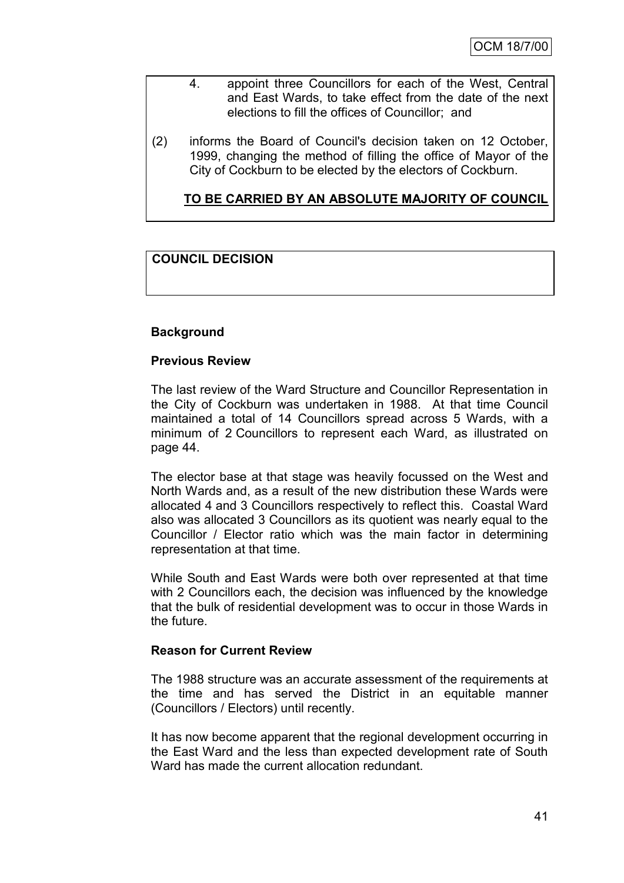4. appoint three Councillors for each of the West, Central and East Wards, to take effect from the date of the next elections to fill the offices of Councillor; and

(2) informs the Board of Council's decision taken on 12 October, 1999, changing the method of filling the office of Mayor of the City of Cockburn to be elected by the electors of Cockburn.

**TO BE CARRIED BY AN ABSOLUTE MAJORITY OF COUNCIL**

**COUNCIL DECISION**

**Background**

**Previous Review**

The last review of the Ward Structure and Councillor Representation in the City of Cockburn was undertaken in 1988. At that time Council maintained a total of 14 Councillors spread across 5 Wards, with a minimum of 2 Councillors to represent each Ward, as illustrated on page 44.

The elector base at that stage was heavily focussed on the West and North Wards and, as a result of the new distribution these Wards were allocated 4 and 3 Councillors respectively to reflect this. Coastal Ward also was allocated 3 Councillors as its quotient was nearly equal to the Councillor / Elector ratio which was the main factor in determining representation at that time.

While South and East Wards were both over represented at that time with 2 Councillors each, the decision was influenced by the knowledge that the bulk of residential development was to occur in those Wards in the future.

**Reason for Current Review**

The 1988 structure was an accurate assessment of the requirements at the time and has served the District in an equitable manner (Councillors / Electors) until recently.

It has now become apparent that the regional development occurring in the East Ward and the less than expected development rate of South Ward has made the current allocation redundant.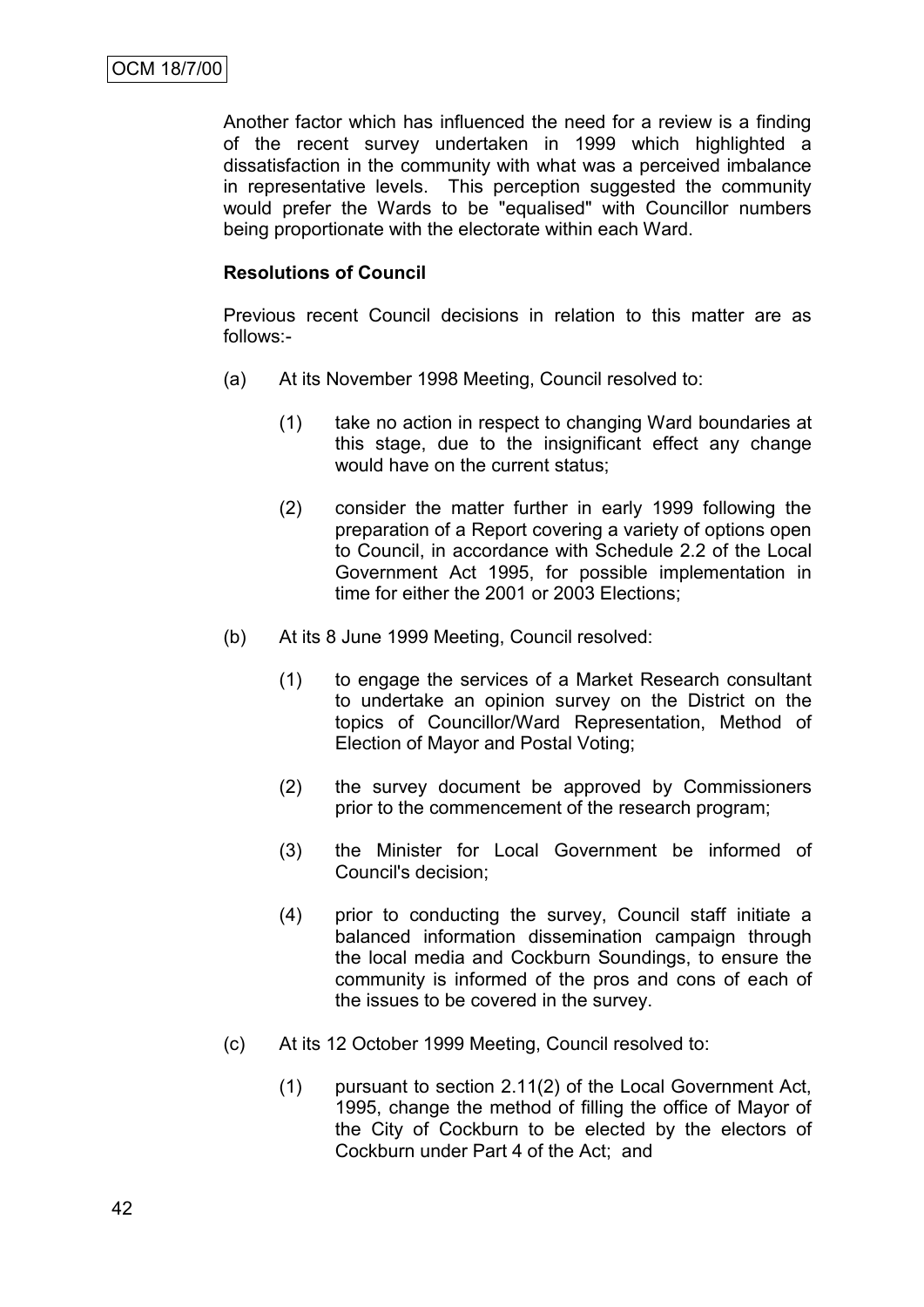Another factor which has influenced the need for a review is a finding of the recent survey undertaken in 1999 which highlighted a dissatisfaction in the community with what was a perceived imbalance in representative levels. This perception suggested the community would prefer the Wards to be "equalised" with Councillor numbers being proportionate with the electorate within each Ward.

**Resolutions of Council**

Previous recent Council decisions in relation to this matter are as follows:-

(a) At its November 1998 Meeting, Council resolved to:

  (1) take no action in respect to changing Ward boundaries at this stage, due to the insignificant effect any change would have on the current status;

  (2) consider the matter further in early 1999 following the preparation of a Report covering a variety of options open to Council, in accordance with Schedule 2.2 of the Local Government Act 1995, for possible implementation in time for either the 2001 or 2003 Elections;

(b) At its 8 June 1999 Meeting, Council resolved:

  (1) to engage the services of a Market Research consultant to undertake an opinion survey on the District on the topics of Councillor/Ward Representation, Method of Election of Mayor and Postal Voting;

  (2) the survey document be approved by Commissioners prior to the commencement of the research program;

  (3) the Minister for Local Government be informed of Council's decision;

  (4) prior to conducting the survey, Council staff initiate a balanced information dissemination campaign through the local media and Cockburn Soundings, to ensure the community is informed of the pros and cons of each of the issues to be covered in the survey.

(c) At its 12 October 1999 Meeting, Council resolved to:

  (1) pursuant to section 2.11(2) of the Local Government Act, 1995, change the method of filling the office of Mayor of the City of Cockburn to be elected by the electors of Cockburn under Part 4 of the Act; and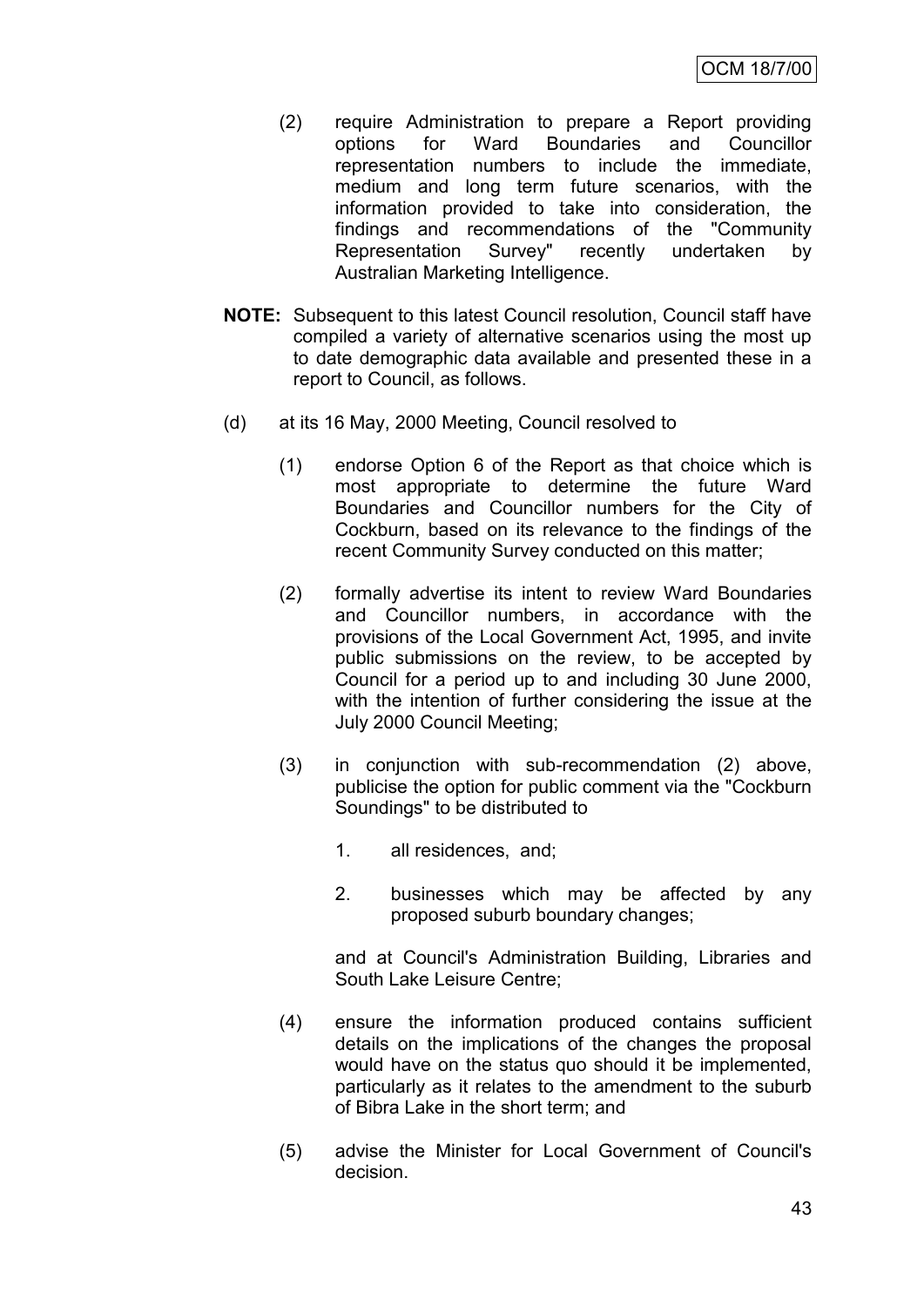(2) require Administration to prepare a Report providing options for Ward Boundaries and Councillor representation numbers to include the immediate, medium and long term future scenarios, with the information provided to take into consideration, the findings and recommendations of the "Community Representation Survey" recently undertaken by Australian Marketing Intelligence.

**NOTE:** Subsequent to this latest Council resolution, Council staff have compiled a variety of alternative scenarios using the most up to date demographic data available and presented these in a report to Council, as follows.

(d) at its 16 May, 2000 Meeting, Council resolved to

(1) endorse Option 6 of the Report as that choice which is most appropriate to determine the future Ward Boundaries and Councillor numbers for the City of Cockburn, based on its relevance to the findings of the recent Community Survey conducted on this matter;

(2) formally advertise its intent to review Ward Boundaries and Councillor numbers, in accordance with the provisions of the Local Government Act, 1995, and invite public submissions on the review, to be accepted by Council for a period up to and including 30 June 2000, with the intention of further considering the issue at the July 2000 Council Meeting;

(3) in conjunction with sub-recommendation (2) above, publicise the option for public comment via the "Cockburn Soundings" to be distributed to

1. all residences, and;

2. businesses which may be affected by any proposed suburb boundary changes;

and at Council's Administration Building, Libraries and South Lake Leisure Centre;

(4) ensure the information produced contains sufficient details on the implications of the changes the proposal would have on the status quo should it be implemented, particularly as it relates to the amendment to the suburb of Bibra Lake in the short term; and

(5) advise the Minister for Local Government of Council's decision.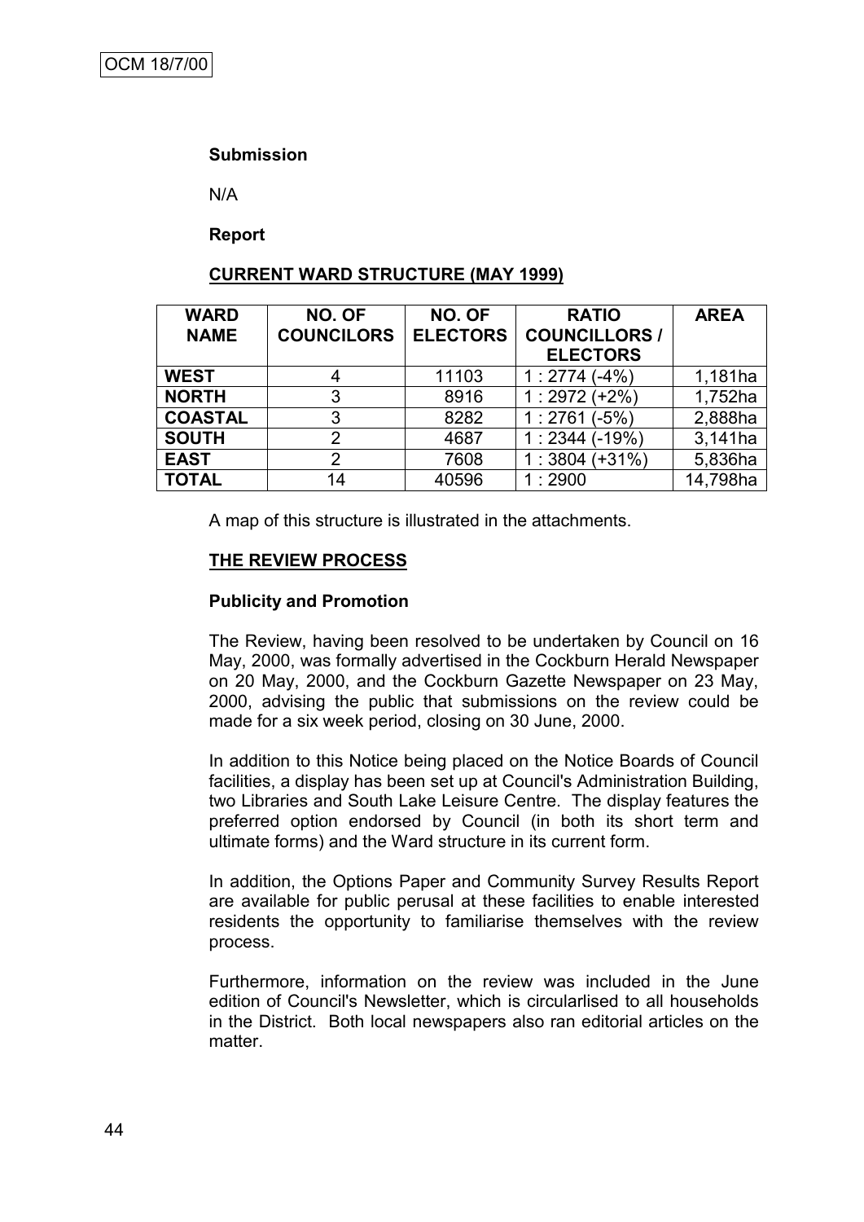**Submission**

N/A

**Report**

**CURRENT WARD STRUCTURE (MAY 1999)**

| WARD NAME | NO. OF COUNCILORS | NO. OF ELECTORS | RATIO COUNCILLORS / ELECTORS | AREA |
|---|---|---|---|---|
| **WEST** | 4 | 11103 | 1 : 2774 (-4%) | 1,181ha |
| **NORTH** | 3 | 8916 | 1 : 2972 (+2%) | 1,752ha |
| **COASTAL** | 3 | 8282 | 1 : 2761 (-5%) | 2,888ha |
| **SOUTH** | 2 | 4687 | 1 : 2344 (-19%) | 3,141ha |
| **EAST** | 2 | 7608 | 1 : 3804 (+31%) | 5,836ha |
| **TOTAL** | 14 | 40596 | 1 : 2900 | 14,798ha |

A map of this structure is illustrated in the attachments.

**THE REVIEW PROCESS**

**Publicity and Promotion**

The Review, having been resolved to be undertaken by Council on 16 May, 2000, was formally advertised in the Cockburn Herald Newspaper on 20 May, 2000, and the Cockburn Gazette Newspaper on 23 May, 2000, advising the public that submissions on the review could be made for a six week period, closing on 30 June, 2000.

In addition to this Notice being placed on the Notice Boards of Council facilities, a display has been set up at Council's Administration Building, two Libraries and South Lake Leisure Centre. The display features the preferred option endorsed by Council (in both its short term and ultimate forms) and the Ward structure in its current form.

In addition, the Options Paper and Community Survey Results Report are available for public perusal at these facilities to enable interested residents the opportunity to familiarise themselves with the review process.

Furthermore, information on the review was included in the June edition of Council's Newsletter, which is circularlised to all households in the District. Both local newspapers also ran editorial articles on the matter.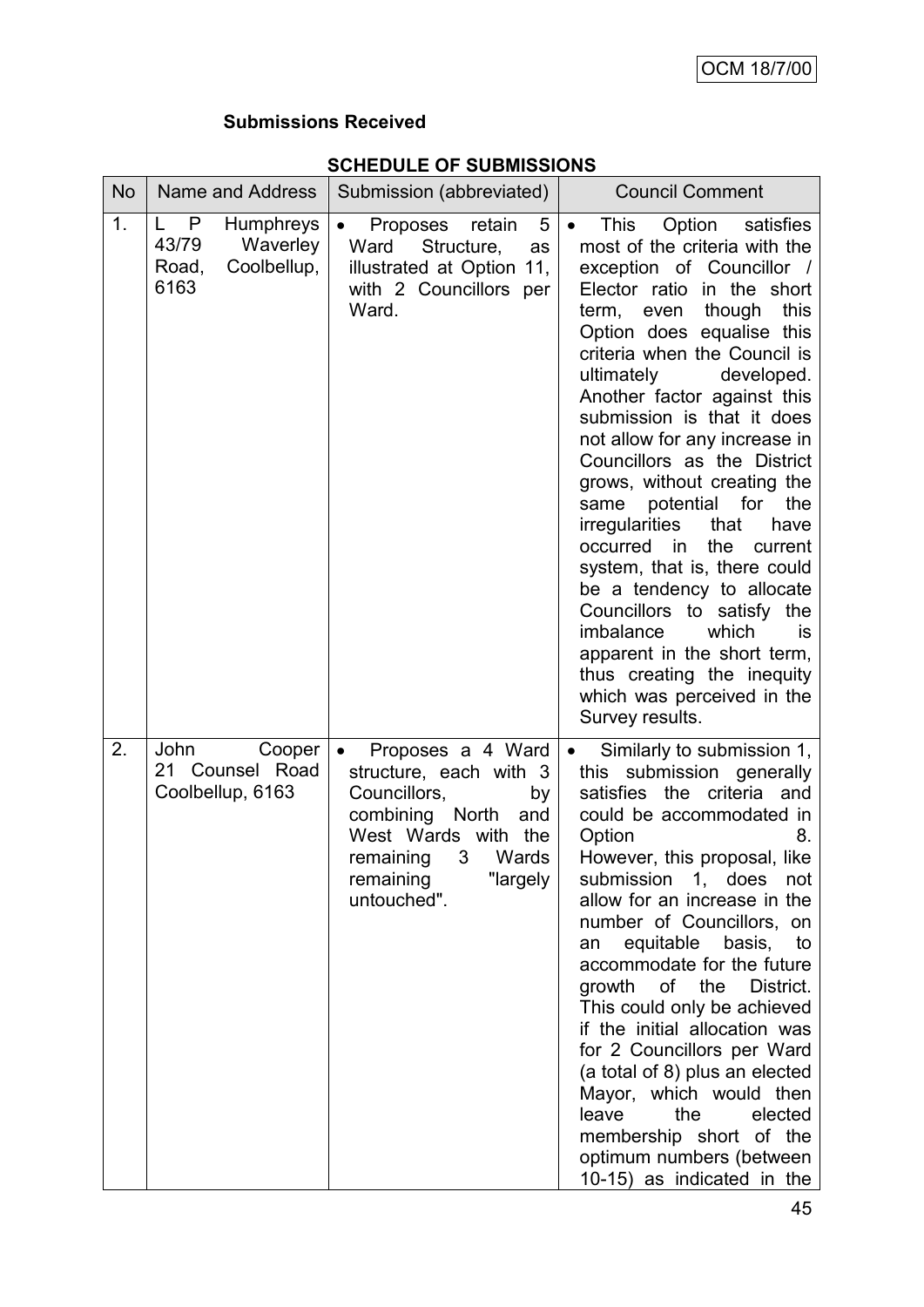**Submissions Received**

**SCHEDULE OF SUBMISSIONS**

| No | Name and Address | Submission (abbreviated) | Council Comment |
|---|---|---|---|
| 1. | L P Humphreys 43/79 Waverley Road, Coolbellup, 6163 | • Proposes retain 5 Ward Structure, as illustrated at Option 11, with 2 Councillors per Ward. | • This Option satisfies most of the criteria with the exception of Councillor / Elector ratio in the short term, even though this Option does equalise this criteria when the Council is ultimately developed. Another factor against this submission is that it does not allow for any increase in Councillors as the District grows, without creating the same potential for the irregularities that have occurred in the current system, that is, there could be a tendency to allocate Councillors to satisfy the imbalance which is apparent in the short term, thus creating the inequity which was perceived in the Survey results. |
| 2. | John Cooper 21 Counsel Road Coolbellup, 6163 | • Proposes a 4 Ward structure, each with 3 Councillors, by combining North and West Wards with the remaining 3 Wards remaining "largely untouched". | • Similarly to submission 1, this submission generally satisfies the criteria and could be accommodated in Option 8. However, this proposal, like submission 1, does not allow for an increase in the number of Councillors, on an equitable basis, to accommodate for the future growth of the District. This could only be achieved if the initial allocation was for 2 Councillors per Ward (a total of 8) plus an elected Mayor, which would then leave the elected membership short of the optimum numbers (between 10-15) as indicated in the |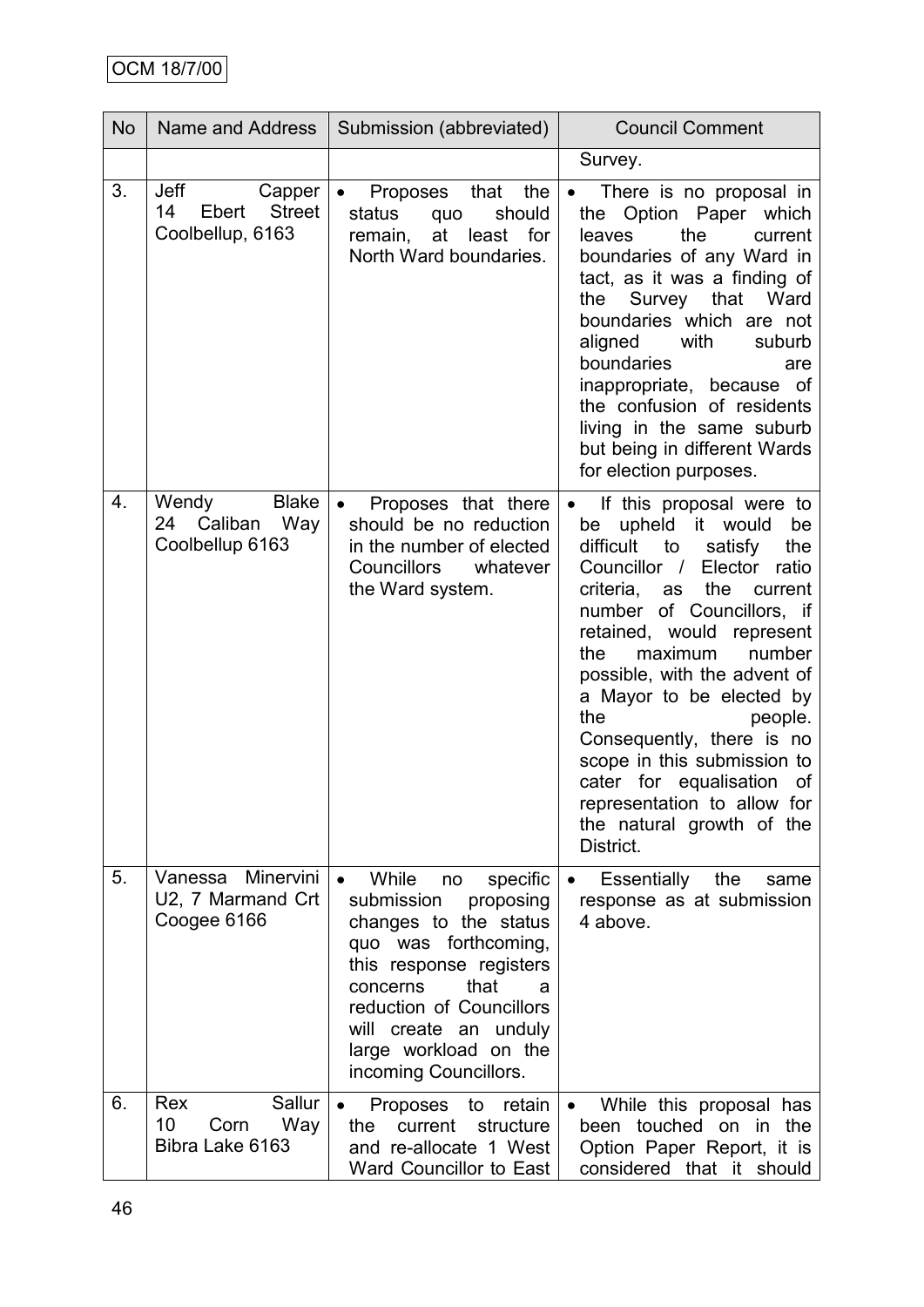OCM 18/7/00

| No | Name and Address | Submission (abbreviated) | Council Comment |
|---|---|---|---|
| | | | Survey. |
| 3. | Jeff Capper 14 Ebert Street Coolbellup, 6163 | • Proposes that the status quo should remain, at least for North Ward boundaries. | • There is no proposal in the Option Paper which leaves the current boundaries of any Ward in tact, as it was a finding of the Survey that Ward boundaries which are not aligned with suburb boundaries are inappropriate, because of the confusion of residents living in the same suburb but being in different Wards for election purposes. |
| 4. | Wendy Blake 24 Caliban Way Coolbellup 6163 | • Proposes that there should be no reduction in the number of elected Councillors whatever the Ward system. | • If this proposal were to be upheld it would be difficult to satisfy the Councillor / Elector ratio criteria, as the current number of Councillors, if retained, would represent the maximum number possible, with the advent of a Mayor to be elected by the people. Consequently, there is no scope in this submission to cater for equalisation of representation to allow for the natural growth of the District. |
| 5. | Vanessa Minervini U2, 7 Marmand Crt Coogee 6166 | • While no specific submission proposing changes to the status quo was forthcoming, this response registers concerns that a reduction of Councillors will create an unduly large workload on the incoming Councillors. | • Essentially the same response as at submission 4 above. |
| 6. | Rex Sallur 10 Corn Way Bibra Lake 6163 | • Proposes to retain the current structure and re-allocate 1 West Ward Councillor to East | • While this proposal has been touched on in the Option Paper Report, it is considered that it should |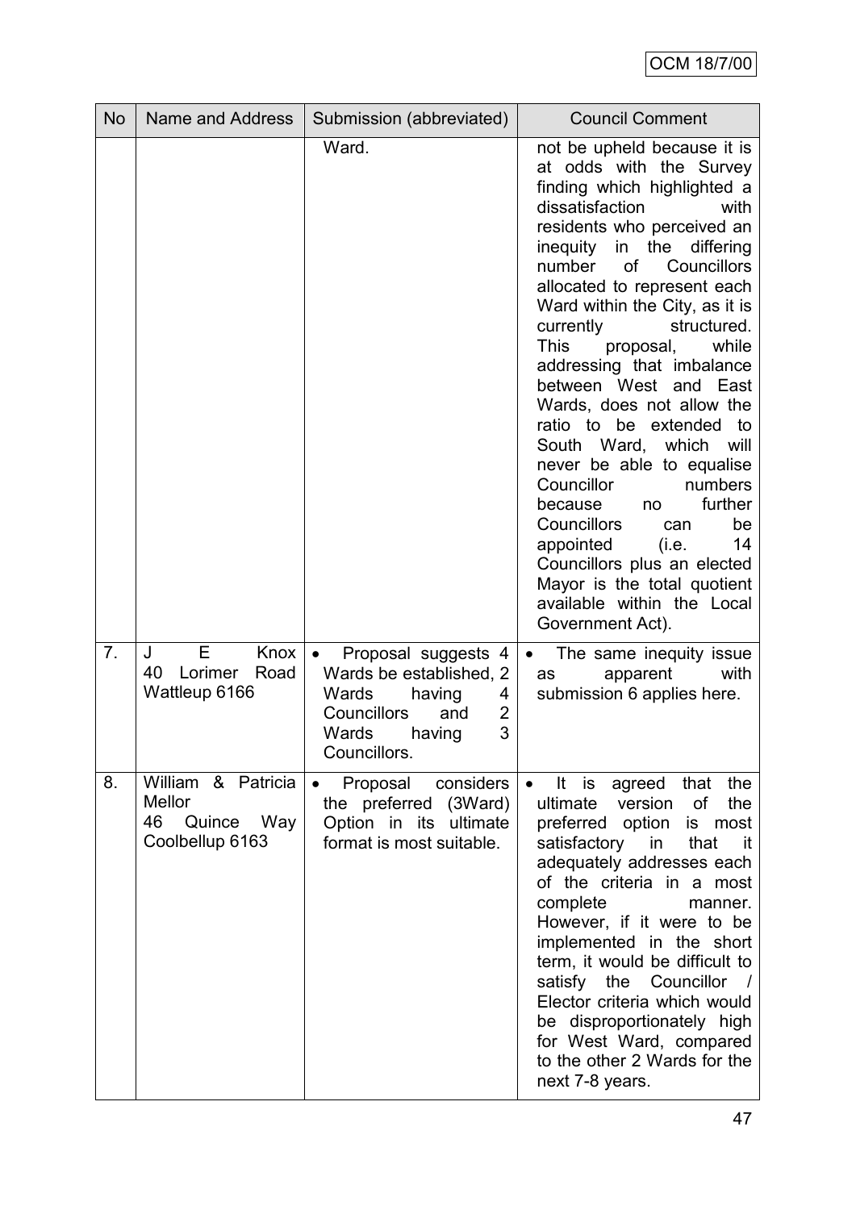| No | Name and Address | Submission (abbreviated) | Council Comment |
|---|---|---|---|
| | | Ward. | not be upheld because it is at odds with the Survey finding which highlighted a dissatisfaction with residents who perceived an inequity in the differing number of Councillors allocated to represent each Ward within the City, as it is currently structured. This proposal, while addressing that imbalance between West and East Wards, does not allow the ratio to be extended to South Ward, which will never be able to equalise Councillor numbers because no further Councillors can be appointed (i.e. 14 Councillors plus an elected Mayor is the total quotient available within the Local Government Act). |
| 7. | J E Knox<br>40 Lorimer Road<br>Wattleup 6166 | • Proposal suggests 4 Wards be established, 2 Wards having 4 Councillors and 2 Wards having 3 Councillors. | • The same inequity issue as apparent with submission 6 applies here. |
| 8. | William & Patricia Mellor<br>46 Quince Way<br>Coolbellup 6163 | • Proposal considers the preferred (3Ward) Option in its ultimate format is most suitable. | • It is agreed that the ultimate version of the preferred option is most satisfactory in that it adequately addresses each of the criteria in a most complete manner. However, if it were to be implemented in the short term, it would be difficult to satisfy the Councillor / Elector criteria which would be disproportionately high for West Ward, compared to the other 2 Wards for the next 7-8 years. |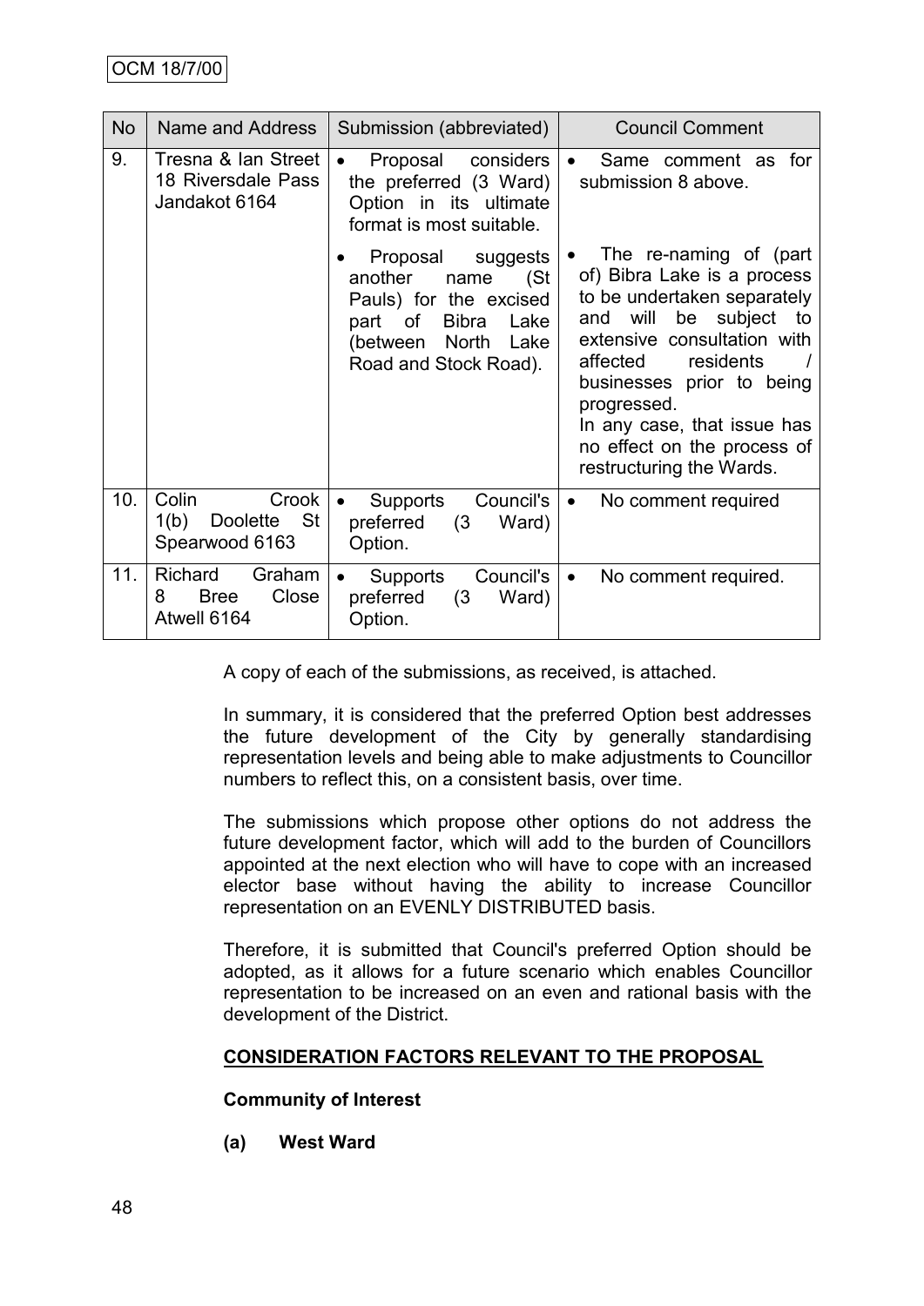| No | Name and Address | Submission (abbreviated) | Council Comment |
|---|---|---|---|
| 9. | Tresna & Ian Street 18 Riversdale Pass Jandakot 6164 | • Proposal considers the preferred (3 Ward) Option in its ultimate format is most suitable.<br>• Proposal suggests another name (St Pauls) for the excised part of Bibra Lake (between North Lake Road and Stock Road). | • Same comment as for submission 8 above.<br>• The re-naming of (part of) Bibra Lake is a process to be undertaken separately and will be subject to extensive consultation with affected residents / businesses prior to being progressed. In any case, that issue has no effect on the process of restructuring the Wards. |
| 10. | Colin Crook 1(b) Doolette St Spearwood 6163 | • Supports Council's preferred (3 Ward) Option. | • No comment required |
| 11. | Richard Graham 8 Bree Close Atwell 6164 | • Supports Council's preferred (3 Ward) Option. | • No comment required. |

A copy of each of the submissions, as received, is attached.

In summary, it is considered that the preferred Option best addresses the future development of the City by generally standardising representation levels and being able to make adjustments to Councillor numbers to reflect this, on a consistent basis, over time.

The submissions which propose other options do not address the future development factor, which will add to the burden of Councillors appointed at the next election who will have to cope with an increased elector base without having the ability to increase Councillor representation on an EVENLY DISTRIBUTED basis.

Therefore, it is submitted that Council's preferred Option should be adopted, as it allows for a future scenario which enables Councillor representation to be increased on an even and rational basis with the development of the District.

**CONSIDERATION FACTORS RELEVANT TO THE PROPOSAL**

**Community of Interest**

**(a) West Ward**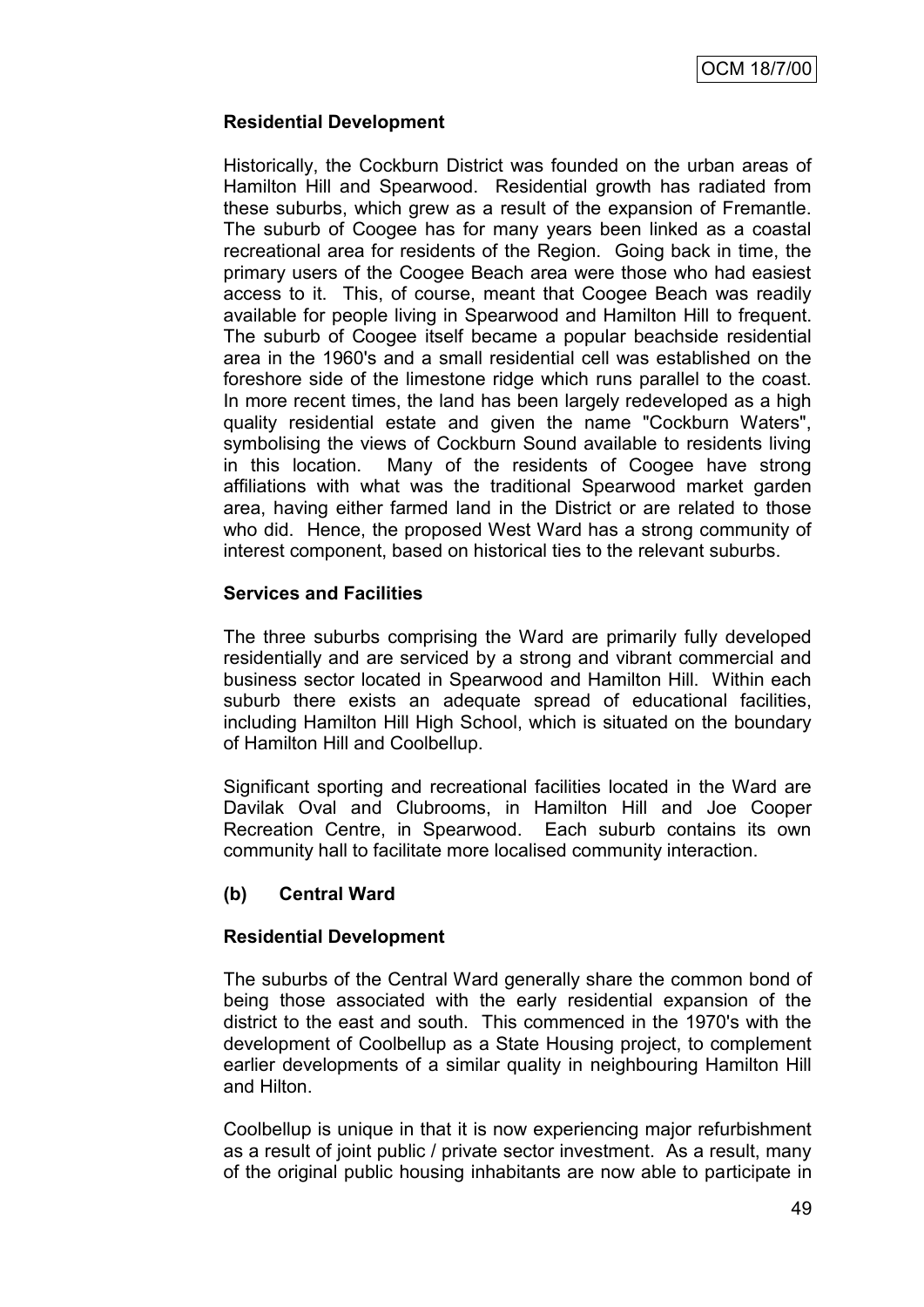**Residential Development**

Historically, the Cockburn District was founded on the urban areas of Hamilton Hill and Spearwood. Residential growth has radiated from these suburbs, which grew as a result of the expansion of Fremantle. The suburb of Coogee has for many years been linked as a coastal recreational area for residents of the Region. Going back in time, the primary users of the Coogee Beach area were those who had easiest access to it. This, of course, meant that Coogee Beach was readily available for people living in Spearwood and Hamilton Hill to frequent. The suburb of Coogee itself became a popular beachside residential area in the 1960's and a small residential cell was established on the foreshore side of the limestone ridge which runs parallel to the coast. In more recent times, the land has been largely redeveloped as a high quality residential estate and given the name "Cockburn Waters", symbolising the views of Cockburn Sound available to residents living in this location. Many of the residents of Coogee have strong affiliations with what was the traditional Spearwood market garden area, having either farmed land in the District or are related to those who did. Hence, the proposed West Ward has a strong community of interest component, based on historical ties to the relevant suburbs.

**Services and Facilities**

The three suburbs comprising the Ward are primarily fully developed residentially and are serviced by a strong and vibrant commercial and business sector located in Spearwood and Hamilton Hill. Within each suburb there exists an adequate spread of educational facilities, including Hamilton Hill High School, which is situated on the boundary of Hamilton Hill and Coolbellup.

Significant sporting and recreational facilities located in the Ward are Davilak Oval and Clubrooms, in Hamilton Hill and Joe Cooper Recreation Centre, in Spearwood. Each suburb contains its own community hall to facilitate more localised community interaction.

**(b) Central Ward**

**Residential Development**

The suburbs of the Central Ward generally share the common bond of being those associated with the early residential expansion of the district to the east and south. This commenced in the 1970's with the development of Coolbellup as a State Housing project, to complement earlier developments of a similar quality in neighbouring Hamilton Hill and Hilton.

Coolbellup is unique in that it is now experiencing major refurbishment as a result of joint public / private sector investment. As a result, many of the original public housing inhabitants are now able to participate in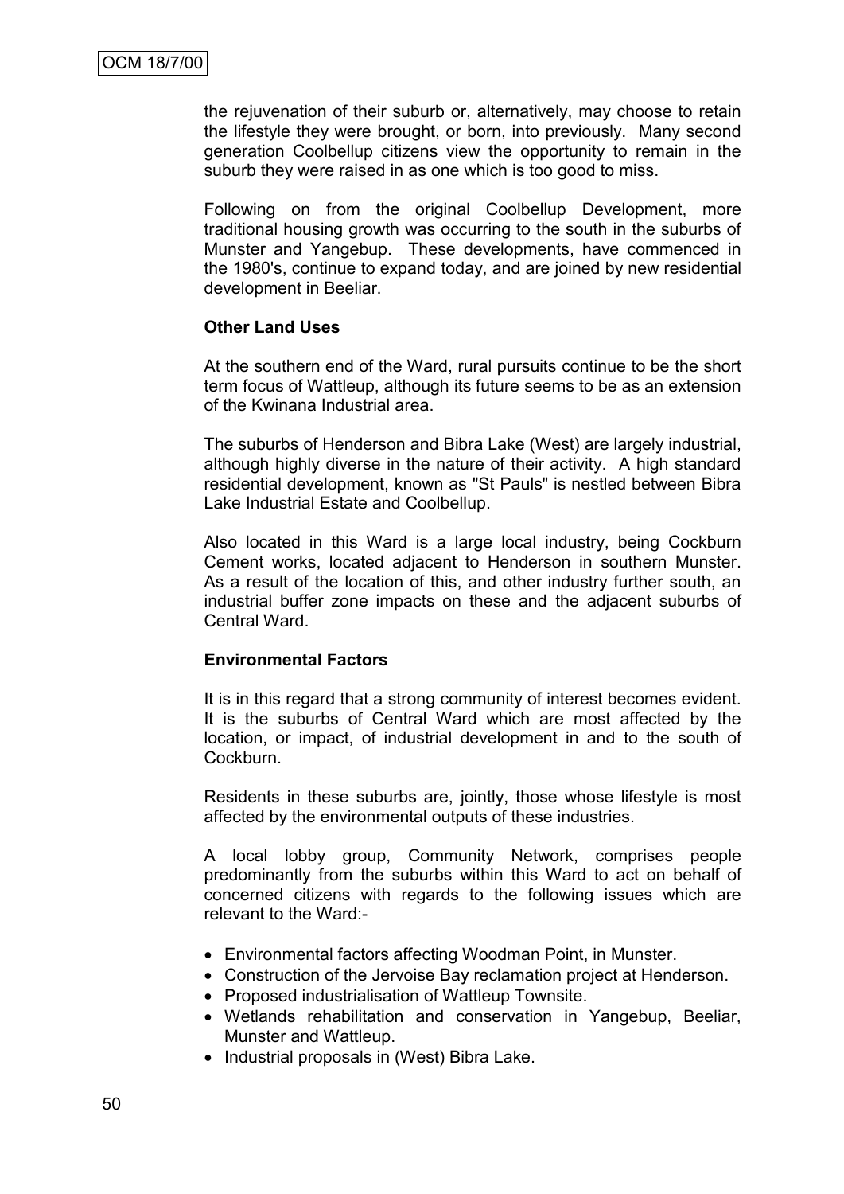the rejuvenation of their suburb or, alternatively, may choose to retain the lifestyle they were brought, or born, into previously. Many second generation Coolbellup citizens view the opportunity to remain in the suburb they were raised in as one which is too good to miss.

Following on from the original Coolbellup Development, more traditional housing growth was occurring to the south in the suburbs of Munster and Yangebup. These developments, have commenced in the 1980's, continue to expand today, and are joined by new residential development in Beeliar.

**Other Land Uses**

At the southern end of the Ward, rural pursuits continue to be the short term focus of Wattleup, although its future seems to be as an extension of the Kwinana Industrial area.

The suburbs of Henderson and Bibra Lake (West) are largely industrial, although highly diverse in the nature of their activity. A high standard residential development, known as "St Pauls" is nestled between Bibra Lake Industrial Estate and Coolbellup.

Also located in this Ward is a large local industry, being Cockburn Cement works, located adjacent to Henderson in southern Munster. As a result of the location of this, and other industry further south, an industrial buffer zone impacts on these and the adjacent suburbs of Central Ward.

**Environmental Factors**

It is in this regard that a strong community of interest becomes evident. It is the suburbs of Central Ward which are most affected by the location, or impact, of industrial development in and to the south of Cockburn.

Residents in these suburbs are, jointly, those whose lifestyle is most affected by the environmental outputs of these industries.

A local lobby group, Community Network, comprises people predominantly from the suburbs within this Ward to act on behalf of concerned citizens with regards to the following issues which are relevant to the Ward:-

- Environmental factors affecting Woodman Point, in Munster.
- Construction of the Jervoise Bay reclamation project at Henderson.
- Proposed industrialisation of Wattleup Townsite.
- Wetlands rehabilitation and conservation in Yangebup, Beeliar, Munster and Wattleup.
- Industrial proposals in (West) Bibra Lake.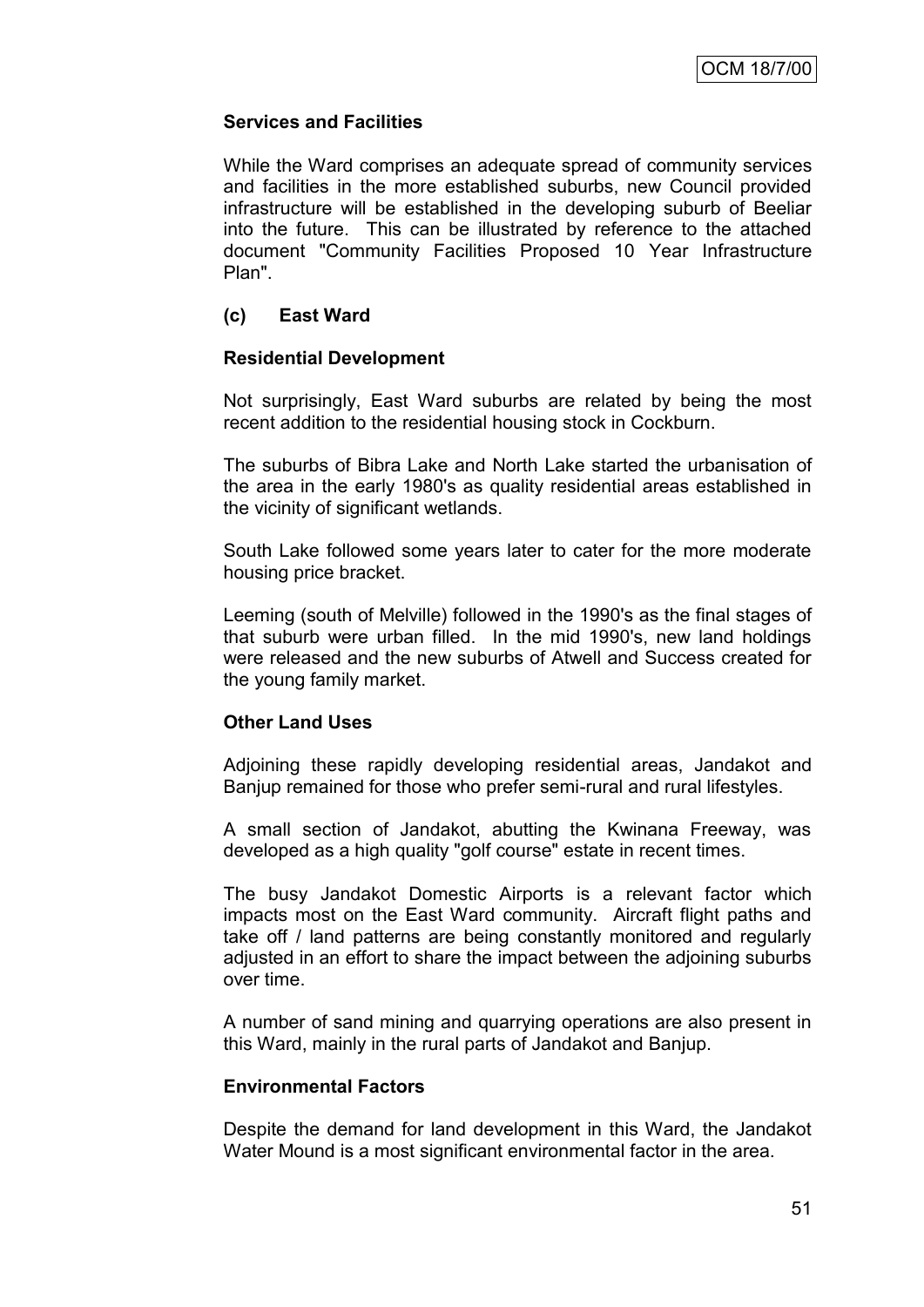**Services and Facilities**

While the Ward comprises an adequate spread of community services and facilities in the more established suburbs, new Council provided infrastructure will be established in the developing suburb of Beeliar into the future. This can be illustrated by reference to the attached document "Community Facilities Proposed 10 Year Infrastructure Plan".

**(c) East Ward**

**Residential Development**

Not surprisingly, East Ward suburbs are related by being the most recent addition to the residential housing stock in Cockburn.

The suburbs of Bibra Lake and North Lake started the urbanisation of the area in the early 1980's as quality residential areas established in the vicinity of significant wetlands.

South Lake followed some years later to cater for the more moderate housing price bracket.

Leeming (south of Melville) followed in the 1990's as the final stages of that suburb were urban filled. In the mid 1990's, new land holdings were released and the new suburbs of Atwell and Success created for the young family market.

**Other Land Uses**

Adjoining these rapidly developing residential areas, Jandakot and Banjup remained for those who prefer semi-rural and rural lifestyles.

A small section of Jandakot, abutting the Kwinana Freeway, was developed as a high quality "golf course" estate in recent times.

The busy Jandakot Domestic Airports is a relevant factor which impacts most on the East Ward community. Aircraft flight paths and take off / land patterns are being constantly monitored and regularly adjusted in an effort to share the impact between the adjoining suburbs over time.

A number of sand mining and quarrying operations are also present in this Ward, mainly in the rural parts of Jandakot and Banjup.

**Environmental Factors**

Despite the demand for land development in this Ward, the Jandakot Water Mound is a most significant environmental factor in the area.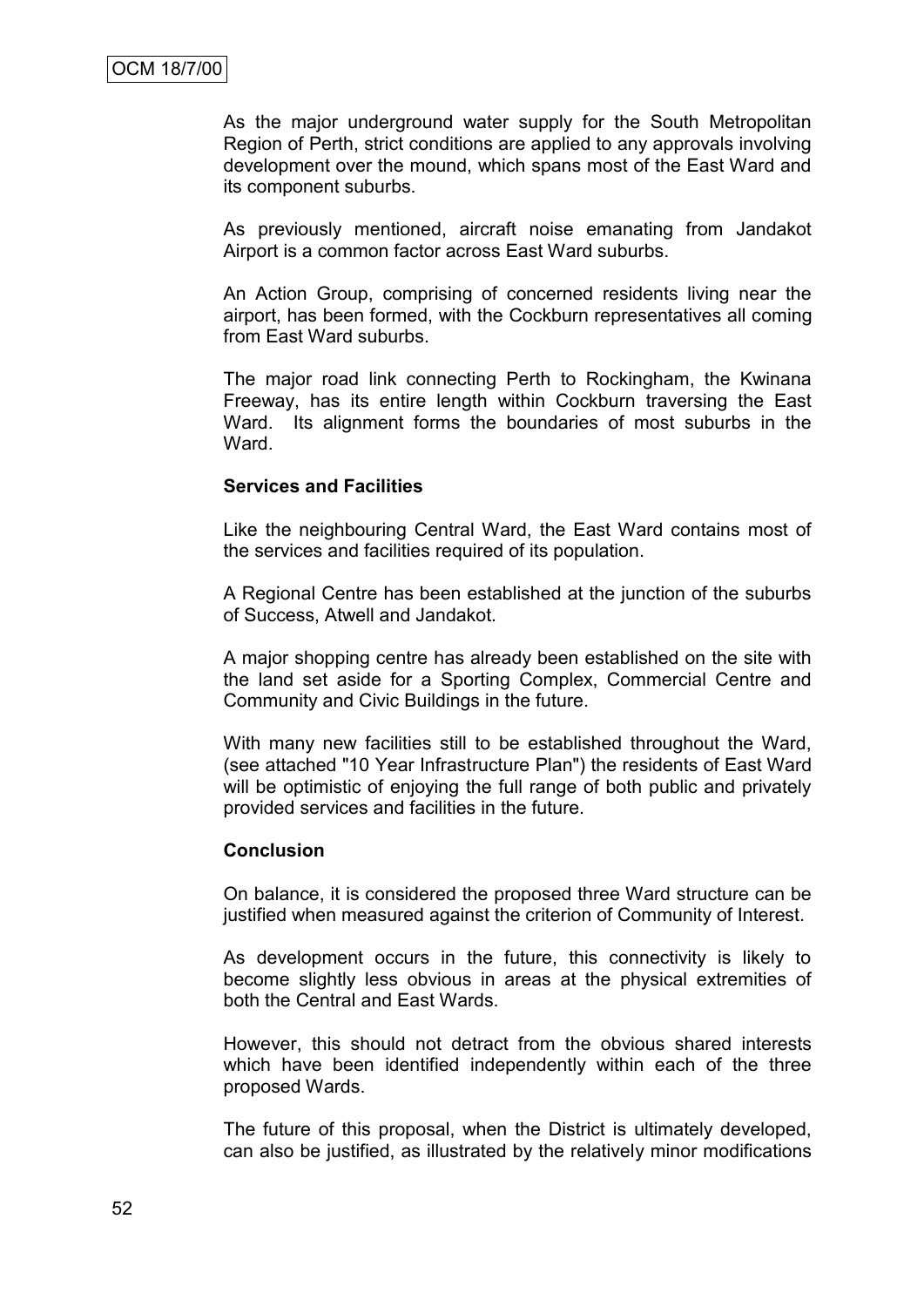As the major underground water supply for the South Metropolitan Region of Perth, strict conditions are applied to any approvals involving development over the mound, which spans most of the East Ward and its component suburbs.

As previously mentioned, aircraft noise emanating from Jandakot Airport is a common factor across East Ward suburbs.

An Action Group, comprising of concerned residents living near the airport, has been formed, with the Cockburn representatives all coming from East Ward suburbs.

The major road link connecting Perth to Rockingham, the Kwinana Freeway, has its entire length within Cockburn traversing the East Ward. Its alignment forms the boundaries of most suburbs in the Ward.

**Services and Facilities**

Like the neighbouring Central Ward, the East Ward contains most of the services and facilities required of its population.

A Regional Centre has been established at the junction of the suburbs of Success, Atwell and Jandakot.

A major shopping centre has already been established on the site with the land set aside for a Sporting Complex, Commercial Centre and Community and Civic Buildings in the future.

With many new facilities still to be established throughout the Ward, (see attached "10 Year Infrastructure Plan") the residents of East Ward will be optimistic of enjoying the full range of both public and privately provided services and facilities in the future.

**Conclusion**

On balance, it is considered the proposed three Ward structure can be justified when measured against the criterion of Community of Interest.

As development occurs in the future, this connectivity is likely to become slightly less obvious in areas at the physical extremities of both the Central and East Wards.

However, this should not detract from the obvious shared interests which have been identified independently within each of the three proposed Wards.

The future of this proposal, when the District is ultimately developed, can also be justified, as illustrated by the relatively minor modifications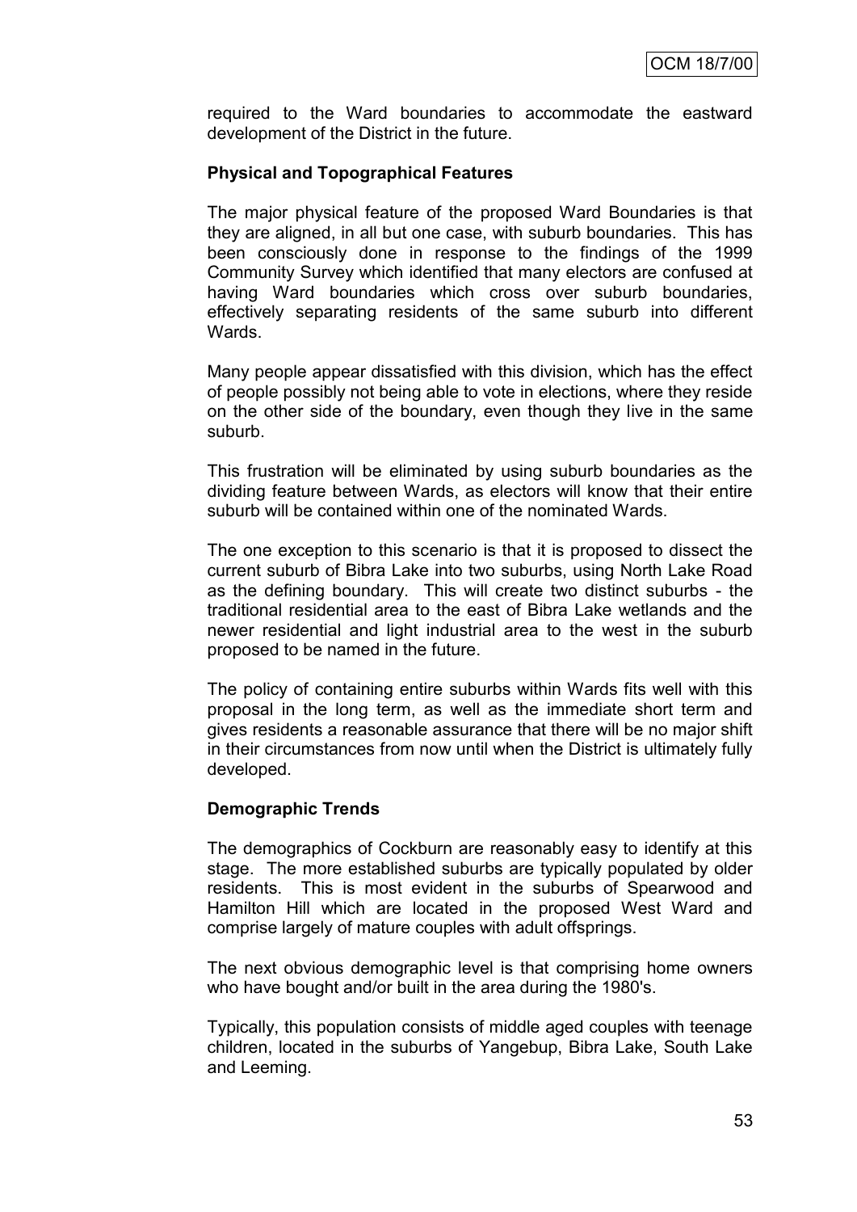required to the Ward boundaries to accommodate the eastward development of the District in the future.

**Physical and Topographical Features**

The major physical feature of the proposed Ward Boundaries is that they are aligned, in all but one case, with suburb boundaries. This has been consciously done in response to the findings of the 1999 Community Survey which identified that many electors are confused at having Ward boundaries which cross over suburb boundaries, effectively separating residents of the same suburb into different Wards.

Many people appear dissatisfied with this division, which has the effect of people possibly not being able to vote in elections, where they reside on the other side of the boundary, even though they live in the same suburb.

This frustration will be eliminated by using suburb boundaries as the dividing feature between Wards, as electors will know that their entire suburb will be contained within one of the nominated Wards.

The one exception to this scenario is that it is proposed to dissect the current suburb of Bibra Lake into two suburbs, using North Lake Road as the defining boundary. This will create two distinct suburbs - the traditional residential area to the east of Bibra Lake wetlands and the newer residential and light industrial area to the west in the suburb proposed to be named in the future.

The policy of containing entire suburbs within Wards fits well with this proposal in the long term, as well as the immediate short term and gives residents a reasonable assurance that there will be no major shift in their circumstances from now until when the District is ultimately fully developed.

**Demographic Trends**

The demographics of Cockburn are reasonably easy to identify at this stage. The more established suburbs are typically populated by older residents. This is most evident in the suburbs of Spearwood and Hamilton Hill which are located in the proposed West Ward and comprise largely of mature couples with adult offsprings.

The next obvious demographic level is that comprising home owners who have bought and/or built in the area during the 1980's.

Typically, this population consists of middle aged couples with teenage children, located in the suburbs of Yangebup, Bibra Lake, South Lake and Leeming.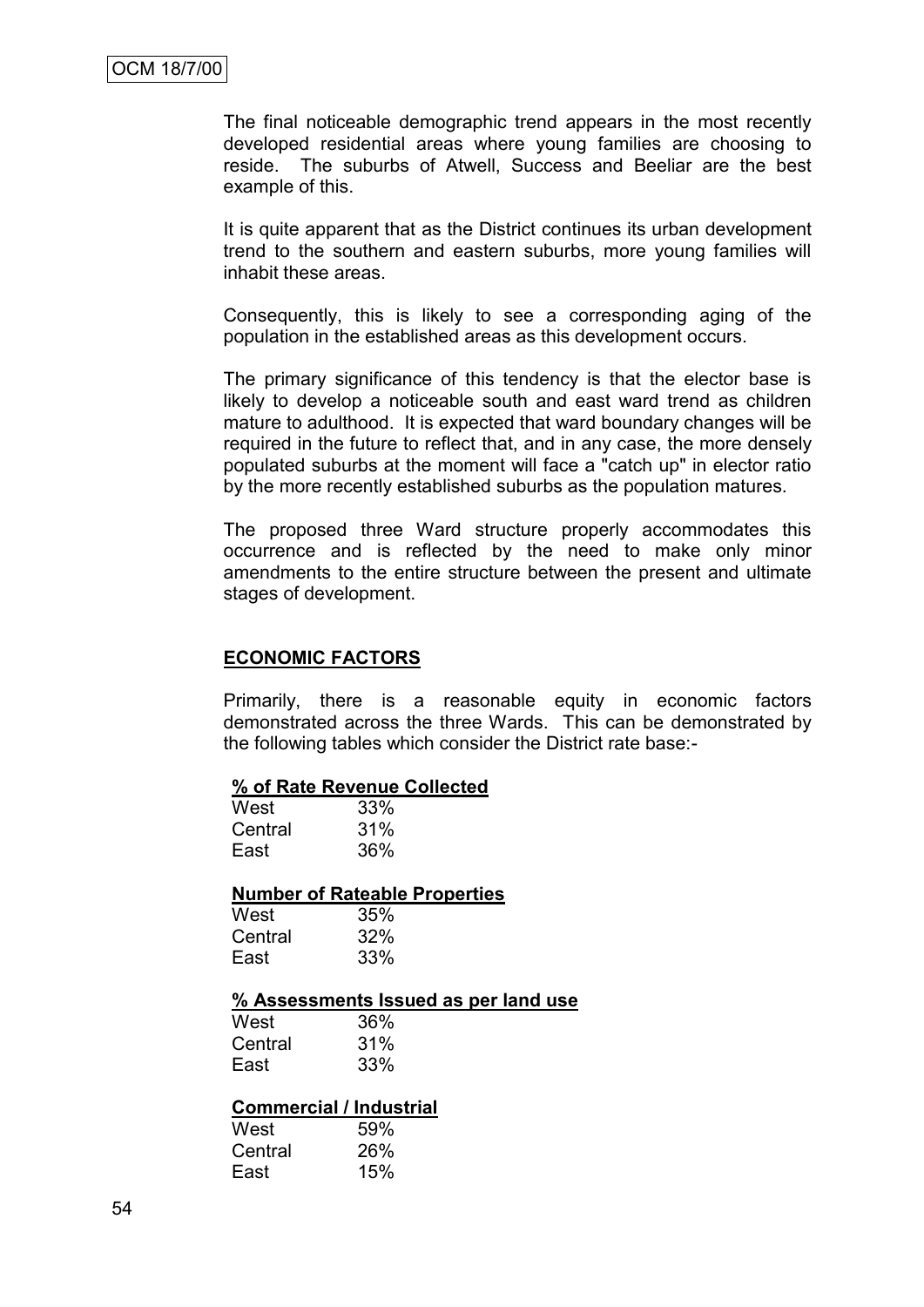The final noticeable demographic trend appears in the most recently developed residential areas where young families are choosing to reside. The suburbs of Atwell, Success and Beeliar are the best example of this.

It is quite apparent that as the District continues its urban development trend to the southern and eastern suburbs, more young families will inhabit these areas.

Consequently, this is likely to see a corresponding aging of the population in the established areas as this development occurs.

The primary significance of this tendency is that the elector base is likely to develop a noticeable south and east ward trend as children mature to adulthood. It is expected that ward boundary changes will be required in the future to reflect that, and in any case, the more densely populated suburbs at the moment will face a "catch up" in elector ratio by the more recently established suburbs as the population matures.

The proposed three Ward structure properly accommodates this occurrence and is reflected by the need to make only minor amendments to the entire structure between the present and ultimate stages of development.

## ECONOMIC FACTORS

Primarily, there is a reasonable equity in economic factors demonstrated across the three Wards. This can be demonstrated by the following tables which consider the District rate base:-

**% of Rate Revenue Collected**

| | |
|---|---|
| West | 33% |
| Central | 31% |
| East | 36% |

**Number of Rateable Properties**

| | |
|---|---|
| West | 35% |
| Central | 32% |
| East | 33% |

**% Assessments Issued as per land use**

| | |
|---|---|
| West | 36% |
| Central | 31% |
| East | 33% |

**Commercial / Industrial**

| | |
|---|---|
| West | 59% |
| Central | 26% |
| East | 15% |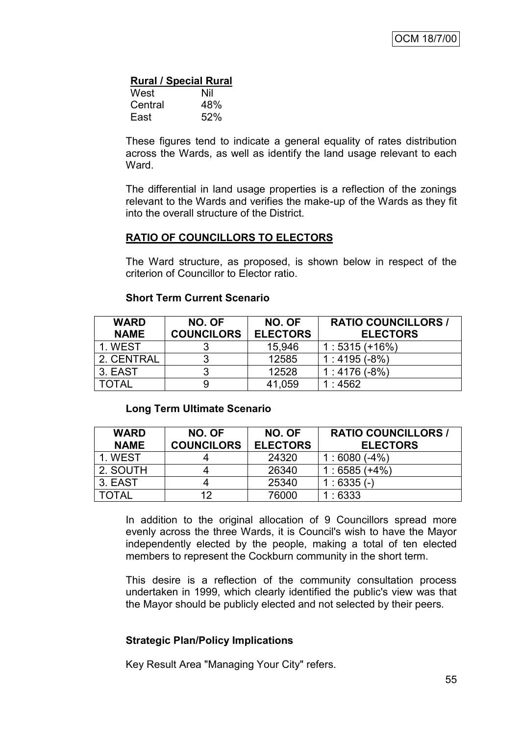**Rural / Special Rural**

| | |
|---|---|
| West | Nil |
| Central | 48% |
| East | 52% |

These figures tend to indicate a general equality of rates distribution across the Wards, as well as identify the land usage relevant to each Ward.

The differential in land usage properties is a reflection of the zonings relevant to the Wards and verifies the make-up of the Wards as they fit into the overall structure of the District.

**RATIO OF COUNCILLORS TO ELECTORS**

The Ward structure, as proposed, is shown below in respect of the criterion of Councillor to Elector ratio.

**Short Term Current Scenario**

| WARD NAME | NO. OF COUNCILORS | NO. OF ELECTORS | RATIO COUNCILLORS / ELECTORS |
|---|---|---|---|
| 1. WEST | 3 | 15,946 | 1 : 5315 (+16%) |
| 2. CENTRAL | 3 | 12585 | 1 : 4195 (-8%) |
| 3. EAST | 3 | 12528 | 1 : 4176 (-8%) |
| TOTAL | 9 | 41,059 | 1 : 4562 |

**Long Term Ultimate Scenario**

| WARD NAME | NO. OF COUNCILORS | NO. OF ELECTORS | RATIO COUNCILLORS / ELECTORS |
|---|---|---|---|
| 1. WEST | 4 | 24320 | 1 : 6080 (-4%) |
| 2. SOUTH | 4 | 26340 | 1 : 6585 (+4%) |
| 3. EAST | 4 | 25340 | 1 : 6335 (-) |
| TOTAL | 12 | 76000 | 1 : 6333 |

In addition to the original allocation of 9 Councillors spread more evenly across the three Wards, it is Council's wish to have the Mayor independently elected by the people, making a total of ten elected members to represent the Cockburn community in the short term.

This desire is a reflection of the community consultation process undertaken in 1999, which clearly identified the public's view was that the Mayor should be publicly elected and not selected by their peers.

**Strategic Plan/Policy Implications**

Key Result Area "Managing Your City" refers.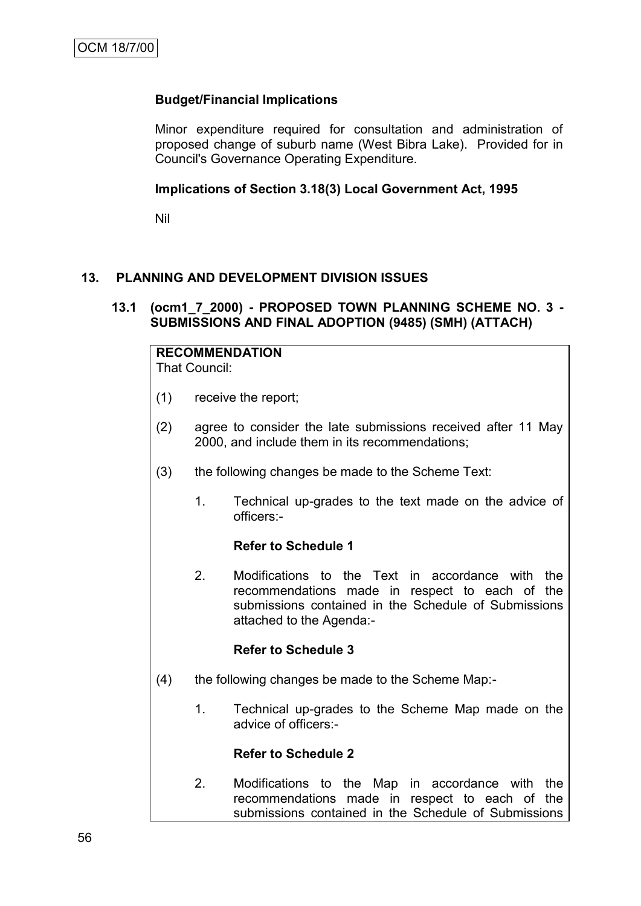**Budget/Financial Implications**

Minor expenditure required for consultation and administration of proposed change of suburb name (West Bibra Lake). Provided for in Council's Governance Operating Expenditure.

**Implications of Section 3.18(3) Local Government Act, 1995**

Nil

## 13. PLANNING AND DEVELOPMENT DIVISION ISSUES

### 13.1 (ocm1_7_2000) - PROPOSED TOWN PLANNING SCHEME NO. 3 - SUBMISSIONS AND FINAL ADOPTION (9485) (SMH) (ATTACH)

**RECOMMENDATION**

That Council:

(1) receive the report;

(2) agree to consider the late submissions received after 11 May 2000, and include them in its recommendations;

(3) the following changes be made to the Scheme Text:

1. Technical up-grades to the text made on the advice of officers:-

   **Refer to Schedule 1**

2. Modifications to the Text in accordance with the recommendations made in respect to each of the submissions contained in the Schedule of Submissions attached to the Agenda:-

   **Refer to Schedule 3**

(4) the following changes be made to the Scheme Map:-

1. Technical up-grades to the Scheme Map made on the advice of officers:-

   **Refer to Schedule 2**

2. Modifications to the Map in accordance with the recommendations made in respect to each of the submissions contained in the Schedule of Submissions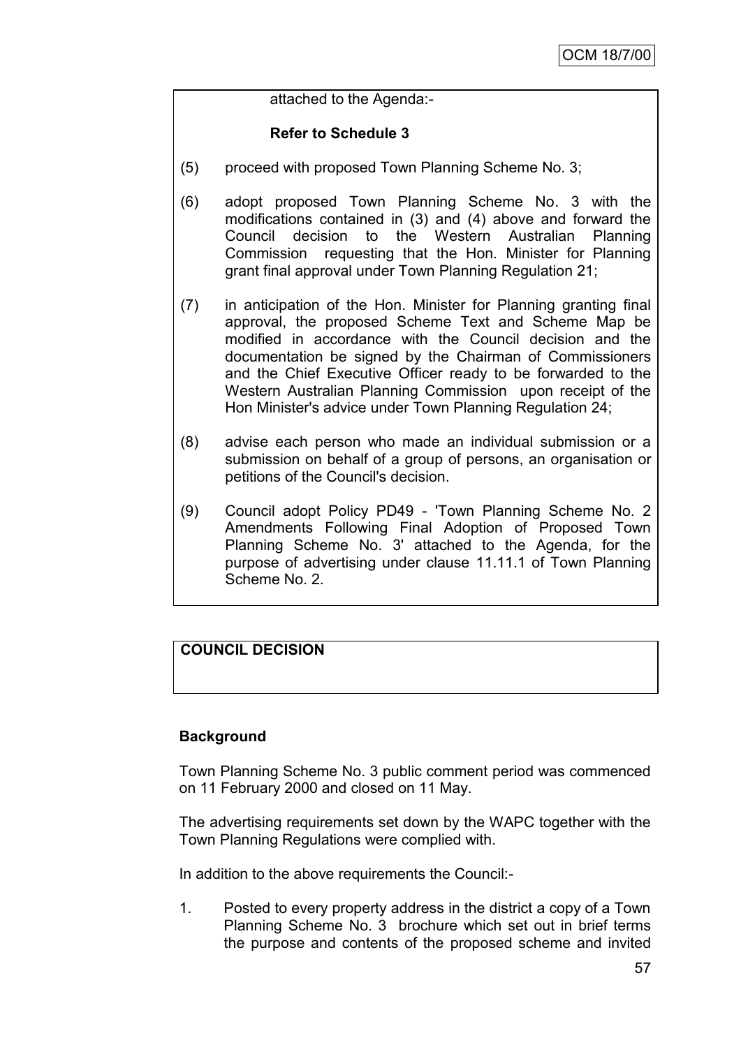attached to the Agenda:-

**Refer to Schedule 3**

(5) proceed with proposed Town Planning Scheme No. 3;

(6) adopt proposed Town Planning Scheme No. 3 with the modifications contained in (3) and (4) above and forward the Council decision to the Western Australian Planning Commission requesting that the Hon. Minister for Planning grant final approval under Town Planning Regulation 21;

(7) in anticipation of the Hon. Minister for Planning granting final approval, the proposed Scheme Text and Scheme Map be modified in accordance with the Council decision and the documentation be signed by the Chairman of Commissioners and the Chief Executive Officer ready to be forwarded to the Western Australian Planning Commission upon receipt of the Hon Minister's advice under Town Planning Regulation 24;

(8) advise each person who made an individual submission or a submission on behalf of a group of persons, an organisation or petitions of the Council's decision.

(9) Council adopt Policy PD49 - 'Town Planning Scheme No. 2 Amendments Following Final Adoption of Proposed Town Planning Scheme No. 3' attached to the Agenda, for the purpose of advertising under clause 11.11.1 of Town Planning Scheme No. 2.

**COUNCIL DECISION**

## Background

Town Planning Scheme No. 3 public comment period was commenced on 11 February 2000 and closed on 11 May.

The advertising requirements set down by the WAPC together with the Town Planning Regulations were complied with.

In addition to the above requirements the Council:-

1. Posted to every property address in the district a copy of a Town Planning Scheme No. 3 brochure which set out in brief terms the purpose and contents of the proposed scheme and invited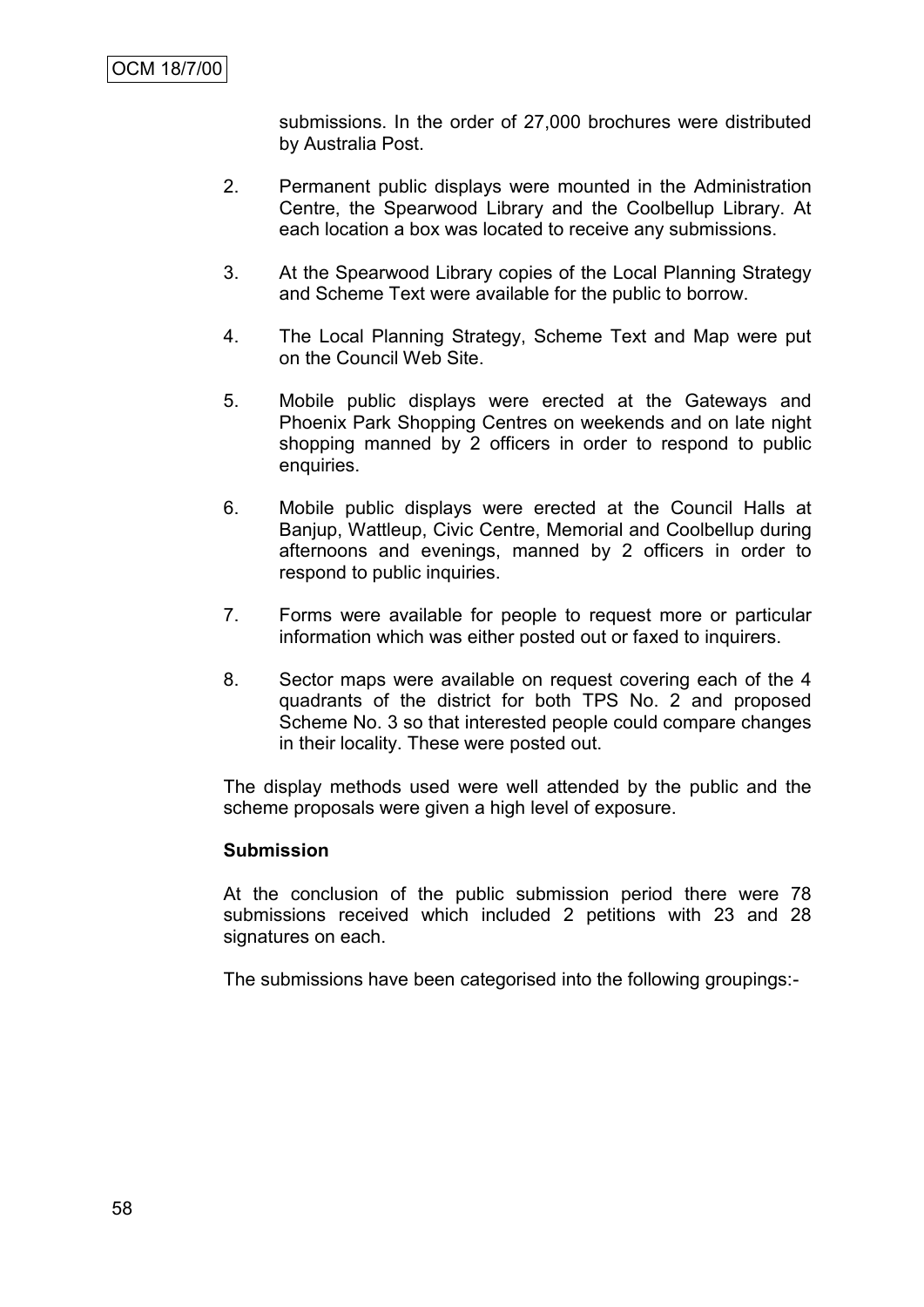submissions. In the order of 27,000 brochures were distributed by Australia Post.

2. Permanent public displays were mounted in the Administration Centre, the Spearwood Library and the Coolbellup Library. At each location a box was located to receive any submissions.

3. At the Spearwood Library copies of the Local Planning Strategy and Scheme Text were available for the public to borrow.

4. The Local Planning Strategy, Scheme Text and Map were put on the Council Web Site.

5. Mobile public displays were erected at the Gateways and Phoenix Park Shopping Centres on weekends and on late night shopping manned by 2 officers in order to respond to public enquiries.

6. Mobile public displays were erected at the Council Halls at Banjup, Wattleup, Civic Centre, Memorial and Coolbellup during afternoons and evenings, manned by 2 officers in order to respond to public inquiries.

7. Forms were available for people to request more or particular information which was either posted out or faxed to inquirers.

8. Sector maps were available on request covering each of the 4 quadrants of the district for both TPS No. 2 and proposed Scheme No. 3 so that interested people could compare changes in their locality. These were posted out.

The display methods used were well attended by the public and the scheme proposals were given a high level of exposure.

**Submission**

At the conclusion of the public submission period there were 78 submissions received which included 2 petitions with 23 and 28 signatures on each.

The submissions have been categorised into the following groupings:-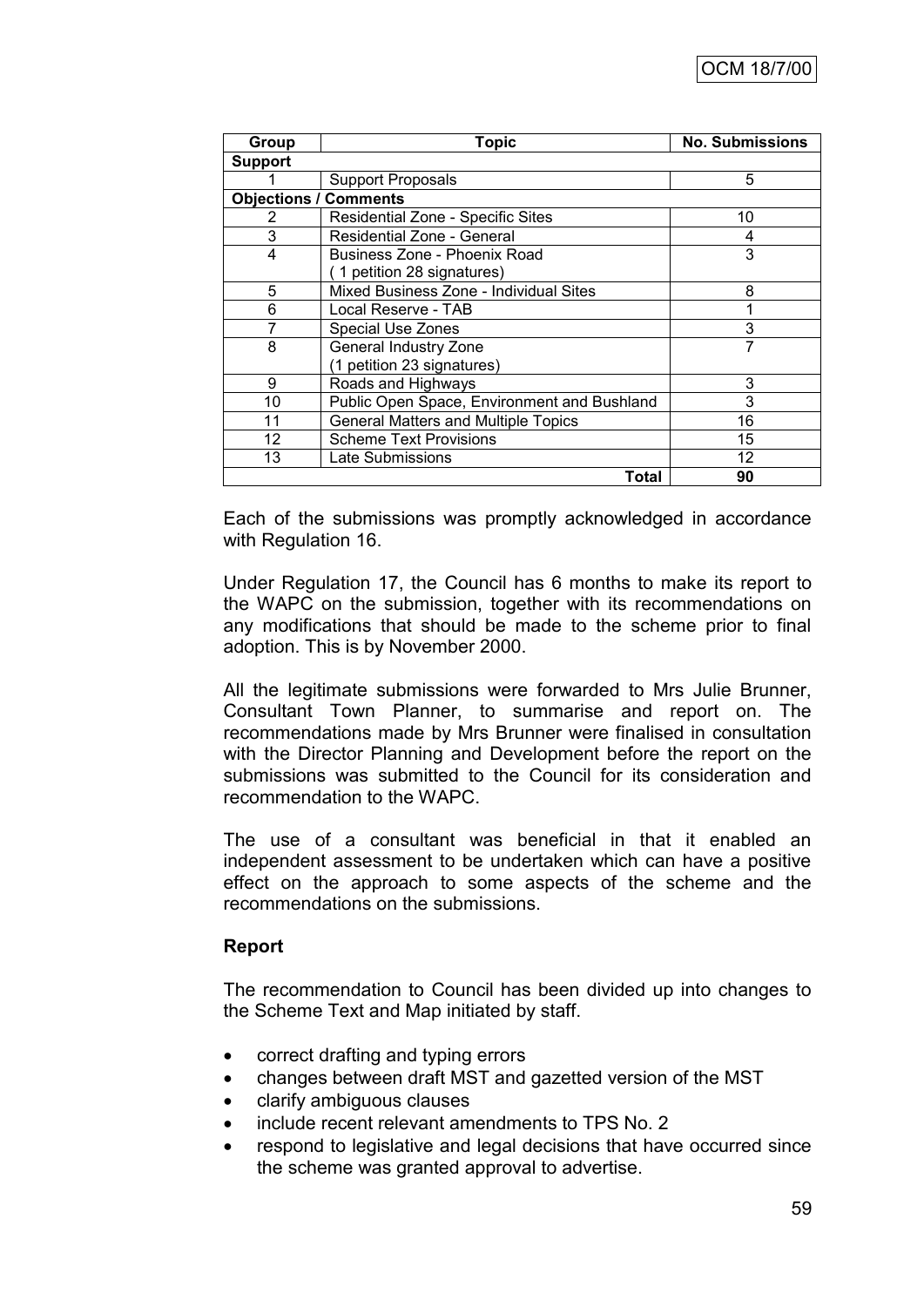| Group | Topic | No. Submissions |
| --- | --- | --- |
| **Support** | | |
| 1 | Support Proposals | 5 |
| **Objections / Comments** | | |
| 2 | Residential Zone - Specific Sites | 10 |
| 3 | Residential Zone - General | 4 |
| 4 | Business Zone - Phoenix Road ( 1 petition 28 signatures) | 3 |
| 5 | Mixed Business Zone - Individual Sites | 8 |
| 6 | Local Reserve - TAB | 1 |
| 7 | Special Use Zones | 3 |
| 8 | General Industry Zone (1 petition 23 signatures) | 7 |
| 9 | Roads and Highways | 3 |
| 10 | Public Open Space, Environment and Bushland | 3 |
| 11 | General Matters and Multiple Topics | 16 |
| 12 | Scheme Text Provisions | 15 |
| 13 | Late Submissions | 12 |
| | **Total** | **90** |

Each of the submissions was promptly acknowledged in accordance with Regulation 16.

Under Regulation 17, the Council has 6 months to make its report to the WAPC on the submission, together with its recommendations on any modifications that should be made to the scheme prior to final adoption. This is by November 2000.

All the legitimate submissions were forwarded to Mrs Julie Brunner, Consultant Town Planner, to summarise and report on. The recommendations made by Mrs Brunner were finalised in consultation with the Director Planning and Development before the report on the submissions was submitted to the Council for its consideration and recommendation to the WAPC.

The use of a consultant was beneficial in that it enabled an independent assessment to be undertaken which can have a positive effect on the approach to some aspects of the scheme and the recommendations on the submissions.

**Report**

The recommendation to Council has been divided up into changes to the Scheme Text and Map initiated by staff.

- correct drafting and typing errors
- changes between draft MST and gazetted version of the MST
- clarify ambiguous clauses
- include recent relevant amendments to TPS No. 2
- respond to legislative and legal decisions that have occurred since the scheme was granted approval to advertise.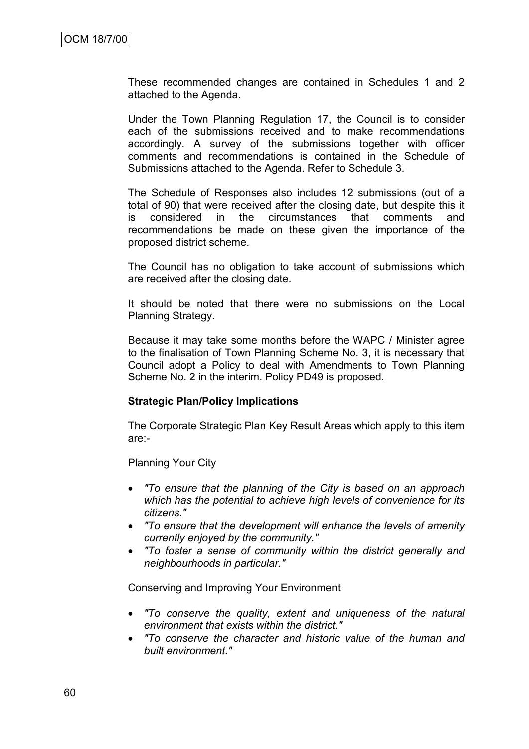These recommended changes are contained in Schedules 1 and 2 attached to the Agenda.

Under the Town Planning Regulation 17, the Council is to consider each of the submissions received and to make recommendations accordingly. A survey of the submissions together with officer comments and recommendations is contained in the Schedule of Submissions attached to the Agenda. Refer to Schedule 3.

The Schedule of Responses also includes 12 submissions (out of a total of 90) that were received after the closing date, but despite this it is considered in the circumstances that comments and recommendations be made on these given the importance of the proposed district scheme.

The Council has no obligation to take account of submissions which are received after the closing date.

It should be noted that there were no submissions on the Local Planning Strategy.

Because it may take some months before the WAPC / Minister agree to the finalisation of Town Planning Scheme No. 3, it is necessary that Council adopt a Policy to deal with Amendments to Town Planning Scheme No. 2 in the interim. Policy PD49 is proposed.

**Strategic Plan/Policy Implications**

The Corporate Strategic Plan Key Result Areas which apply to this item are:-

Planning Your City

- *"To ensure that the planning of the City is based on an approach which has the potential to achieve high levels of convenience for its citizens."*
- *"To ensure that the development will enhance the levels of amenity currently enjoyed by the community."*
- *"To foster a sense of community within the district generally and neighbourhoods in particular."*

Conserving and Improving Your Environment

- *"To conserve the quality, extent and uniqueness of the natural environment that exists within the district."*
- *"To conserve the character and historic value of the human and built environment."*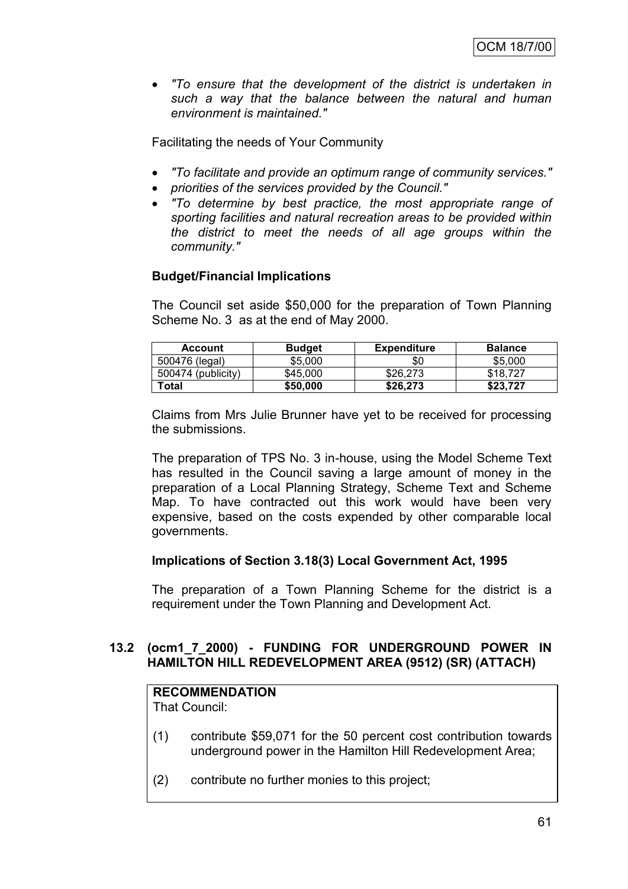- *"To ensure that the development of the district is undertaken in such a way that the balance between the natural and human environment is maintained."*

Facilitating the needs of Your Community

- *"To facilitate and provide an optimum range of community services."*
- *priorities of the services provided by the Council."*
- *"To determine by best practice, the most appropriate range of sporting facilities and natural recreation areas to be provided within the district to meet the needs of all age groups within the community."*

**Budget/Financial Implications**

The Council set aside $50,000 for the preparation of Town Planning Scheme No. 3 as at the end of May 2000.

| Account | Budget | Expenditure | Balance |
|---|---|---|---|
| 500476 (legal) | $5,000 | $0 | $5,000 |
| 500474 (publicity) | $45,000 | $26,273 | $18,727 |
| **Total** | **$50,000** | **$26,273** | **$23,727** |

Claims from Mrs Julie Brunner have yet to be received for processing the submissions.

The preparation of TPS No. 3 in-house, using the Model Scheme Text has resulted in the Council saving a large amount of money in the preparation of a Local Planning Strategy, Scheme Text and Scheme Map. To have contracted out this work would have been very expensive, based on the costs expended by other comparable local governments.

**Implications of Section 3.18(3) Local Government Act, 1995**

The preparation of a Town Planning Scheme for the district is a requirement under the Town Planning and Development Act.

## 13.2 (ocm1_7_2000) - FUNDING FOR UNDERGROUND POWER IN HAMILTON HILL REDEVELOPMENT AREA (9512) (SR) (ATTACH)

**RECOMMENDATION**
That Council:

(1) contribute $59,071 for the 50 percent cost contribution towards underground power in the Hamilton Hill Redevelopment Area;

(2) contribute no further monies to this project;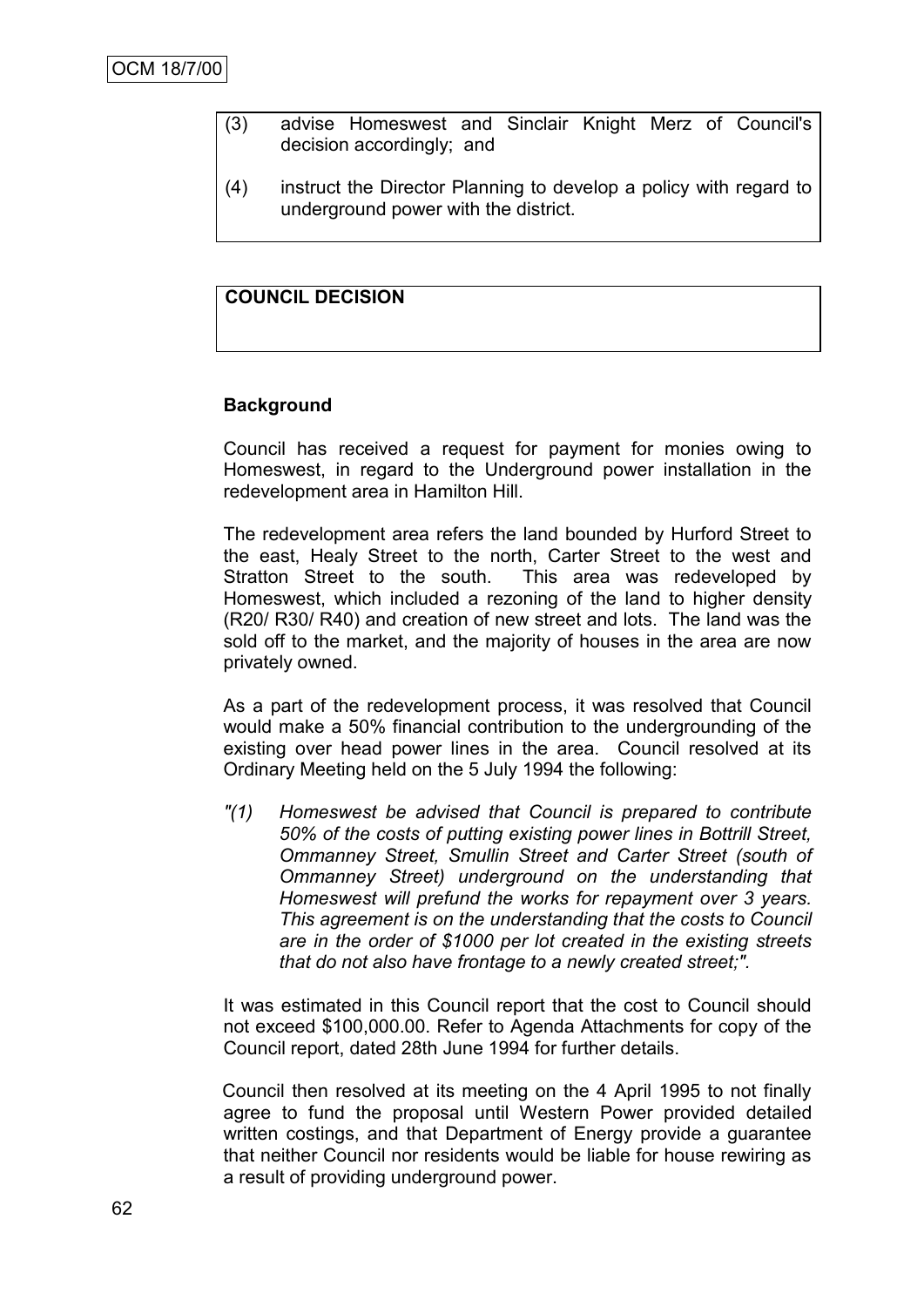(3) advise Homeswest and Sinclair Knight Merz of Council's decision accordingly; and

(4) instruct the Director Planning to develop a policy with regard to underground power with the district.

**COUNCIL DECISION**

**Background**

Council has received a request for payment for monies owing to Homeswest, in regard to the Underground power installation in the redevelopment area in Hamilton Hill.

The redevelopment area refers the land bounded by Hurford Street to the east, Healy Street to the north, Carter Street to the west and Stratton Street to the south. This area was redeveloped by Homeswest, which included a rezoning of the land to higher density (R20/ R30/ R40) and creation of new street and lots. The land was the sold off to the market, and the majority of houses in the area are now privately owned.

As a part of the redevelopment process, it was resolved that Council would make a 50% financial contribution to the undergrounding of the existing over head power lines in the area. Council resolved at its Ordinary Meeting held on the 5 July 1994 the following:

*"(1) Homeswest be advised that Council is prepared to contribute 50% of the costs of putting existing power lines in Bottrill Street, Ommanney Street, Smullin Street and Carter Street (south of Ommanney Street) underground on the understanding that Homeswest will prefund the works for repayment over 3 years. This agreement is on the understanding that the costs to Council are in the order of $1000 per lot created in the existing streets that do not also have frontage to a newly created street;".*

It was estimated in this Council report that the cost to Council should not exceed $100,000.00. Refer to Agenda Attachments for copy of the Council report, dated 28th June 1994 for further details.

Council then resolved at its meeting on the 4 April 1995 to not finally agree to fund the proposal until Western Power provided detailed written costings, and that Department of Energy provide a guarantee that neither Council nor residents would be liable for house rewiring as a result of providing underground power.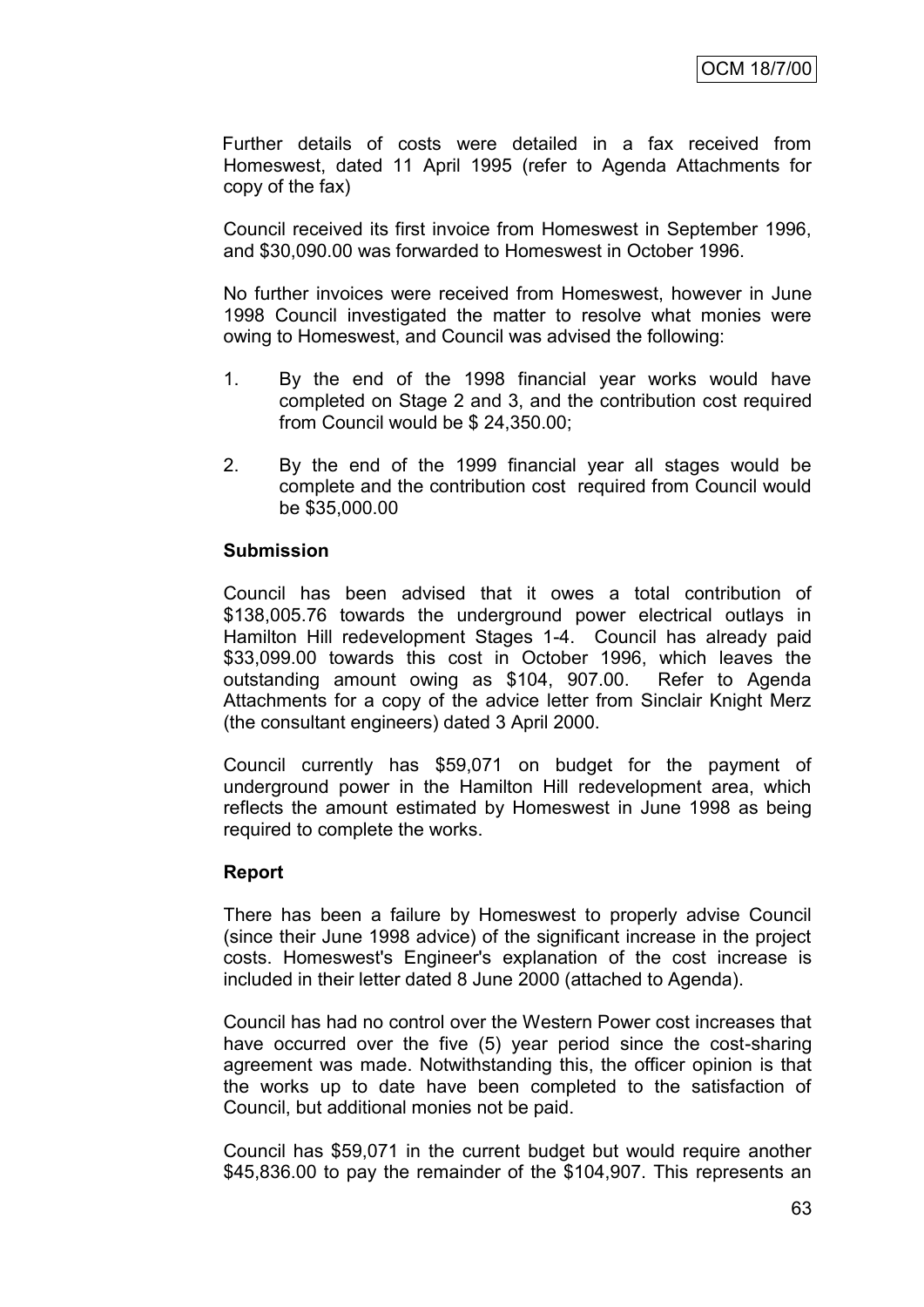Further details of costs were detailed in a fax received from Homeswest, dated 11 April 1995 (refer to Agenda Attachments for copy of the fax)

Council received its first invoice from Homeswest in September 1996, and $30,090.00 was forwarded to Homeswest in October 1996.

No further invoices were received from Homeswest, however in June 1998 Council investigated the matter to resolve what monies were owing to Homeswest, and Council was advised the following:

1. By the end of the 1998 financial year works would have completed on Stage 2 and 3, and the contribution cost required from Council would be $ 24,350.00;

2. By the end of the 1999 financial year all stages would be complete and the contribution cost required from Council would be $35,000.00

**Submission**

Council has been advised that it owes a total contribution of $138,005.76 towards the underground power electrical outlays in Hamilton Hill redevelopment Stages 1-4. Council has already paid $33,099.00 towards this cost in October 1996, which leaves the outstanding amount owing as $104, 907.00. Refer to Agenda Attachments for a copy of the advice letter from Sinclair Knight Merz (the consultant engineers) dated 3 April 2000.

Council currently has $59,071 on budget for the payment of underground power in the Hamilton Hill redevelopment area, which reflects the amount estimated by Homeswest in June 1998 as being required to complete the works.

**Report**

There has been a failure by Homeswest to properly advise Council (since their June 1998 advice) of the significant increase in the project costs. Homeswest's Engineer's explanation of the cost increase is included in their letter dated 8 June 2000 (attached to Agenda).

Council has had no control over the Western Power cost increases that have occurred over the five (5) year period since the cost-sharing agreement was made. Notwithstanding this, the officer opinion is that the works up to date have been completed to the satisfaction of Council, but additional monies not be paid.

Council has $59,071 in the current budget but would require another $45,836.00 to pay the remainder of the $104,907. This represents an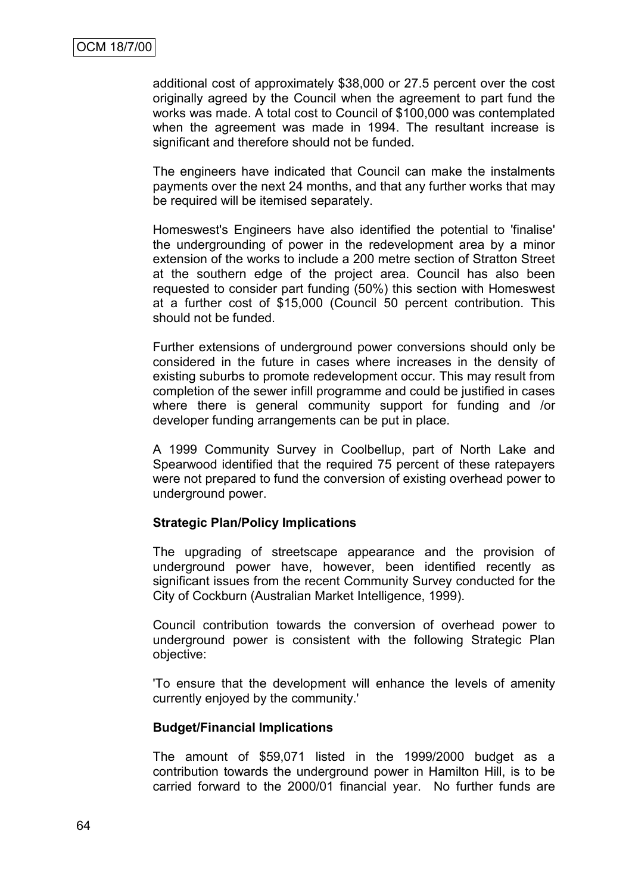additional cost of approximately $38,000 or 27.5 percent over the cost originally agreed by the Council when the agreement to part fund the works was made. A total cost to Council of $100,000 was contemplated when the agreement was made in 1994. The resultant increase is significant and therefore should not be funded.

The engineers have indicated that Council can make the instalments payments over the next 24 months, and that any further works that may be required will be itemised separately.

Homeswest's Engineers have also identified the potential to 'finalise' the undergrounding of power in the redevelopment area by a minor extension of the works to include a 200 metre section of Stratton Street at the southern edge of the project area. Council has also been requested to consider part funding (50%) this section with Homeswest at a further cost of $15,000 (Council 50 percent contribution. This should not be funded.

Further extensions of underground power conversions should only be considered in the future in cases where increases in the density of existing suburbs to promote redevelopment occur. This may result from completion of the sewer infill programme and could be justified in cases where there is general community support for funding and /or developer funding arrangements can be put in place.

A 1999 Community Survey in Coolbellup, part of North Lake and Spearwood identified that the required 75 percent of these ratepayers were not prepared to fund the conversion of existing overhead power to underground power.

**Strategic Plan/Policy Implications**

The upgrading of streetscape appearance and the provision of underground power have, however, been identified recently as significant issues from the recent Community Survey conducted for the City of Cockburn (Australian Market Intelligence, 1999).

Council contribution towards the conversion of overhead power to underground power is consistent with the following Strategic Plan objective:

'To ensure that the development will enhance the levels of amenity currently enjoyed by the community.'

**Budget/Financial Implications**

The amount of $59,071 listed in the 1999/2000 budget as a contribution towards the underground power in Hamilton Hill, is to be carried forward to the 2000/01 financial year. No further funds are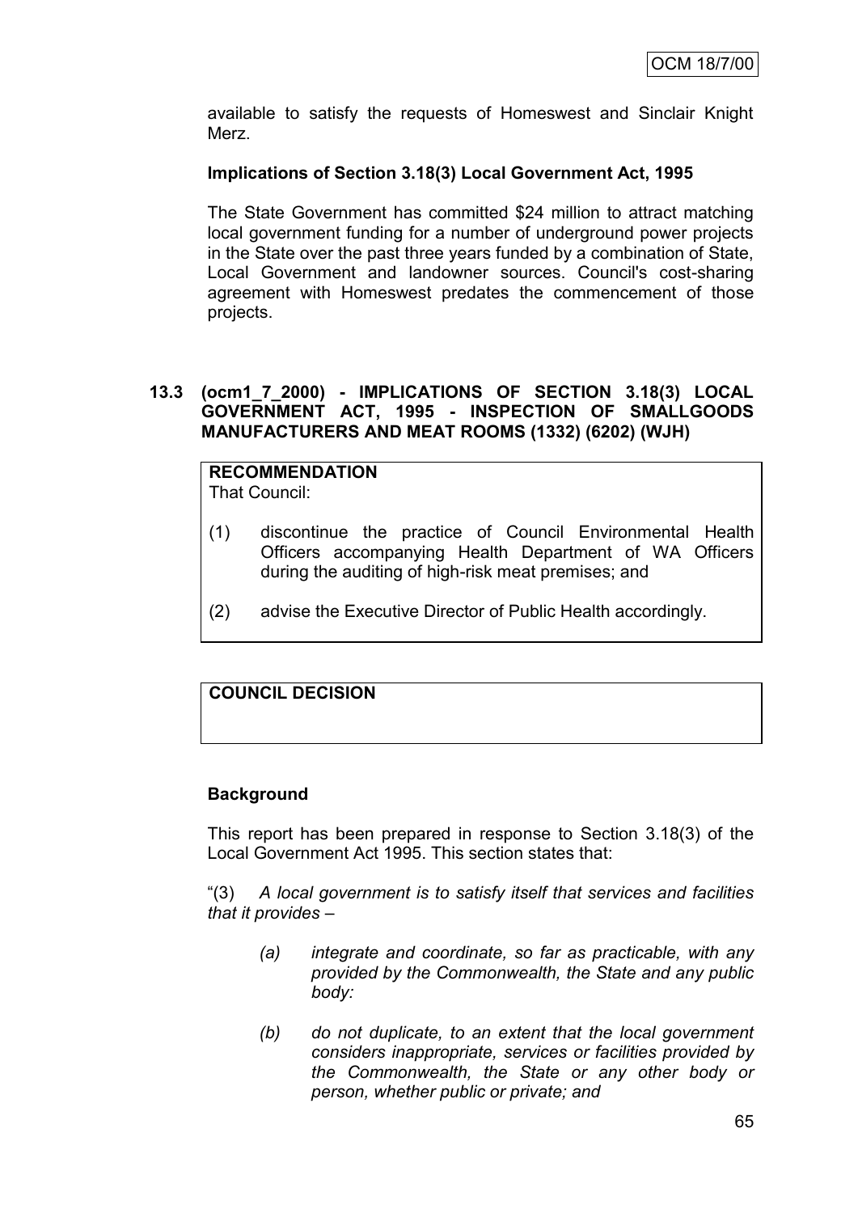available to satisfy the requests of Homeswest and Sinclair Knight Merz.

**Implications of Section 3.18(3) Local Government Act, 1995**

The State Government has committed $24 million to attract matching local government funding for a number of underground power projects in the State over the past three years funded by a combination of State, Local Government and landowner sources. Council's cost-sharing agreement with Homeswest predates the commencement of those projects.

## 13.3 (ocm1_7_2000) - IMPLICATIONS OF SECTION 3.18(3) LOCAL GOVERNMENT ACT, 1995 - INSPECTION OF SMALLGOODS MANUFACTURERS AND MEAT ROOMS (1332) (6202) (WJH)

**RECOMMENDATION**

That Council:

(1) discontinue the practice of Council Environmental Health Officers accompanying Health Department of WA Officers during the auditing of high-risk meat premises; and

(2) advise the Executive Director of Public Health accordingly.

**COUNCIL DECISION**

**Background**

This report has been prepared in response to Section 3.18(3) of the Local Government Act 1995. This section states that:

"(3) *A local government is to satisfy itself that services and facilities that it provides –*

> *(a) integrate and coordinate, so far as practicable, with any provided by the Commonwealth, the State and any public body:*
>
> *(b) do not duplicate, to an extent that the local government considers inappropriate, services or facilities provided by the Commonwealth, the State or any other body or person, whether public or private; and*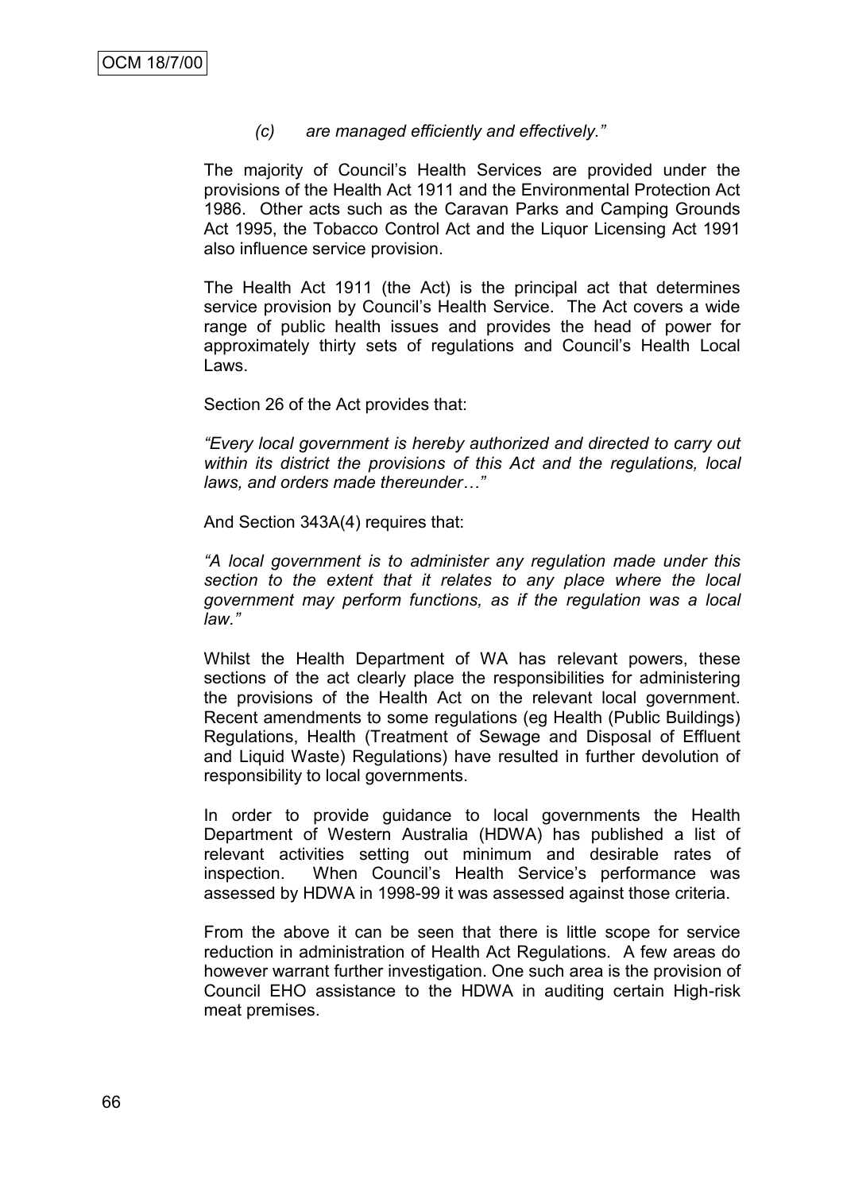*(c) are managed efficiently and effectively."*

The majority of Council's Health Services are provided under the provisions of the Health Act 1911 and the Environmental Protection Act 1986. Other acts such as the Caravan Parks and Camping Grounds Act 1995, the Tobacco Control Act and the Liquor Licensing Act 1991 also influence service provision.

The Health Act 1911 (the Act) is the principal act that determines service provision by Council's Health Service. The Act covers a wide range of public health issues and provides the head of power for approximately thirty sets of regulations and Council's Health Local Laws.

Section 26 of the Act provides that:

*"Every local government is hereby authorized and directed to carry out within its district the provisions of this Act and the regulations, local laws, and orders made thereunder…"*

And Section 343A(4) requires that:

*"A local government is to administer any regulation made under this section to the extent that it relates to any place where the local government may perform functions, as if the regulation was a local law."*

Whilst the Health Department of WA has relevant powers, these sections of the act clearly place the responsibilities for administering the provisions of the Health Act on the relevant local government. Recent amendments to some regulations (eg Health (Public Buildings) Regulations, Health (Treatment of Sewage and Disposal of Effluent and Liquid Waste) Regulations) have resulted in further devolution of responsibility to local governments.

In order to provide guidance to local governments the Health Department of Western Australia (HDWA) has published a list of relevant activities setting out minimum and desirable rates of inspection. When Council's Health Service's performance was assessed by HDWA in 1998-99 it was assessed against those criteria.

From the above it can be seen that there is little scope for service reduction in administration of Health Act Regulations. A few areas do however warrant further investigation. One such area is the provision of Council EHO assistance to the HDWA in auditing certain High-risk meat premises.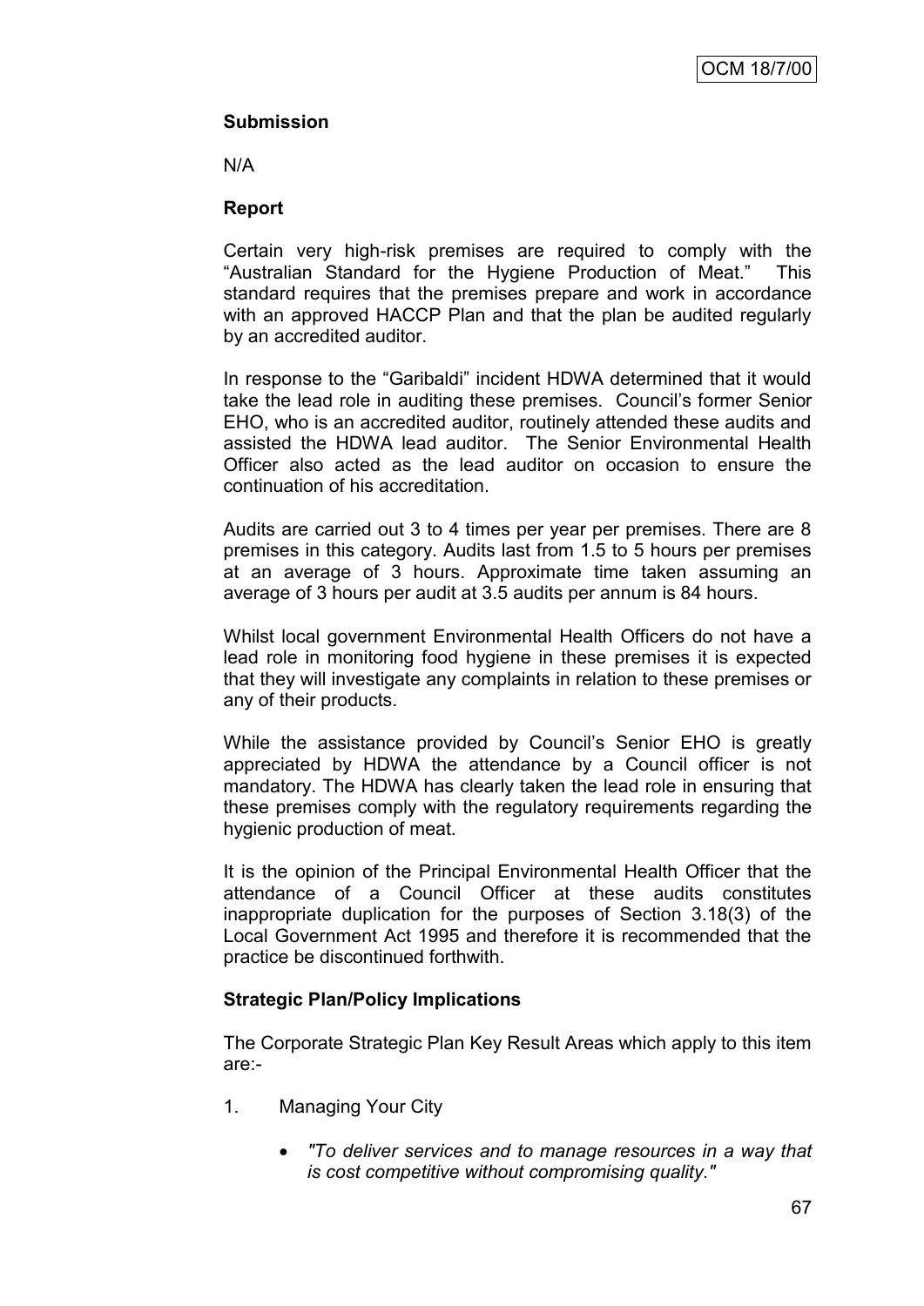**Submission**

N/A

**Report**

Certain very high-risk premises are required to comply with the "Australian Standard for the Hygiene Production of Meat." This standard requires that the premises prepare and work in accordance with an approved HACCP Plan and that the plan be audited regularly by an accredited auditor.

In response to the "Garibaldi" incident HDWA determined that it would take the lead role in auditing these premises. Council's former Senior EHO, who is an accredited auditor, routinely attended these audits and assisted the HDWA lead auditor. The Senior Environmental Health Officer also acted as the lead auditor on occasion to ensure the continuation of his accreditation.

Audits are carried out 3 to 4 times per year per premises. There are 8 premises in this category. Audits last from 1.5 to 5 hours per premises at an average of 3 hours. Approximate time taken assuming an average of 3 hours per audit at 3.5 audits per annum is 84 hours.

Whilst local government Environmental Health Officers do not have a lead role in monitoring food hygiene in these premises it is expected that they will investigate any complaints in relation to these premises or any of their products.

While the assistance provided by Council's Senior EHO is greatly appreciated by HDWA the attendance by a Council officer is not mandatory. The HDWA has clearly taken the lead role in ensuring that these premises comply with the regulatory requirements regarding the hygienic production of meat.

It is the opinion of the Principal Environmental Health Officer that the attendance of a Council Officer at these audits constitutes inappropriate duplication for the purposes of Section 3.18(3) of the Local Government Act 1995 and therefore it is recommended that the practice be discontinued forthwith.

**Strategic Plan/Policy Implications**

The Corporate Strategic Plan Key Result Areas which apply to this item are:-

1. Managing Your City

   - *"To deliver services and to manage resources in a way that is cost competitive without compromising quality."*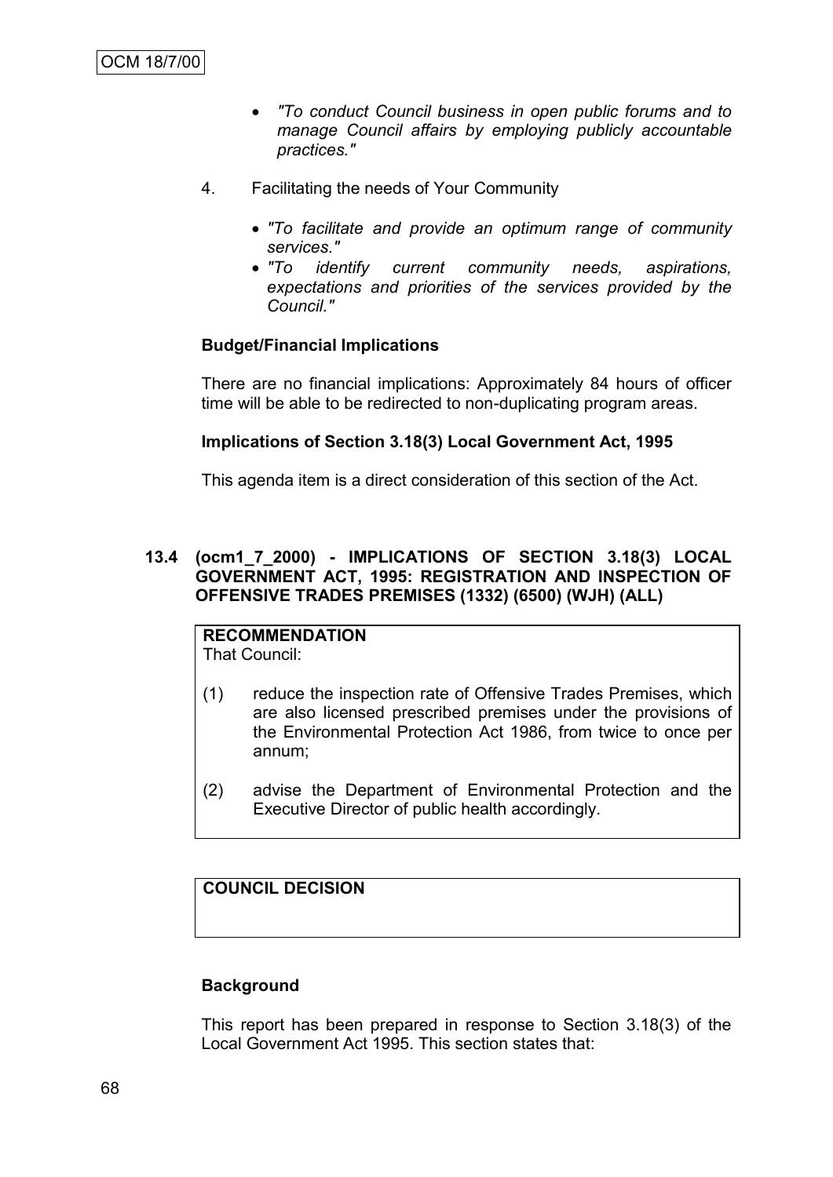- *"To conduct Council business in open public forums and to manage Council affairs by employing publicly accountable practices."*

4. Facilitating the needs of Your Community

   - *"To facilitate and provide an optimum range of community services."*
   - *"To identify current community needs, aspirations, expectations and priorities of the services provided by the Council."*

**Budget/Financial Implications**

There are no financial implications: Approximately 84 hours of officer time will be able to be redirected to non-duplicating program areas.

**Implications of Section 3.18(3) Local Government Act, 1995**

This agenda item is a direct consideration of this section of the Act.

## 13.4 (ocm1_7_2000) - IMPLICATIONS OF SECTION 3.18(3) LOCAL GOVERNMENT ACT, 1995: REGISTRATION AND INSPECTION OF OFFENSIVE TRADES PREMISES (1332) (6500) (WJH) (ALL)

**RECOMMENDATION**
That Council:

(1) reduce the inspection rate of Offensive Trades Premises, which are also licensed prescribed premises under the provisions of the Environmental Protection Act 1986, from twice to once per annum;

(2) advise the Department of Environmental Protection and the Executive Director of public health accordingly.

**COUNCIL DECISION**

**Background**

This report has been prepared in response to Section 3.18(3) of the Local Government Act 1995. This section states that: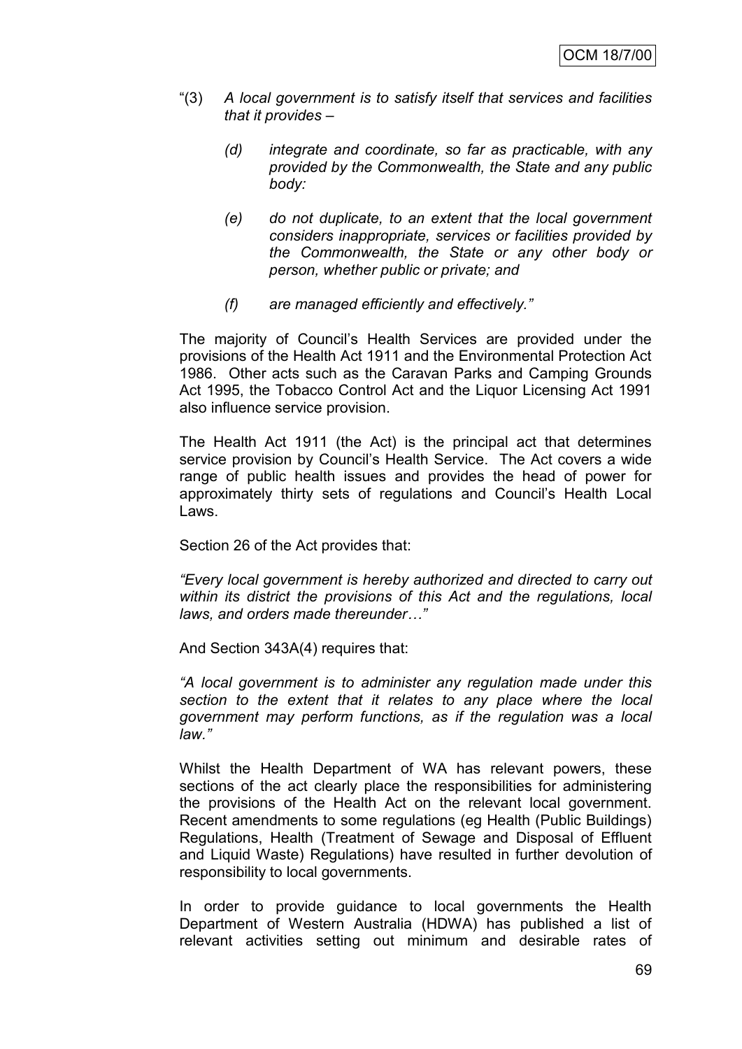"(3) *A local government is to satisfy itself that services and facilities that it provides –*

> *(d) integrate and coordinate, so far as practicable, with any provided by the Commonwealth, the State and any public body:*
>
> *(e) do not duplicate, to an extent that the local government considers inappropriate, services or facilities provided by the Commonwealth, the State or any other body or person, whether public or private; and*
>
> *(f) are managed efficiently and effectively."*

The majority of Council's Health Services are provided under the provisions of the Health Act 1911 and the Environmental Protection Act 1986. Other acts such as the Caravan Parks and Camping Grounds Act 1995, the Tobacco Control Act and the Liquor Licensing Act 1991 also influence service provision.

The Health Act 1911 (the Act) is the principal act that determines service provision by Council's Health Service. The Act covers a wide range of public health issues and provides the head of power for approximately thirty sets of regulations and Council's Health Local Laws.

Section 26 of the Act provides that:

*"Every local government is hereby authorized and directed to carry out within its district the provisions of this Act and the regulations, local laws, and orders made thereunder…"*

And Section 343A(4) requires that:

*"A local government is to administer any regulation made under this section to the extent that it relates to any place where the local government may perform functions, as if the regulation was a local law."*

Whilst the Health Department of WA has relevant powers, these sections of the act clearly place the responsibilities for administering the provisions of the Health Act on the relevant local government. Recent amendments to some regulations (eg Health (Public Buildings) Regulations, Health (Treatment of Sewage and Disposal of Effluent and Liquid Waste) Regulations) have resulted in further devolution of responsibility to local governments.

In order to provide guidance to local governments the Health Department of Western Australia (HDWA) has published a list of relevant activities setting out minimum and desirable rates of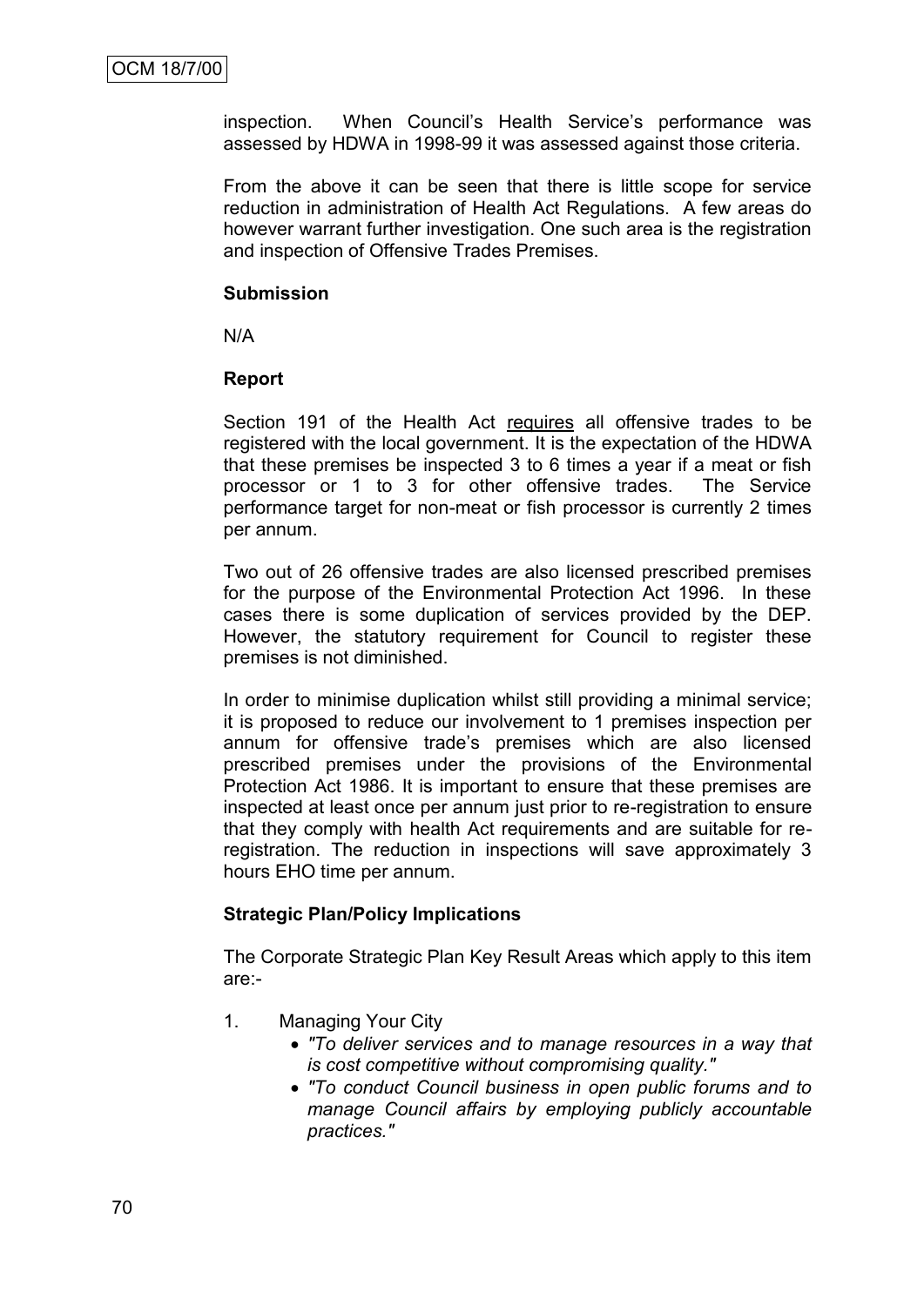inspection. When Council's Health Service's performance was assessed by HDWA in 1998-99 it was assessed against those criteria.

From the above it can be seen that there is little scope for service reduction in administration of Health Act Regulations. A few areas do however warrant further investigation. One such area is the registration and inspection of Offensive Trades Premises.

**Submission**

N/A

**Report**

Section 191 of the Health Act requires all offensive trades to be registered with the local government. It is the expectation of the HDWA that these premises be inspected 3 to 6 times a year if a meat or fish processor or 1 to 3 for other offensive trades. The Service performance target for non-meat or fish processor is currently 2 times per annum.

Two out of 26 offensive trades are also licensed prescribed premises for the purpose of the Environmental Protection Act 1996. In these cases there is some duplication of services provided by the DEP. However, the statutory requirement for Council to register these premises is not diminished.

In order to minimise duplication whilst still providing a minimal service; it is proposed to reduce our involvement to 1 premises inspection per annum for offensive trade's premises which are also licensed prescribed premises under the provisions of the Environmental Protection Act 1986. It is important to ensure that these premises are inspected at least once per annum just prior to re-registration to ensure that they comply with health Act requirements and are suitable for re-registration. The reduction in inspections will save approximately 3 hours EHO time per annum.

**Strategic Plan/Policy Implications**

The Corporate Strategic Plan Key Result Areas which apply to this item are:-

1. Managing Your City
   - *"To deliver services and to manage resources in a way that is cost competitive without compromising quality."*
   - *"To conduct Council business in open public forums and to manage Council affairs by employing publicly accountable practices."*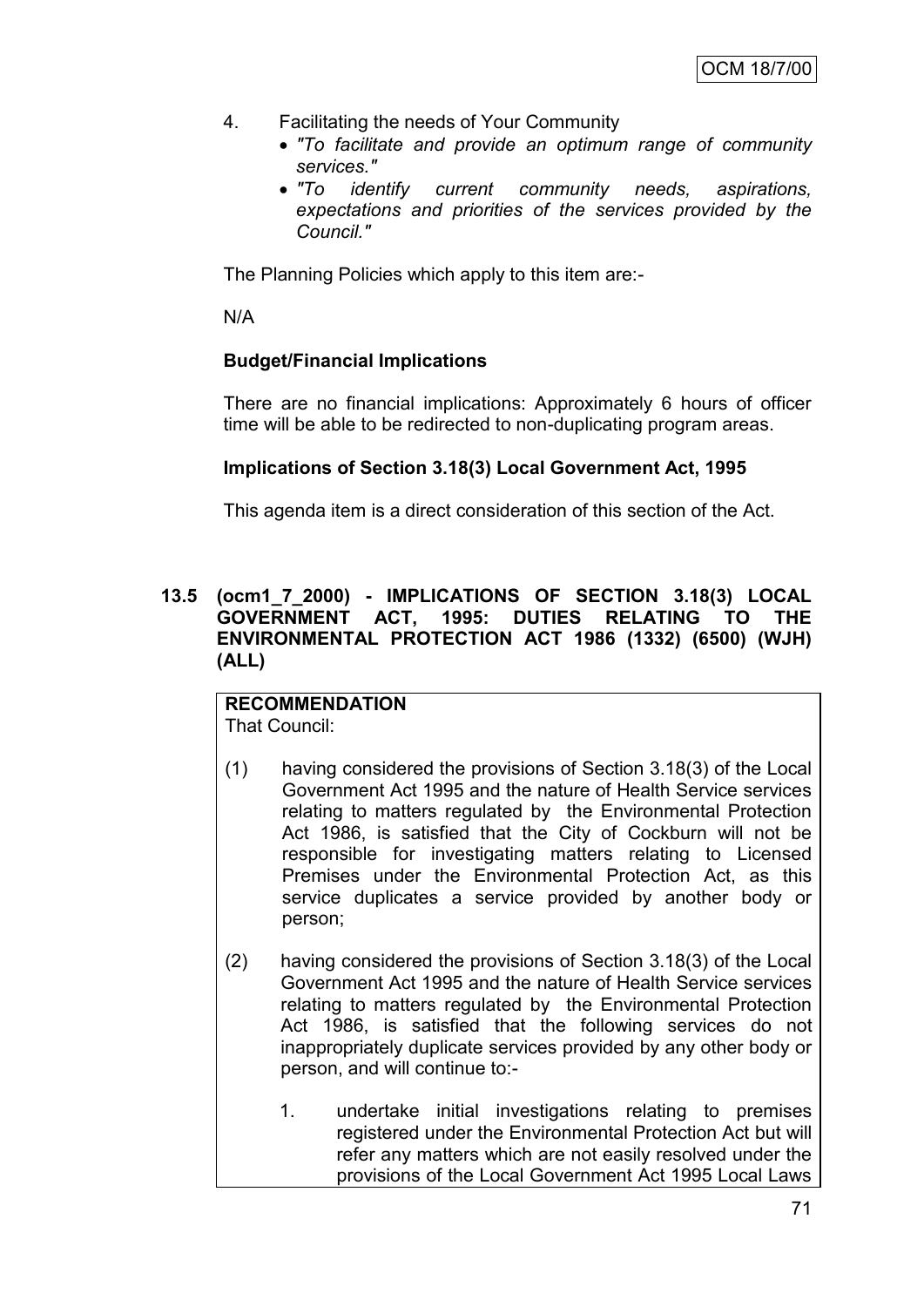4. Facilitating the needs of Your Community
   - *"To facilitate and provide an optimum range of community services."*
   - *"To identify current community needs, aspirations, expectations and priorities of the services provided by the Council."*

The Planning Policies which apply to this item are:-

N/A

**Budget/Financial Implications**

There are no financial implications: Approximately 6 hours of officer time will be able to be redirected to non-duplicating program areas.

**Implications of Section 3.18(3) Local Government Act, 1995**

This agenda item is a direct consideration of this section of the Act.

## 13.5 (ocm1_7_2000) - IMPLICATIONS OF SECTION 3.18(3) LOCAL GOVERNMENT ACT, 1995: DUTIES RELATING TO THE ENVIRONMENTAL PROTECTION ACT 1986 (1332) (6500) (WJH) (ALL)

**RECOMMENDATION**

That Council:

(1) having considered the provisions of Section 3.18(3) of the Local Government Act 1995 and the nature of Health Service services relating to matters regulated by the Environmental Protection Act 1986, is satisfied that the City of Cockburn will not be responsible for investigating matters relating to Licensed Premises under the Environmental Protection Act, as this service duplicates a service provided by another body or person;

(2) having considered the provisions of Section 3.18(3) of the Local Government Act 1995 and the nature of Health Service services relating to matters regulated by the Environmental Protection Act 1986, is satisfied that the following services do not inappropriately duplicate services provided by any other body or person, and will continue to:-

   1. undertake initial investigations relating to premises registered under the Environmental Protection Act but will refer any matters which are not easily resolved under the provisions of the Local Government Act 1995 Local Laws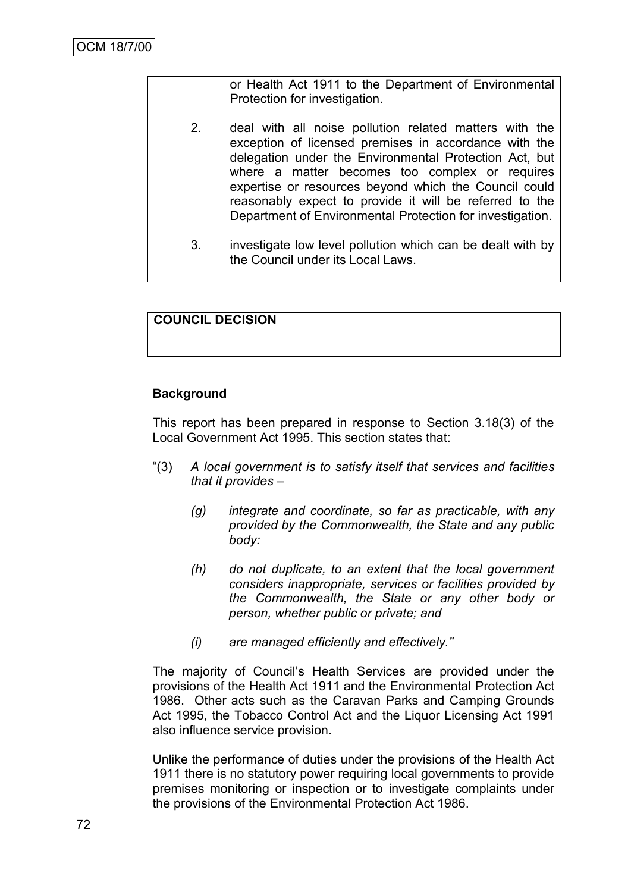or Health Act 1911 to the Department of Environmental Protection for investigation.

2. deal with all noise pollution related matters with the exception of licensed premises in accordance with the delegation under the Environmental Protection Act, but where a matter becomes too complex or requires expertise or resources beyond which the Council could reasonably expect to provide it will be referred to the Department of Environmental Protection for investigation.

3. investigate low level pollution which can be dealt with by the Council under its Local Laws.

**COUNCIL DECISION**

**Background**

This report has been prepared in response to Section 3.18(3) of the Local Government Act 1995. This section states that:

"(3) *A local government is to satisfy itself that services and facilities that it provides –*

*(g) integrate and coordinate, so far as practicable, with any provided by the Commonwealth, the State and any public body:*

*(h) do not duplicate, to an extent that the local government considers inappropriate, services or facilities provided by the Commonwealth, the State or any other body or person, whether public or private; and*

*(i) are managed efficiently and effectively."*

The majority of Council's Health Services are provided under the provisions of the Health Act 1911 and the Environmental Protection Act 1986. Other acts such as the Caravan Parks and Camping Grounds Act 1995, the Tobacco Control Act and the Liquor Licensing Act 1991 also influence service provision.

Unlike the performance of duties under the provisions of the Health Act 1911 there is no statutory power requiring local governments to provide premises monitoring or inspection or to investigate complaints under the provisions of the Environmental Protection Act 1986.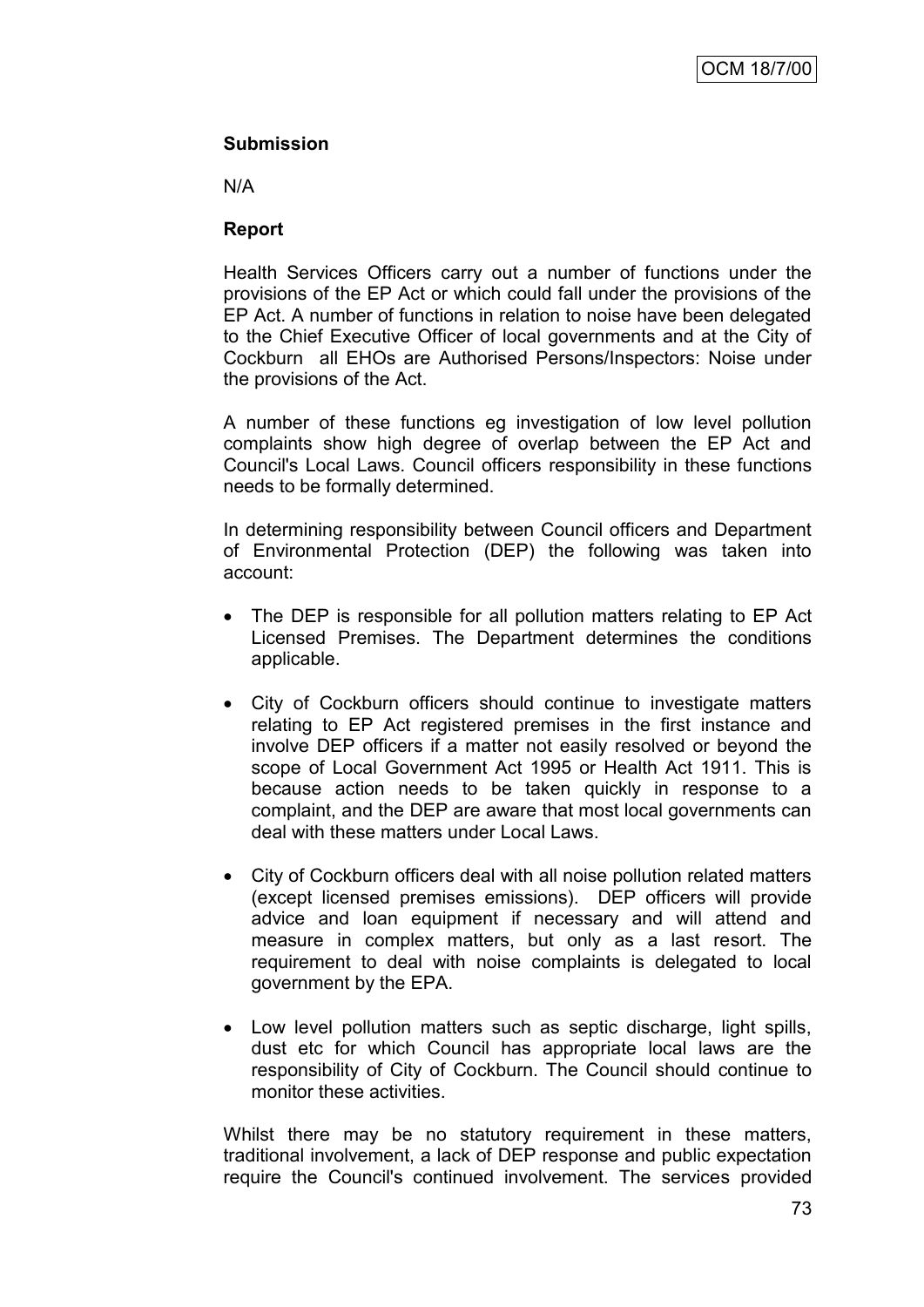## Submission

N/A

## Report

Health Services Officers carry out a number of functions under the provisions of the EP Act or which could fall under the provisions of the EP Act. A number of functions in relation to noise have been delegated to the Chief Executive Officer of local governments and at the City of Cockburn all EHOs are Authorised Persons/Inspectors: Noise under the provisions of the Act.

A number of these functions eg investigation of low level pollution complaints show high degree of overlap between the EP Act and Council's Local Laws. Council officers responsibility in these functions needs to be formally determined.

In determining responsibility between Council officers and Department of Environmental Protection (DEP) the following was taken into account:

- The DEP is responsible for all pollution matters relating to EP Act Licensed Premises. The Department determines the conditions applicable.
- City of Cockburn officers should continue to investigate matters relating to EP Act registered premises in the first instance and involve DEP officers if a matter not easily resolved or beyond the scope of Local Government Act 1995 or Health Act 1911. This is because action needs to be taken quickly in response to a complaint, and the DEP are aware that most local governments can deal with these matters under Local Laws.
- City of Cockburn officers deal with all noise pollution related matters (except licensed premises emissions). DEP officers will provide advice and loan equipment if necessary and will attend and measure in complex matters, but only as a last resort. The requirement to deal with noise complaints is delegated to local government by the EPA.
- Low level pollution matters such as septic discharge, light spills, dust etc for which Council has appropriate local laws are the responsibility of City of Cockburn. The Council should continue to monitor these activities.

Whilst there may be no statutory requirement in these matters, traditional involvement, a lack of DEP response and public expectation require the Council's continued involvement. The services provided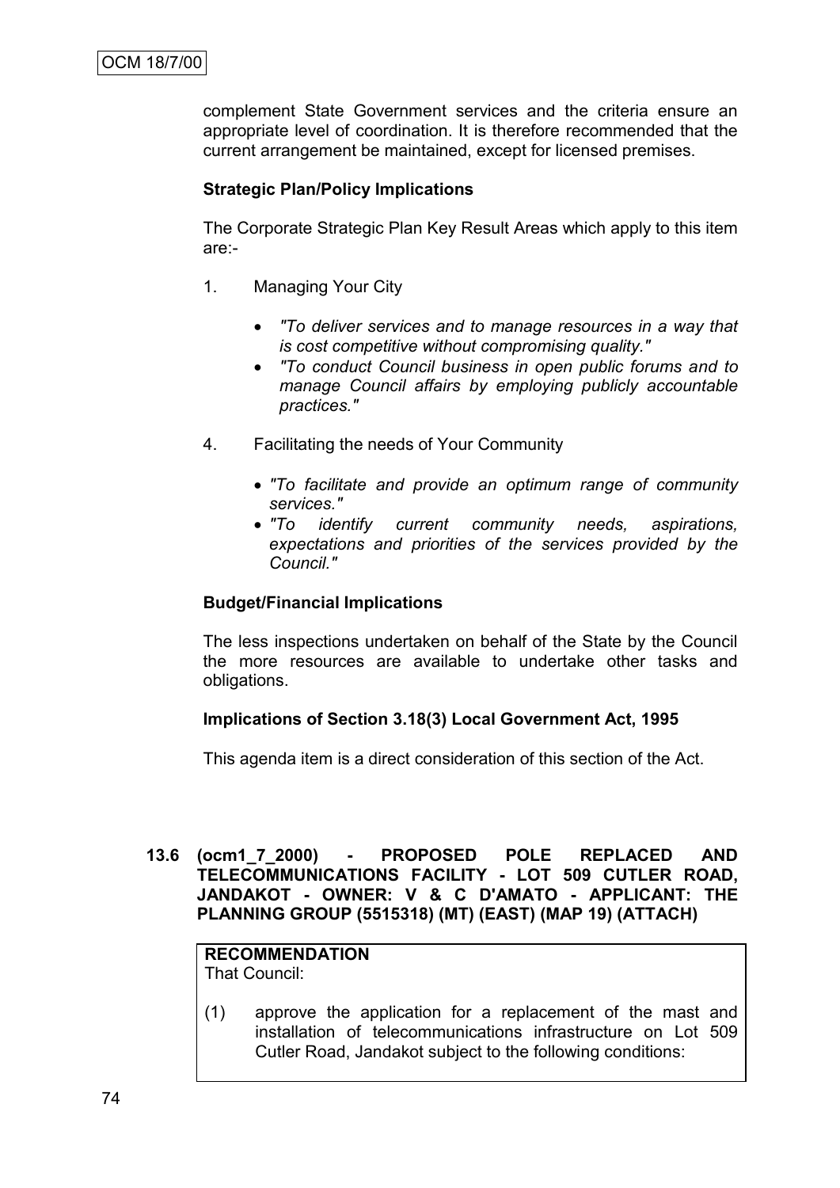complement State Government services and the criteria ensure an appropriate level of coordination. It is therefore recommended that the current arrangement be maintained, except for licensed premises.

**Strategic Plan/Policy Implications**

The Corporate Strategic Plan Key Result Areas which apply to this item are:-

1. Managing Your City

    - *"To deliver services and to manage resources in a way that is cost competitive without compromising quality."*
    - *"To conduct Council business in open public forums and to manage Council affairs by employing publicly accountable practices."*

4. Facilitating the needs of Your Community

    - *"To facilitate and provide an optimum range of community services."*
    - *"To identify current community needs, aspirations, expectations and priorities of the services provided by the Council."*

**Budget/Financial Implications**

The less inspections undertaken on behalf of the State by the Council the more resources are available to undertake other tasks and obligations.

**Implications of Section 3.18(3) Local Government Act, 1995**

This agenda item is a direct consideration of this section of the Act.

**13.6 (ocm1_7_2000) - PROPOSED POLE REPLACED AND TELECOMMUNICATIONS FACILITY - LOT 509 CUTLER ROAD, JANDAKOT - OWNER: V & C D'AMATO - APPLICANT: THE PLANNING GROUP (5515318) (MT) (EAST) (MAP 19) (ATTACH)**

**RECOMMENDATION**
That Council:

(1) approve the application for a replacement of the mast and installation of telecommunications infrastructure on Lot 509 Cutler Road, Jandakot subject to the following conditions: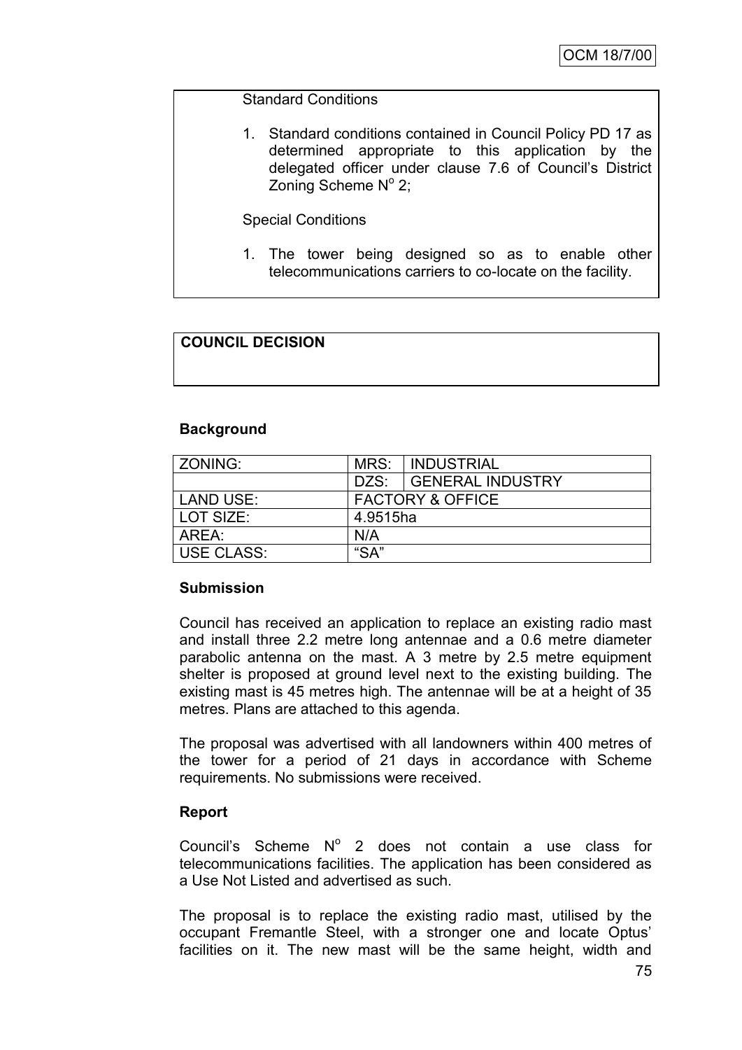Standard Conditions

1. Standard conditions contained in Council Policy PD 17 as determined appropriate to this application by the delegated officer under clause 7.6 of Council's District Zoning Scheme N$^{o}$ 2;

Special Conditions

1. The tower being designed so as to enable other telecommunications carriers to co-locate on the facility.

**COUNCIL DECISION**

**Background**

| | | |
|---|---|---|
| ZONING: | MRS: | INDUSTRIAL |
| | DZS: | GENERAL INDUSTRY |
| LAND USE: | FACTORY & OFFICE | |
| LOT SIZE: | 4.9515ha | |
| AREA: | N/A | |
| USE CLASS: | "SA" | |

**Submission**

Council has received an application to replace an existing radio mast and install three 2.2 metre long antennae and a 0.6 metre diameter parabolic antenna on the mast. A 3 metre by 2.5 metre equipment shelter is proposed at ground level next to the existing building. The existing mast is 45 metres high. The antennae will be at a height of 35 metres. Plans are attached to this agenda.

The proposal was advertised with all landowners within 400 metres of the tower for a period of 21 days in accordance with Scheme requirements. No submissions were received.

**Report**

Council's Scheme N$^{o}$ 2 does not contain a use class for telecommunications facilities. The application has been considered as a Use Not Listed and advertised as such.

The proposal is to replace the existing radio mast, utilised by the occupant Fremantle Steel, with a stronger one and locate Optus' facilities on it. The new mast will be the same height, width and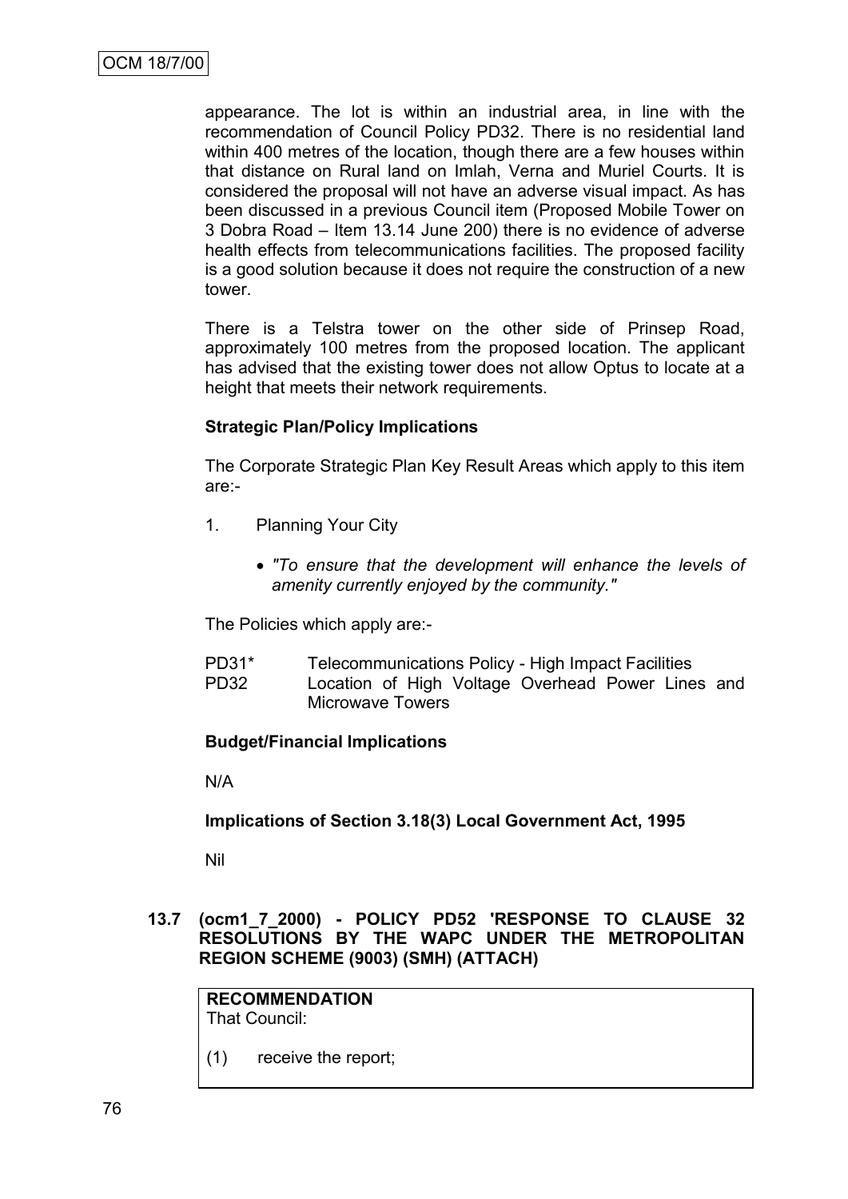appearance. The lot is within an industrial area, in line with the recommendation of Council Policy PD32. There is no residential land within 400 metres of the location, though there are a few houses within that distance on Rural land on Imlah, Verna and Muriel Courts. It is considered the proposal will not have an adverse visual impact. As has been discussed in a previous Council item (Proposed Mobile Tower on 3 Dobra Road – Item 13.14 June 200) there is no evidence of adverse health effects from telecommunications facilities. The proposed facility is a good solution because it does not require the construction of a new tower.

There is a Telstra tower on the other side of Prinsep Road, approximately 100 metres from the proposed location. The applicant has advised that the existing tower does not allow Optus to locate at a height that meets their network requirements.

**Strategic Plan/Policy Implications**

The Corporate Strategic Plan Key Result Areas which apply to this item are:-

1. Planning Your City

    - *"To ensure that the development will enhance the levels of amenity currently enjoyed by the community."*

The Policies which apply are:-

| | |
|---|---|
| PD31* | Telecommunications Policy - High Impact Facilities |
| PD32 | Location of High Voltage Overhead Power Lines and Microwave Towers |

**Budget/Financial Implications**

N/A

**Implications of Section 3.18(3) Local Government Act, 1995**

Nil

## 13.7 (ocm1_7_2000) - POLICY PD52 'RESPONSE TO CLAUSE 32 RESOLUTIONS BY THE WAPC UNDER THE METROPOLITAN REGION SCHEME (9003) (SMH) (ATTACH)

**RECOMMENDATION**
That Council:

(1) receive the report;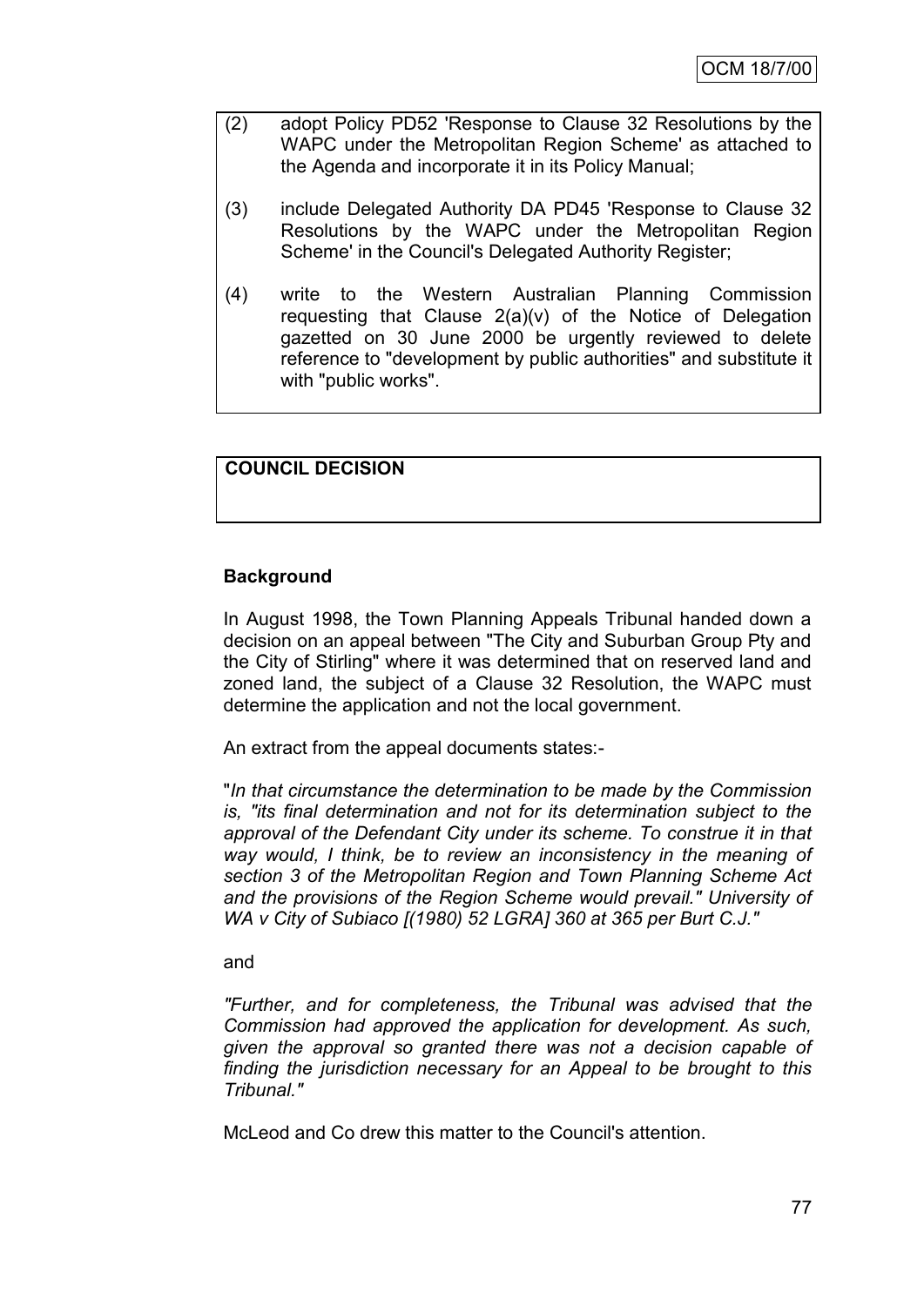(2) adopt Policy PD52 'Response to Clause 32 Resolutions by the WAPC under the Metropolitan Region Scheme' as attached to the Agenda and incorporate it in its Policy Manual;

(3) include Delegated Authority DA PD45 'Response to Clause 32 Resolutions by the WAPC under the Metropolitan Region Scheme' in the Council's Delegated Authority Register;

(4) write to the Western Australian Planning Commission requesting that Clause 2(a)(v) of the Notice of Delegation gazetted on 30 June 2000 be urgently reviewed to delete reference to "development by public authorities" and substitute it with "public works".

**COUNCIL DECISION**

**Background**

In August 1998, the Town Planning Appeals Tribunal handed down a decision on an appeal between "The City and Suburban Group Pty and the City of Stirling" where it was determined that on reserved land and zoned land, the subject of a Clause 32 Resolution, the WAPC must determine the application and not the local government.

An extract from the appeal documents states:-

"*In that circumstance the determination to be made by the Commission is, "its final determination and not for its determination subject to the approval of the Defendant City under its scheme. To construe it in that way would, I think, be to review an inconsistency in the meaning of section 3 of the Metropolitan Region and Town Planning Scheme Act and the provisions of the Region Scheme would prevail." University of WA v City of Subiaco [(1980) 52 LGRA] 360 at 365 per Burt C.J."*

and

*"Further, and for completeness, the Tribunal was advised that the Commission had approved the application for development. As such, given the approval so granted there was not a decision capable of finding the jurisdiction necessary for an Appeal to be brought to this Tribunal."*

McLeod and Co drew this matter to the Council's attention.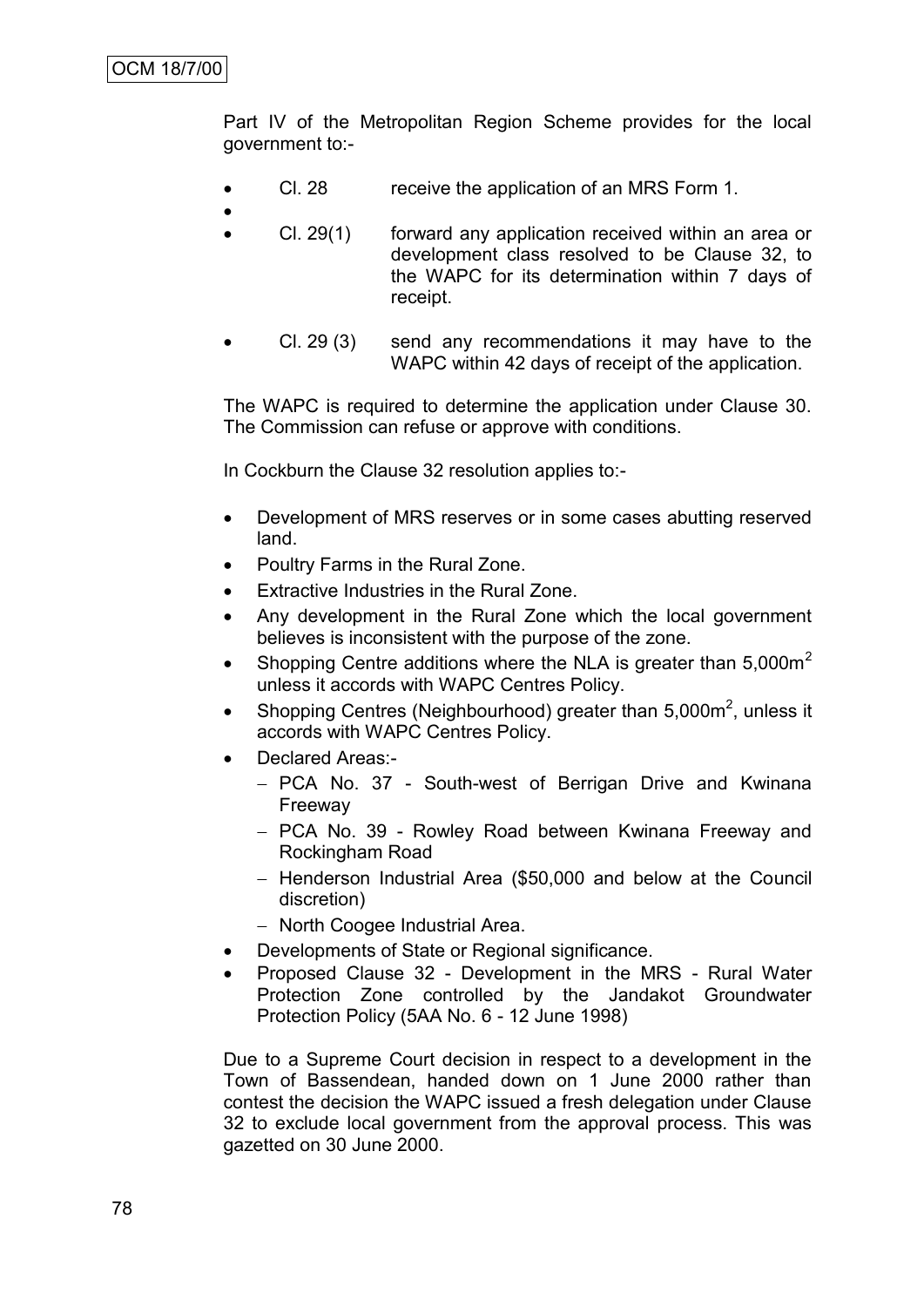Part IV of the Metropolitan Region Scheme provides for the local government to:-

- Cl. 28 receive the application of an MRS Form 1.
- 
- Cl. 29(1) forward any application received within an area or development class resolved to be Clause 32, to the WAPC for its determination within 7 days of receipt.
- Cl. 29 (3) send any recommendations it may have to the WAPC within 42 days of receipt of the application.

The WAPC is required to determine the application under Clause 30. The Commission can refuse or approve with conditions.

In Cockburn the Clause 32 resolution applies to:-

- Development of MRS reserves or in some cases abutting reserved land.
- Poultry Farms in the Rural Zone.
- Extractive Industries in the Rural Zone.
- Any development in the Rural Zone which the local government believes is inconsistent with the purpose of the zone.
- Shopping Centre additions where the NLA is greater than 5,000m$^2$ unless it accords with WAPC Centres Policy.
- Shopping Centres (Neighbourhood) greater than 5,000m$^2$, unless it accords with WAPC Centres Policy.
- Declared Areas:-
  - PCA No. 37 - South-west of Berrigan Drive and Kwinana Freeway
  - PCA No. 39 - Rowley Road between Kwinana Freeway and Rockingham Road
  - Henderson Industrial Area ($50,000 and below at the Council discretion)
  - North Coogee Industrial Area.
- Developments of State or Regional significance.
- Proposed Clause 32 - Development in the MRS - Rural Water Protection Zone controlled by the Jandakot Groundwater Protection Policy (5AA No. 6 - 12 June 1998)

Due to a Supreme Court decision in respect to a development in the Town of Bassendean, handed down on 1 June 2000 rather than contest the decision the WAPC issued a fresh delegation under Clause 32 to exclude local government from the approval process. This was gazetted on 30 June 2000.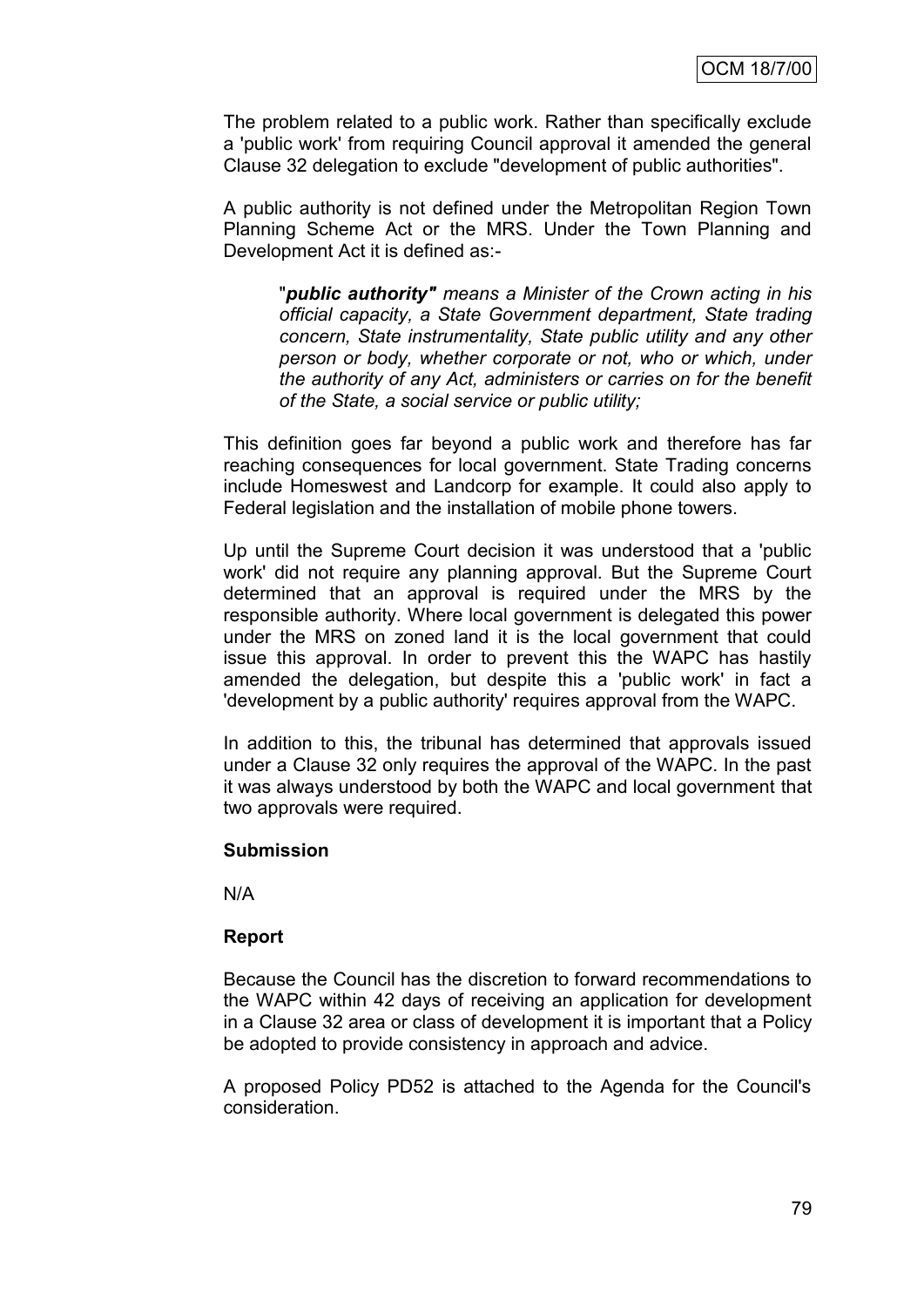The problem related to a public work. Rather than specifically exclude a 'public work' from requiring Council approval it amended the general Clause 32 delegation to exclude "development of public authorities".

A public authority is not defined under the Metropolitan Region Town Planning Scheme Act or the MRS. Under the Town Planning and Development Act it is defined as:-

> "***public authority"*** *means a Minister of the Crown acting in his official capacity, a State Government department, State trading concern, State instrumentality, State public utility and any other person or body, whether corporate or not, who or which, under the authority of any Act, administers or carries on for the benefit of the State, a social service or public utility;*

This definition goes far beyond a public work and therefore has far reaching consequences for local government. State Trading concerns include Homeswest and Landcorp for example. It could also apply to Federal legislation and the installation of mobile phone towers.

Up until the Supreme Court decision it was understood that a 'public work' did not require any planning approval. But the Supreme Court determined that an approval is required under the MRS by the responsible authority. Where local government is delegated this power under the MRS on zoned land it is the local government that could issue this approval. In order to prevent this the WAPC has hastily amended the delegation, but despite this a 'public work' in fact a 'development by a public authority' requires approval from the WAPC.

In addition to this, the tribunal has determined that approvals issued under a Clause 32 only requires the approval of the WAPC. In the past it was always understood by both the WAPC and local government that two approvals were required.

**Submission**

N/A

**Report**

Because the Council has the discretion to forward recommendations to the WAPC within 42 days of receiving an application for development in a Clause 32 area or class of development it is important that a Policy be adopted to provide consistency in approach and advice.

A proposed Policy PD52 is attached to the Agenda for the Council's consideration.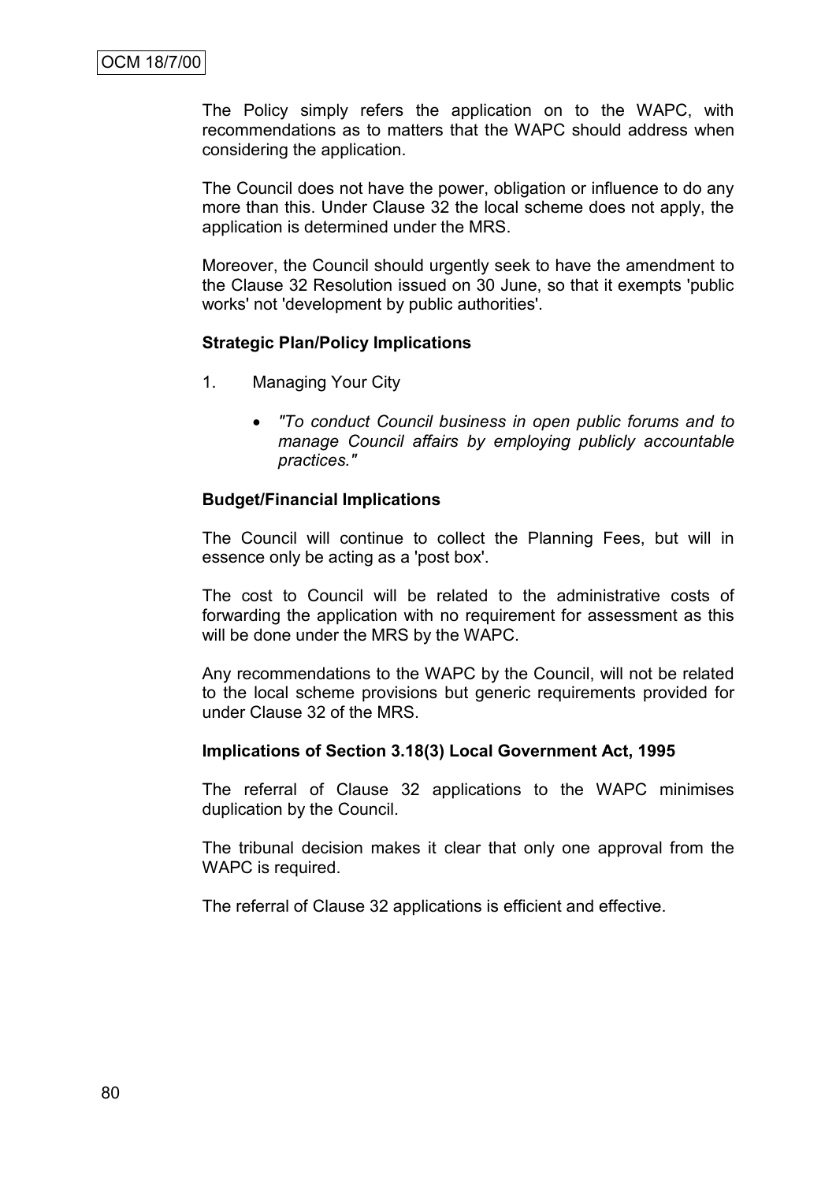The Policy simply refers the application on to the WAPC, with recommendations as to matters that the WAPC should address when considering the application.

The Council does not have the power, obligation or influence to do any more than this. Under Clause 32 the local scheme does not apply, the application is determined under the MRS.

Moreover, the Council should urgently seek to have the amendment to the Clause 32 Resolution issued on 30 June, so that it exempts 'public works' not 'development by public authorities'.

**Strategic Plan/Policy Implications**

1. Managing Your City

   - *"To conduct Council business in open public forums and to manage Council affairs by employing publicly accountable practices."*

**Budget/Financial Implications**

The Council will continue to collect the Planning Fees, but will in essence only be acting as a 'post box'.

The cost to Council will be related to the administrative costs of forwarding the application with no requirement for assessment as this will be done under the MRS by the WAPC.

Any recommendations to the WAPC by the Council, will not be related to the local scheme provisions but generic requirements provided for under Clause 32 of the MRS.

**Implications of Section 3.18(3) Local Government Act, 1995**

The referral of Clause 32 applications to the WAPC minimises duplication by the Council.

The tribunal decision makes it clear that only one approval from the WAPC is required.

The referral of Clause 32 applications is efficient and effective.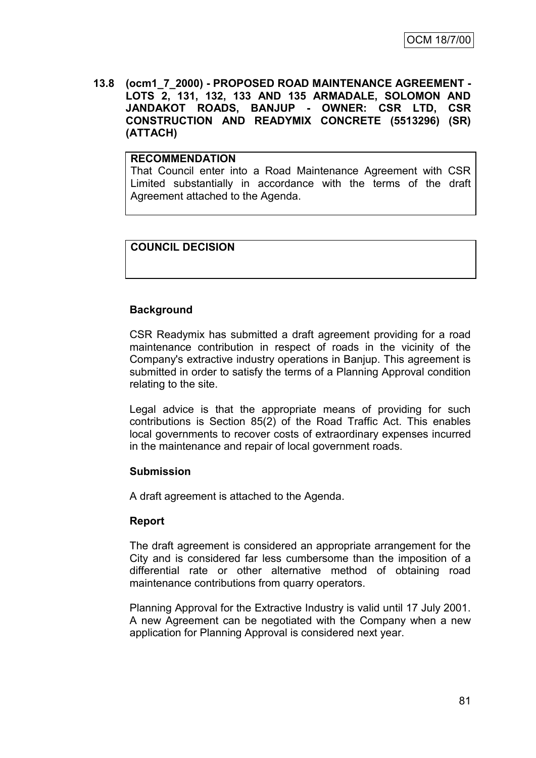## 13.8 (ocm1_7_2000) - PROPOSED ROAD MAINTENANCE AGREEMENT - LOTS 2, 131, 132, 133 AND 135 ARMADALE, SOLOMON AND JANDAKOT ROADS, BANJUP - OWNER: CSR LTD, CSR CONSTRUCTION AND READYMIX CONCRETE (5513296) (SR) (ATTACH)

**RECOMMENDATION**

That Council enter into a Road Maintenance Agreement with CSR Limited substantially in accordance with the terms of the draft Agreement attached to the Agenda.

**COUNCIL DECISION**

### Background

CSR Readymix has submitted a draft agreement providing for a road maintenance contribution in respect of roads in the vicinity of the Company's extractive industry operations in Banjup. This agreement is submitted in order to satisfy the terms of a Planning Approval condition relating to the site.

Legal advice is that the appropriate means of providing for such contributions is Section 85(2) of the Road Traffic Act. This enables local governments to recover costs of extraordinary expenses incurred in the maintenance and repair of local government roads.

### Submission

A draft agreement is attached to the Agenda.

### Report

The draft agreement is considered an appropriate arrangement for the City and is considered far less cumbersome than the imposition of a differential rate or other alternative method of obtaining road maintenance contributions from quarry operators.

Planning Approval for the Extractive Industry is valid until 17 July 2001. A new Agreement can be negotiated with the Company when a new application for Planning Approval is considered next year.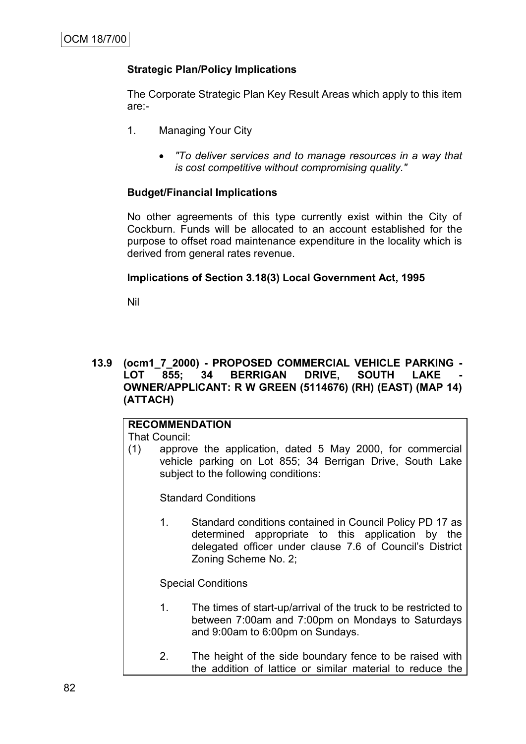**Strategic Plan/Policy Implications**

The Corporate Strategic Plan Key Result Areas which apply to this item are:-

1. Managing Your City

   - *"To deliver services and to manage resources in a way that is cost competitive without compromising quality."*

**Budget/Financial Implications**

No other agreements of this type currently exist within the City of Cockburn. Funds will be allocated to an account established for the purpose to offset road maintenance expenditure in the locality which is derived from general rates revenue.

**Implications of Section 3.18(3) Local Government Act, 1995**

Nil

**13.9 (ocm1_7_2000) - PROPOSED COMMERCIAL VEHICLE PARKING - LOT 855; 34 BERRIGAN DRIVE, SOUTH LAKE - OWNER/APPLICANT: R W GREEN (5114676) (RH) (EAST) (MAP 14) (ATTACH)**

**RECOMMENDATION**

That Council:

(1) approve the application, dated 5 May 2000, for commercial vehicle parking on Lot 855; 34 Berrigan Drive, South Lake subject to the following conditions:

Standard Conditions

1. Standard conditions contained in Council Policy PD 17 as determined appropriate to this application by the delegated officer under clause 7.6 of Council's District Zoning Scheme No. 2;

Special Conditions

1. The times of start-up/arrival of the truck to be restricted to between 7:00am and 7:00pm on Mondays to Saturdays and 9:00am to 6:00pm on Sundays.

2. The height of the side boundary fence to be raised with the addition of lattice or similar material to reduce the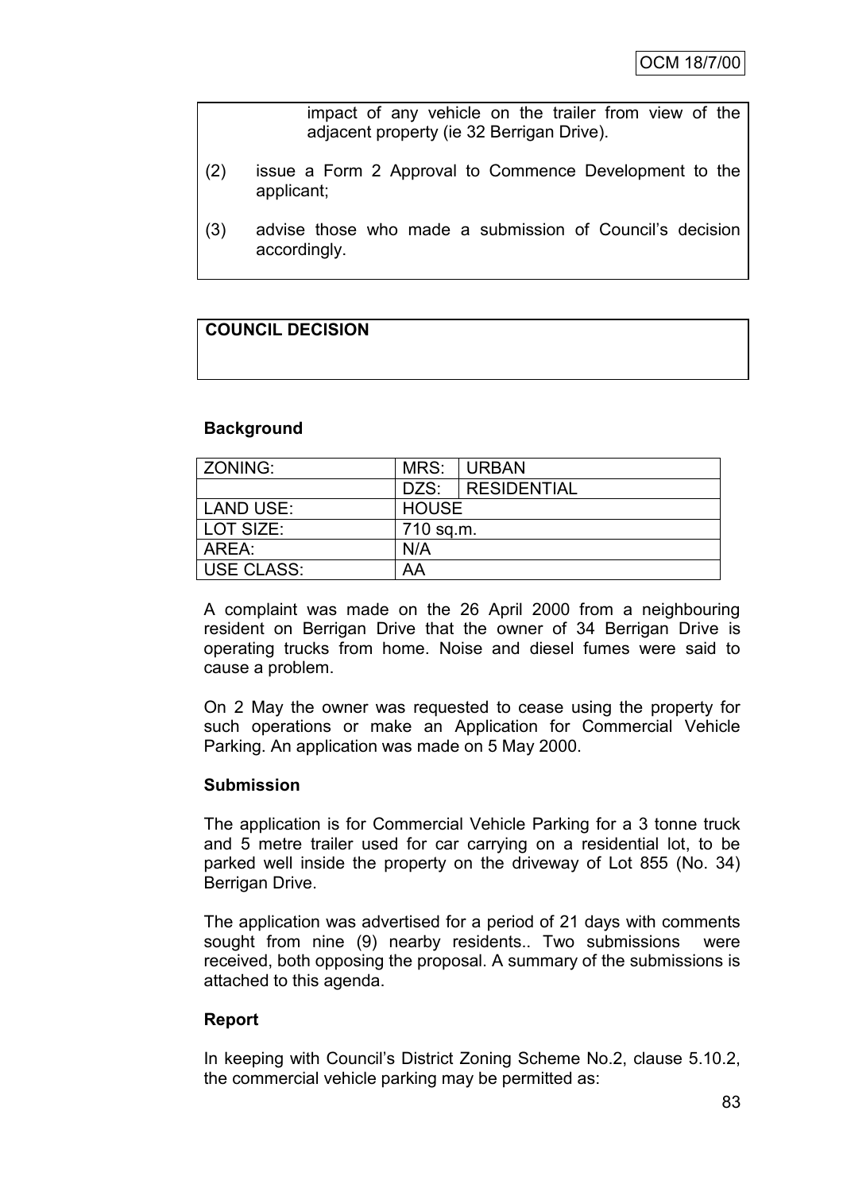impact of any vehicle on the trailer from view of the adjacent property (ie 32 Berrigan Drive).

(2) issue a Form 2 Approval to Commence Development to the applicant;

(3) advise those who made a submission of Council's decision accordingly.

**COUNCIL DECISION**

**Background**

| | | |
|---|---|---|
| ZONING: | MRS: | URBAN |
| | DZS: | RESIDENTIAL |
| LAND USE: | HOUSE | |
| LOT SIZE: | 710 sq.m. | |
| AREA: | N/A | |
| USE CLASS: | AA | |

A complaint was made on the 26 April 2000 from a neighbouring resident on Berrigan Drive that the owner of 34 Berrigan Drive is operating trucks from home. Noise and diesel fumes were said to cause a problem.

On 2 May the owner was requested to cease using the property for such operations or make an Application for Commercial Vehicle Parking. An application was made on 5 May 2000.

**Submission**

The application is for Commercial Vehicle Parking for a 3 tonne truck and 5 metre trailer used for car carrying on a residential lot, to be parked well inside the property on the driveway of Lot 855 (No. 34) Berrigan Drive.

The application was advertised for a period of 21 days with comments sought from nine (9) nearby residents.. Two submissions were received, both opposing the proposal. A summary of the submissions is attached to this agenda.

**Report**

In keeping with Council's District Zoning Scheme No.2, clause 5.10.2, the commercial vehicle parking may be permitted as: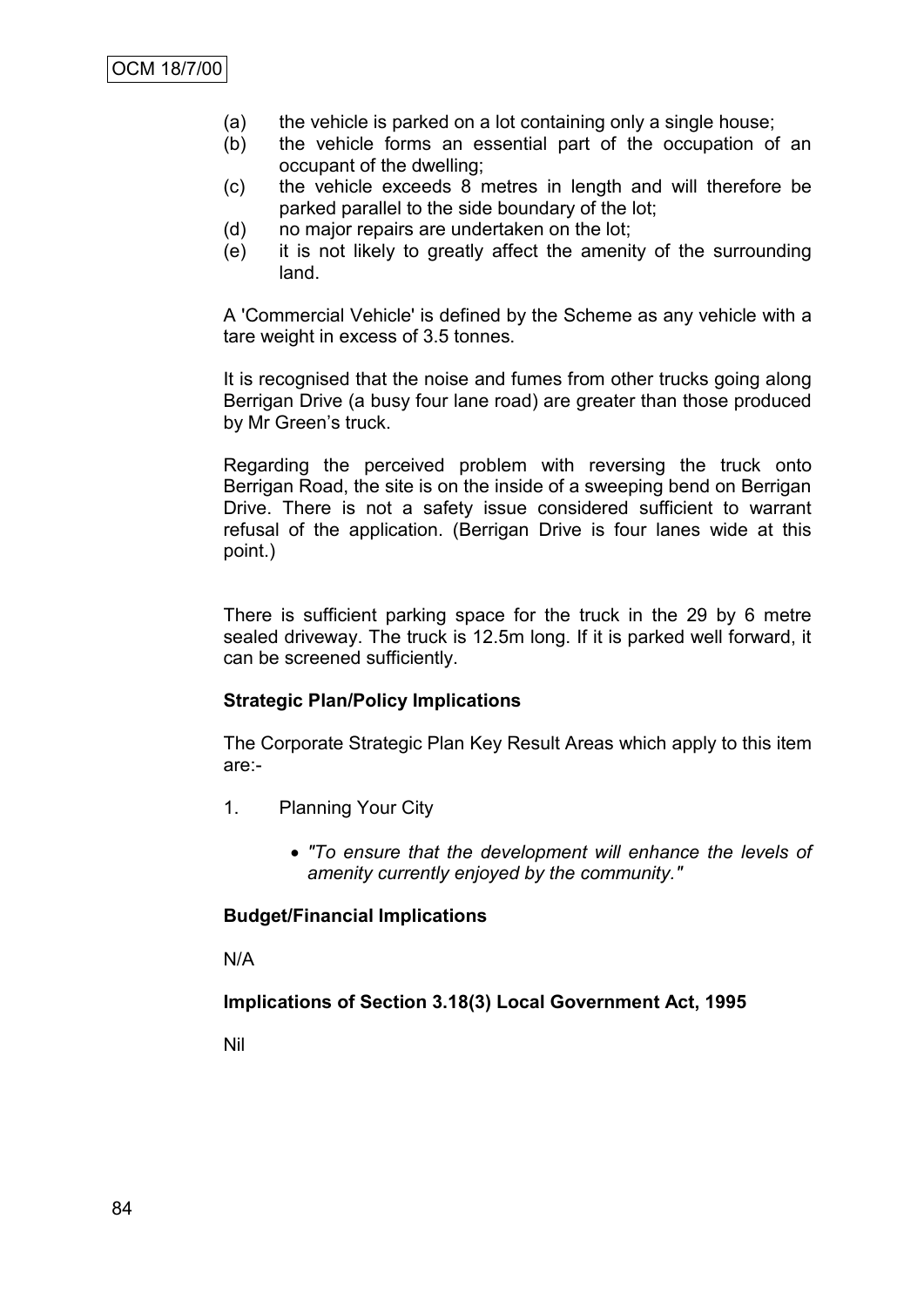(a) the vehicle is parked on a lot containing only a single house;
(b) the vehicle forms an essential part of the occupation of an occupant of the dwelling;
(c) the vehicle exceeds 8 metres in length and will therefore be parked parallel to the side boundary of the lot;
(d) no major repairs are undertaken on the lot;
(e) it is not likely to greatly affect the amenity of the surrounding land.

A 'Commercial Vehicle' is defined by the Scheme as any vehicle with a tare weight in excess of 3.5 tonnes.

It is recognised that the noise and fumes from other trucks going along Berrigan Drive (a busy four lane road) are greater than those produced by Mr Green's truck.

Regarding the perceived problem with reversing the truck onto Berrigan Road, the site is on the inside of a sweeping bend on Berrigan Drive. There is not a safety issue considered sufficient to warrant refusal of the application. (Berrigan Drive is four lanes wide at this point.)

There is sufficient parking space for the truck in the 29 by 6 metre sealed driveway. The truck is 12.5m long. If it is parked well forward, it can be screened sufficiently.

**Strategic Plan/Policy Implications**

The Corporate Strategic Plan Key Result Areas which apply to this item are:-

1. Planning Your City

   - *"To ensure that the development will enhance the levels of amenity currently enjoyed by the community."*

**Budget/Financial Implications**

N/A

**Implications of Section 3.18(3) Local Government Act, 1995**

Nil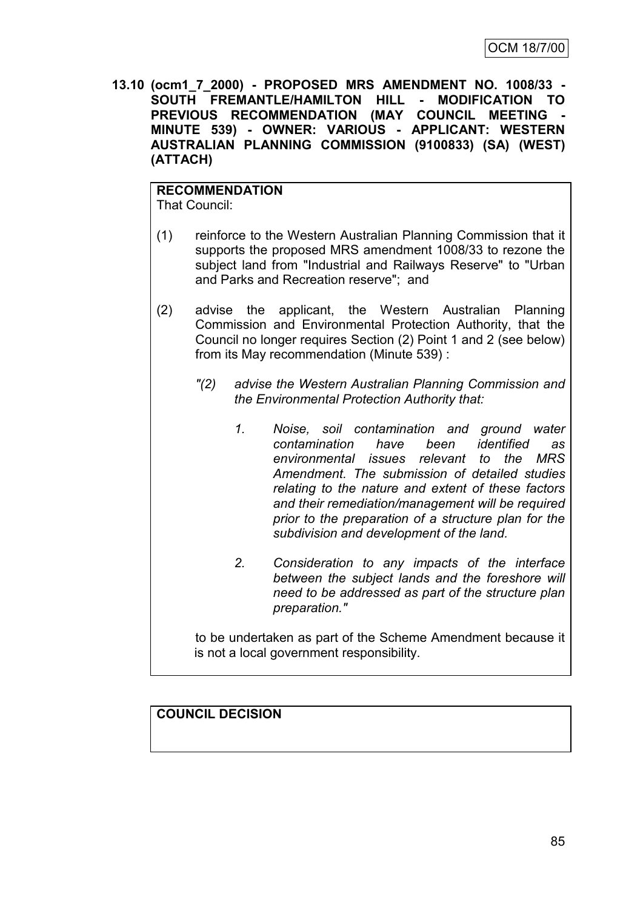**13.10 (ocm1_7_2000) - PROPOSED MRS AMENDMENT NO. 1008/33 - SOUTH FREMANTLE/HAMILTON HILL - MODIFICATION TO PREVIOUS RECOMMENDATION (MAY COUNCIL MEETING - MINUTE 539) - OWNER: VARIOUS - APPLICANT: WESTERN AUSTRALIAN PLANNING COMMISSION (9100833) (SA) (WEST) (ATTACH)**

**RECOMMENDATION**

That Council:

(1) reinforce to the Western Australian Planning Commission that it supports the proposed MRS amendment 1008/33 to rezone the subject land from "Industrial and Railways Reserve" to "Urban and Parks and Recreation reserve"; and

(2) advise the applicant, the Western Australian Planning Commission and Environmental Protection Authority, that the Council no longer requires Section (2) Point 1 and 2 (see below) from its May recommendation (Minute 539) :

*"(2) advise the Western Australian Planning Commission and the Environmental Protection Authority that:*

*1. Noise, soil contamination and ground water contamination have been identified as environmental issues relevant to the MRS Amendment. The submission of detailed studies relating to the nature and extent of these factors and their remediation/management will be required prior to the preparation of a structure plan for the subdivision and development of the land.*

*2. Consideration to any impacts of the interface between the subject lands and the foreshore will need to be addressed as part of the structure plan preparation."*

to be undertaken as part of the Scheme Amendment because it is not a local government responsibility.

**COUNCIL DECISION**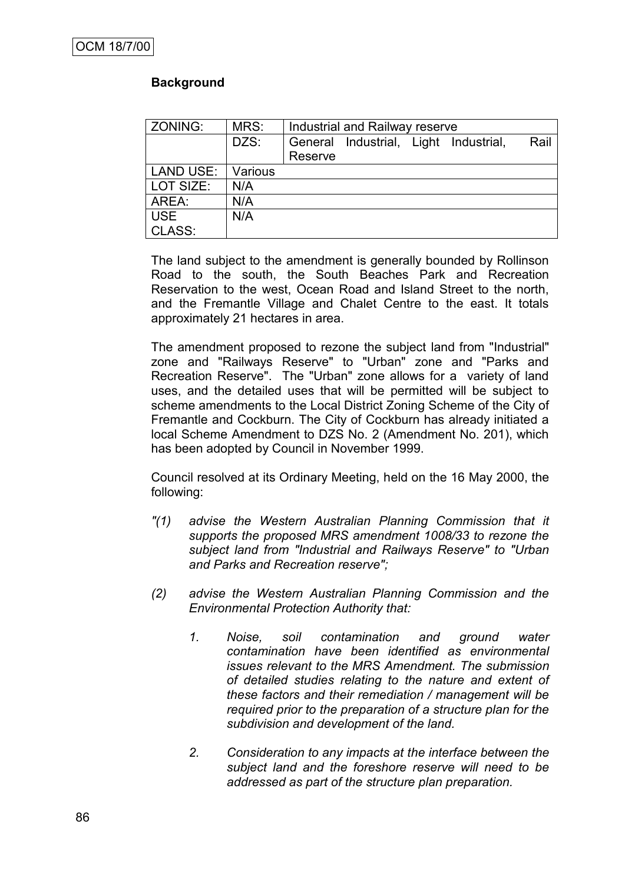**Background**

| | | |
|---|---|---|
| ZONING: | MRS: | Industrial and Railway reserve |
| | DZS: | General Industrial, Light Industrial, Rail Reserve |
| LAND USE: | Various | |
| LOT SIZE: | N/A | |
| AREA: | N/A | |
| USE CLASS: | N/A | |

The land subject to the amendment is generally bounded by Rollinson Road to the south, the South Beaches Park and Recreation Reservation to the west, Ocean Road and Island Street to the north, and the Fremantle Village and Chalet Centre to the east. It totals approximately 21 hectares in area.

The amendment proposed to rezone the subject land from "Industrial" zone and "Railways Reserve" to "Urban" zone and "Parks and Recreation Reserve". The "Urban" zone allows for a variety of land uses, and the detailed uses that will be permitted will be subject to scheme amendments to the Local District Zoning Scheme of the City of Fremantle and Cockburn. The City of Cockburn has already initiated a local Scheme Amendment to DZS No. 2 (Amendment No. 201), which has been adopted by Council in November 1999.

Council resolved at its Ordinary Meeting, held on the 16 May 2000, the following:

*"(1) advise the Western Australian Planning Commission that it supports the proposed MRS amendment 1008/33 to rezone the subject land from "Industrial and Railways Reserve" to "Urban and Parks and Recreation reserve";*

*(2) advise the Western Australian Planning Commission and the Environmental Protection Authority that:*

*1. Noise, soil contamination and ground water contamination have been identified as environmental issues relevant to the MRS Amendment. The submission of detailed studies relating to the nature and extent of these factors and their remediation / management will be required prior to the preparation of a structure plan for the subdivision and development of the land.*

*2. Consideration to any impacts at the interface between the subject land and the foreshore reserve will need to be addressed as part of the structure plan preparation.*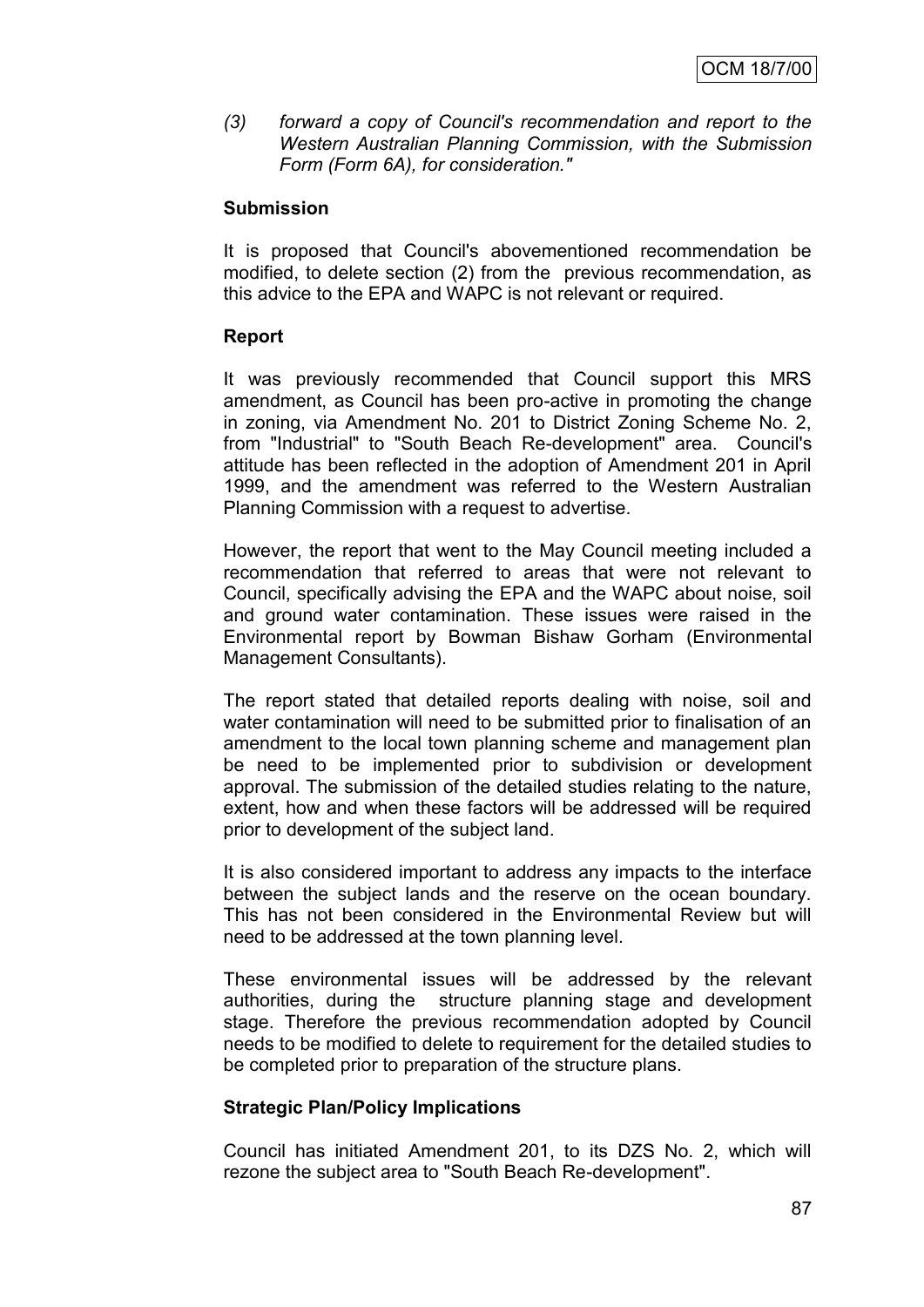*(3) forward a copy of Council's recommendation and report to the Western Australian Planning Commission, with the Submission Form (Form 6A), for consideration."*

**Submission**

It is proposed that Council's abovementioned recommendation be modified, to delete section (2) from the previous recommendation, as this advice to the EPA and WAPC is not relevant or required.

**Report**

It was previously recommended that Council support this MRS amendment, as Council has been pro-active in promoting the change in zoning, via Amendment No. 201 to District Zoning Scheme No. 2, from "Industrial" to "South Beach Re-development" area. Council's attitude has been reflected in the adoption of Amendment 201 in April 1999, and the amendment was referred to the Western Australian Planning Commission with a request to advertise.

However, the report that went to the May Council meeting included a recommendation that referred to areas that were not relevant to Council, specifically advising the EPA and the WAPC about noise, soil and ground water contamination. These issues were raised in the Environmental report by Bowman Bishaw Gorham (Environmental Management Consultants).

The report stated that detailed reports dealing with noise, soil and water contamination will need to be submitted prior to finalisation of an amendment to the local town planning scheme and management plan be need to be implemented prior to subdivision or development approval. The submission of the detailed studies relating to the nature, extent, how and when these factors will be addressed will be required prior to development of the subject land.

It is also considered important to address any impacts to the interface between the subject lands and the reserve on the ocean boundary. This has not been considered in the Environmental Review but will need to be addressed at the town planning level.

These environmental issues will be addressed by the relevant authorities, during the structure planning stage and development stage. Therefore the previous recommendation adopted by Council needs to be modified to delete to requirement for the detailed studies to be completed prior to preparation of the structure plans.

**Strategic Plan/Policy Implications**

Council has initiated Amendment 201, to its DZS No. 2, which will rezone the subject area to "South Beach Re-development".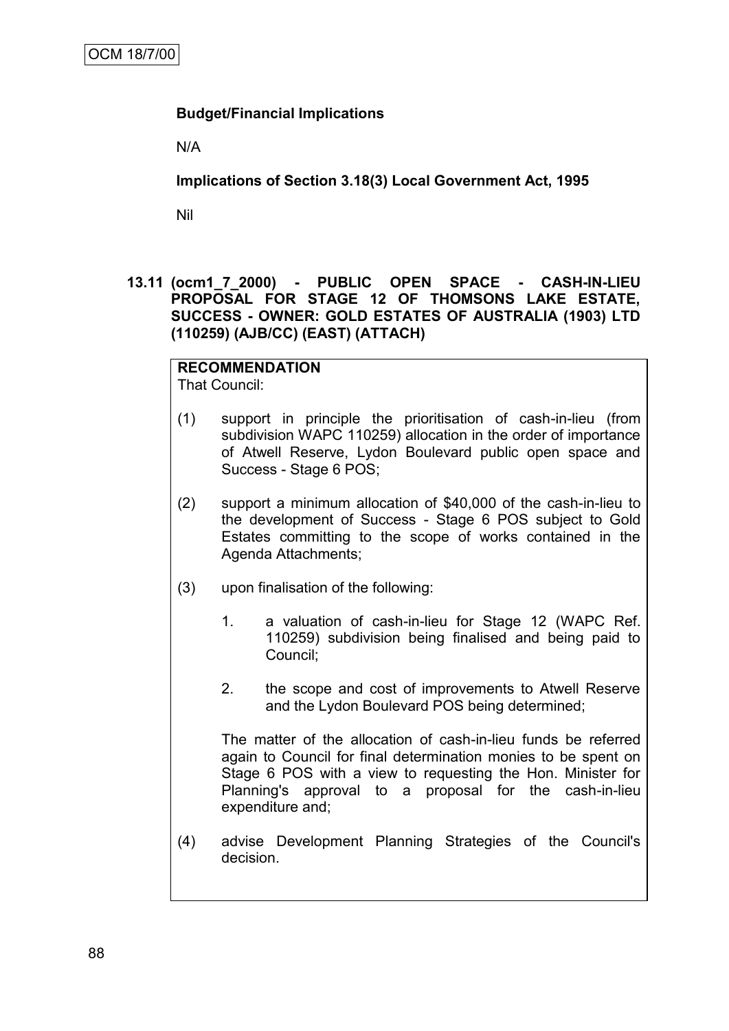**Budget/Financial Implications**

N/A

**Implications of Section 3.18(3) Local Government Act, 1995**

Nil

**13.11 (ocm1_7_2000) - PUBLIC OPEN SPACE - CASH-IN-LIEU PROPOSAL FOR STAGE 12 OF THOMSONS LAKE ESTATE, SUCCESS - OWNER: GOLD ESTATES OF AUSTRALIA (1903) LTD (110259) (AJB/CC) (EAST) (ATTACH)**

**RECOMMENDATION**

That Council:

(1) support in principle the prioritisation of cash-in-lieu (from subdivision WAPC 110259) allocation in the order of importance of Atwell Reserve, Lydon Boulevard public open space and Success - Stage 6 POS;

(2) support a minimum allocation of $40,000 of the cash-in-lieu to the development of Success - Stage 6 POS subject to Gold Estates committing to the scope of works contained in the Agenda Attachments;

(3) upon finalisation of the following:

1. a valuation of cash-in-lieu for Stage 12 (WAPC Ref. 110259) subdivision being finalised and being paid to Council;

2. the scope and cost of improvements to Atwell Reserve and the Lydon Boulevard POS being determined;

The matter of the allocation of cash-in-lieu funds be referred again to Council for final determination monies to be spent on Stage 6 POS with a view to requesting the Hon. Minister for Planning's approval to a proposal for the cash-in-lieu expenditure and;

(4) advise Development Planning Strategies of the Council's decision.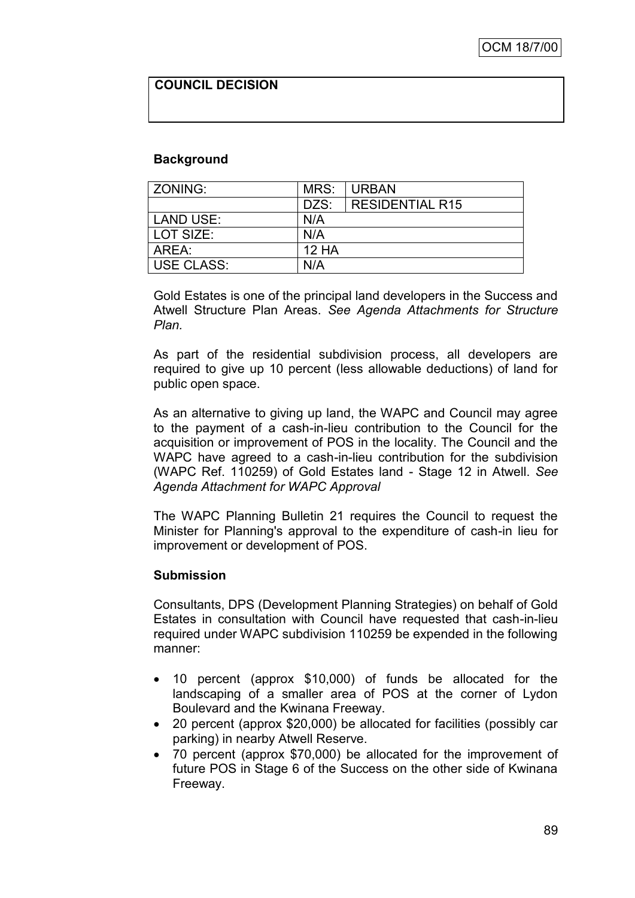**COUNCIL DECISION**

**Background**

| | | |
|---|---|---|
| ZONING: | MRS: | URBAN |
| | DZS: | RESIDENTIAL R15 |
| LAND USE: | N/A | |
| LOT SIZE: | N/A | |
| AREA: | 12 HA | |
| USE CLASS: | N/A | |

Gold Estates is one of the principal land developers in the Success and Atwell Structure Plan Areas. *See Agenda Attachments for Structure Plan.*

As part of the residential subdivision process, all developers are required to give up 10 percent (less allowable deductions) of land for public open space.

As an alternative to giving up land, the WAPC and Council may agree to the payment of a cash-in-lieu contribution to the Council for the acquisition or improvement of POS in the locality. The Council and the WAPC have agreed to a cash-in-lieu contribution for the subdivision (WAPC Ref. 110259) of Gold Estates land - Stage 12 in Atwell. *See Agenda Attachment for WAPC Approval*

The WAPC Planning Bulletin 21 requires the Council to request the Minister for Planning's approval to the expenditure of cash-in lieu for improvement or development of POS.

**Submission**

Consultants, DPS (Development Planning Strategies) on behalf of Gold Estates in consultation with Council have requested that cash-in-lieu required under WAPC subdivision 110259 be expended in the following manner:

- 10 percent (approx $10,000) of funds be allocated for the landscaping of a smaller area of POS at the corner of Lydon Boulevard and the Kwinana Freeway.
- 20 percent (approx $20,000) be allocated for facilities (possibly car parking) in nearby Atwell Reserve.
- 70 percent (approx $70,000) be allocated for the improvement of future POS in Stage 6 of the Success on the other side of Kwinana Freeway.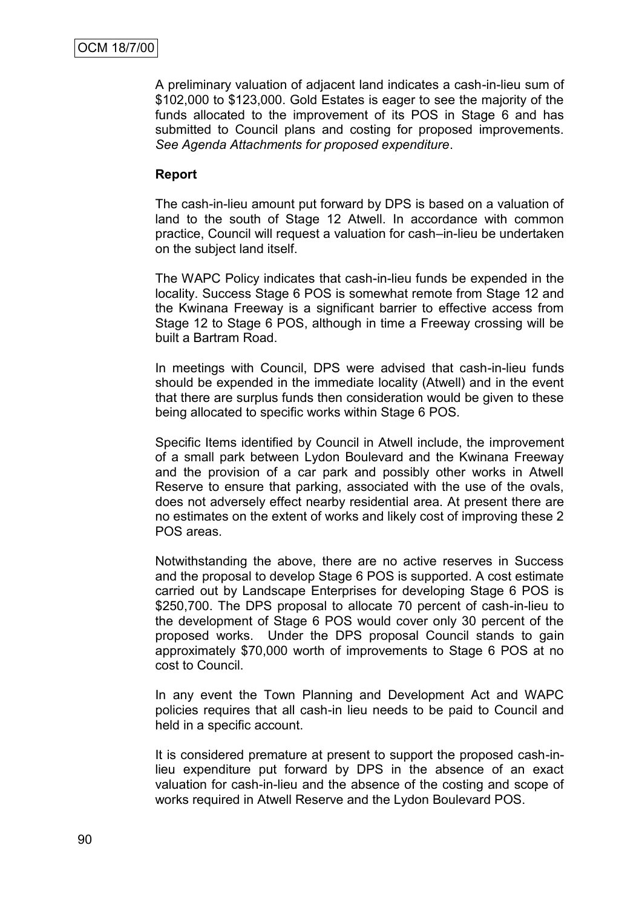A preliminary valuation of adjacent land indicates a cash-in-lieu sum of $102,000 to $123,000. Gold Estates is eager to see the majority of the funds allocated to the improvement of its POS in Stage 6 and has submitted to Council plans and costing for proposed improvements. *See Agenda Attachments for proposed expenditure*.

**Report**

The cash-in-lieu amount put forward by DPS is based on a valuation of land to the south of Stage 12 Atwell. In accordance with common practice, Council will request a valuation for cash–in-lieu be undertaken on the subject land itself.

The WAPC Policy indicates that cash-in-lieu funds be expended in the locality. Success Stage 6 POS is somewhat remote from Stage 12 and the Kwinana Freeway is a significant barrier to effective access from Stage 12 to Stage 6 POS, although in time a Freeway crossing will be built a Bartram Road.

In meetings with Council, DPS were advised that cash-in-lieu funds should be expended in the immediate locality (Atwell) and in the event that there are surplus funds then consideration would be given to these being allocated to specific works within Stage 6 POS.

Specific Items identified by Council in Atwell include, the improvement of a small park between Lydon Boulevard and the Kwinana Freeway and the provision of a car park and possibly other works in Atwell Reserve to ensure that parking, associated with the use of the ovals, does not adversely effect nearby residential area. At present there are no estimates on the extent of works and likely cost of improving these 2 POS areas.

Notwithstanding the above, there are no active reserves in Success and the proposal to develop Stage 6 POS is supported. A cost estimate carried out by Landscape Enterprises for developing Stage 6 POS is $250,700. The DPS proposal to allocate 70 percent of cash-in-lieu to the development of Stage 6 POS would cover only 30 percent of the proposed works. Under the DPS proposal Council stands to gain approximately $70,000 worth of improvements to Stage 6 POS at no cost to Council.

In any event the Town Planning and Development Act and WAPC policies requires that all cash-in lieu needs to be paid to Council and held in a specific account.

It is considered premature at present to support the proposed cash-in-lieu expenditure put forward by DPS in the absence of an exact valuation for cash-in-lieu and the absence of the costing and scope of works required in Atwell Reserve and the Lydon Boulevard POS.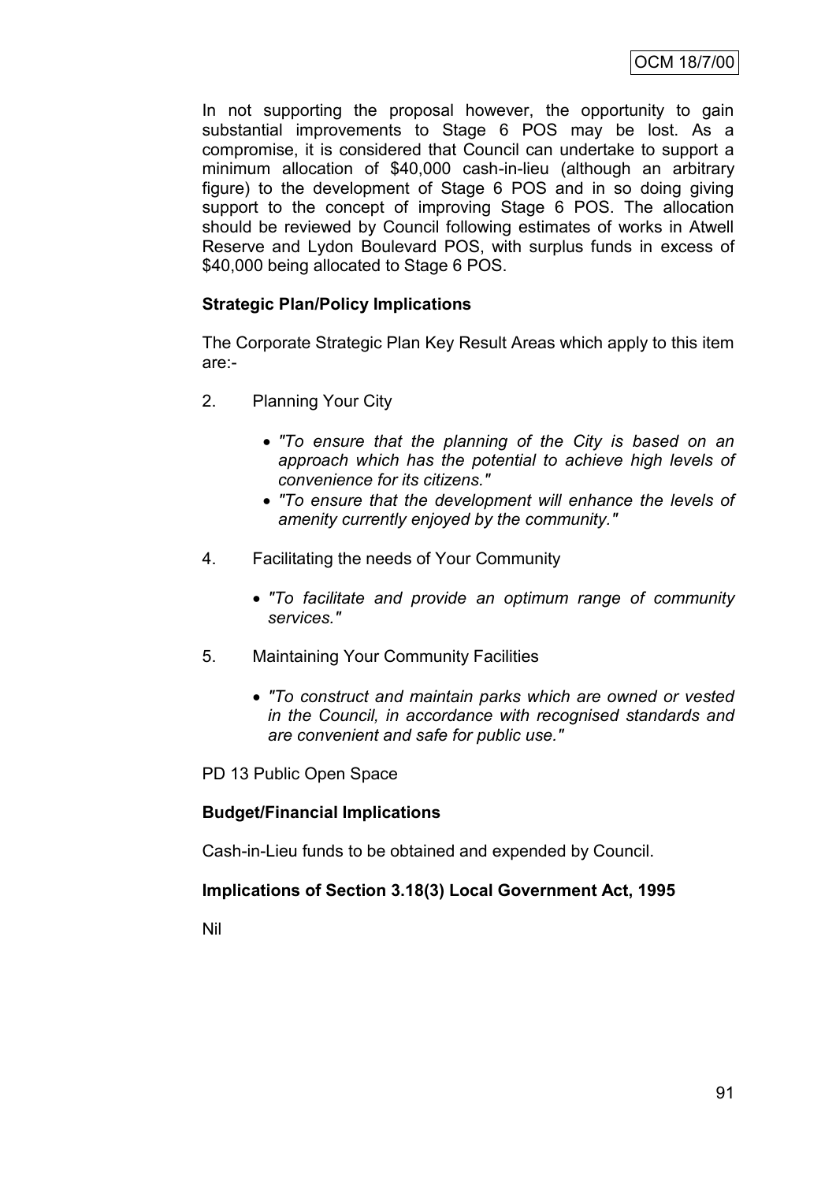In not supporting the proposal however, the opportunity to gain substantial improvements to Stage 6 POS may be lost. As a compromise, it is considered that Council can undertake to support a minimum allocation of $40,000 cash-in-lieu (although an arbitrary figure) to the development of Stage 6 POS and in so doing giving support to the concept of improving Stage 6 POS. The allocation should be reviewed by Council following estimates of works in Atwell Reserve and Lydon Boulevard POS, with surplus funds in excess of $40,000 being allocated to Stage 6 POS.

**Strategic Plan/Policy Implications**

The Corporate Strategic Plan Key Result Areas which apply to this item are:-

2. Planning Your City
   - *"To ensure that the planning of the City is based on an approach which has the potential to achieve high levels of convenience for its citizens."*
   - *"To ensure that the development will enhance the levels of amenity currently enjoyed by the community."*

4. Facilitating the needs of Your Community
   - *"To facilitate and provide an optimum range of community services."*

5. Maintaining Your Community Facilities
   - *"To construct and maintain parks which are owned or vested in the Council, in accordance with recognised standards and are convenient and safe for public use."*

PD 13 Public Open Space

**Budget/Financial Implications**

Cash-in-Lieu funds to be obtained and expended by Council.

**Implications of Section 3.18(3) Local Government Act, 1995**

Nil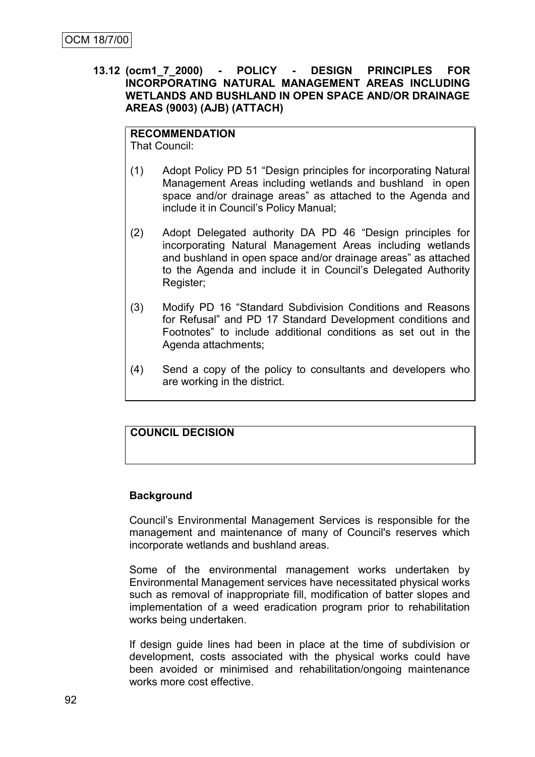**13.12 (ocm1_7_2000) - POLICY - DESIGN PRINCIPLES FOR INCORPORATING NATURAL MANAGEMENT AREAS INCLUDING WETLANDS AND BUSHLAND IN OPEN SPACE AND/OR DRAINAGE AREAS (9003) (AJB) (ATTACH)**

**RECOMMENDATION**
That Council:

(1) Adopt Policy PD 51 "Design principles for incorporating Natural Management Areas including wetlands and bushland in open space and/or drainage areas" as attached to the Agenda and include it in Council's Policy Manual;

(2) Adopt Delegated authority DA PD 46 "Design principles for incorporating Natural Management Areas including wetlands and bushland in open space and/or drainage areas" as attached to the Agenda and include it in Council's Delegated Authority Register;

(3) Modify PD 16 "Standard Subdivision Conditions and Reasons for Refusal" and PD 17 Standard Development conditions and Footnotes" to include additional conditions as set out in the Agenda attachments;

(4) Send a copy of the policy to consultants and developers who are working in the district.

**COUNCIL DECISION**

**Background**

Council's Environmental Management Services is responsible for the management and maintenance of many of Council's reserves which incorporate wetlands and bushland areas.

Some of the environmental management works undertaken by Environmental Management services have necessitated physical works such as removal of inappropriate fill, modification of batter slopes and implementation of a weed eradication program prior to rehabilitation works being undertaken.

If design guide lines had been in place at the time of subdivision or development, costs associated with the physical works could have been avoided or minimised and rehabilitation/ongoing maintenance works more cost effective.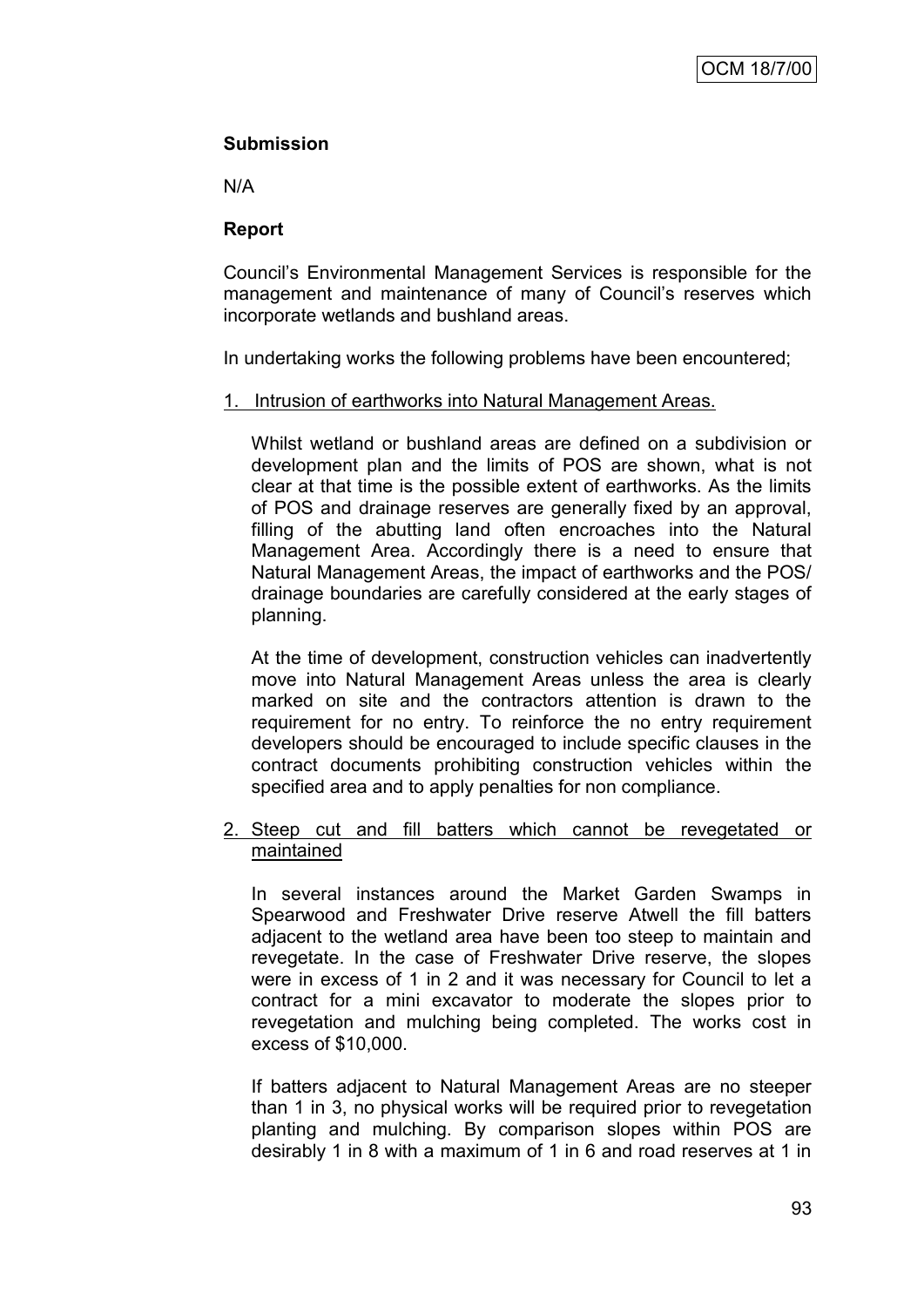**Submission**

N/A

**Report**

Council's Environmental Management Services is responsible for the management and maintenance of many of Council's reserves which incorporate wetlands and bushland areas.

In undertaking works the following problems have been encountered;

1. Intrusion of earthworks into Natural Management Areas.

   Whilst wetland or bushland areas are defined on a subdivision or development plan and the limits of POS are shown, what is not clear at that time is the possible extent of earthworks. As the limits of POS and drainage reserves are generally fixed by an approval, filling of the abutting land often encroaches into the Natural Management Area. Accordingly there is a need to ensure that Natural Management Areas, the impact of earthworks and the POS/ drainage boundaries are carefully considered at the early stages of planning.

   At the time of development, construction vehicles can inadvertently move into Natural Management Areas unless the area is clearly marked on site and the contractors attention is drawn to the requirement for no entry. To reinforce the no entry requirement developers should be encouraged to include specific clauses in the contract documents prohibiting construction vehicles within the specified area and to apply penalties for non compliance.

2. Steep cut and fill batters which cannot be revegetated or maintained

   In several instances around the Market Garden Swamps in Spearwood and Freshwater Drive reserve Atwell the fill batters adjacent to the wetland area have been too steep to maintain and revegetate. In the case of Freshwater Drive reserve, the slopes were in excess of 1 in 2 and it was necessary for Council to let a contract for a mini excavator to moderate the slopes prior to revegetation and mulching being completed. The works cost in excess of $10,000.

   If batters adjacent to Natural Management Areas are no steeper than 1 in 3, no physical works will be required prior to revegetation planting and mulching. By comparison slopes within POS are desirably 1 in 8 with a maximum of 1 in 6 and road reserves at 1 in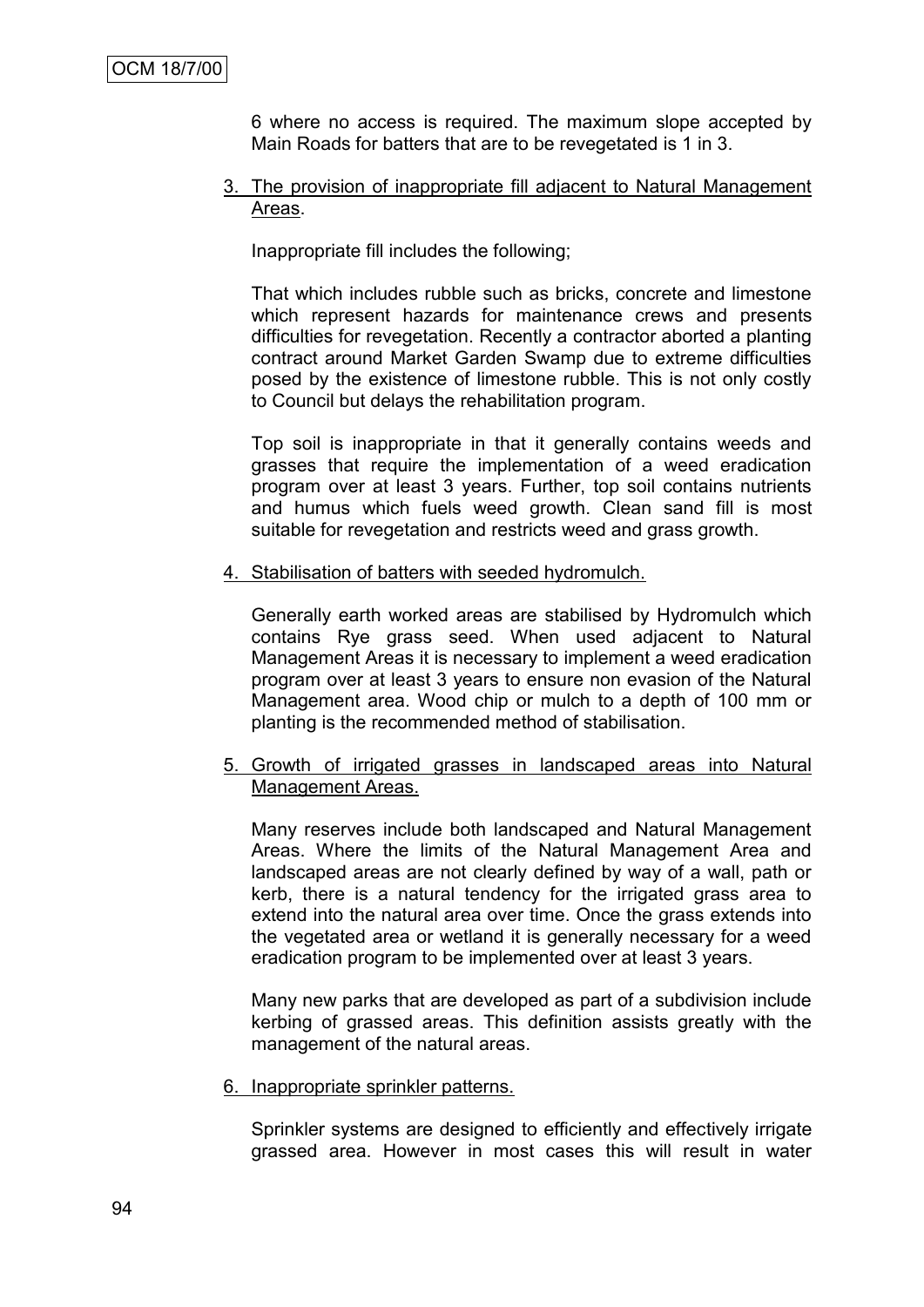6 where no access is required. The maximum slope accepted by Main Roads for batters that are to be revegetated is 1 in 3.

3. <u>The provision of inappropriate fill adjacent to Natural Management Areas</u>.

   Inappropriate fill includes the following;

   That which includes rubble such as bricks, concrete and limestone which represent hazards for maintenance crews and presents difficulties for revegetation. Recently a contractor aborted a planting contract around Market Garden Swamp due to extreme difficulties posed by the existence of limestone rubble. This is not only costly to Council but delays the rehabilitation program.

   Top soil is inappropriate in that it generally contains weeds and grasses that require the implementation of a weed eradication program over at least 3 years. Further, top soil contains nutrients and humus which fuels weed growth. Clean sand fill is most suitable for revegetation and restricts weed and grass growth.

4. <u>Stabilisation of batters with seeded hydromulch.</u>

   Generally earth worked areas are stabilised by Hydromulch which contains Rye grass seed. When used adjacent to Natural Management Areas it is necessary to implement a weed eradication program over at least 3 years to ensure non evasion of the Natural Management area. Wood chip or mulch to a depth of 100 mm or planting is the recommended method of stabilisation.

5. <u>Growth of irrigated grasses in landscaped areas into Natural Management Areas.</u>

   Many reserves include both landscaped and Natural Management Areas. Where the limits of the Natural Management Area and landscaped areas are not clearly defined by way of a wall, path or kerb, there is a natural tendency for the irrigated grass area to extend into the natural area over time. Once the grass extends into the vegetated area or wetland it is generally necessary for a weed eradication program to be implemented over at least 3 years.

   Many new parks that are developed as part of a subdivision include kerbing of grassed areas. This definition assists greatly with the management of the natural areas.

6. <u>Inappropriate sprinkler patterns.</u>

   Sprinkler systems are designed to efficiently and effectively irrigate grassed area. However in most cases this will result in water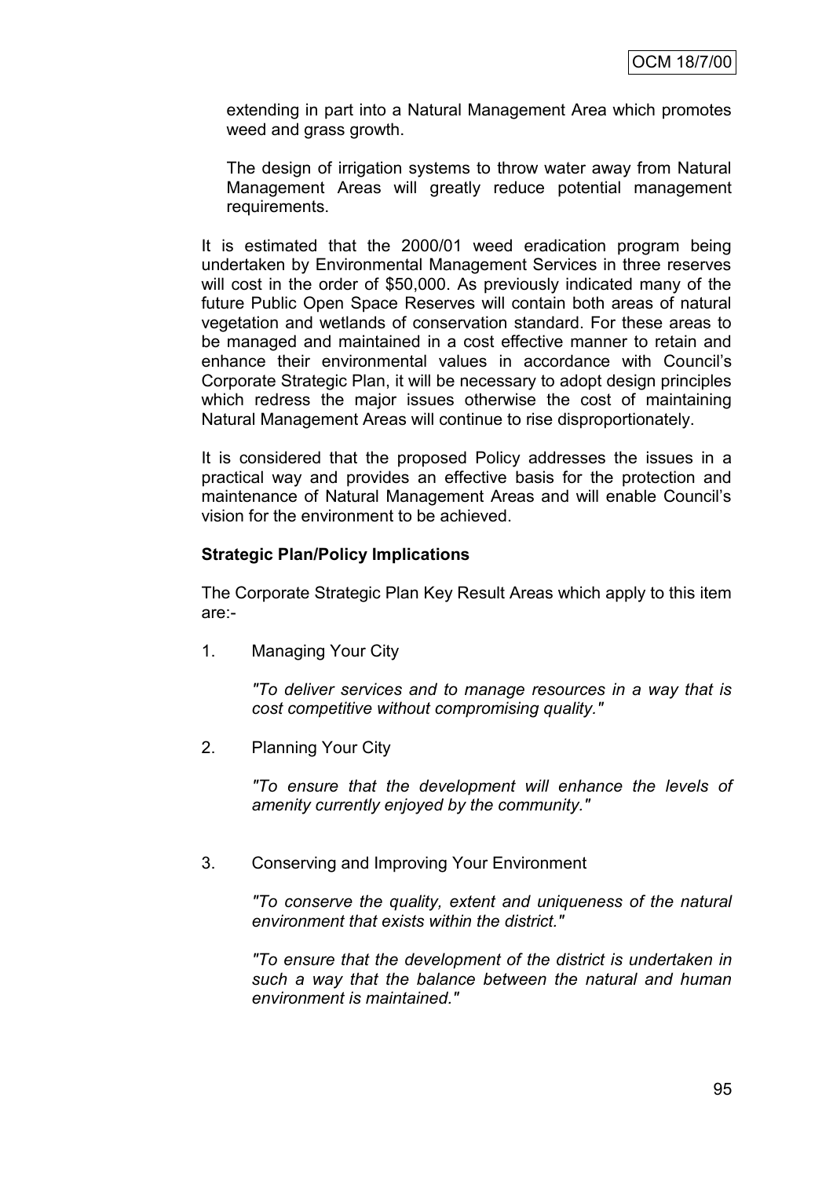extending in part into a Natural Management Area which promotes weed and grass growth.

The design of irrigation systems to throw water away from Natural Management Areas will greatly reduce potential management requirements.

It is estimated that the 2000/01 weed eradication program being undertaken by Environmental Management Services in three reserves will cost in the order of $50,000. As previously indicated many of the future Public Open Space Reserves will contain both areas of natural vegetation and wetlands of conservation standard. For these areas to be managed and maintained in a cost effective manner to retain and enhance their environmental values in accordance with Council's Corporate Strategic Plan, it will be necessary to adopt design principles which redress the major issues otherwise the cost of maintaining Natural Management Areas will continue to rise disproportionately.

It is considered that the proposed Policy addresses the issues in a practical way and provides an effective basis for the protection and maintenance of Natural Management Areas and will enable Council's vision for the environment to be achieved.

**Strategic Plan/Policy Implications**

The Corporate Strategic Plan Key Result Areas which apply to this item are:-

1. Managing Your City

   *"To deliver services and to manage resources in a way that is cost competitive without compromising quality."*

2. Planning Your City

   *"To ensure that the development will enhance the levels of amenity currently enjoyed by the community."*

3. Conserving and Improving Your Environment

   *"To conserve the quality, extent and uniqueness of the natural environment that exists within the district."*

   *"To ensure that the development of the district is undertaken in such a way that the balance between the natural and human environment is maintained."*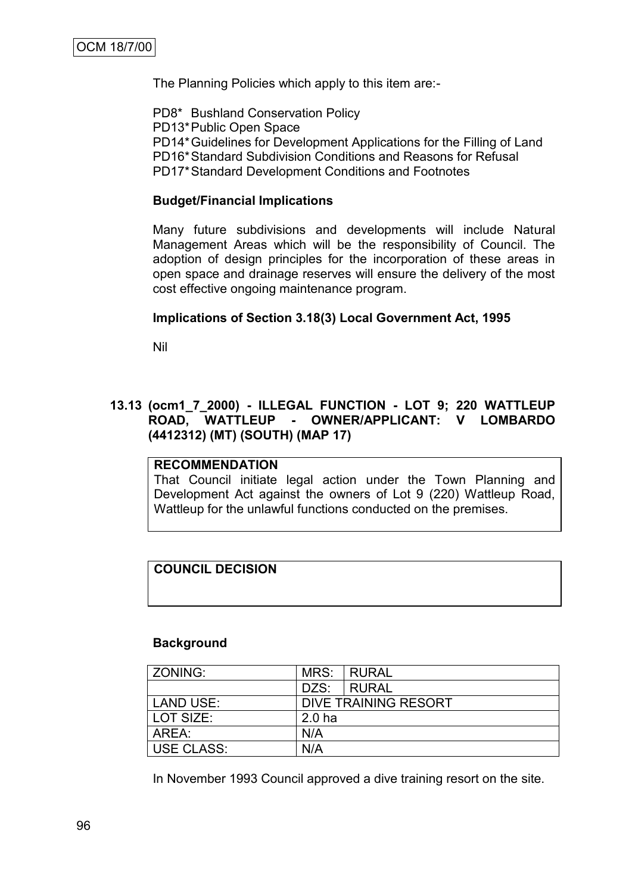The Planning Policies which apply to this item are:-

PD8* Bushland Conservation Policy
PD13* Public Open Space
PD14* Guidelines for Development Applications for the Filling of Land
PD16* Standard Subdivision Conditions and Reasons for Refusal
PD17* Standard Development Conditions and Footnotes

**Budget/Financial Implications**

Many future subdivisions and developments will include Natural Management Areas which will be the responsibility of Council. The adoption of design principles for the incorporation of these areas in open space and drainage reserves will ensure the delivery of the most cost effective ongoing maintenance program.

**Implications of Section 3.18(3) Local Government Act, 1995**

Nil

## 13.13 (ocm1_7_2000) - ILLEGAL FUNCTION - LOT 9; 220 WATTLEUP ROAD, WATTLEUP - OWNER/APPLICANT: V LOMBARDO (4412312) (MT) (SOUTH) (MAP 17)

**RECOMMENDATION**
That Council initiate legal action under the Town Planning and Development Act against the owners of Lot 9 (220) Wattleup Road, Wattleup for the unlawful functions conducted on the premises.

**COUNCIL DECISION**

**Background**

| | | |
|---|---|---|
| ZONING: | MRS: | RURAL |
| | DZS: | RURAL |
| LAND USE: | DIVE TRAINING RESORT | |
| LOT SIZE: | 2.0 ha | |
| AREA: | N/A | |
| USE CLASS: | N/A | |

In November 1993 Council approved a dive training resort on the site.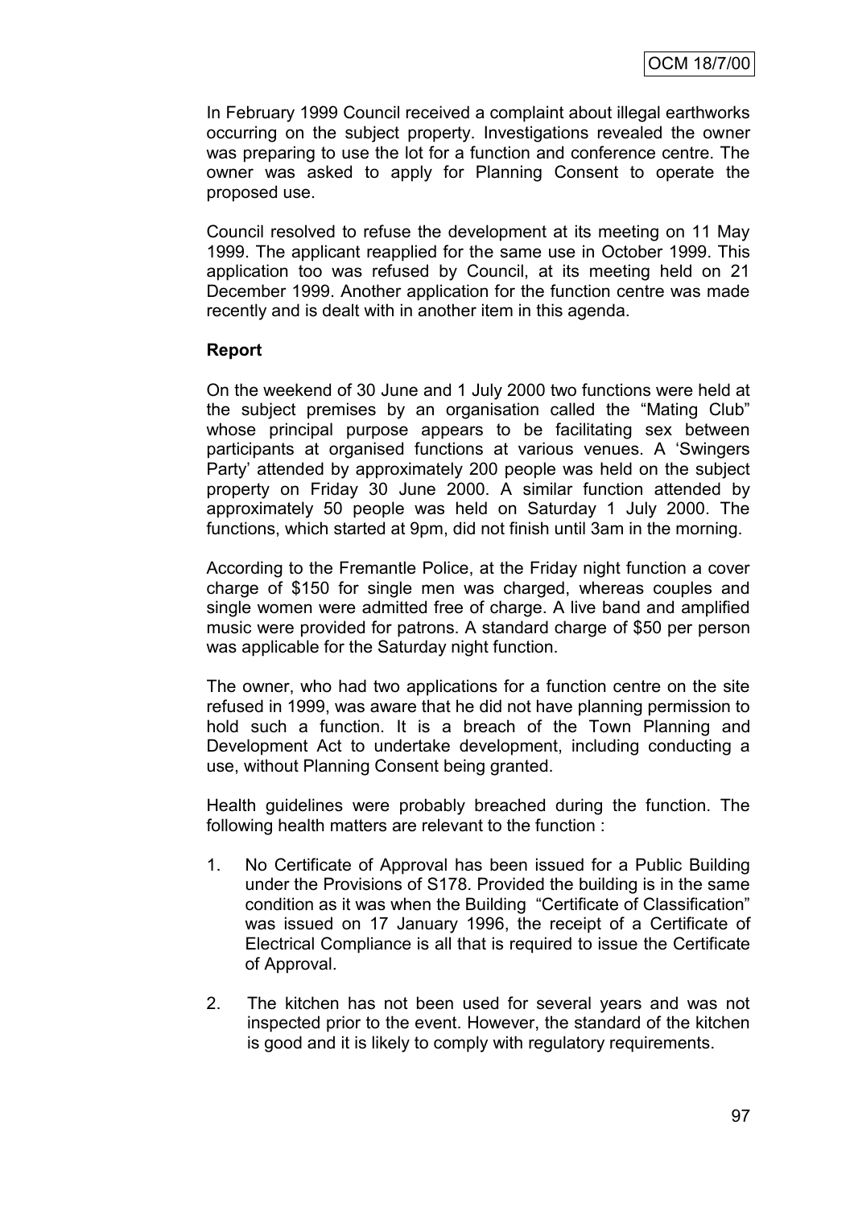In February 1999 Council received a complaint about illegal earthworks occurring on the subject property. Investigations revealed the owner was preparing to use the lot for a function and conference centre. The owner was asked to apply for Planning Consent to operate the proposed use.

Council resolved to refuse the development at its meeting on 11 May 1999. The applicant reapplied for the same use in October 1999. This application too was refused by Council, at its meeting held on 21 December 1999. Another application for the function centre was made recently and is dealt with in another item in this agenda.

**Report**

On the weekend of 30 June and 1 July 2000 two functions were held at the subject premises by an organisation called the "Mating Club" whose principal purpose appears to be facilitating sex between participants at organised functions at various venues. A 'Swingers Party' attended by approximately 200 people was held on the subject property on Friday 30 June 2000. A similar function attended by approximately 50 people was held on Saturday 1 July 2000. The functions, which started at 9pm, did not finish until 3am in the morning.

According to the Fremantle Police, at the Friday night function a cover charge of $150 for single men was charged, whereas couples and single women were admitted free of charge. A live band and amplified music were provided for patrons. A standard charge of $50 per person was applicable for the Saturday night function.

The owner, who had two applications for a function centre on the site refused in 1999, was aware that he did not have planning permission to hold such a function. It is a breach of the Town Planning and Development Act to undertake development, including conducting a use, without Planning Consent being granted.

Health guidelines were probably breached during the function. The following health matters are relevant to the function :

1. No Certificate of Approval has been issued for a Public Building under the Provisions of S178. Provided the building is in the same condition as it was when the Building "Certificate of Classification" was issued on 17 January 1996, the receipt of a Certificate of Electrical Compliance is all that is required to issue the Certificate of Approval.

2. The kitchen has not been used for several years and was not inspected prior to the event. However, the standard of the kitchen is good and it is likely to comply with regulatory requirements.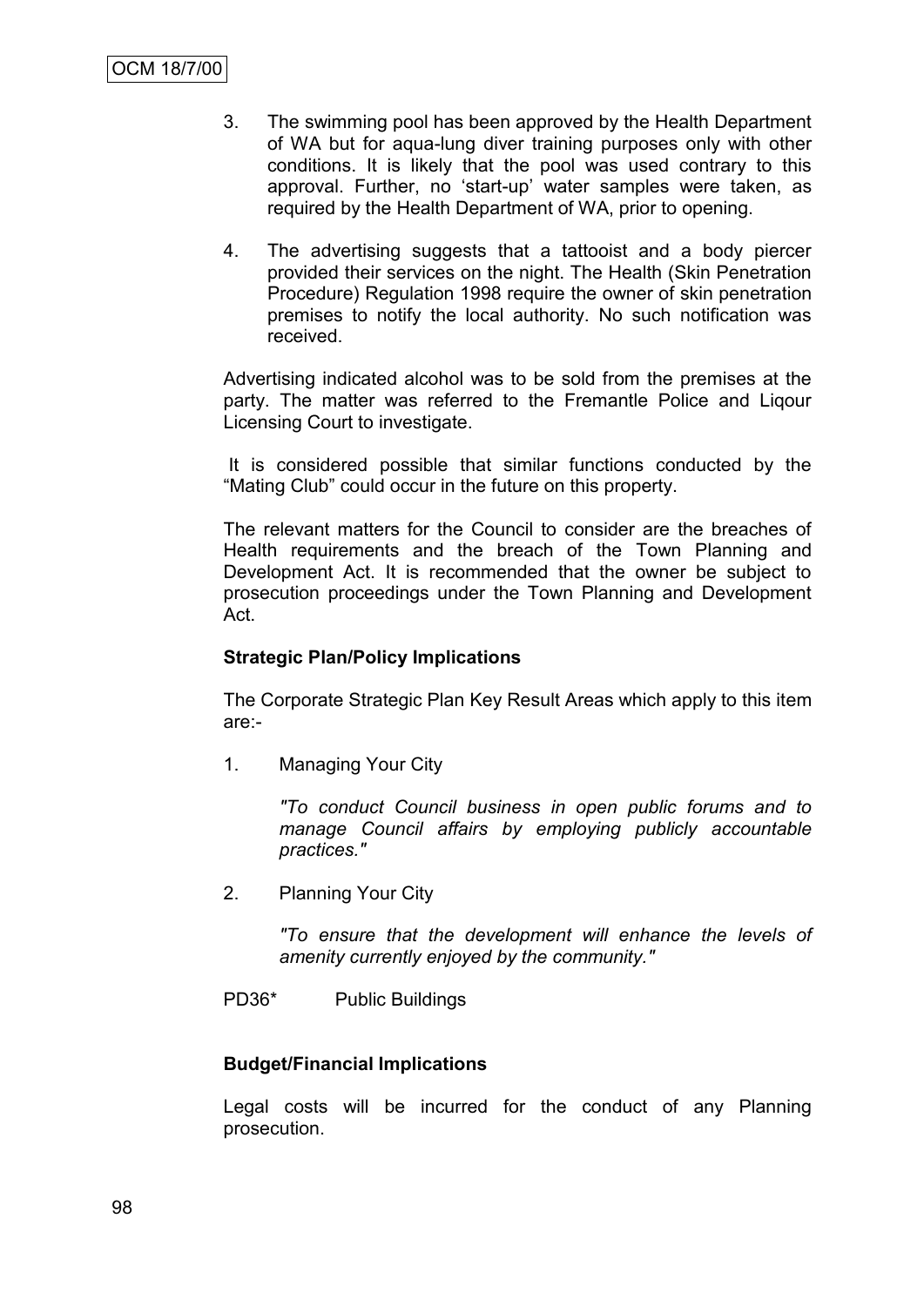3. The swimming pool has been approved by the Health Department of WA but for aqua-lung diver training purposes only with other conditions. It is likely that the pool was used contrary to this approval. Further, no 'start-up' water samples were taken, as required by the Health Department of WA, prior to opening.

4. The advertising suggests that a tattooist and a body piercer provided their services on the night. The Health (Skin Penetration Procedure) Regulation 1998 require the owner of skin penetration premises to notify the local authority. No such notification was received.

Advertising indicated alcohol was to be sold from the premises at the party. The matter was referred to the Fremantle Police and Liqour Licensing Court to investigate.

It is considered possible that similar functions conducted by the "Mating Club" could occur in the future on this property.

The relevant matters for the Council to consider are the breaches of Health requirements and the breach of the Town Planning and Development Act. It is recommended that the owner be subject to prosecution proceedings under the Town Planning and Development Act.

**Strategic Plan/Policy Implications**

The Corporate Strategic Plan Key Result Areas which apply to this item are:-

1. Managing Your City

   *"To conduct Council business in open public forums and to manage Council affairs by employing publicly accountable practices."*

2. Planning Your City

   *"To ensure that the development will enhance the levels of amenity currently enjoyed by the community."*

PD36* Public Buildings

**Budget/Financial Implications**

Legal costs will be incurred for the conduct of any Planning prosecution.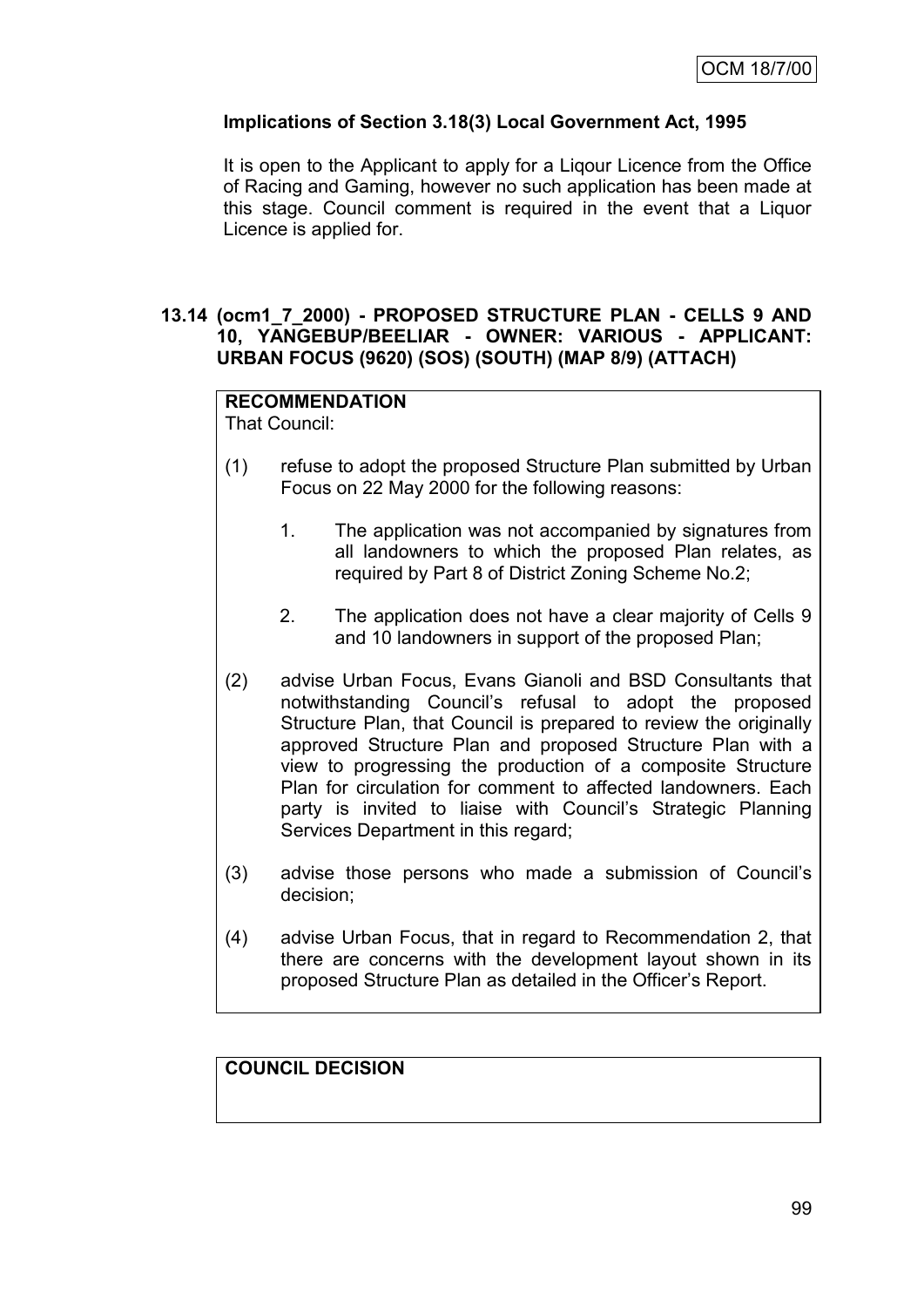### Implications of Section 3.18(3) Local Government Act, 1995

It is open to the Applicant to apply for a Liqour Licence from the Office of Racing and Gaming, however no such application has been made at this stage. Council comment is required in the event that a Liquor Licence is applied for.

## 13.14 (ocm1_7_2000) - PROPOSED STRUCTURE PLAN - CELLS 9 AND 10, YANGEBUP/BEELIAR - OWNER: VARIOUS - APPLICANT: URBAN FOCUS (9620) (SOS) (SOUTH) (MAP 8/9) (ATTACH)

**RECOMMENDATION**
That Council:

(1) refuse to adopt the proposed Structure Plan submitted by Urban Focus on 22 May 2000 for the following reasons:

1. The application was not accompanied by signatures from all landowners to which the proposed Plan relates, as required by Part 8 of District Zoning Scheme No.2;

2. The application does not have a clear majority of Cells 9 and 10 landowners in support of the proposed Plan;

(2) advise Urban Focus, Evans Gianoli and BSD Consultants that notwithstanding Council's refusal to adopt the proposed Structure Plan, that Council is prepared to review the originally approved Structure Plan and proposed Structure Plan with a view to progressing the production of a composite Structure Plan for circulation for comment to affected landowners. Each party is invited to liaise with Council's Strategic Planning Services Department in this regard;

(3) advise those persons who made a submission of Council's decision;

(4) advise Urban Focus, that in regard to Recommendation 2, that there are concerns with the development layout shown in its proposed Structure Plan as detailed in the Officer's Report.

**COUNCIL DECISION**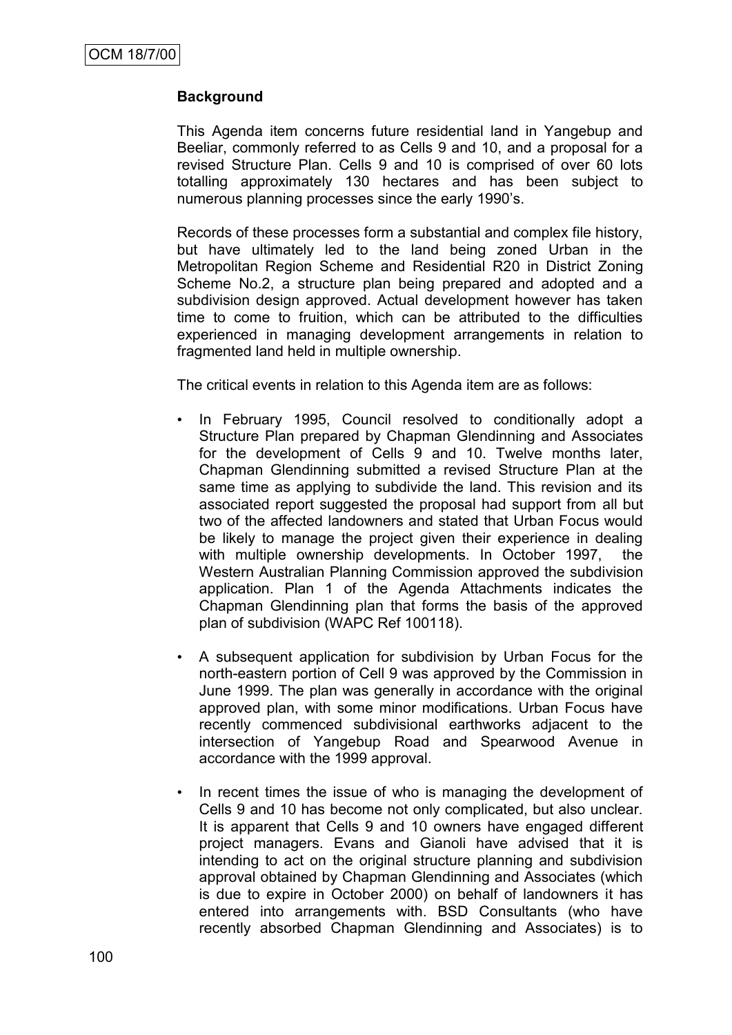**Background**

This Agenda item concerns future residential land in Yangebup and Beeliar, commonly referred to as Cells 9 and 10, and a proposal for a revised Structure Plan. Cells 9 and 10 is comprised of over 60 lots totalling approximately 130 hectares and has been subject to numerous planning processes since the early 1990's.

Records of these processes form a substantial and complex file history, but have ultimately led to the land being zoned Urban in the Metropolitan Region Scheme and Residential R20 in District Zoning Scheme No.2, a structure plan being prepared and adopted and a subdivision design approved. Actual development however has taken time to come to fruition, which can be attributed to the difficulties experienced in managing development arrangements in relation to fragmented land held in multiple ownership.

The critical events in relation to this Agenda item are as follows:

- In February 1995, Council resolved to conditionally adopt a Structure Plan prepared by Chapman Glendinning and Associates for the development of Cells 9 and 10. Twelve months later, Chapman Glendinning submitted a revised Structure Plan at the same time as applying to subdivide the land. This revision and its associated report suggested the proposal had support from all but two of the affected landowners and stated that Urban Focus would be likely to manage the project given their experience in dealing with multiple ownership developments. In October 1997, the Western Australian Planning Commission approved the subdivision application. Plan 1 of the Agenda Attachments indicates the Chapman Glendinning plan that forms the basis of the approved plan of subdivision (WAPC Ref 100118).
- A subsequent application for subdivision by Urban Focus for the north-eastern portion of Cell 9 was approved by the Commission in June 1999. The plan was generally in accordance with the original approved plan, with some minor modifications. Urban Focus have recently commenced subdivisional earthworks adjacent to the intersection of Yangebup Road and Spearwood Avenue in accordance with the 1999 approval.
- In recent times the issue of who is managing the development of Cells 9 and 10 has become not only complicated, but also unclear. It is apparent that Cells 9 and 10 owners have engaged different project managers. Evans and Gianoli have advised that it is intending to act on the original structure planning and subdivision approval obtained by Chapman Glendinning and Associates (which is due to expire in October 2000) on behalf of landowners it has entered into arrangements with. BSD Consultants (who have recently absorbed Chapman Glendinning and Associates) is to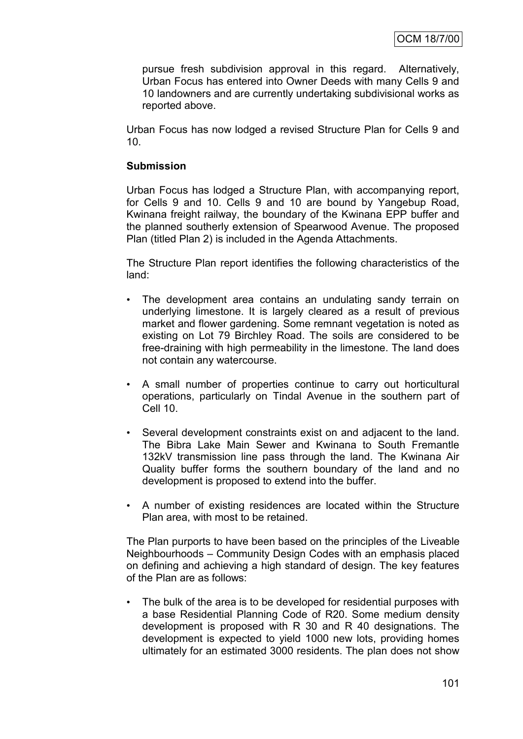pursue fresh subdivision approval in this regard. Alternatively, Urban Focus has entered into Owner Deeds with many Cells 9 and 10 landowners and are currently undertaking subdivisional works as reported above.

Urban Focus has now lodged a revised Structure Plan for Cells 9 and 10.

**Submission**

Urban Focus has lodged a Structure Plan, with accompanying report, for Cells 9 and 10. Cells 9 and 10 are bound by Yangebup Road, Kwinana freight railway, the boundary of the Kwinana EPP buffer and the planned southerly extension of Spearwood Avenue. The proposed Plan (titled Plan 2) is included in the Agenda Attachments.

The Structure Plan report identifies the following characteristics of the land:

- The development area contains an undulating sandy terrain on underlying limestone. It is largely cleared as a result of previous market and flower gardening. Some remnant vegetation is noted as existing on Lot 79 Birchley Road. The soils are considered to be free-draining with high permeability in the limestone. The land does not contain any watercourse.
- A small number of properties continue to carry out horticultural operations, particularly on Tindal Avenue in the southern part of Cell 10.
- Several development constraints exist on and adjacent to the land. The Bibra Lake Main Sewer and Kwinana to South Fremantle 132kV transmission line pass through the land. The Kwinana Air Quality buffer forms the southern boundary of the land and no development is proposed to extend into the buffer.
- A number of existing residences are located within the Structure Plan area, with most to be retained.

The Plan purports to have been based on the principles of the Liveable Neighbourhoods – Community Design Codes with an emphasis placed on defining and achieving a high standard of design. The key features of the Plan are as follows:

- The bulk of the area is to be developed for residential purposes with a base Residential Planning Code of R20. Some medium density development is proposed with R 30 and R 40 designations. The development is expected to yield 1000 new lots, providing homes ultimately for an estimated 3000 residents. The plan does not show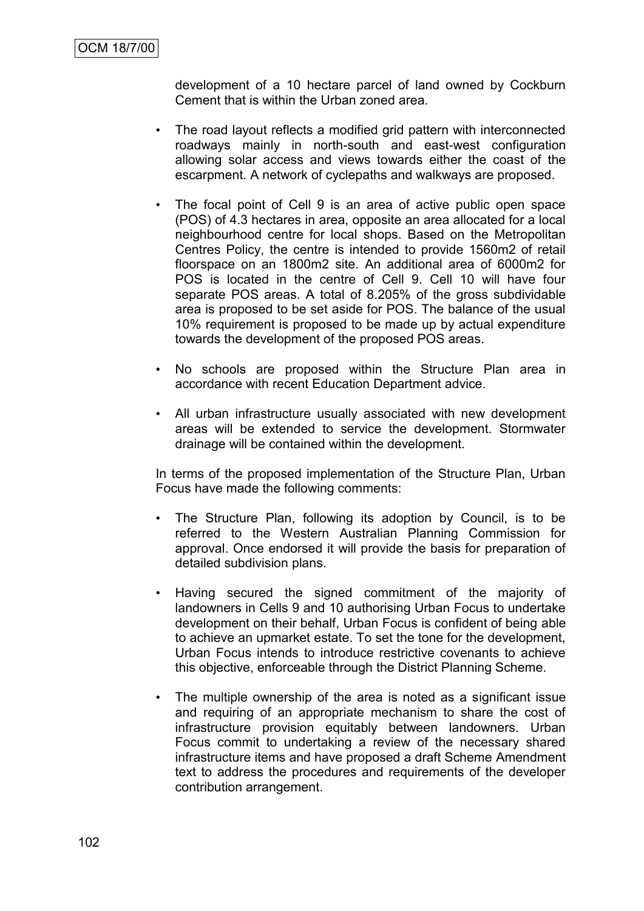development of a 10 hectare parcel of land owned by Cockburn Cement that is within the Urban zoned area.

- The road layout reflects a modified grid pattern with interconnected roadways mainly in north-south and east-west configuration allowing solar access and views towards either the coast of the escarpment. A network of cyclepaths and walkways are proposed.
- The focal point of Cell 9 is an area of active public open space (POS) of 4.3 hectares in area, opposite an area allocated for a local neighbourhood centre for local shops. Based on the Metropolitan Centres Policy, the centre is intended to provide 1560m2 of retail floorspace on an 1800m2 site. An additional area of 6000m2 for POS is located in the centre of Cell 9. Cell 10 will have four separate POS areas. A total of 8.205% of the gross subdividable area is proposed to be set aside for POS. The balance of the usual 10% requirement is proposed to be made up by actual expenditure towards the development of the proposed POS areas.
- No schools are proposed within the Structure Plan area in accordance with recent Education Department advice.
- All urban infrastructure usually associated with new development areas will be extended to service the development. Stormwater drainage will be contained within the development.

In terms of the proposed implementation of the Structure Plan, Urban Focus have made the following comments:

- The Structure Plan, following its adoption by Council, is to be referred to the Western Australian Planning Commission for approval. Once endorsed it will provide the basis for preparation of detailed subdivision plans.
- Having secured the signed commitment of the majority of landowners in Cells 9 and 10 authorising Urban Focus to undertake development on their behalf, Urban Focus is confident of being able to achieve an upmarket estate. To set the tone for the development, Urban Focus intends to introduce restrictive covenants to achieve this objective, enforceable through the District Planning Scheme.
- The multiple ownership of the area is noted as a significant issue and requiring of an appropriate mechanism to share the cost of infrastructure provision equitably between landowners. Urban Focus commit to undertaking a review of the necessary shared infrastructure items and have proposed a draft Scheme Amendment text to address the procedures and requirements of the developer contribution arrangement.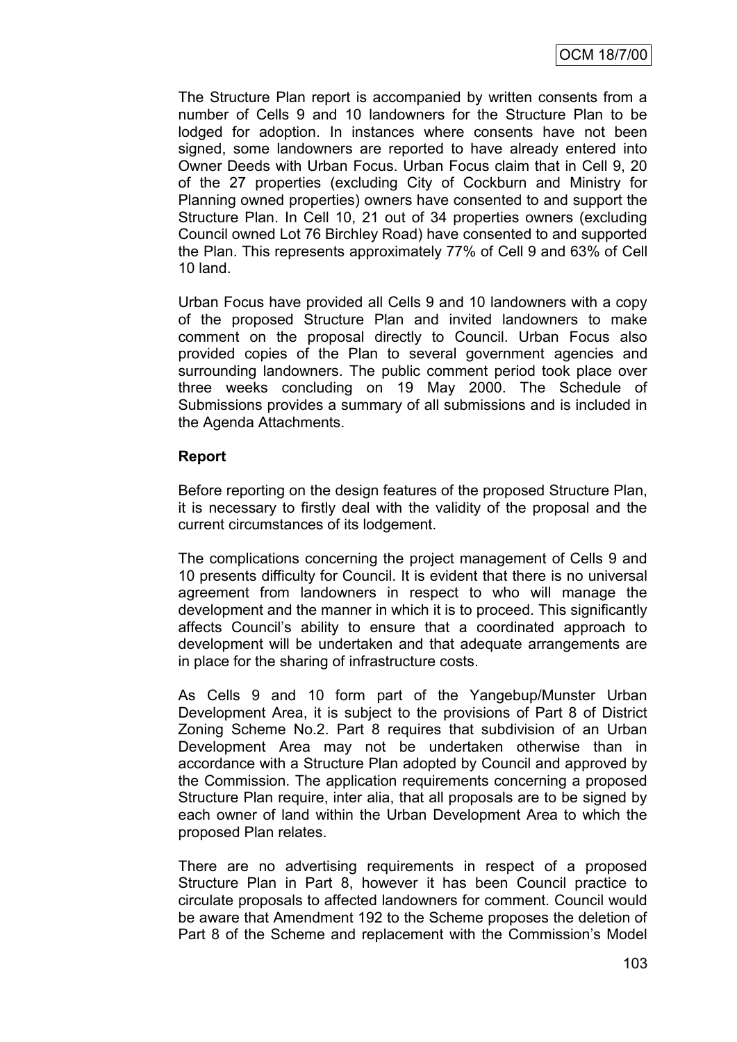The Structure Plan report is accompanied by written consents from a number of Cells 9 and 10 landowners for the Structure Plan to be lodged for adoption. In instances where consents have not been signed, some landowners are reported to have already entered into Owner Deeds with Urban Focus. Urban Focus claim that in Cell 9, 20 of the 27 properties (excluding City of Cockburn and Ministry for Planning owned properties) owners have consented to and support the Structure Plan. In Cell 10, 21 out of 34 properties owners (excluding Council owned Lot 76 Birchley Road) have consented to and supported the Plan. This represents approximately 77% of Cell 9 and 63% of Cell 10 land.

Urban Focus have provided all Cells 9 and 10 landowners with a copy of the proposed Structure Plan and invited landowners to make comment on the proposal directly to Council. Urban Focus also provided copies of the Plan to several government agencies and surrounding landowners. The public comment period took place over three weeks concluding on 19 May 2000. The Schedule of Submissions provides a summary of all submissions and is included in the Agenda Attachments.

**Report**

Before reporting on the design features of the proposed Structure Plan, it is necessary to firstly deal with the validity of the proposal and the current circumstances of its lodgement.

The complications concerning the project management of Cells 9 and 10 presents difficulty for Council. It is evident that there is no universal agreement from landowners in respect to who will manage the development and the manner in which it is to proceed. This significantly affects Council's ability to ensure that a coordinated approach to development will be undertaken and that adequate arrangements are in place for the sharing of infrastructure costs.

As Cells 9 and 10 form part of the Yangebup/Munster Urban Development Area, it is subject to the provisions of Part 8 of District Zoning Scheme No.2. Part 8 requires that subdivision of an Urban Development Area may not be undertaken otherwise than in accordance with a Structure Plan adopted by Council and approved by the Commission. The application requirements concerning a proposed Structure Plan require, inter alia, that all proposals are to be signed by each owner of land within the Urban Development Area to which the proposed Plan relates.

There are no advertising requirements in respect of a proposed Structure Plan in Part 8, however it has been Council practice to circulate proposals to affected landowners for comment. Council would be aware that Amendment 192 to the Scheme proposes the deletion of Part 8 of the Scheme and replacement with the Commission's Model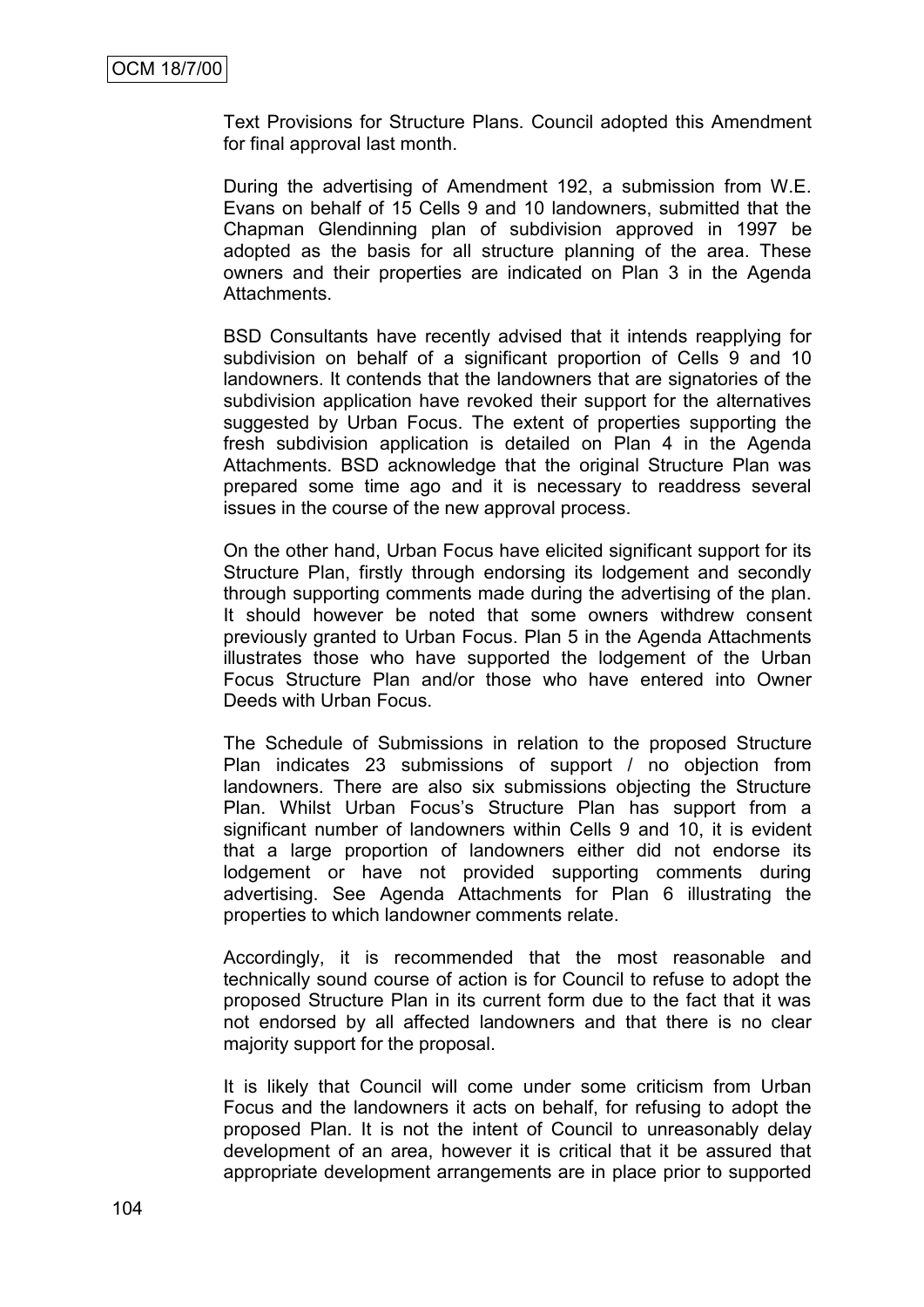Text Provisions for Structure Plans. Council adopted this Amendment for final approval last month.

During the advertising of Amendment 192, a submission from W.E. Evans on behalf of 15 Cells 9 and 10 landowners, submitted that the Chapman Glendinning plan of subdivision approved in 1997 be adopted as the basis for all structure planning of the area. These owners and their properties are indicated on Plan 3 in the Agenda Attachments.

BSD Consultants have recently advised that it intends reapplying for subdivision on behalf of a significant proportion of Cells 9 and 10 landowners. It contends that the landowners that are signatories of the subdivision application have revoked their support for the alternatives suggested by Urban Focus. The extent of properties supporting the fresh subdivision application is detailed on Plan 4 in the Agenda Attachments. BSD acknowledge that the original Structure Plan was prepared some time ago and it is necessary to readdress several issues in the course of the new approval process.

On the other hand, Urban Focus have elicited significant support for its Structure Plan, firstly through endorsing its lodgement and secondly through supporting comments made during the advertising of the plan. It should however be noted that some owners withdrew consent previously granted to Urban Focus. Plan 5 in the Agenda Attachments illustrates those who have supported the lodgement of the Urban Focus Structure Plan and/or those who have entered into Owner Deeds with Urban Focus.

The Schedule of Submissions in relation to the proposed Structure Plan indicates 23 submissions of support / no objection from landowners. There are also six submissions objecting the Structure Plan. Whilst Urban Focus's Structure Plan has support from a significant number of landowners within Cells 9 and 10, it is evident that a large proportion of landowners either did not endorse its lodgement or have not provided supporting comments during advertising. See Agenda Attachments for Plan 6 illustrating the properties to which landowner comments relate.

Accordingly, it is recommended that the most reasonable and technically sound course of action is for Council to refuse to adopt the proposed Structure Plan in its current form due to the fact that it was not endorsed by all affected landowners and that there is no clear majority support for the proposal.

It is likely that Council will come under some criticism from Urban Focus and the landowners it acts on behalf, for refusing to adopt the proposed Plan. It is not the intent of Council to unreasonably delay development of an area, however it is critical that it be assured that appropriate development arrangements are in place prior to supported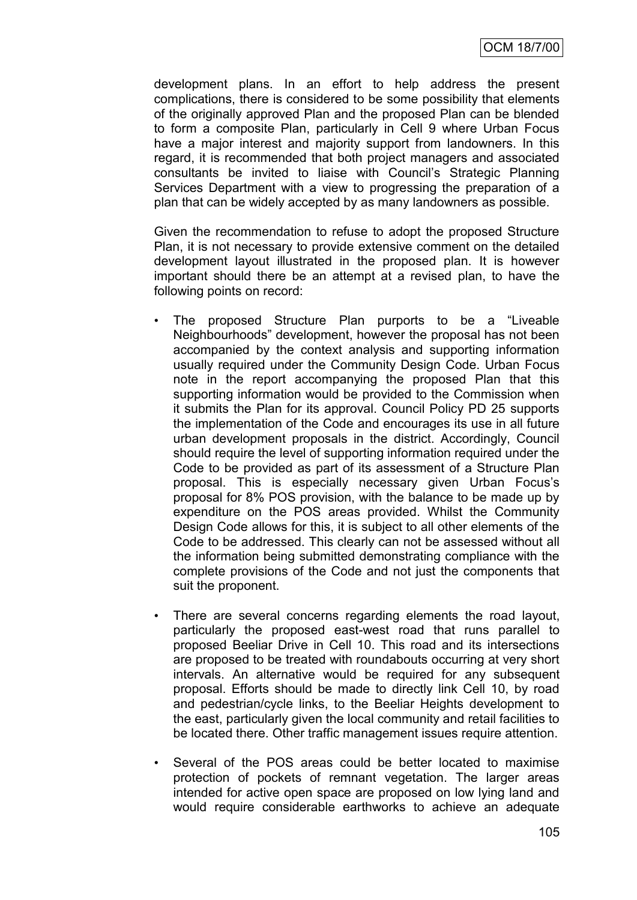development plans. In an effort to help address the present complications, there is considered to be some possibility that elements of the originally approved Plan and the proposed Plan can be blended to form a composite Plan, particularly in Cell 9 where Urban Focus have a major interest and majority support from landowners. In this regard, it is recommended that both project managers and associated consultants be invited to liaise with Council's Strategic Planning Services Department with a view to progressing the preparation of a plan that can be widely accepted by as many landowners as possible.

Given the recommendation to refuse to adopt the proposed Structure Plan, it is not necessary to provide extensive comment on the detailed development layout illustrated in the proposed plan. It is however important should there be an attempt at a revised plan, to have the following points on record:

- The proposed Structure Plan purports to be a "Liveable Neighbourhoods" development, however the proposal has not been accompanied by the context analysis and supporting information usually required under the Community Design Code. Urban Focus note in the report accompanying the proposed Plan that this supporting information would be provided to the Commission when it submits the Plan for its approval. Council Policy PD 25 supports the implementation of the Code and encourages its use in all future urban development proposals in the district. Accordingly, Council should require the level of supporting information required under the Code to be provided as part of its assessment of a Structure Plan proposal. This is especially necessary given Urban Focus's proposal for 8% POS provision, with the balance to be made up by expenditure on the POS areas provided. Whilst the Community Design Code allows for this, it is subject to all other elements of the Code to be addressed. This clearly can not be assessed without all the information being submitted demonstrating compliance with the complete provisions of the Code and not just the components that suit the proponent.

- There are several concerns regarding elements the road layout, particularly the proposed east-west road that runs parallel to proposed Beeliar Drive in Cell 10. This road and its intersections are proposed to be treated with roundabouts occurring at very short intervals. An alternative would be required for any subsequent proposal. Efforts should be made to directly link Cell 10, by road and pedestrian/cycle links, to the Beeliar Heights development to the east, particularly given the local community and retail facilities to be located there. Other traffic management issues require attention.

- Several of the POS areas could be better located to maximise protection of pockets of remnant vegetation. The larger areas intended for active open space are proposed on low lying land and would require considerable earthworks to achieve an adequate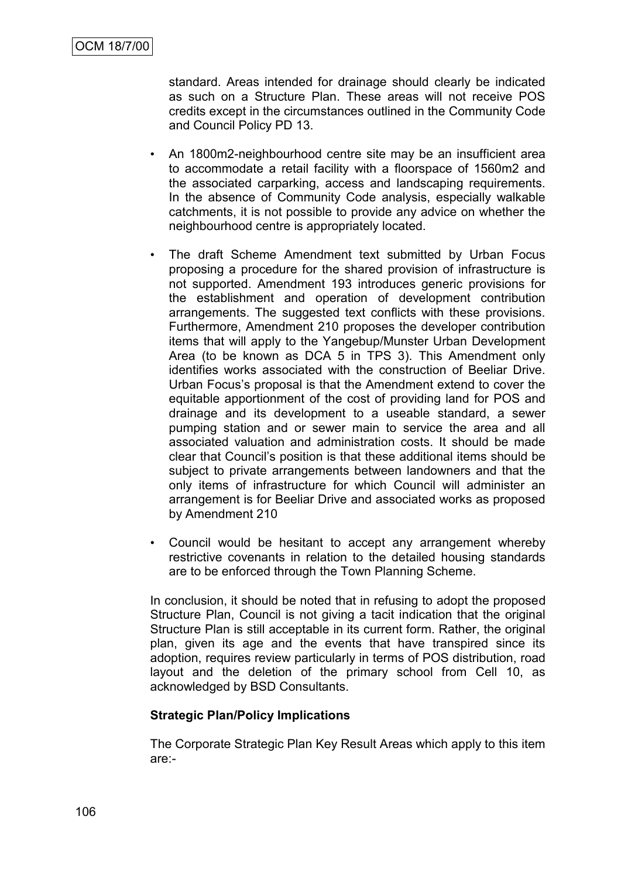standard. Areas intended for drainage should clearly be indicated as such on a Structure Plan. These areas will not receive POS credits except in the circumstances outlined in the Community Code and Council Policy PD 13.

- An 1800m2-neighbourhood centre site may be an insufficient area to accommodate a retail facility with a floorspace of 1560m2 and the associated carparking, access and landscaping requirements. In the absence of Community Code analysis, especially walkable catchments, it is not possible to provide any advice on whether the neighbourhood centre is appropriately located.

- The draft Scheme Amendment text submitted by Urban Focus proposing a procedure for the shared provision of infrastructure is not supported. Amendment 193 introduces generic provisions for the establishment and operation of development contribution arrangements. The suggested text conflicts with these provisions. Furthermore, Amendment 210 proposes the developer contribution items that will apply to the Yangebup/Munster Urban Development Area (to be known as DCA 5 in TPS 3). This Amendment only identifies works associated with the construction of Beeliar Drive. Urban Focus's proposal is that the Amendment extend to cover the equitable apportionment of the cost of providing land for POS and drainage and its development to a useable standard, a sewer pumping station and or sewer main to service the area and all associated valuation and administration costs. It should be made clear that Council's position is that these additional items should be subject to private arrangements between landowners and that the only items of infrastructure for which Council will administer an arrangement is for Beeliar Drive and associated works as proposed by Amendment 210

- Council would be hesitant to accept any arrangement whereby restrictive covenants in relation to the detailed housing standards are to be enforced through the Town Planning Scheme.

In conclusion, it should be noted that in refusing to adopt the proposed Structure Plan, Council is not giving a tacit indication that the original Structure Plan is still acceptable in its current form. Rather, the original plan, given its age and the events that have transpired since its adoption, requires review particularly in terms of POS distribution, road layout and the deletion of the primary school from Cell 10, as acknowledged by BSD Consultants.

**Strategic Plan/Policy Implications**

The Corporate Strategic Plan Key Result Areas which apply to this item are:-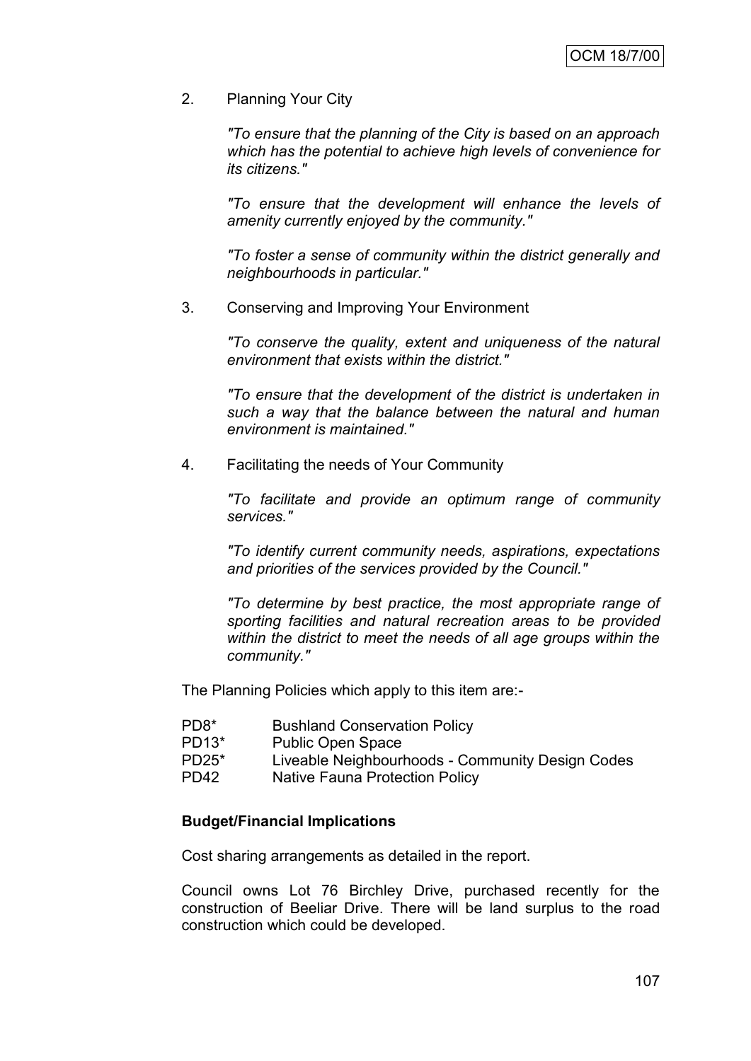2. Planning Your City

   *"To ensure that the planning of the City is based on an approach which has the potential to achieve high levels of convenience for its citizens."*

   *"To ensure that the development will enhance the levels of amenity currently enjoyed by the community."*

   *"To foster a sense of community within the district generally and neighbourhoods in particular."*

3. Conserving and Improving Your Environment

   *"To conserve the quality, extent and uniqueness of the natural environment that exists within the district."*

   *"To ensure that the development of the district is undertaken in such a way that the balance between the natural and human environment is maintained."*

4. Facilitating the needs of Your Community

   *"To facilitate and provide an optimum range of community services."*

   *"To identify current community needs, aspirations, expectations and priorities of the services provided by the Council."*

   *"To determine by best practice, the most appropriate range of sporting facilities and natural recreation areas to be provided within the district to meet the needs of all age groups within the community."*

The Planning Policies which apply to this item are:-

| | |
|---|---|
| PD8* | Bushland Conservation Policy |
| PD13* | Public Open Space |
| PD25* | Liveable Neighbourhoods - Community Design Codes |
| PD42 | Native Fauna Protection Policy |

**Budget/Financial Implications**

Cost sharing arrangements as detailed in the report.

Council owns Lot 76 Birchley Drive, purchased recently for the construction of Beeliar Drive. There will be land surplus to the road construction which could be developed.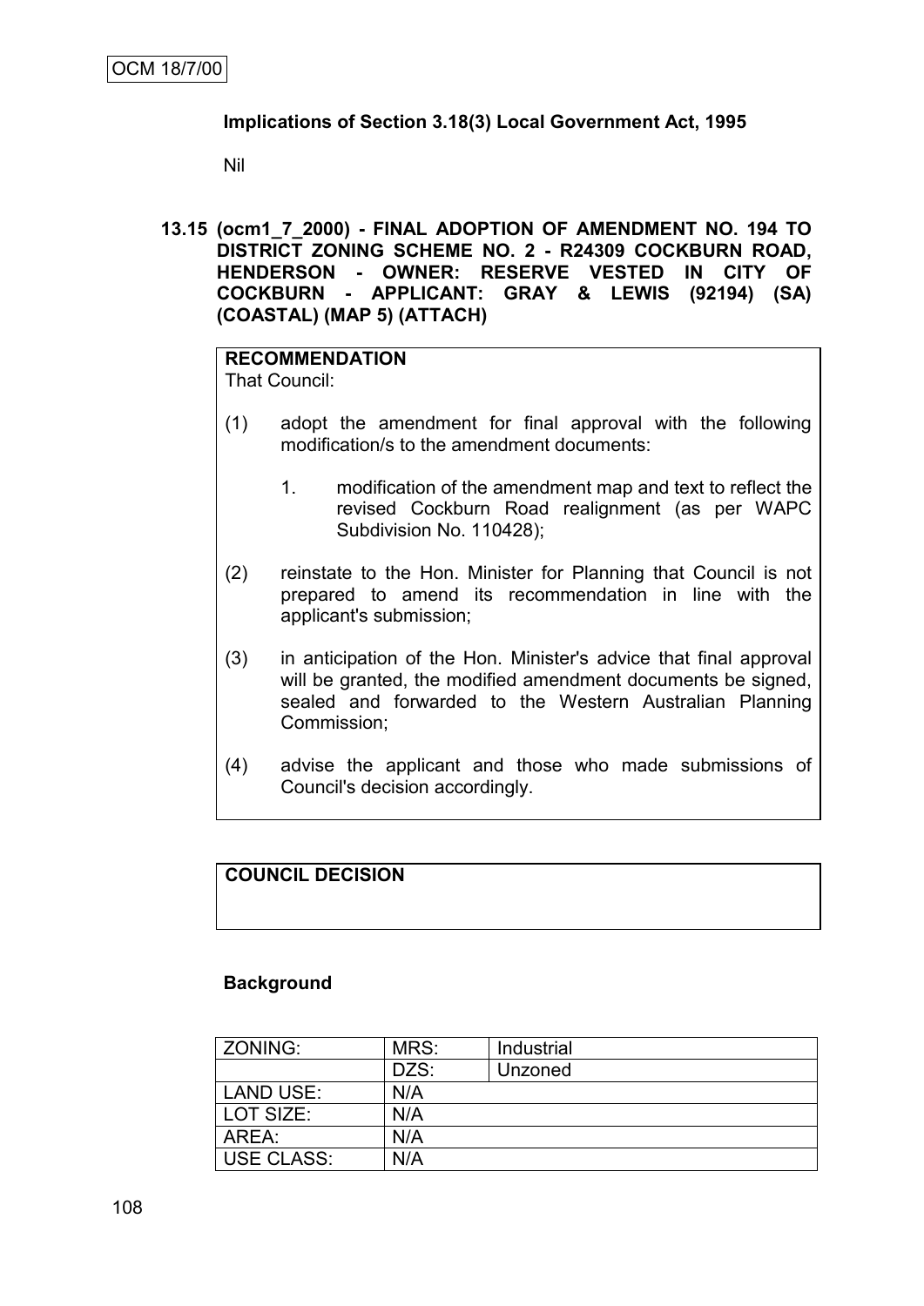**Implications of Section 3.18(3) Local Government Act, 1995**

Nil

**13.15 (ocm1_7_2000) - FINAL ADOPTION OF AMENDMENT NO. 194 TO DISTRICT ZONING SCHEME NO. 2 - R24309 COCKBURN ROAD, HENDERSON - OWNER: RESERVE VESTED IN CITY OF COCKBURN - APPLICANT: GRAY & LEWIS (92194) (SA) (COASTAL) (MAP 5) (ATTACH)**

**RECOMMENDATION**

That Council:

(1) adopt the amendment for final approval with the following modification/s to the amendment documents:

   1. modification of the amendment map and text to reflect the revised Cockburn Road realignment (as per WAPC Subdivision No. 110428);

(2) reinstate to the Hon. Minister for Planning that Council is not prepared to amend its recommendation in line with the applicant's submission;

(3) in anticipation of the Hon. Minister's advice that final approval will be granted, the modified amendment documents be signed, sealed and forwarded to the Western Australian Planning Commission;

(4) advise the applicant and those who made submissions of Council's decision accordingly.

**COUNCIL DECISION**

**Background**

| | | |
|---|---|---|
| ZONING: | MRS: | Industrial |
| | DZS: | Unzoned |
| LAND USE: | N/A | |
| LOT SIZE: | N/A | |
| AREA: | N/A | |
| USE CLASS: | N/A | |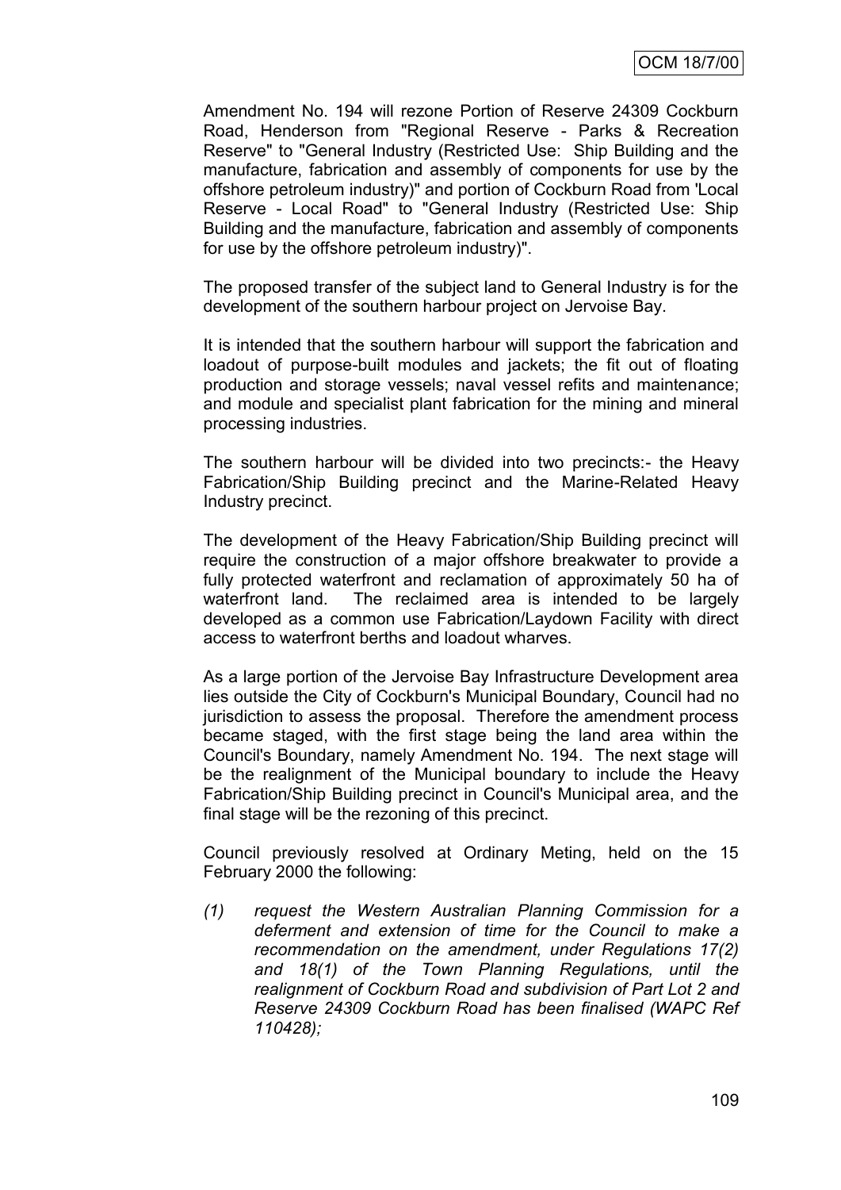Amendment No. 194 will rezone Portion of Reserve 24309 Cockburn Road, Henderson from "Regional Reserve - Parks & Recreation Reserve" to "General Industry (Restricted Use: Ship Building and the manufacture, fabrication and assembly of components for use by the offshore petroleum industry)" and portion of Cockburn Road from 'Local Reserve - Local Road" to "General Industry (Restricted Use: Ship Building and the manufacture, fabrication and assembly of components for use by the offshore petroleum industry)".

The proposed transfer of the subject land to General Industry is for the development of the southern harbour project on Jervoise Bay.

It is intended that the southern harbour will support the fabrication and loadout of purpose-built modules and jackets; the fit out of floating production and storage vessels; naval vessel refits and maintenance; and module and specialist plant fabrication for the mining and mineral processing industries.

The southern harbour will be divided into two precincts:- the Heavy Fabrication/Ship Building precinct and the Marine-Related Heavy Industry precinct.

The development of the Heavy Fabrication/Ship Building precinct will require the construction of a major offshore breakwater to provide a fully protected waterfront and reclamation of approximately 50 ha of waterfront land. The reclaimed area is intended to be largely developed as a common use Fabrication/Laydown Facility with direct access to waterfront berths and loadout wharves.

As a large portion of the Jervoise Bay Infrastructure Development area lies outside the City of Cockburn's Municipal Boundary, Council had no jurisdiction to assess the proposal. Therefore the amendment process became staged, with the first stage being the land area within the Council's Boundary, namely Amendment No. 194. The next stage will be the realignment of the Municipal boundary to include the Heavy Fabrication/Ship Building precinct in Council's Municipal area, and the final stage will be the rezoning of this precinct.

Council previously resolved at Ordinary Meting, held on the 15 February 2000 the following:

*(1) request the Western Australian Planning Commission for a deferment and extension of time for the Council to make a recommendation on the amendment, under Regulations 17(2) and 18(1) of the Town Planning Regulations, until the realignment of Cockburn Road and subdivision of Part Lot 2 and Reserve 24309 Cockburn Road has been finalised (WAPC Ref 110428);*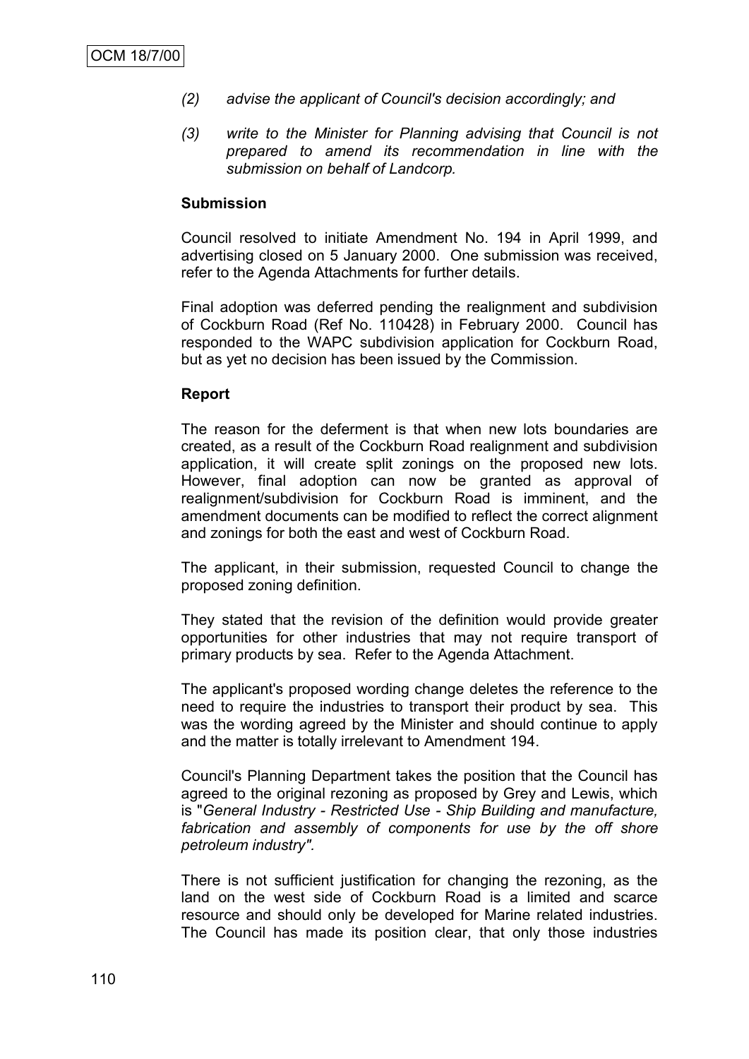*(2) advise the applicant of Council's decision accordingly; and*

*(3) write to the Minister for Planning advising that Council is not prepared to amend its recommendation in line with the submission on behalf of Landcorp.*

**Submission**

Council resolved to initiate Amendment No. 194 in April 1999, and advertising closed on 5 January 2000. One submission was received, refer to the Agenda Attachments for further details.

Final adoption was deferred pending the realignment and subdivision of Cockburn Road (Ref No. 110428) in February 2000. Council has responded to the WAPC subdivision application for Cockburn Road, but as yet no decision has been issued by the Commission.

**Report**

The reason for the deferment is that when new lots boundaries are created, as a result of the Cockburn Road realignment and subdivision application, it will create split zonings on the proposed new lots. However, final adoption can now be granted as approval of realignment/subdivision for Cockburn Road is imminent, and the amendment documents can be modified to reflect the correct alignment and zonings for both the east and west of Cockburn Road.

The applicant, in their submission, requested Council to change the proposed zoning definition.

They stated that the revision of the definition would provide greater opportunities for other industries that may not require transport of primary products by sea. Refer to the Agenda Attachment.

The applicant's proposed wording change deletes the reference to the need to require the industries to transport their product by sea. This was the wording agreed by the Minister and should continue to apply and the matter is totally irrelevant to Amendment 194.

Council's Planning Department takes the position that the Council has agreed to the original rezoning as proposed by Grey and Lewis, which is "*General Industry - Restricted Use - Ship Building and manufacture, fabrication and assembly of components for use by the off shore petroleum industry".*

There is not sufficient justification for changing the rezoning, as the land on the west side of Cockburn Road is a limited and scarce resource and should only be developed for Marine related industries. The Council has made its position clear, that only those industries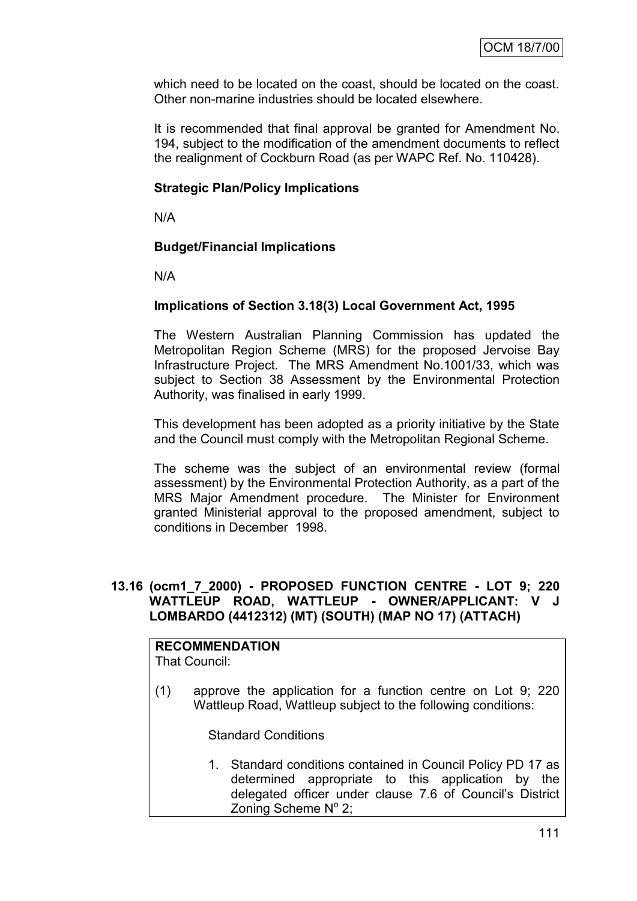which need to be located on the coast, should be located on the coast. Other non-marine industries should be located elsewhere.

It is recommended that final approval be granted for Amendment No. 194, subject to the modification of the amendment documents to reflect the realignment of Cockburn Road (as per WAPC Ref. No. 110428).

**Strategic Plan/Policy Implications**

N/A

**Budget/Financial Implications**

N/A

**Implications of Section 3.18(3) Local Government Act, 1995**

The Western Australian Planning Commission has updated the Metropolitan Region Scheme (MRS) for the proposed Jervoise Bay Infrastructure Project. The MRS Amendment No.1001/33, which was subject to Section 38 Assessment by the Environmental Protection Authority, was finalised in early 1999.

This development has been adopted as a priority initiative by the State and the Council must comply with the Metropolitan Regional Scheme.

The scheme was the subject of an environmental review (formal assessment) by the Environmental Protection Authority, as a part of the MRS Major Amendment procedure. The Minister for Environment granted Ministerial approval to the proposed amendment, subject to conditions in December 1998.

## 13.16 (ocm1_7_2000) - PROPOSED FUNCTION CENTRE - LOT 9; 220 WATTLEUP ROAD, WATTLEUP - OWNER/APPLICANT: V J LOMBARDO (4412312) (MT) (SOUTH) (MAP NO 17) (ATTACH)

**RECOMMENDATION**
That Council:

(1) approve the application for a function centre on Lot 9; 220 Wattleup Road, Wattleup subject to the following conditions:

Standard Conditions

1. Standard conditions contained in Council Policy PD 17 as determined appropriate to this application by the delegated officer under clause 7.6 of Council's District Zoning Scheme N$^{o}$ 2;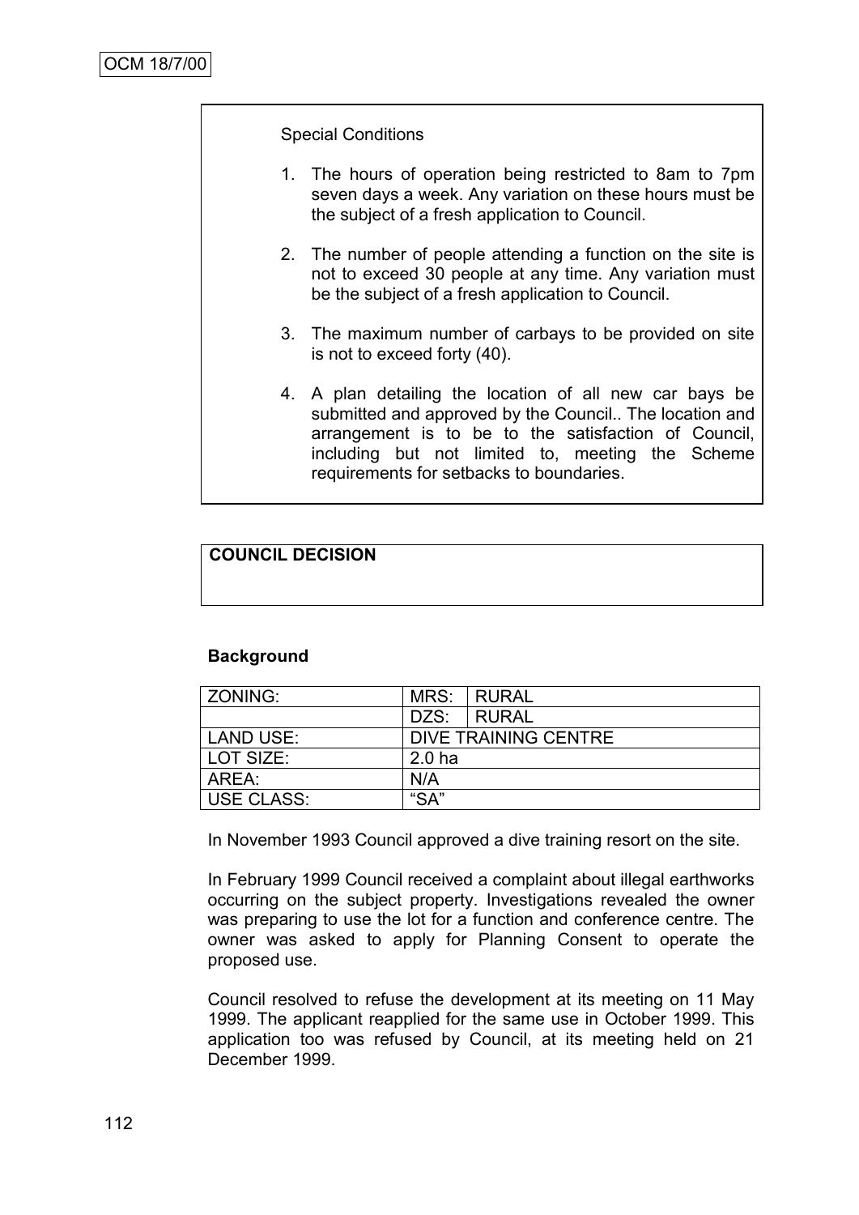Special Conditions

1. The hours of operation being restricted to 8am to 7pm seven days a week. Any variation on these hours must be the subject of a fresh application to Council.

2. The number of people attending a function on the site is not to exceed 30 people at any time. Any variation must be the subject of a fresh application to Council.

3. The maximum number of carbays to be provided on site is not to exceed forty (40).

4. A plan detailing the location of all new car bays be submitted and approved by the Council.. The location and arrangement is to be to the satisfaction of Council, including but not limited to, meeting the Scheme requirements for setbacks to boundaries.

**COUNCIL DECISION**

**Background**

| | | |
|---|---|---|
| ZONING: | MRS: | RURAL |
| | DZS: | RURAL |
| LAND USE: | DIVE TRAINING CENTRE | |
| LOT SIZE: | 2.0 ha | |
| AREA: | N/A | |
| USE CLASS: | "SA" | |

In November 1993 Council approved a dive training resort on the site.

In February 1999 Council received a complaint about illegal earthworks occurring on the subject property. Investigations revealed the owner was preparing to use the lot for a function and conference centre. The owner was asked to apply for Planning Consent to operate the proposed use.

Council resolved to refuse the development at its meeting on 11 May 1999. The applicant reapplied for the same use in October 1999. This application too was refused by Council, at its meeting held on 21 December 1999.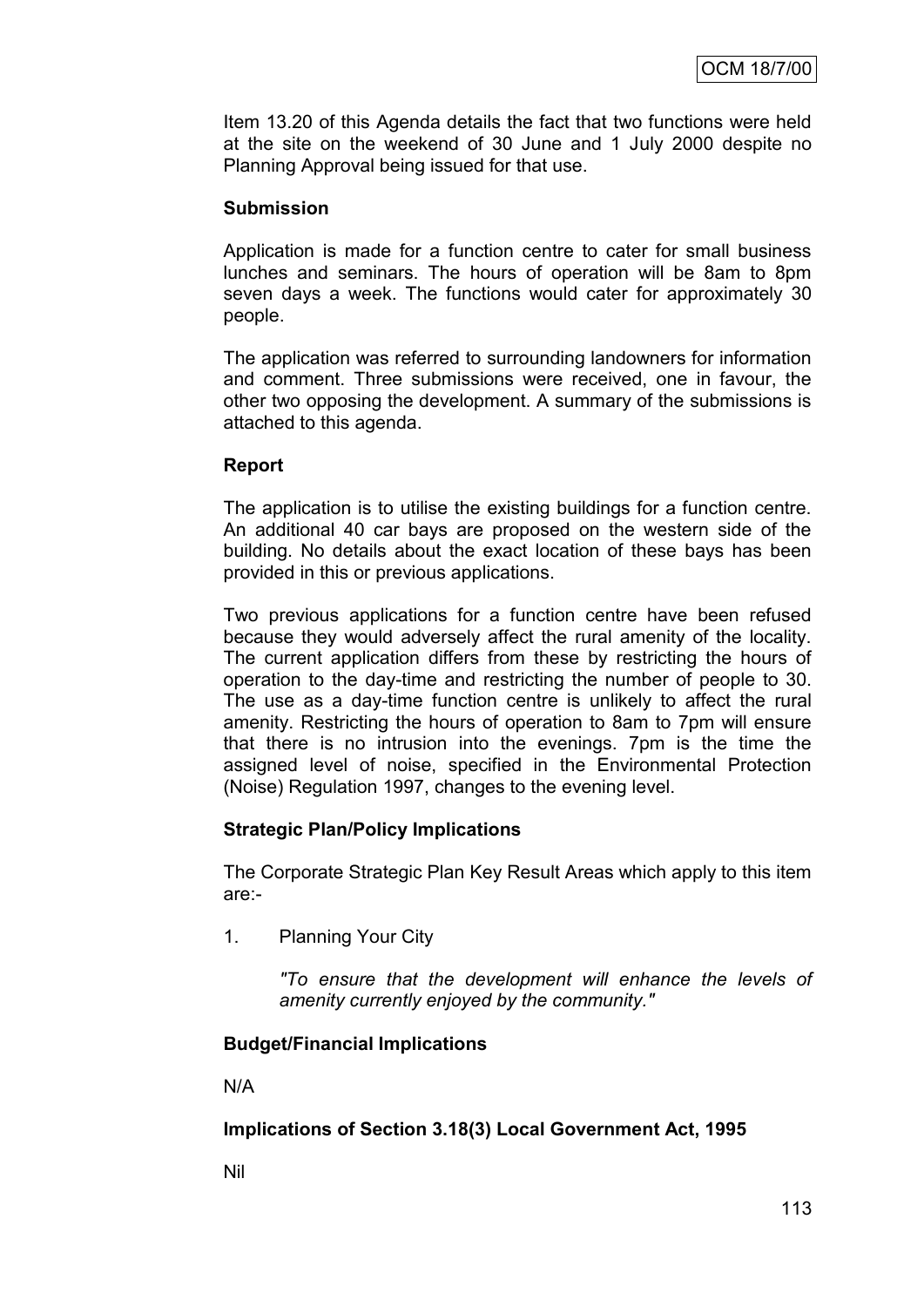Item 13.20 of this Agenda details the fact that two functions were held at the site on the weekend of 30 June and 1 July 2000 despite no Planning Approval being issued for that use.

**Submission**

Application is made for a function centre to cater for small business lunches and seminars. The hours of operation will be 8am to 8pm seven days a week. The functions would cater for approximately 30 people.

The application was referred to surrounding landowners for information and comment. Three submissions were received, one in favour, the other two opposing the development. A summary of the submissions is attached to this agenda.

**Report**

The application is to utilise the existing buildings for a function centre. An additional 40 car bays are proposed on the western side of the building. No details about the exact location of these bays has been provided in this or previous applications.

Two previous applications for a function centre have been refused because they would adversely affect the rural amenity of the locality. The current application differs from these by restricting the hours of operation to the day-time and restricting the number of people to 30. The use as a day-time function centre is unlikely to affect the rural amenity. Restricting the hours of operation to 8am to 7pm will ensure that there is no intrusion into the evenings. 7pm is the time the assigned level of noise, specified in the Environmental Protection (Noise) Regulation 1997, changes to the evening level.

**Strategic Plan/Policy Implications**

The Corporate Strategic Plan Key Result Areas which apply to this item are:-

1. Planning Your City

   *"To ensure that the development will enhance the levels of amenity currently enjoyed by the community."*

**Budget/Financial Implications**

N/A

**Implications of Section 3.18(3) Local Government Act, 1995**

Nil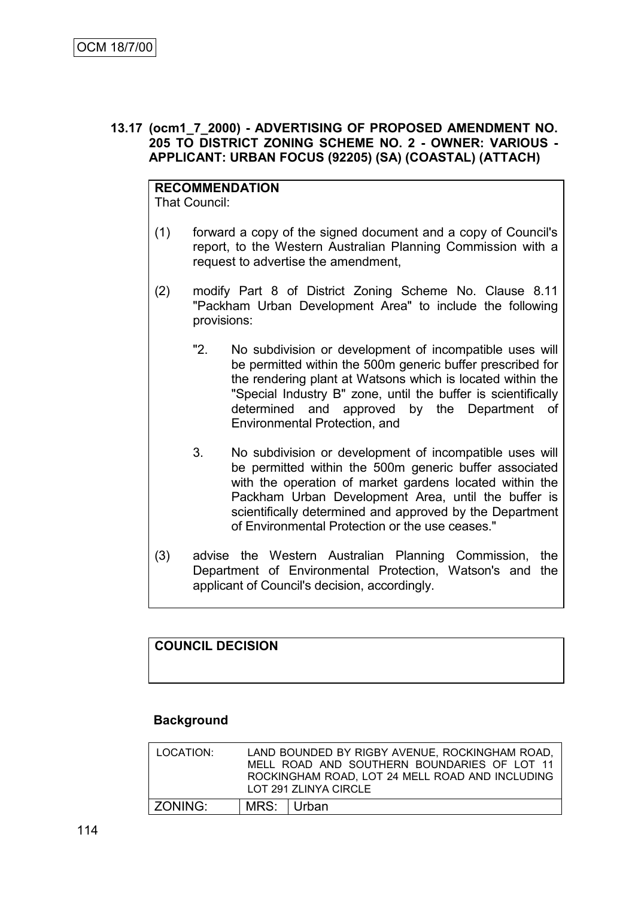OCM 18/7/00

## 13.17 (ocm1_7_2000) - ADVERTISING OF PROPOSED AMENDMENT NO. 205 TO DISTRICT ZONING SCHEME NO. 2 - OWNER: VARIOUS - APPLICANT: URBAN FOCUS (92205) (SA) (COASTAL) (ATTACH)

**RECOMMENDATION**
That Council:

(1) forward a copy of the signed document and a copy of Council's report, to the Western Australian Planning Commission with a request to advertise the amendment,

(2) modify Part 8 of District Zoning Scheme No. Clause 8.11 "Packham Urban Development Area" to include the following provisions:

"2. No subdivision or development of incompatible uses will be permitted within the 500m generic buffer prescribed for the rendering plant at Watsons which is located within the "Special Industry B" zone, until the buffer is scientifically determined and approved by the Department of Environmental Protection, and

3. No subdivision or development of incompatible uses will be permitted within the 500m generic buffer associated with the operation of market gardens located within the Packham Urban Development Area, until the buffer is scientifically determined and approved by the Department of Environmental Protection or the use ceases."

(3) advise the Western Australian Planning Commission, the Department of Environmental Protection, Watson's and the applicant of Council's decision, accordingly.

**COUNCIL DECISION**

### Background

| | | |
|---|---|---|
| LOCATION: | LAND BOUNDED BY RIGBY AVENUE, ROCKINGHAM ROAD, MELL ROAD AND SOUTHERN BOUNDARIES OF LOT 11 ROCKINGHAM ROAD, LOT 24 MELL ROAD AND INCLUDING LOT 291 ZLINYA CIRCLE | |
| ZONING: | MRS: | Urban |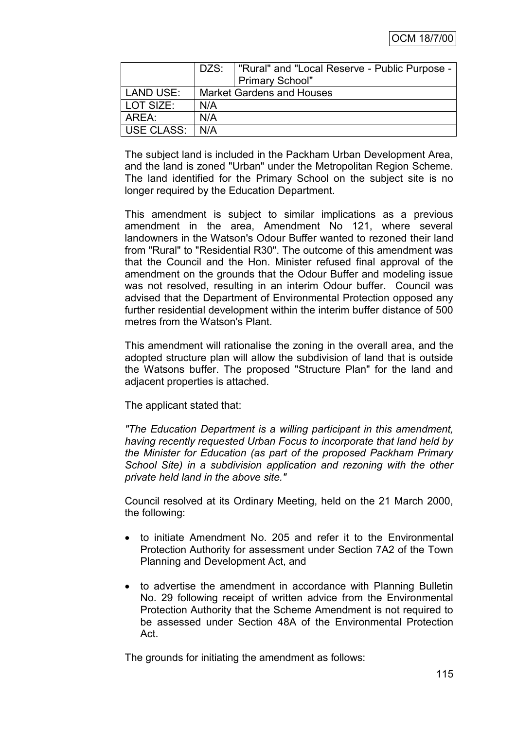| | | |
|---|---|---|
| | DZS: | "Rural" and "Local Reserve - Public Purpose - Primary School" |
| LAND USE: | Market Gardens and Houses | |
| LOT SIZE: | N/A | |
| AREA: | N/A | |
| USE CLASS: | N/A | |

The subject land is included in the Packham Urban Development Area, and the land is zoned "Urban" under the Metropolitan Region Scheme. The land identified for the Primary School on the subject site is no longer required by the Education Department.

This amendment is subject to similar implications as a previous amendment in the area, Amendment No 121, where several landowners in the Watson's Odour Buffer wanted to rezoned their land from "Rural" to "Residential R30". The outcome of this amendment was that the Council and the Hon. Minister refused final approval of the amendment on the grounds that the Odour Buffer and modeling issue was not resolved, resulting in an interim Odour buffer. Council was advised that the Department of Environmental Protection opposed any further residential development within the interim buffer distance of 500 metres from the Watson's Plant.

This amendment will rationalise the zoning in the overall area, and the adopted structure plan will allow the subdivision of land that is outside the Watsons buffer. The proposed "Structure Plan" for the land and adjacent properties is attached.

The applicant stated that:

*"The Education Department is a willing participant in this amendment, having recently requested Urban Focus to incorporate that land held by the Minister for Education (as part of the proposed Packham Primary School Site) in a subdivision application and rezoning with the other private held land in the above site."*

Council resolved at its Ordinary Meeting, held on the 21 March 2000, the following:

- to initiate Amendment No. 205 and refer it to the Environmental Protection Authority for assessment under Section 7A2 of the Town Planning and Development Act, and
- to advertise the amendment in accordance with Planning Bulletin No. 29 following receipt of written advice from the Environmental Protection Authority that the Scheme Amendment is not required to be assessed under Section 48A of the Environmental Protection Act.

The grounds for initiating the amendment as follows: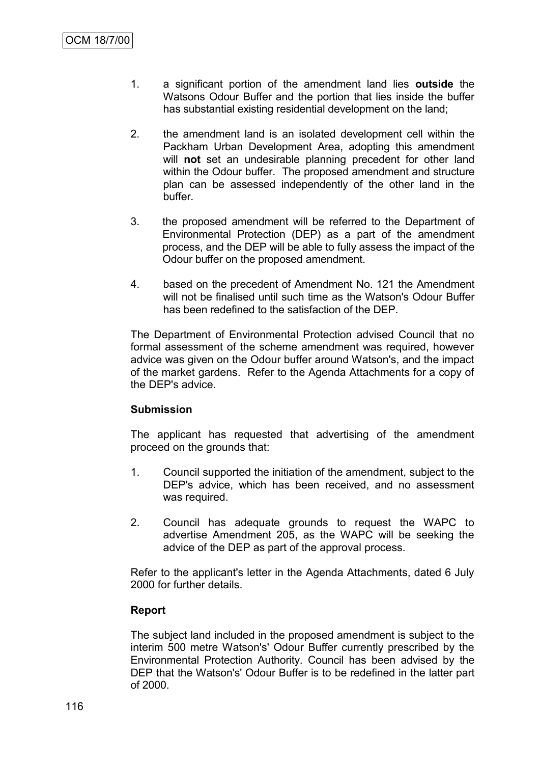1. a significant portion of the amendment land lies **outside** the Watsons Odour Buffer and the portion that lies inside the buffer has substantial existing residential development on the land;

2. the amendment land is an isolated development cell within the Packham Urban Development Area, adopting this amendment will **not** set an undesirable planning precedent for other land within the Odour buffer. The proposed amendment and structure plan can be assessed independently of the other land in the buffer.

3. the proposed amendment will be referred to the Department of Environmental Protection (DEP) as a part of the amendment process, and the DEP will be able to fully assess the impact of the Odour buffer on the proposed amendment.

4. based on the precedent of Amendment No. 121 the Amendment will not be finalised until such time as the Watson's Odour Buffer has been redefined to the satisfaction of the DEP.

The Department of Environmental Protection advised Council that no formal assessment of the scheme amendment was required, however advice was given on the Odour buffer around Watson's, and the impact of the market gardens. Refer to the Agenda Attachments for a copy of the DEP's advice.

**Submission**

The applicant has requested that advertising of the amendment proceed on the grounds that:

1. Council supported the initiation of the amendment, subject to the DEP's advice, which has been received, and no assessment was required.

2. Council has adequate grounds to request the WAPC to advertise Amendment 205, as the WAPC will be seeking the advice of the DEP as part of the approval process.

Refer to the applicant's letter in the Agenda Attachments, dated 6 July 2000 for further details.

**Report**

The subject land included in the proposed amendment is subject to the interim 500 metre Watson's' Odour Buffer currently prescribed by the Environmental Protection Authority. Council has been advised by the DEP that the Watson's' Odour Buffer is to be redefined in the latter part of 2000.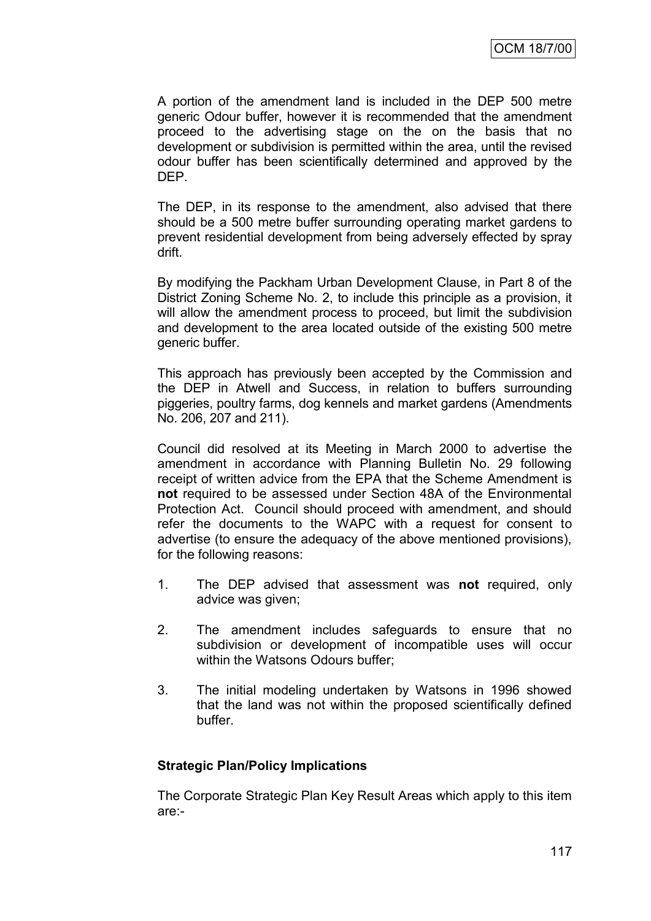A portion of the amendment land is included in the DEP 500 metre generic Odour buffer, however it is recommended that the amendment proceed to the advertising stage on the on the basis that no development or subdivision is permitted within the area, until the revised odour buffer has been scientifically determined and approved by the DEP.

The DEP, in its response to the amendment, also advised that there should be a 500 metre buffer surrounding operating market gardens to prevent residential development from being adversely effected by spray drift.

By modifying the Packham Urban Development Clause, in Part 8 of the District Zoning Scheme No. 2, to include this principle as a provision, it will allow the amendment process to proceed, but limit the subdivision and development to the area located outside of the existing 500 metre generic buffer.

This approach has previously been accepted by the Commission and the DEP in Atwell and Success, in relation to buffers surrounding piggeries, poultry farms, dog kennels and market gardens (Amendments No. 206, 207 and 211).

Council did resolved at its Meeting in March 2000 to advertise the amendment in accordance with Planning Bulletin No. 29 following receipt of written advice from the EPA that the Scheme Amendment is **not** required to be assessed under Section 48A of the Environmental Protection Act. Council should proceed with amendment, and should refer the documents to the WAPC with a request for consent to advertise (to ensure the adequacy of the above mentioned provisions), for the following reasons:

1. The DEP advised that assessment was **not** required, only advice was given;

2. The amendment includes safeguards to ensure that no subdivision or development of incompatible uses will occur within the Watsons Odours buffer;

3. The initial modeling undertaken by Watsons in 1996 showed that the land was not within the proposed scientifically defined buffer.

**Strategic Plan/Policy Implications**

The Corporate Strategic Plan Key Result Areas which apply to this item are:-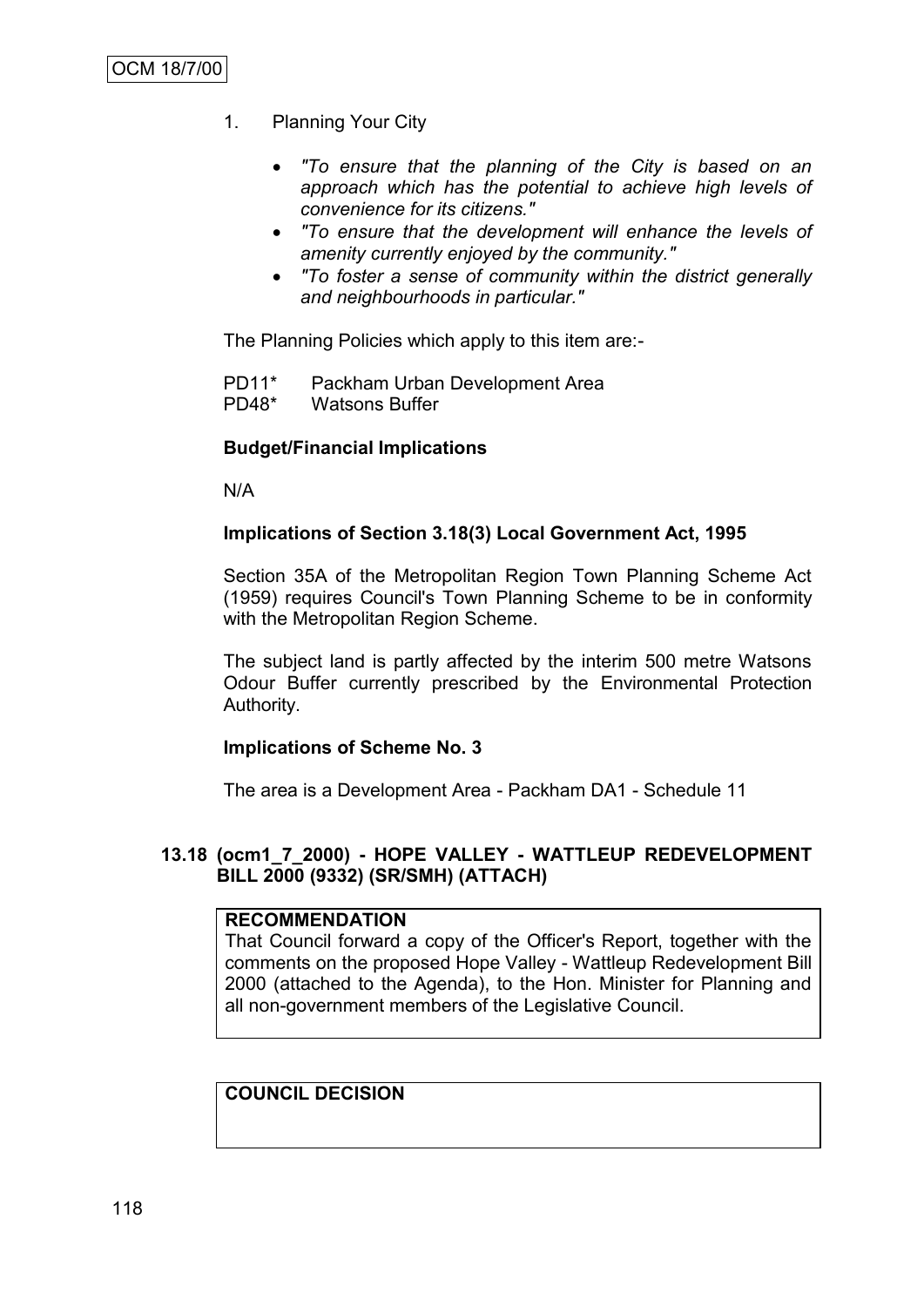1. Planning Your City

   - *"To ensure that the planning of the City is based on an approach which has the potential to achieve high levels of convenience for its citizens."*
   - *"To ensure that the development will enhance the levels of amenity currently enjoyed by the community."*
   - *"To foster a sense of community within the district generally and neighbourhoods in particular."*

The Planning Policies which apply to this item are:-

PD11* Packham Urban Development Area
PD48* Watsons Buffer

**Budget/Financial Implications**

N/A

**Implications of Section 3.18(3) Local Government Act, 1995**

Section 35A of the Metropolitan Region Town Planning Scheme Act (1959) requires Council's Town Planning Scheme to be in conformity with the Metropolitan Region Scheme.

The subject land is partly affected by the interim 500 metre Watsons Odour Buffer currently prescribed by the Environmental Protection Authority.

**Implications of Scheme No. 3**

The area is a Development Area - Packham DA1 - Schedule 11

## 13.18 (ocm1_7_2000) - HOPE VALLEY - WATTLEUP REDEVELOPMENT BILL 2000 (9332) (SR/SMH) (ATTACH)

**RECOMMENDATION**

That Council forward a copy of the Officer's Report, together with the comments on the proposed Hope Valley - Wattleup Redevelopment Bill 2000 (attached to the Agenda), to the Hon. Minister for Planning and all non-government members of the Legislative Council.

**COUNCIL DECISION**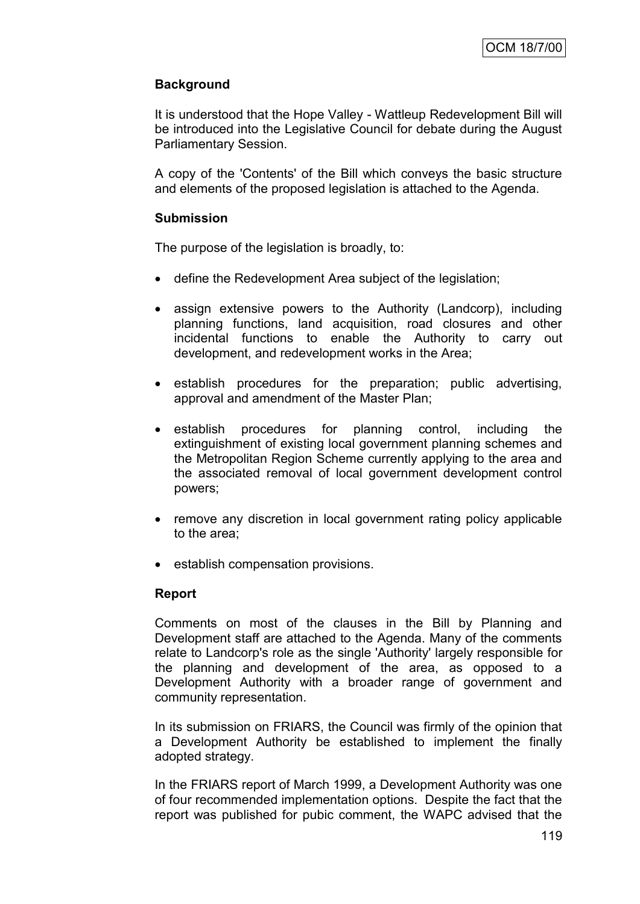## Background

It is understood that the Hope Valley - Wattleup Redevelopment Bill will be introduced into the Legislative Council for debate during the August Parliamentary Session.

A copy of the 'Contents' of the Bill which conveys the basic structure and elements of the proposed legislation is attached to the Agenda.

## Submission

The purpose of the legislation is broadly, to:

- define the Redevelopment Area subject of the legislation;
- assign extensive powers to the Authority (Landcorp), including planning functions, land acquisition, road closures and other incidental functions to enable the Authority to carry out development, and redevelopment works in the Area;
- establish procedures for the preparation; public advertising, approval and amendment of the Master Plan;
- establish procedures for planning control, including the extinguishment of existing local government planning schemes and the Metropolitan Region Scheme currently applying to the area and the associated removal of local government development control powers;
- remove any discretion in local government rating policy applicable to the area;
- establish compensation provisions.

## Report

Comments on most of the clauses in the Bill by Planning and Development staff are attached to the Agenda. Many of the comments relate to Landcorp's role as the single 'Authority' largely responsible for the planning and development of the area, as opposed to a Development Authority with a broader range of government and community representation.

In its submission on FRIARS, the Council was firmly of the opinion that a Development Authority be established to implement the finally adopted strategy.

In the FRIARS report of March 1999, a Development Authority was one of four recommended implementation options. Despite the fact that the report was published for pubic comment, the WAPC advised that the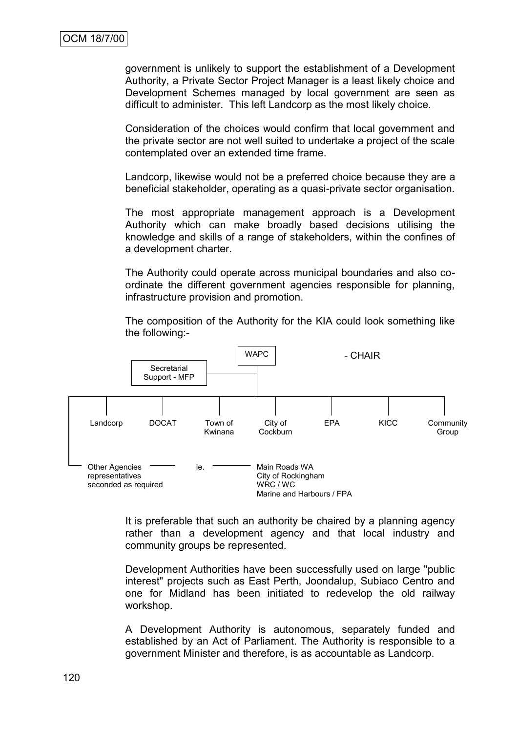government is unlikely to support the establishment of a Development Authority, a Private Sector Project Manager is a least likely choice and Development Schemes managed by local government are seen as difficult to administer. This left Landcorp as the most likely choice.

Consideration of the choices would confirm that local government and the private sector are not well suited to undertake a project of the scale contemplated over an extended time frame.

Landcorp, likewise would not be a preferred choice because they are a beneficial stakeholder, operating as a quasi-private sector organisation.

The most appropriate management approach is a Development Authority which can make broadly based decisions utilising the knowledge and skills of a range of stakeholders, within the confines of a development charter.

The Authority could operate across municipal boundaries and also co-ordinate the different government agencies responsible for planning, infrastructure provision and promotion.

The composition of the Authority for the KIA could look something like the following:-

WAPC - CHAIR

Secretarial Support - MFP

Landcorp
DOCAT
Town of Kwinana
City of Cockburn
EPA
KICC
Community Group

Other Agencies representatives seconded as required ie. Main Roads WA
City of Rockingham
WRC / WC
Marine and Harbours / FPA

It is preferable that such an authority be chaired by a planning agency rather than a development agency and that local industry and community groups be represented.

Development Authorities have been successfully used on large "public interest" projects such as East Perth, Joondalup, Subiaco Centro and one for Midland has been initiated to redevelop the old railway workshop.

A Development Authority is autonomous, separately funded and established by an Act of Parliament. The Authority is responsible to a government Minister and therefore, is as accountable as Landcorp.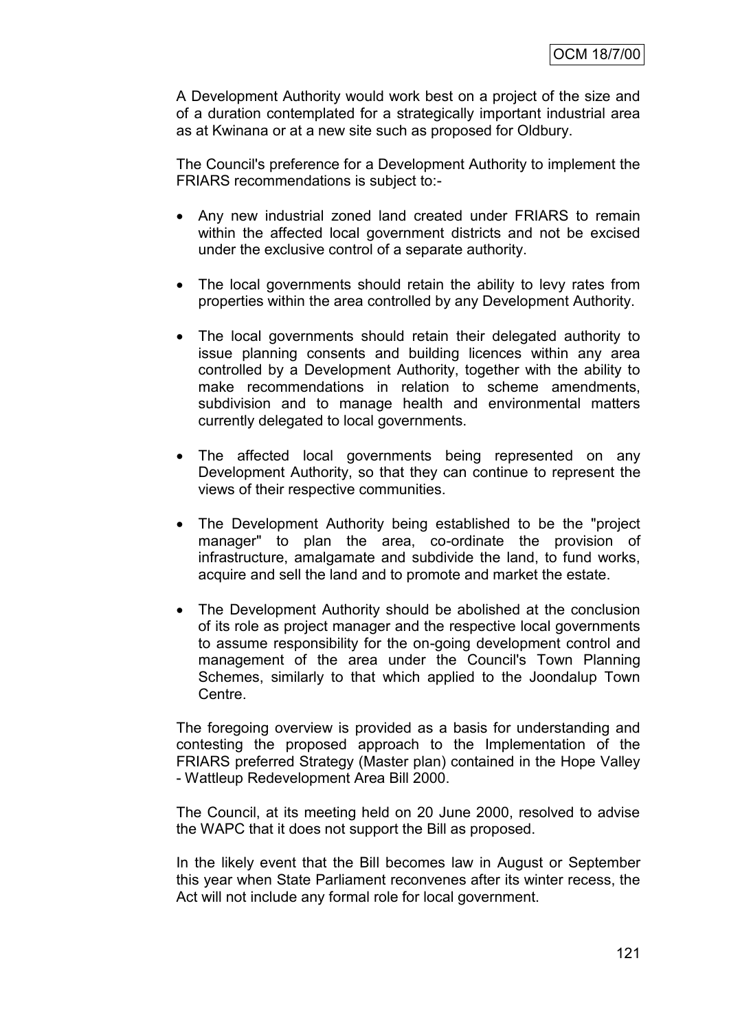A Development Authority would work best on a project of the size and of a duration contemplated for a strategically important industrial area as at Kwinana or at a new site such as proposed for Oldbury.

The Council's preference for a Development Authority to implement the FRIARS recommendations is subject to:-

- Any new industrial zoned land created under FRIARS to remain within the affected local government districts and not be excised under the exclusive control of a separate authority.
- The local governments should retain the ability to levy rates from properties within the area controlled by any Development Authority.
- The local governments should retain their delegated authority to issue planning consents and building licences within any area controlled by a Development Authority, together with the ability to make recommendations in relation to scheme amendments, subdivision and to manage health and environmental matters currently delegated to local governments.
- The affected local governments being represented on any Development Authority, so that they can continue to represent the views of their respective communities.
- The Development Authority being established to be the "project manager" to plan the area, co-ordinate the provision of infrastructure, amalgamate and subdivide the land, to fund works, acquire and sell the land and to promote and market the estate.
- The Development Authority should be abolished at the conclusion of its role as project manager and the respective local governments to assume responsibility for the on-going development control and management of the area under the Council's Town Planning Schemes, similarly to that which applied to the Joondalup Town Centre.

The foregoing overview is provided as a basis for understanding and contesting the proposed approach to the Implementation of the FRIARS preferred Strategy (Master plan) contained in the Hope Valley - Wattleup Redevelopment Area Bill 2000.

The Council, at its meeting held on 20 June 2000, resolved to advise the WAPC that it does not support the Bill as proposed.

In the likely event that the Bill becomes law in August or September this year when State Parliament reconvenes after its winter recess, the Act will not include any formal role for local government.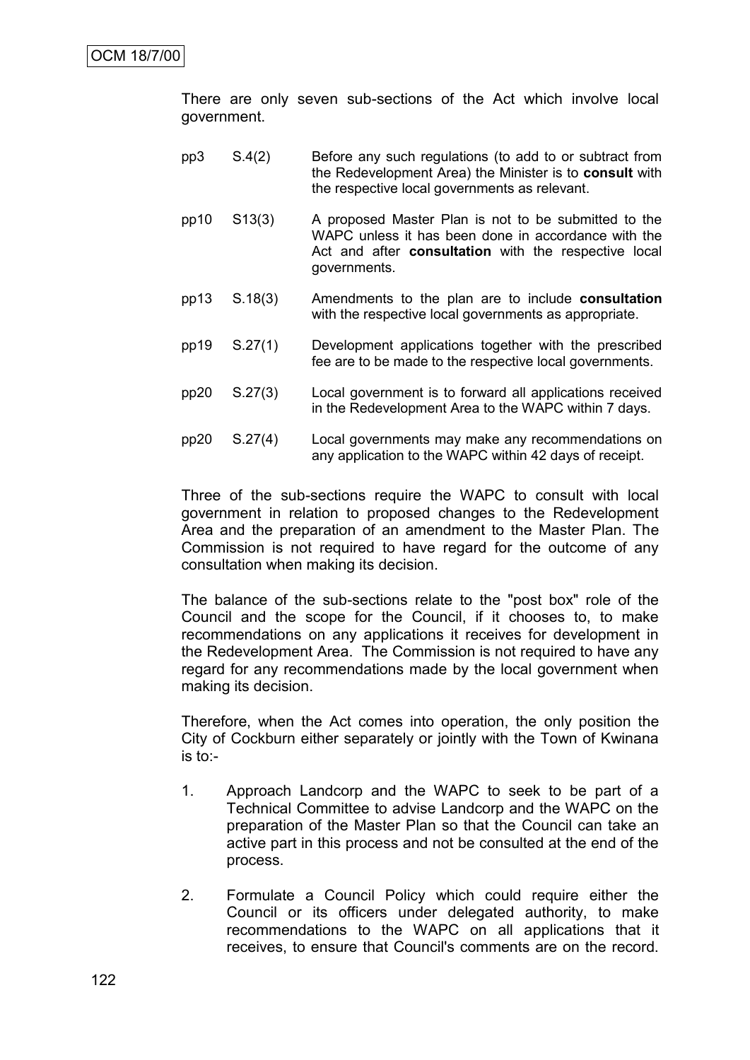There are only seven sub-sections of the Act which involve local government.

| | | |
|---|---|---|
| pp3 | S.4(2) | Before any such regulations (to add to or subtract from the Redevelopment Area) the Minister is to **consult** with the respective local governments as relevant. |
| pp10 | S13(3) | A proposed Master Plan is not to be submitted to the WAPC unless it has been done in accordance with the Act and after **consultation** with the respective local governments. |
| pp13 | S.18(3) | Amendments to the plan are to include **consultation** with the respective local governments as appropriate. |
| pp19 | S.27(1) | Development applications together with the prescribed fee are to be made to the respective local governments. |
| pp20 | S.27(3) | Local government is to forward all applications received in the Redevelopment Area to the WAPC within 7 days. |
| pp20 | S.27(4) | Local governments may make any recommendations on any application to the WAPC within 42 days of receipt. |

Three of the sub-sections require the WAPC to consult with local government in relation to proposed changes to the Redevelopment Area and the preparation of an amendment to the Master Plan. The Commission is not required to have regard for the outcome of any consultation when making its decision.

The balance of the sub-sections relate to the "post box" role of the Council and the scope for the Council, if it chooses to, to make recommendations on any applications it receives for development in the Redevelopment Area. The Commission is not required to have any regard for any recommendations made by the local government when making its decision.

Therefore, when the Act comes into operation, the only position the City of Cockburn either separately or jointly with the Town of Kwinana is to:-

1. Approach Landcorp and the WAPC to seek to be part of a Technical Committee to advise Landcorp and the WAPC on the preparation of the Master Plan so that the Council can take an active part in this process and not be consulted at the end of the process.

2. Formulate a Council Policy which could require either the Council or its officers under delegated authority, to make recommendations to the WAPC on all applications that it receives, to ensure that Council's comments are on the record.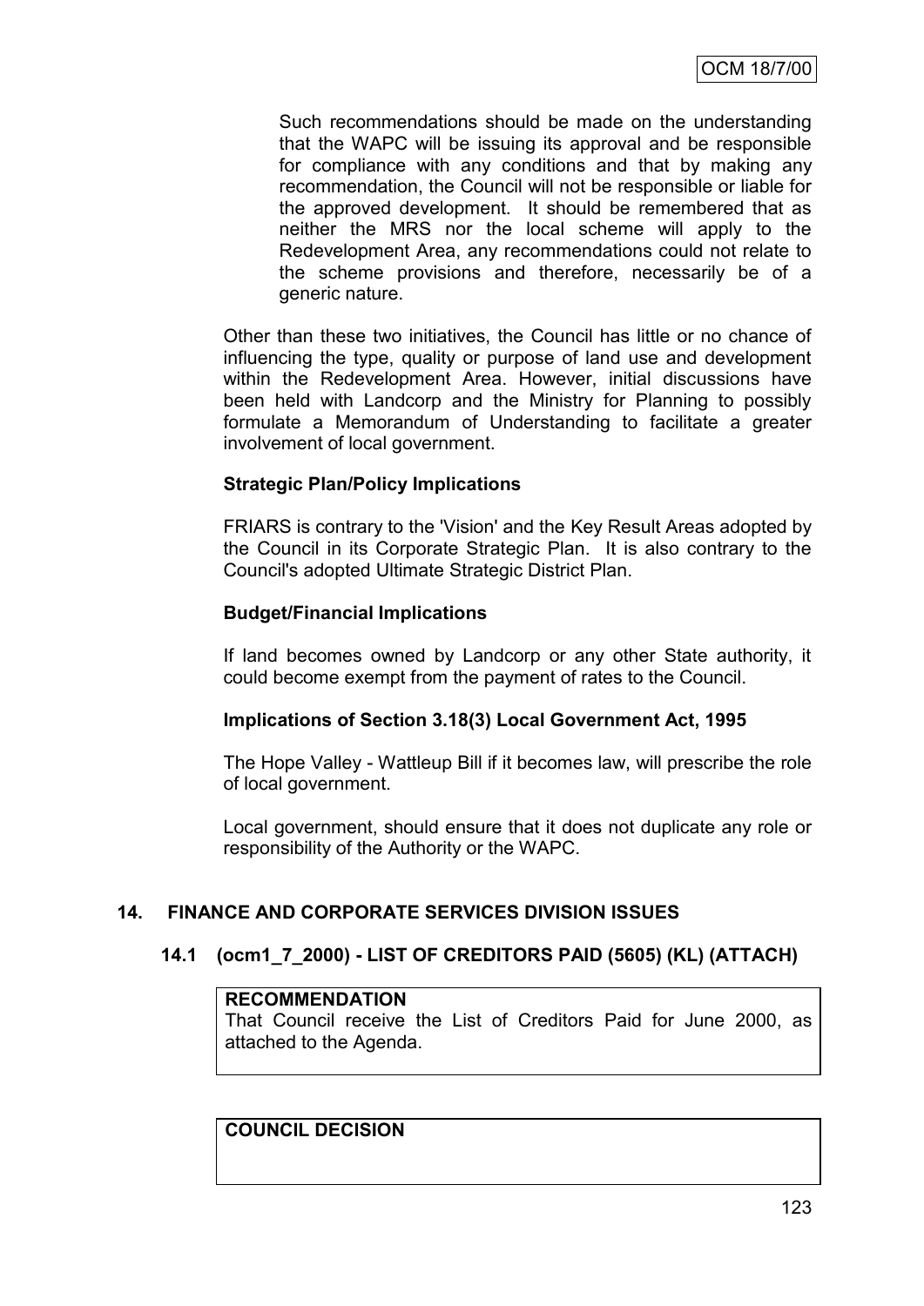Such recommendations should be made on the understanding that the WAPC will be issuing its approval and be responsible for compliance with any conditions and that by making any recommendation, the Council will not be responsible or liable for the approved development. It should be remembered that as neither the MRS nor the local scheme will apply to the Redevelopment Area, any recommendations could not relate to the scheme provisions and therefore, necessarily be of a generic nature.

Other than these two initiatives, the Council has little or no chance of influencing the type, quality or purpose of land use and development within the Redevelopment Area. However, initial discussions have been held with Landcorp and the Ministry for Planning to possibly formulate a Memorandum of Understanding to facilitate a greater involvement of local government.

**Strategic Plan/Policy Implications**

FRIARS is contrary to the 'Vision' and the Key Result Areas adopted by the Council in its Corporate Strategic Plan. It is also contrary to the Council's adopted Ultimate Strategic District Plan.

**Budget/Financial Implications**

If land becomes owned by Landcorp or any other State authority, it could become exempt from the payment of rates to the Council.

**Implications of Section 3.18(3) Local Government Act, 1995**

The Hope Valley - Wattleup Bill if it becomes law, will prescribe the role of local government.

Local government, should ensure that it does not duplicate any role or responsibility of the Authority or the WAPC.

## 14. FINANCE AND CORPORATE SERVICES DIVISION ISSUES

### 14.1 (ocm1_7_2000) - LIST OF CREDITORS PAID (5605) (KL) (ATTACH)

**RECOMMENDATION**
That Council receive the List of Creditors Paid for June 2000, as attached to the Agenda.

**COUNCIL DECISION**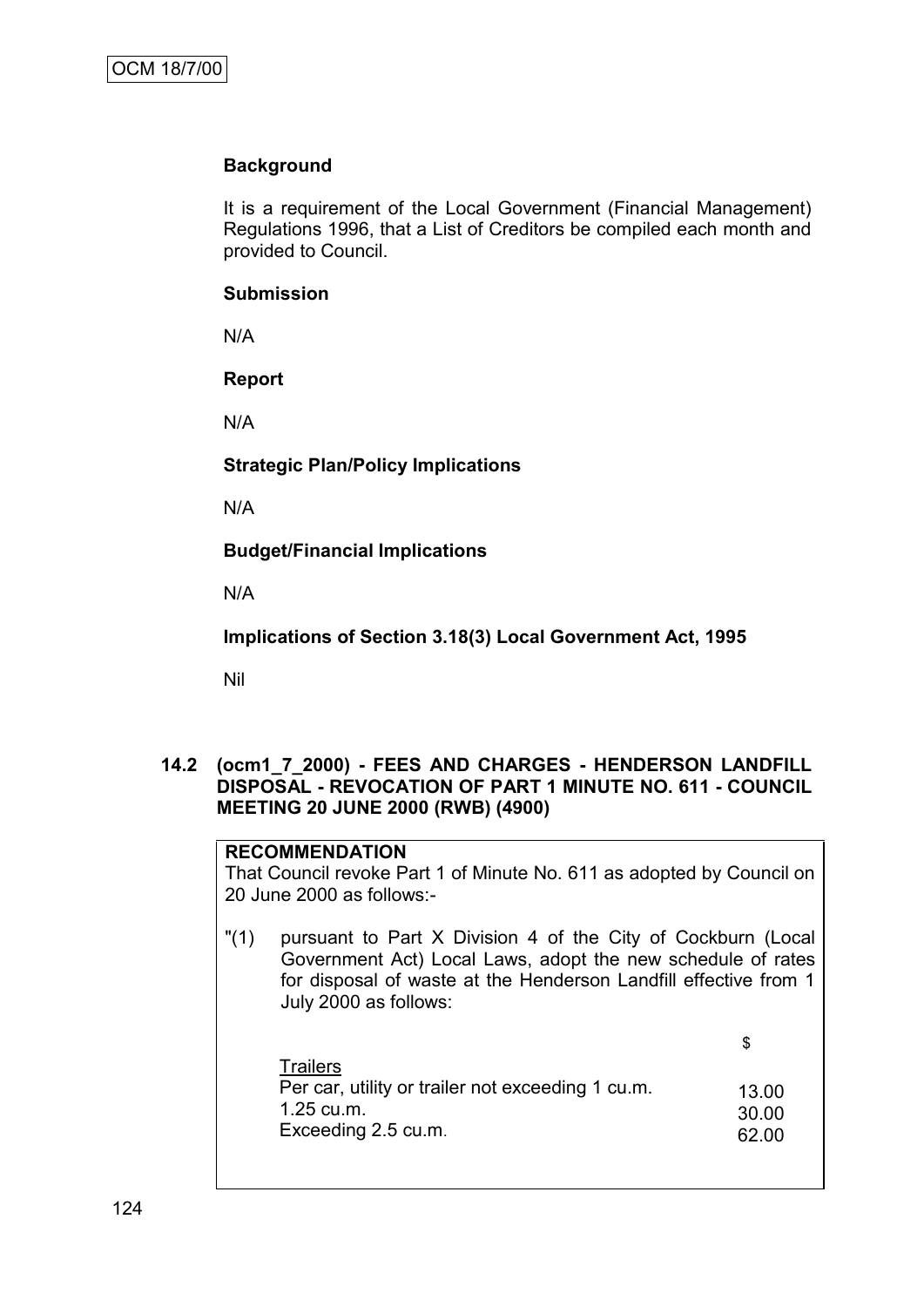**Background**

It is a requirement of the Local Government (Financial Management) Regulations 1996, that a List of Creditors be compiled each month and provided to Council.

**Submission**

N/A

**Report**

N/A

**Strategic Plan/Policy Implications**

N/A

**Budget/Financial Implications**

N/A

**Implications of Section 3.18(3) Local Government Act, 1995**

Nil

**14.2 (ocm1_7_2000) - FEES AND CHARGES - HENDERSON LANDFILL DISPOSAL - REVOCATION OF PART 1 MINUTE NO. 611 - COUNCIL MEETING 20 JUNE 2000 (RWB) (4900)**

**RECOMMENDATION**

That Council revoke Part 1 of Minute No. 611 as adopted by Council on 20 June 2000 as follows:-

"(1) pursuant to Part X Division 4 of the City of Cockburn (Local Government Act) Local Laws, adopt the new schedule of rates for disposal of waste at the Henderson Landfill effective from 1 July 2000 as follows:

| | $ |
|---|---|
| Trailers | |
| Per car, utility or trailer not exceeding 1 cu.m. | 13.00 |
| 1.25 cu.m. | 30.00 |
| Exceeding 2.5 cu.m. | 62.00 |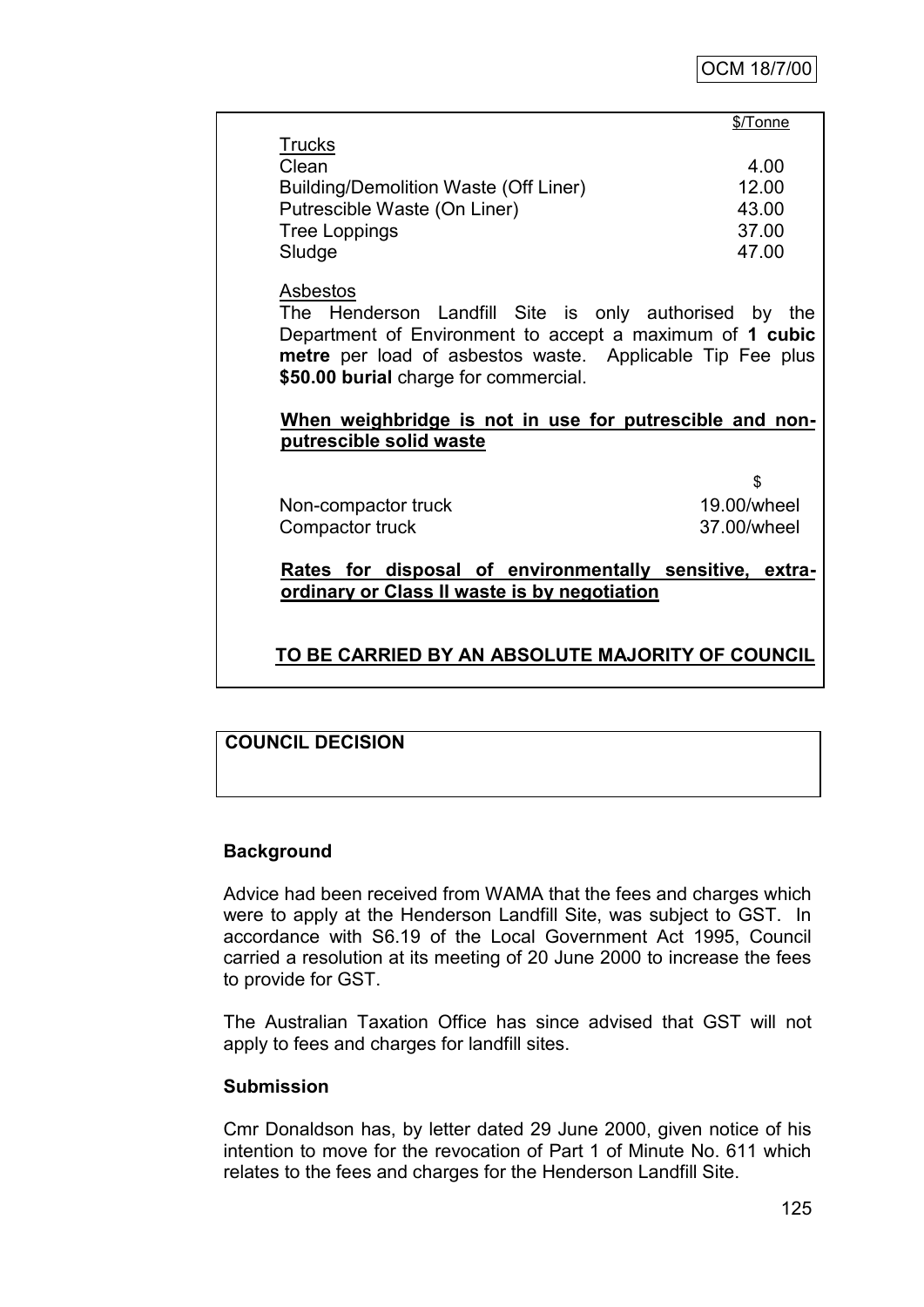| | $/Tonne |
|---|---|
| Trucks | |
| Clean | 4.00 |
| Building/Demolition Waste (Off Liner) | 12.00 |
| Putrescible Waste (On Liner) | 43.00 |
| Tree Loppings | 37.00 |
| Sludge | 47.00 |

Asbestos

The Henderson Landfill Site is only authorised by the Department of Environment to accept a maximum of **1 cubic metre** per load of asbestos waste. Applicable Tip Fee plus **$50.00 burial** charge for commercial.

**When weighbridge is not in use for putrescible and non-putrescible solid waste**

| | $ |
|---|---|
| Non-compactor truck | 19.00/wheel |
| Compactor truck | 37.00/wheel |

**Rates for disposal of environmentally sensitive, extra-ordinary or Class II waste is by negotiation**

**TO BE CARRIED BY AN ABSOLUTE MAJORITY OF COUNCIL**

**COUNCIL DECISION**

**Background**

Advice had been received from WAMA that the fees and charges which were to apply at the Henderson Landfill Site, was subject to GST. In accordance with S6.19 of the Local Government Act 1995, Council carried a resolution at its meeting of 20 June 2000 to increase the fees to provide for GST.

The Australian Taxation Office has since advised that GST will not apply to fees and charges for landfill sites.

**Submission**

Cmr Donaldson has, by letter dated 29 June 2000, given notice of his intention to move for the revocation of Part 1 of Minute No. 611 which relates to the fees and charges for the Henderson Landfill Site.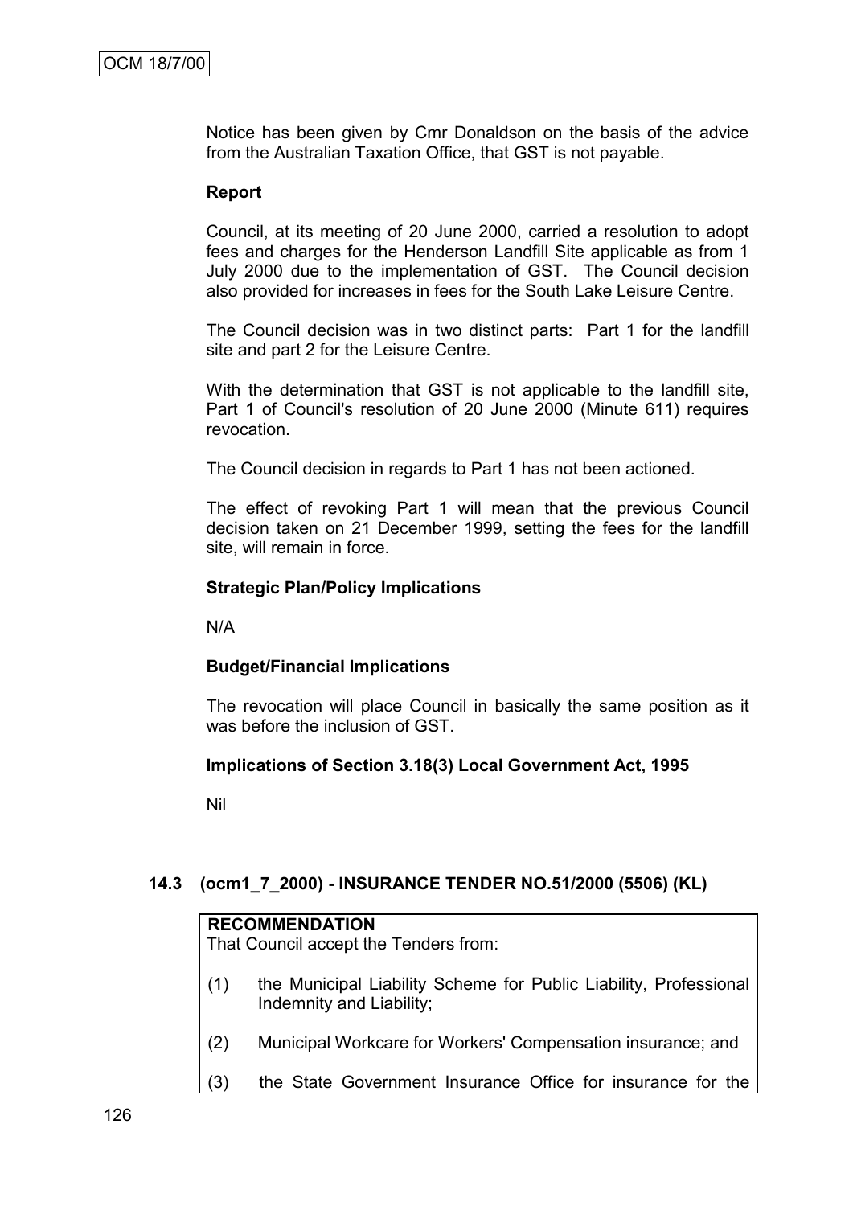Notice has been given by Cmr Donaldson on the basis of the advice from the Australian Taxation Office, that GST is not payable.

**Report**

Council, at its meeting of 20 June 2000, carried a resolution to adopt fees and charges for the Henderson Landfill Site applicable as from 1 July 2000 due to the implementation of GST. The Council decision also provided for increases in fees for the South Lake Leisure Centre.

The Council decision was in two distinct parts: Part 1 for the landfill site and part 2 for the Leisure Centre.

With the determination that GST is not applicable to the landfill site, Part 1 of Council's resolution of 20 June 2000 (Minute 611) requires revocation.

The Council decision in regards to Part 1 has not been actioned.

The effect of revoking Part 1 will mean that the previous Council decision taken on 21 December 1999, setting the fees for the landfill site, will remain in force.

**Strategic Plan/Policy Implications**

N/A

**Budget/Financial Implications**

The revocation will place Council in basically the same position as it was before the inclusion of GST.

**Implications of Section 3.18(3) Local Government Act, 1995**

Nil

### 14.3 (ocm1_7_2000) - INSURANCE TENDER NO.51/2000 (5506) (KL)

**RECOMMENDATION**

That Council accept the Tenders from:

(1) the Municipal Liability Scheme for Public Liability, Professional Indemnity and Liability;

(2) Municipal Workcare for Workers' Compensation insurance; and

(3) the State Government Insurance Office for insurance for the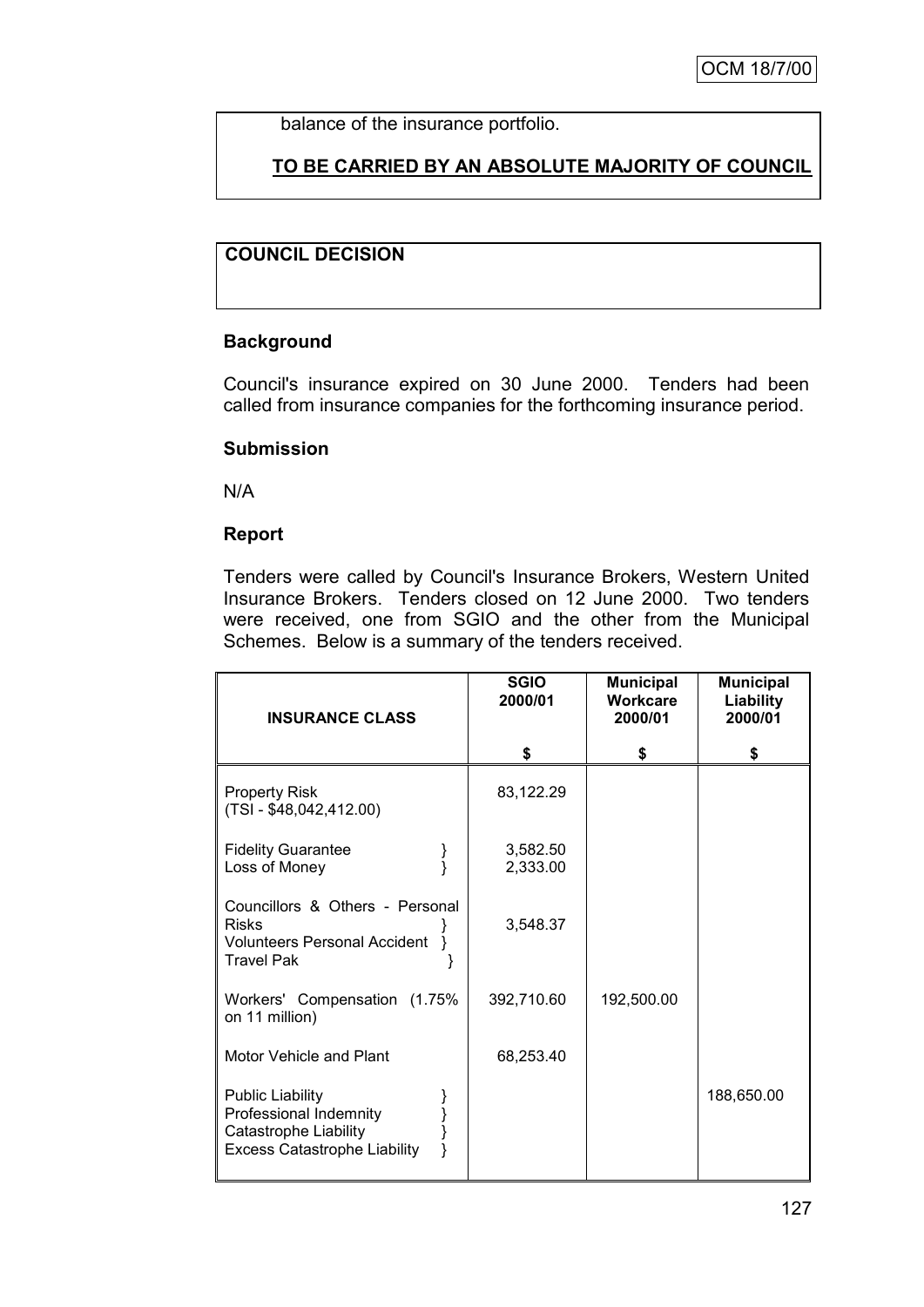balance of the insurance portfolio.

**TO BE CARRIED BY AN ABSOLUTE MAJORITY OF COUNCIL**

**COUNCIL DECISION**

### Background

Council's insurance expired on 30 June 2000. Tenders had been called from insurance companies for the forthcoming insurance period.

### Submission

N/A

### Report

Tenders were called by Council's Insurance Brokers, Western United Insurance Brokers. Tenders closed on 12 June 2000. Two tenders were received, one from SGIO and the other from the Municipal Schemes. Below is a summary of the tenders received.

| INSURANCE CLASS | SGIO 2000/01 | Municipal Workcare 2000/01 | Municipal Liability 2000/01 |
|---|---|---|---|
| | $ | $ | $ |
| Property Risk (TSI - $48,042,412.00) | 83,122.29 | | |
| Fidelity Guarantee } | 3,582.50 | | |
| Loss of Money } | 2,333.00 | | |
| Councillors & Others - Personal Risks } Volunteers Personal Accident } Travel Pak } | 3,548.37 | | |
| Workers' Compensation (1.75% on 11 million) | 392,710.60 | 192,500.00 | |
| Motor Vehicle and Plant | 68,253.40 | | |
| Public Liability } Professional Indemnity } Catastrophe Liability } Excess Catastrophe Liability } | | | 188,650.00 |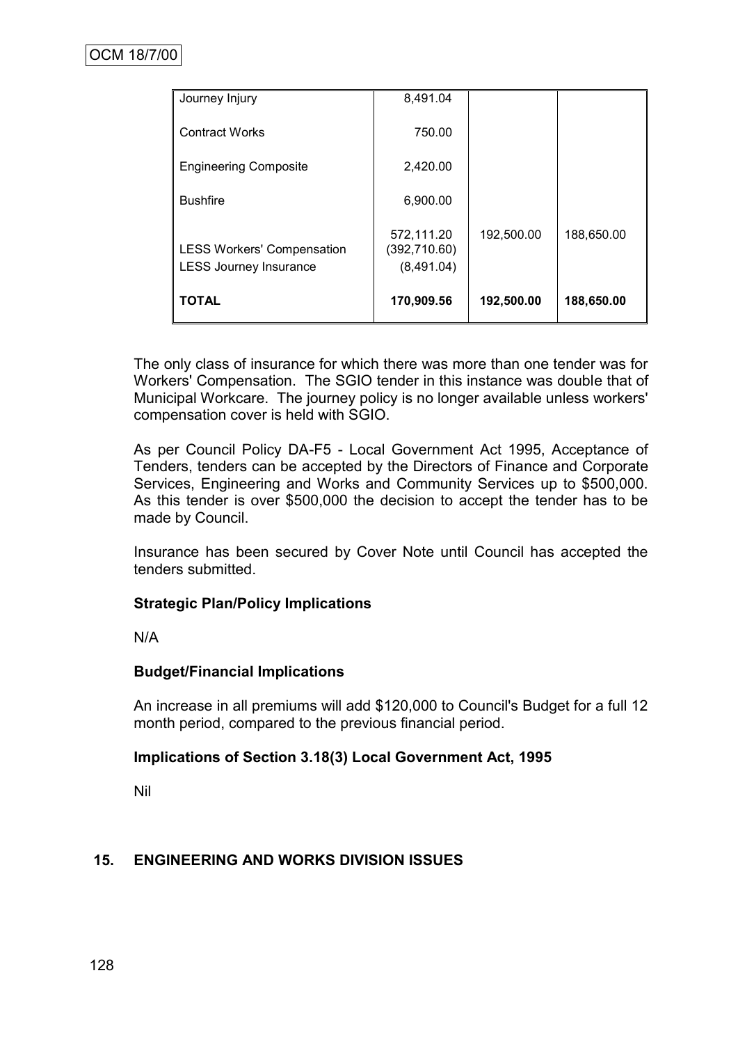| | | | |
|---|---|---|---|
| Journey Injury | 8,491.04 | | |
| Contract Works | 750.00 | | |
| Engineering Composite | 2,420.00 | | |
| Bushfire | 6,900.00 | | |
| | 572,111.20 | 192,500.00 | 188,650.00 |
| LESS Workers' Compensation | (392,710.60) | | |
| LESS Journey Insurance | (8,491.04) | | |
| **TOTAL** | **170,909.56** | **192,500.00** | **188,650.00** |

The only class of insurance for which there was more than one tender was for Workers' Compensation. The SGIO tender in this instance was double that of Municipal Workcare. The journey policy is no longer available unless workers' compensation cover is held with SGIO.

As per Council Policy DA-F5 - Local Government Act 1995, Acceptance of Tenders, tenders can be accepted by the Directors of Finance and Corporate Services, Engineering and Works and Community Services up to $500,000. As this tender is over $500,000 the decision to accept the tender has to be made by Council.

Insurance has been secured by Cover Note until Council has accepted the tenders submitted.

**Strategic Plan/Policy Implications**

N/A

**Budget/Financial Implications**

An increase in all premiums will add $120,000 to Council's Budget for a full 12 month period, compared to the previous financial period.

**Implications of Section 3.18(3) Local Government Act, 1995**

Nil

## 15. ENGINEERING AND WORKS DIVISION ISSUES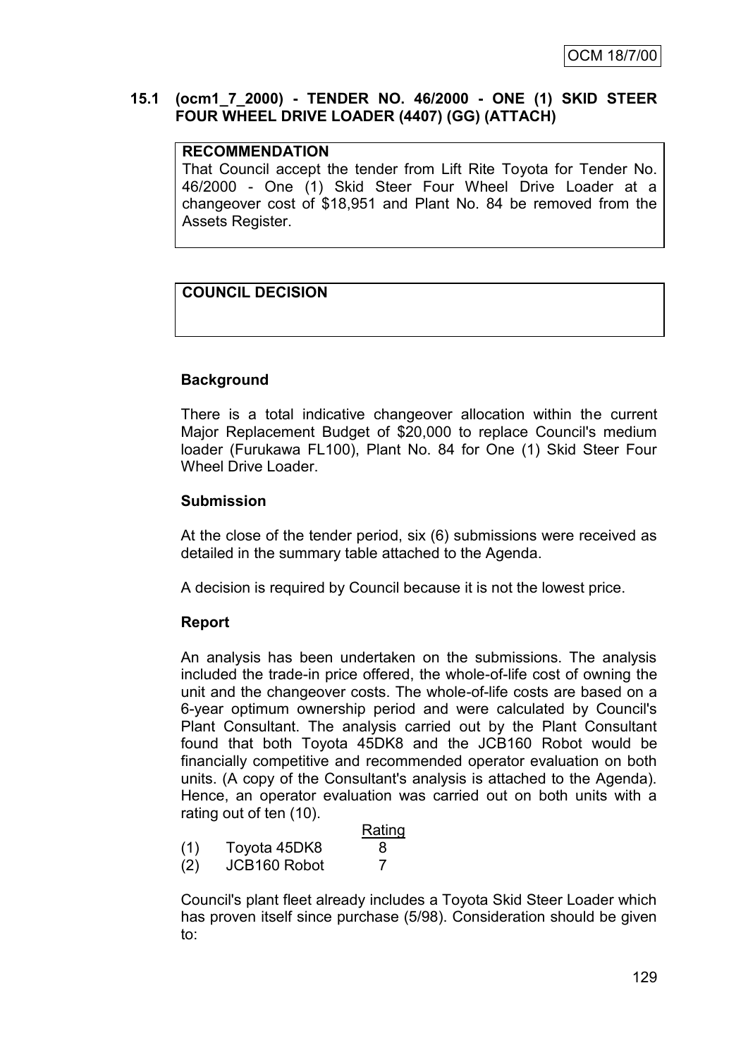OCM 18/7/00

**15.1 (ocm1_7_2000) - TENDER NO. 46/2000 - ONE (1) SKID STEER FOUR WHEEL DRIVE LOADER (4407) (GG) (ATTACH)**

**RECOMMENDATION**

That Council accept the tender from Lift Rite Toyota for Tender No. 46/2000 - One (1) Skid Steer Four Wheel Drive Loader at a changeover cost of $18,951 and Plant No. 84 be removed from the Assets Register.

**COUNCIL DECISION**

**Background**

There is a total indicative changeover allocation within the current Major Replacement Budget of $20,000 to replace Council's medium loader (Furukawa FL100), Plant No. 84 for One (1) Skid Steer Four Wheel Drive Loader.

**Submission**

At the close of the tender period, six (6) submissions were received as detailed in the summary table attached to the Agenda.

A decision is required by Council because it is not the lowest price.

**Report**

An analysis has been undertaken on the submissions. The analysis included the trade-in price offered, the whole-of-life cost of owning the unit and the changeover costs. The whole-of-life costs are based on a 6-year optimum ownership period and were calculated by Council's Plant Consultant. The analysis carried out by the Plant Consultant found that both Toyota 45DK8 and the JCB160 Robot would be financially competitive and recommended operator evaluation on both units. (A copy of the Consultant's analysis is attached to the Agenda). Hence, an operator evaluation was carried out on both units with a rating out of ten (10).

| | | Rating |
|---|---|---|
| (1) | Toyota 45DK8 | 8 |
| (2) | JCB160 Robot | 7 |

Council's plant fleet already includes a Toyota Skid Steer Loader which has proven itself since purchase (5/98). Consideration should be given to: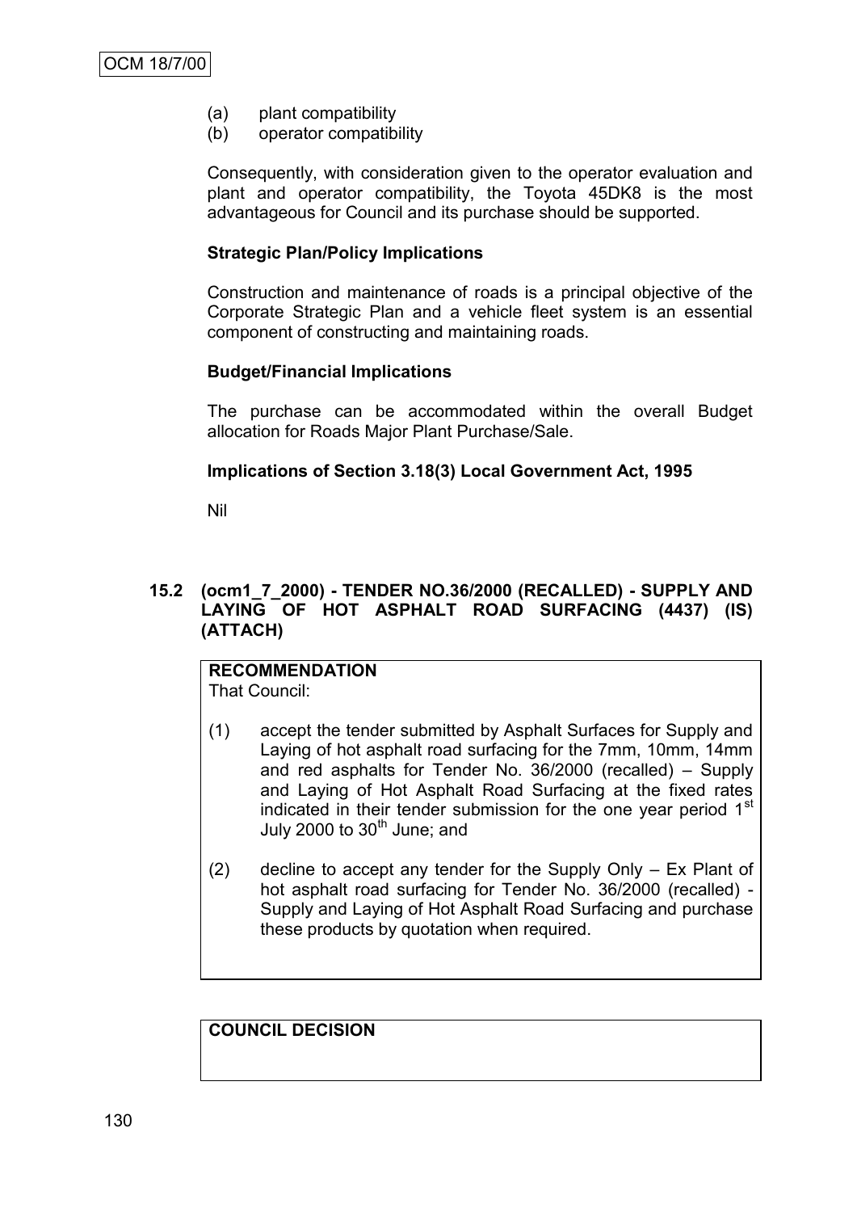(a) plant compatibility
(b) operator compatibility

Consequently, with consideration given to the operator evaluation and plant and operator compatibility, the Toyota 45DK8 is the most advantageous for Council and its purchase should be supported.

**Strategic Plan/Policy Implications**

Construction and maintenance of roads is a principal objective of the Corporate Strategic Plan and a vehicle fleet system is an essential component of constructing and maintaining roads.

**Budget/Financial Implications**

The purchase can be accommodated within the overall Budget allocation for Roads Major Plant Purchase/Sale.

**Implications of Section 3.18(3) Local Government Act, 1995**

Nil

### 15.2 (ocm1_7_2000) - TENDER NO.36/2000 (RECALLED) - SUPPLY AND LAYING OF HOT ASPHALT ROAD SURFACING (4437) (IS) (ATTACH)

**RECOMMENDATION**

That Council:

(1) accept the tender submitted by Asphalt Surfaces for Supply and Laying of hot asphalt road surfacing for the 7mm, 10mm, 14mm and red asphalts for Tender No. 36/2000 (recalled) – Supply and Laying of Hot Asphalt Road Surfacing at the fixed rates indicated in their tender submission for the one year period 1st July 2000 to 30th June; and

(2) decline to accept any tender for the Supply Only – Ex Plant of hot asphalt road surfacing for Tender No. 36/2000 (recalled) - Supply and Laying of Hot Asphalt Road Surfacing and purchase these products by quotation when required.

**COUNCIL DECISION**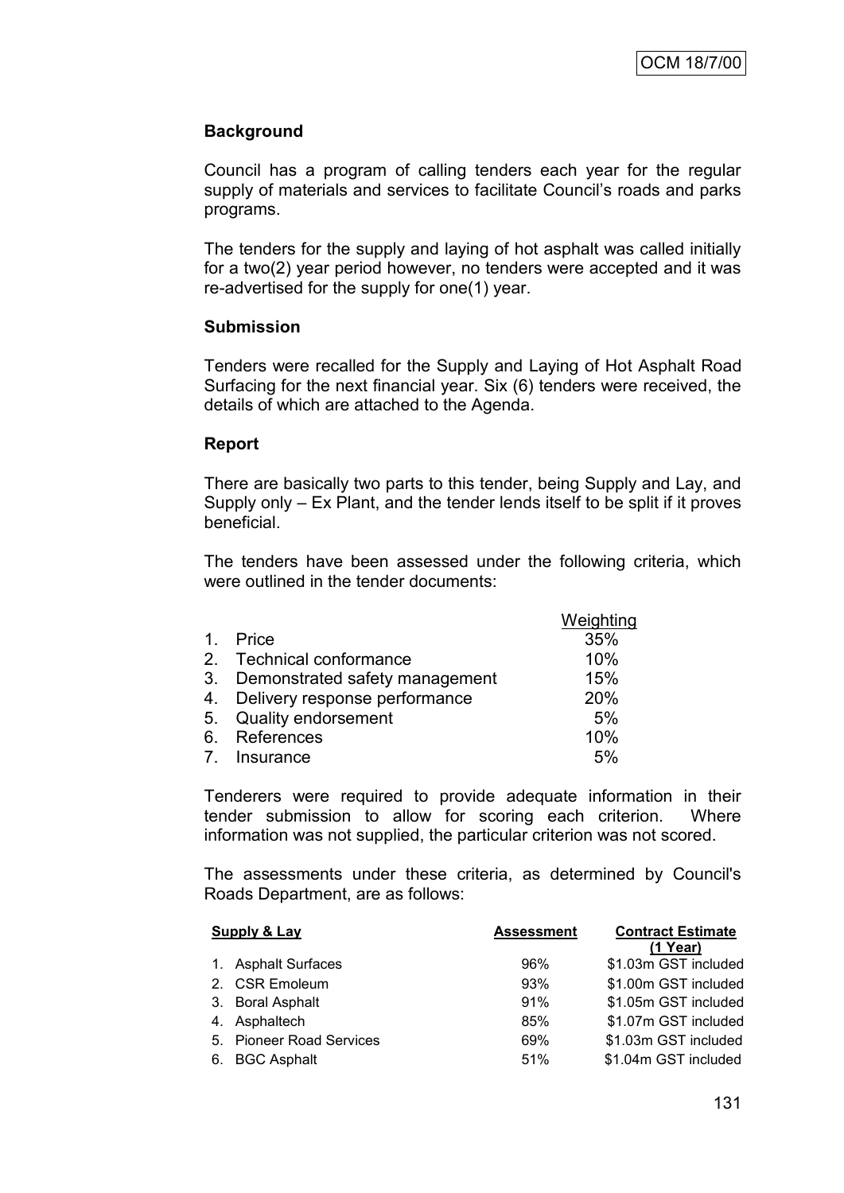### Background

Council has a program of calling tenders each year for the regular supply of materials and services to facilitate Council's roads and parks programs.

The tenders for the supply and laying of hot asphalt was called initially for a two(2) year period however, no tenders were accepted and it was re-advertised for the supply for one(1) year.

### Submission

Tenders were recalled for the Supply and Laying of Hot Asphalt Road Surfacing for the next financial year. Six (6) tenders were received, the details of which are attached to the Agenda.

### Report

There are basically two parts to this tender, being Supply and Lay, and Supply only – Ex Plant, and the tender lends itself to be split if it proves beneficial.

The tenders have been assessed under the following criteria, which were outlined in the tender documents:

| | Weighting |
|---|---|
| 1. Price | 35% |
| 2. Technical conformance | 10% |
| 3. Demonstrated safety management | 15% |
| 4. Delivery response performance | 20% |
| 5. Quality endorsement | 5% |
| 6. References | 10% |
| 7. Insurance | 5% |

Tenderers were required to provide adequate information in their tender submission to allow for scoring each criterion. Where information was not supplied, the particular criterion was not scored.

The assessments under these criteria, as determined by Council's Roads Department, are as follows:

| Supply & Lay | Assessment | Contract Estimate (1 Year) |
|---|---|---|
| 1. Asphalt Surfaces | 96% | \$1.03m GST included |
| 2. CSR Emoleum | 93% | \$1.00m GST included |
| 3. Boral Asphalt | 91% | \$1.05m GST included |
| 4. Asphaltech | 85% | \$1.07m GST included |
| 5. Pioneer Road Services | 69% | \$1.03m GST included |
| 6. BGC Asphalt | 51% | \$1.04m GST included |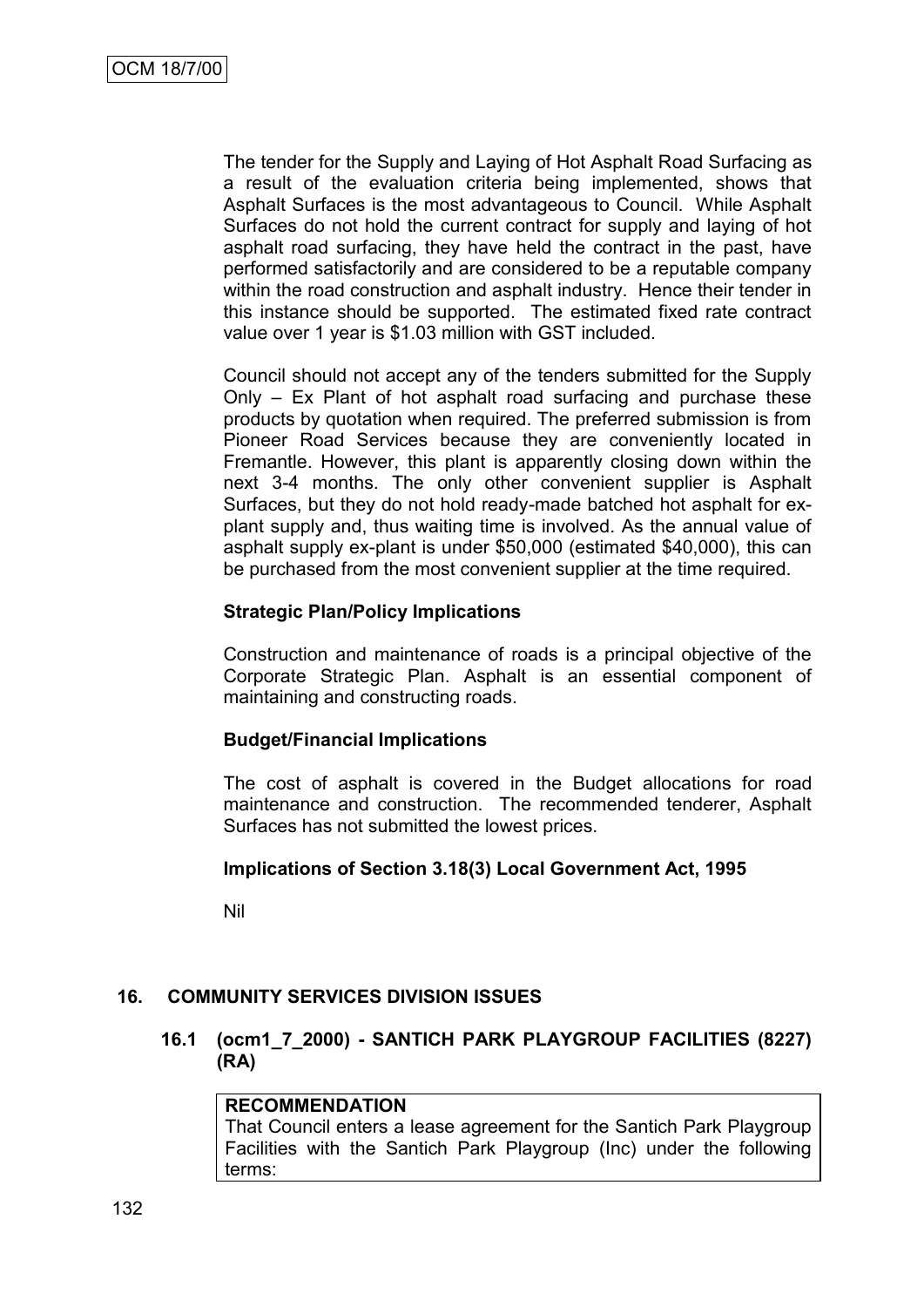The tender for the Supply and Laying of Hot Asphalt Road Surfacing as a result of the evaluation criteria being implemented, shows that Asphalt Surfaces is the most advantageous to Council. While Asphalt Surfaces do not hold the current contract for supply and laying of hot asphalt road surfacing, they have held the contract in the past, have performed satisfactorily and are considered to be a reputable company within the road construction and asphalt industry. Hence their tender in this instance should be supported. The estimated fixed rate contract value over 1 year is $1.03 million with GST included.

Council should not accept any of the tenders submitted for the Supply Only – Ex Plant of hot asphalt road surfacing and purchase these products by quotation when required. The preferred submission is from Pioneer Road Services because they are conveniently located in Fremantle. However, this plant is apparently closing down within the next 3-4 months. The only other convenient supplier is Asphalt Surfaces, but they do not hold ready-made batched hot asphalt for ex-plant supply and, thus waiting time is involved. As the annual value of asphalt supply ex-plant is under $50,000 (estimated $40,000), this can be purchased from the most convenient supplier at the time required.

**Strategic Plan/Policy Implications**

Construction and maintenance of roads is a principal objective of the Corporate Strategic Plan. Asphalt is an essential component of maintaining and constructing roads.

**Budget/Financial Implications**

The cost of asphalt is covered in the Budget allocations for road maintenance and construction. The recommended tenderer, Asphalt Surfaces has not submitted the lowest prices.

**Implications of Section 3.18(3) Local Government Act, 1995**

Nil

## 16. COMMUNITY SERVICES DIVISION ISSUES

### 16.1 (ocm1_7_2000) - SANTICH PARK PLAYGROUP FACILITIES (8227) (RA)

**RECOMMENDATION**
That Council enters a lease agreement for the Santich Park Playgroup Facilities with the Santich Park Playgroup (Inc) under the following terms: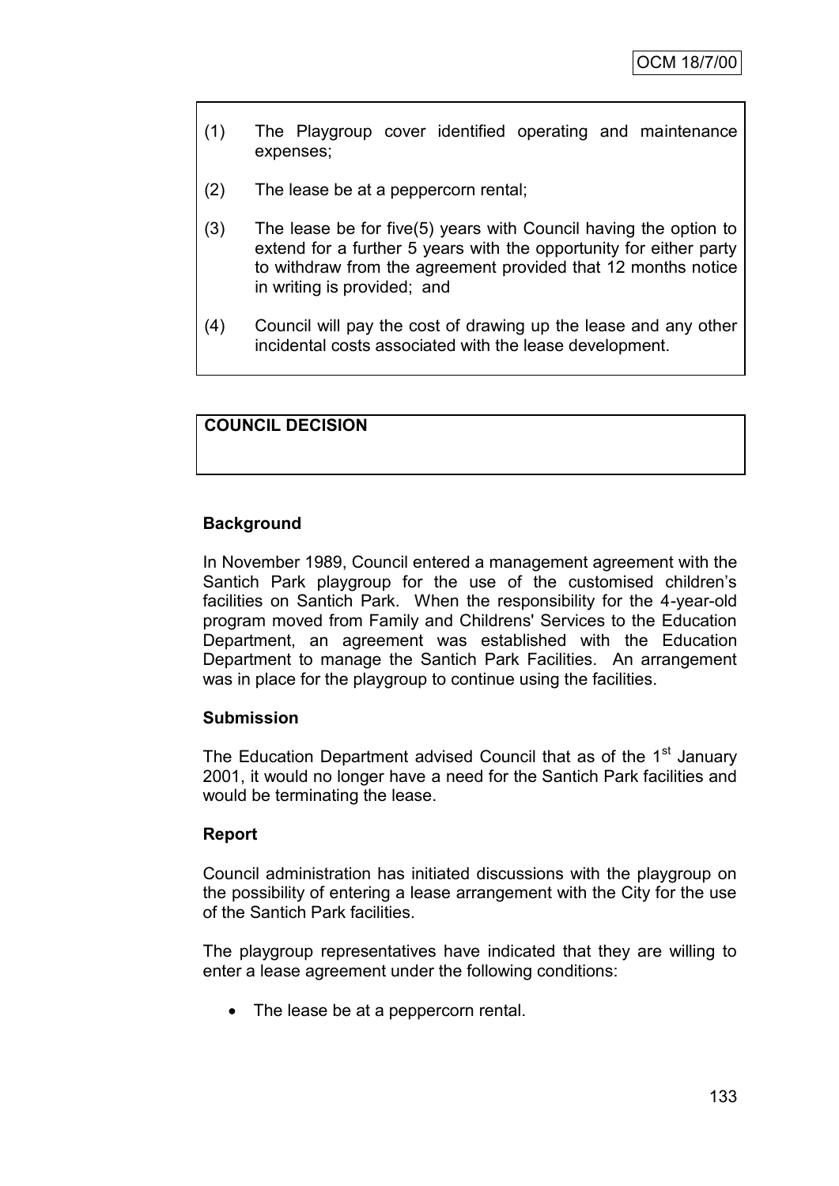(1) The Playgroup cover identified operating and maintenance expenses;

(2) The lease be at a peppercorn rental;

(3) The lease be for five(5) years with Council having the option to extend for a further 5 years with the opportunity for either party to withdraw from the agreement provided that 12 months notice in writing is provided; and

(4) Council will pay the cost of drawing up the lease and any other incidental costs associated with the lease development.

**COUNCIL DECISION**

**Background**

In November 1989, Council entered a management agreement with the Santich Park playgroup for the use of the customised children's facilities on Santich Park. When the responsibility for the 4-year-old program moved from Family and Childrens' Services to the Education Department, an agreement was established with the Education Department to manage the Santich Park Facilities. An arrangement was in place for the playgroup to continue using the facilities.

**Submission**

The Education Department advised Council that as of the 1st January 2001, it would no longer have a need for the Santich Park facilities and would be terminating the lease.

**Report**

Council administration has initiated discussions with the playgroup on the possibility of entering a lease arrangement with the City for the use of the Santich Park facilities.

The playgroup representatives have indicated that they are willing to enter a lease agreement under the following conditions:

- The lease be at a peppercorn rental.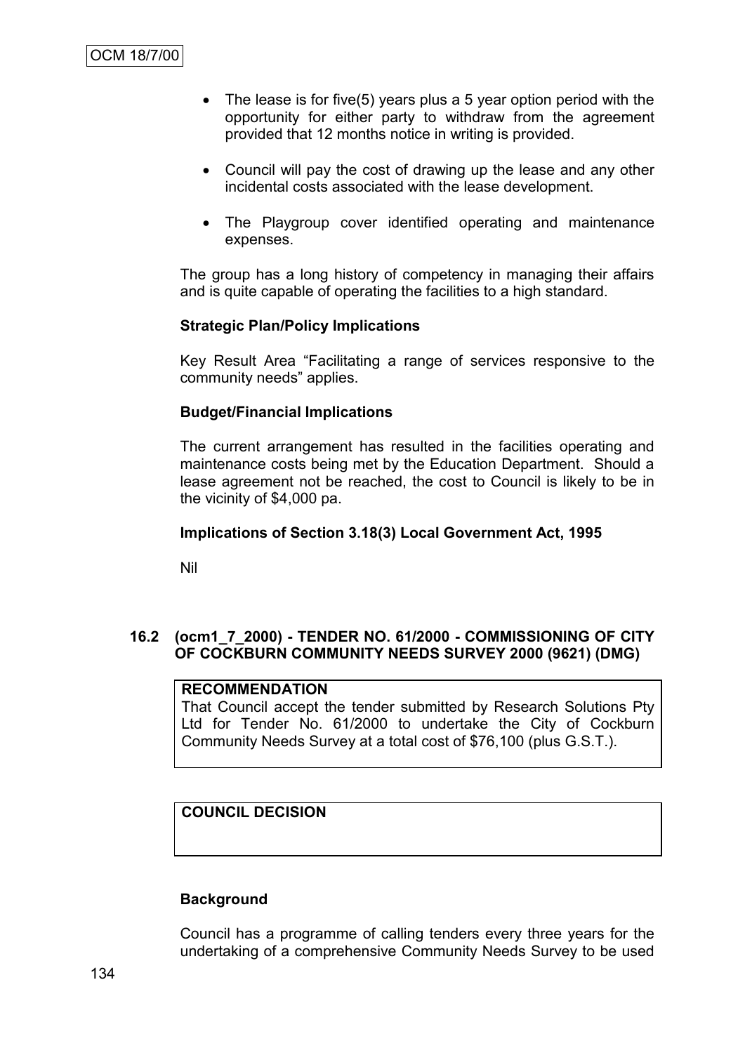- The lease is for five(5) years plus a 5 year option period with the opportunity for either party to withdraw from the agreement provided that 12 months notice in writing is provided.

- Council will pay the cost of drawing up the lease and any other incidental costs associated with the lease development.

- The Playgroup cover identified operating and maintenance expenses.

The group has a long history of competency in managing their affairs and is quite capable of operating the facilities to a high standard.

**Strategic Plan/Policy Implications**

Key Result Area "Facilitating a range of services responsive to the community needs" applies.

**Budget/Financial Implications**

The current arrangement has resulted in the facilities operating and maintenance costs being met by the Education Department. Should a lease agreement not be reached, the cost to Council is likely to be in the vicinity of $4,000 pa.

**Implications of Section 3.18(3) Local Government Act, 1995**

Nil

### 16.2 (ocm1_7_2000) - TENDER NO. 61/2000 - COMMISSIONING OF CITY OF COCKBURN COMMUNITY NEEDS SURVEY 2000 (9621) (DMG)

**RECOMMENDATION**

That Council accept the tender submitted by Research Solutions Pty Ltd for Tender No. 61/2000 to undertake the City of Cockburn Community Needs Survey at a total cost of $76,100 (plus G.S.T.).

**COUNCIL DECISION**

**Background**

Council has a programme of calling tenders every three years for the undertaking of a comprehensive Community Needs Survey to be used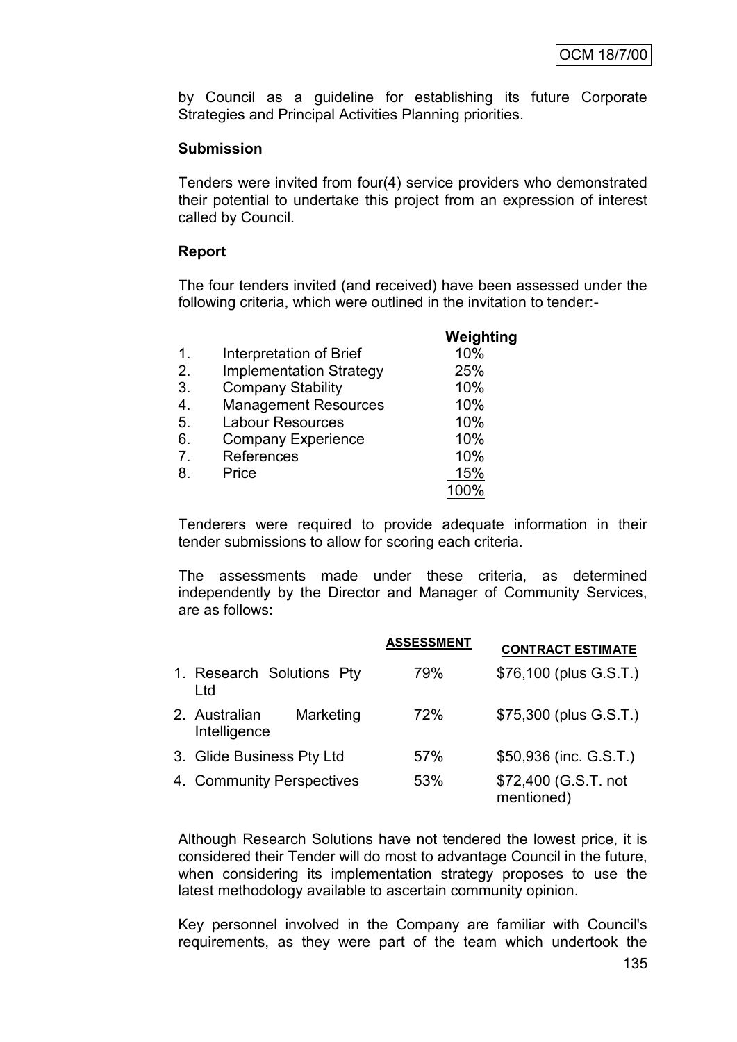by Council as a guideline for establishing its future Corporate Strategies and Principal Activities Planning priorities.

**Submission**

Tenders were invited from four(4) service providers who demonstrated their potential to undertake this project from an expression of interest called by Council.

**Report**

The four tenders invited (and received) have been assessed under the following criteria, which were outlined in the invitation to tender:-

| | | Weighting |
|---|---|---|
| 1. | Interpretation of Brief | 10% |
| 2. | Implementation Strategy | 25% |
| 3. | Company Stability | 10% |
| 4. | Management Resources | 10% |
| 5. | Labour Resources | 10% |
| 6. | Company Experience | 10% |
| 7. | References | 10% |
| 8. | Price | 15% |
| | | 100% |

Tenderers were required to provide adequate information in their tender submissions to allow for scoring each criteria.

The assessments made under these criteria, as determined independently by the Director and Manager of Community Services, are as follows:

| | ASSESSMENT | CONTRACT ESTIMATE |
|---|---|---|
| 1. Research Solutions Pty Ltd | 79% | \$76,100 (plus G.S.T.) |
| 2. Australian Marketing Intelligence | 72% | \$75,300 (plus G.S.T.) |
| 3. Glide Business Pty Ltd | 57% | \$50,936 (inc. G.S.T.) |
| 4. Community Perspectives | 53% | \$72,400 (G.S.T. not mentioned) |

Although Research Solutions have not tendered the lowest price, it is considered their Tender will do most to advantage Council in the future, when considering its implementation strategy proposes to use the latest methodology available to ascertain community opinion.

Key personnel involved in the Company are familiar with Council's requirements, as they were part of the team which undertook the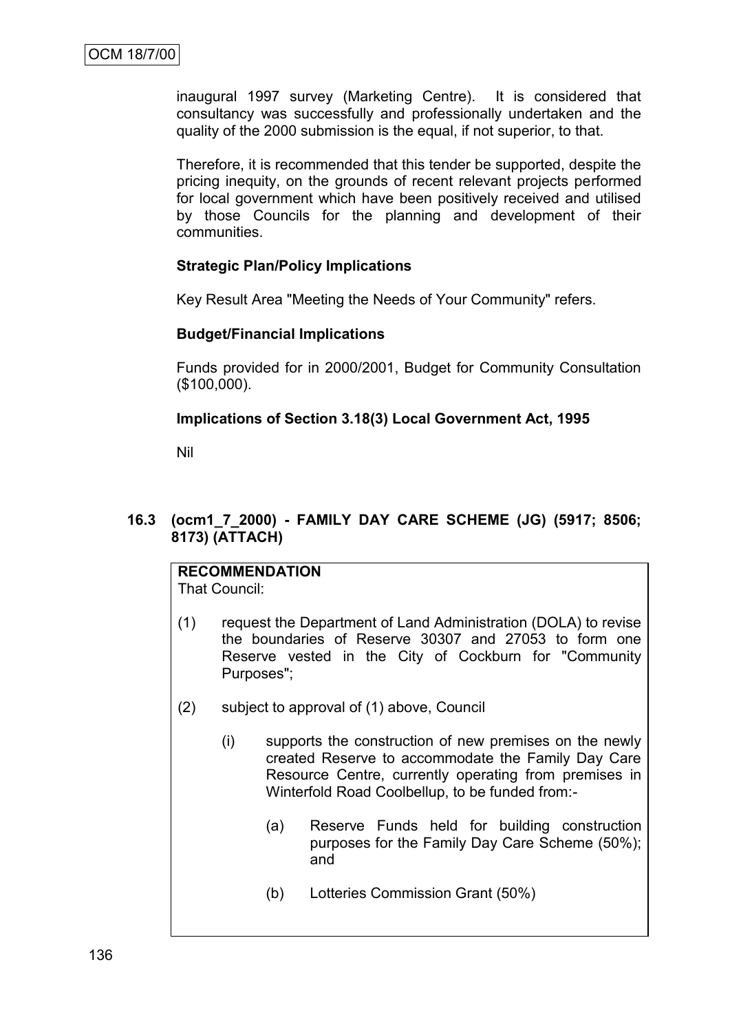inaugural 1997 survey (Marketing Centre). It is considered that consultancy was successfully and professionally undertaken and the quality of the 2000 submission is the equal, if not superior, to that.

Therefore, it is recommended that this tender be supported, despite the pricing inequity, on the grounds of recent relevant projects performed for local government which have been positively received and utilised by those Councils for the planning and development of their communities.

**Strategic Plan/Policy Implications**

Key Result Area "Meeting the Needs of Your Community" refers.

**Budget/Financial Implications**

Funds provided for in 2000/2001, Budget for Community Consultation ($100,000).

**Implications of Section 3.18(3) Local Government Act, 1995**

Nil

### 16.3 (ocm1_7_2000) - FAMILY DAY CARE SCHEME (JG) (5917; 8506; 8173) (ATTACH)

**RECOMMENDATION**

That Council:

(1) request the Department of Land Administration (DOLA) to revise the boundaries of Reserve 30307 and 27053 to form one Reserve vested in the City of Cockburn for "Community Purposes";

(2) subject to approval of (1) above, Council

   (i) supports the construction of new premises on the newly created Reserve to accommodate the Family Day Care Resource Centre, currently operating from premises in Winterfold Road Coolbellup, to be funded from:-

      (a) Reserve Funds held for building construction purposes for the Family Day Care Scheme (50%); and

      (b) Lotteries Commission Grant (50%)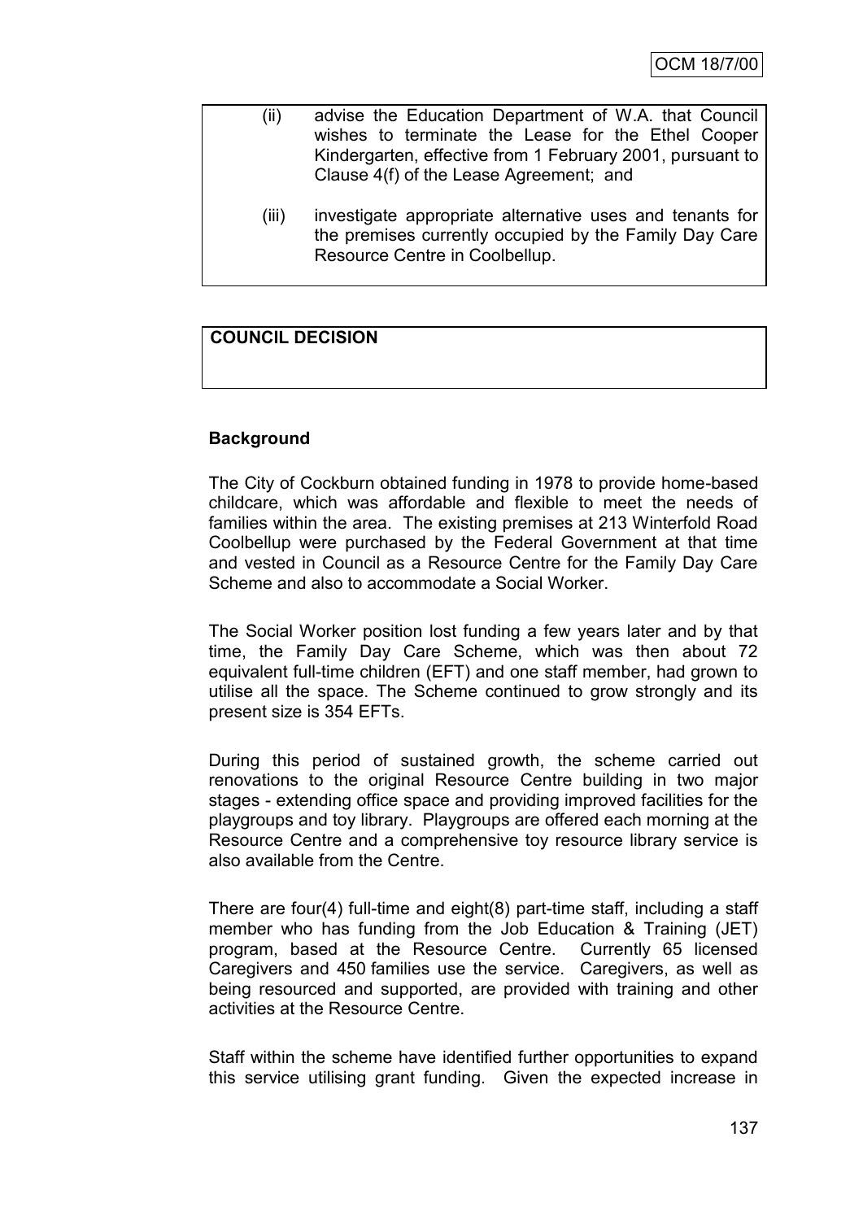(ii) advise the Education Department of W.A. that Council wishes to terminate the Lease for the Ethel Cooper Kindergarten, effective from 1 February 2001, pursuant to Clause 4(f) of the Lease Agreement; and

(iii) investigate appropriate alternative uses and tenants for the premises currently occupied by the Family Day Care Resource Centre in Coolbellup.

**COUNCIL DECISION**

**Background**

The City of Cockburn obtained funding in 1978 to provide home-based childcare, which was affordable and flexible to meet the needs of families within the area. The existing premises at 213 Winterfold Road Coolbellup were purchased by the Federal Government at that time and vested in Council as a Resource Centre for the Family Day Care Scheme and also to accommodate a Social Worker.

The Social Worker position lost funding a few years later and by that time, the Family Day Care Scheme, which was then about 72 equivalent full-time children (EFT) and one staff member, had grown to utilise all the space. The Scheme continued to grow strongly and its present size is 354 EFTs.

During this period of sustained growth, the scheme carried out renovations to the original Resource Centre building in two major stages - extending office space and providing improved facilities for the playgroups and toy library. Playgroups are offered each morning at the Resource Centre and a comprehensive toy resource library service is also available from the Centre.

There are four(4) full-time and eight(8) part-time staff, including a staff member who has funding from the Job Education & Training (JET) program, based at the Resource Centre. Currently 65 licensed Caregivers and 450 families use the service. Caregivers, as well as being resourced and supported, are provided with training and other activities at the Resource Centre.

Staff within the scheme have identified further opportunities to expand this service utilising grant funding. Given the expected increase in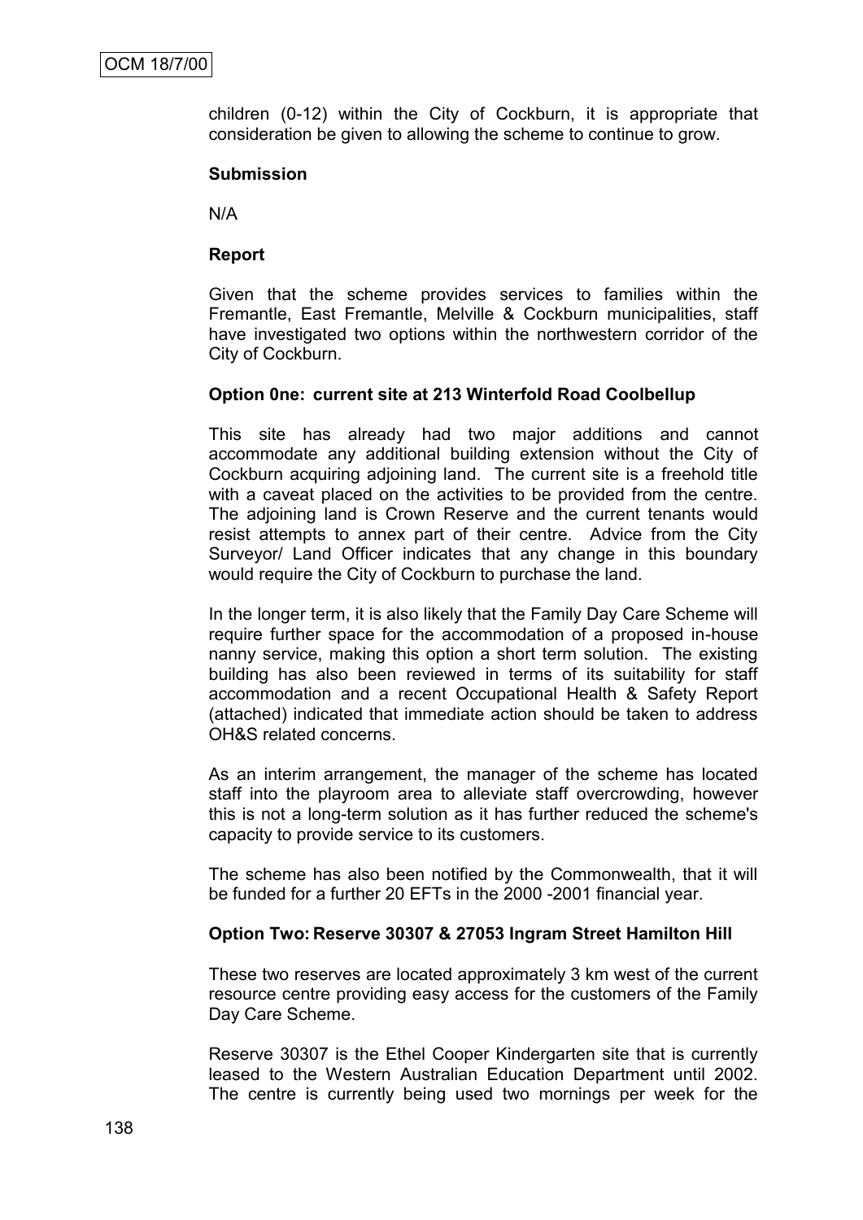children (0-12) within the City of Cockburn, it is appropriate that consideration be given to allowing the scheme to continue to grow.

**Submission**

N/A

**Report**

Given that the scheme provides services to families within the Fremantle, East Fremantle, Melville & Cockburn municipalities, staff have investigated two options within the northwestern corridor of the City of Cockburn.

**Option 0ne: current site at 213 Winterfold Road Coolbellup**

This site has already had two major additions and cannot accommodate any additional building extension without the City of Cockburn acquiring adjoining land. The current site is a freehold title with a caveat placed on the activities to be provided from the centre. The adjoining land is Crown Reserve and the current tenants would resist attempts to annex part of their centre. Advice from the City Surveyor/ Land Officer indicates that any change in this boundary would require the City of Cockburn to purchase the land.

In the longer term, it is also likely that the Family Day Care Scheme will require further space for the accommodation of a proposed in-house nanny service, making this option a short term solution. The existing building has also been reviewed in terms of its suitability for staff accommodation and a recent Occupational Health & Safety Report (attached) indicated that immediate action should be taken to address OH&S related concerns.

As an interim arrangement, the manager of the scheme has located staff into the playroom area to alleviate staff overcrowding, however this is not a long-term solution as it has further reduced the scheme's capacity to provide service to its customers.

The scheme has also been notified by the Commonwealth, that it will be funded for a further 20 EFTs in the 2000 -2001 financial year.

**Option Two: Reserve 30307 & 27053 Ingram Street Hamilton Hill**

These two reserves are located approximately 3 km west of the current resource centre providing easy access for the customers of the Family Day Care Scheme.

Reserve 30307 is the Ethel Cooper Kindergarten site that is currently leased to the Western Australian Education Department until 2002. The centre is currently being used two mornings per week for the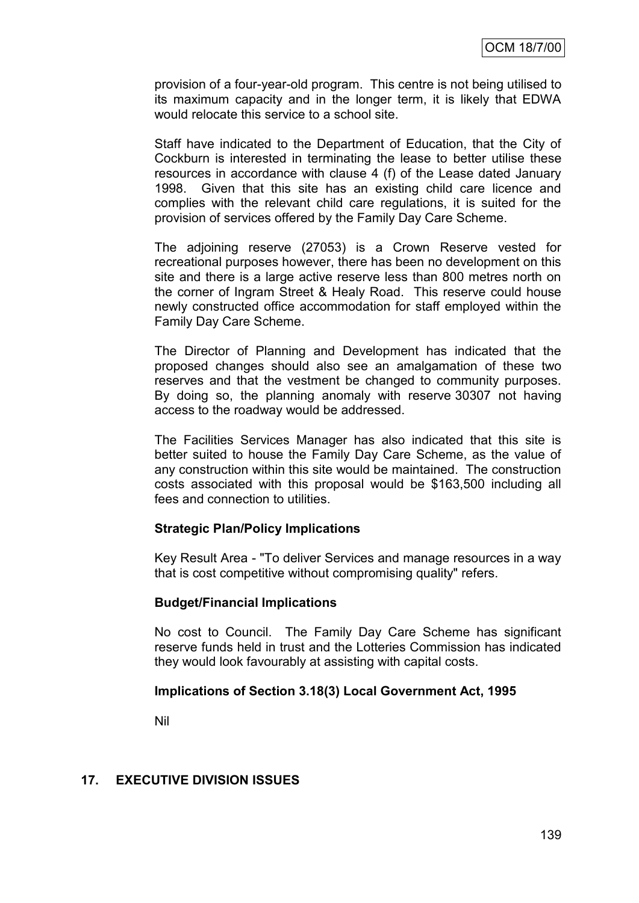provision of a four-year-old program. This centre is not being utilised to its maximum capacity and in the longer term, it is likely that EDWA would relocate this service to a school site.

Staff have indicated to the Department of Education, that the City of Cockburn is interested in terminating the lease to better utilise these resources in accordance with clause 4 (f) of the Lease dated January 1998. Given that this site has an existing child care licence and complies with the relevant child care regulations, it is suited for the provision of services offered by the Family Day Care Scheme.

The adjoining reserve (27053) is a Crown Reserve vested for recreational purposes however, there has been no development on this site and there is a large active reserve less than 800 metres north on the corner of Ingram Street & Healy Road. This reserve could house newly constructed office accommodation for staff employed within the Family Day Care Scheme.

The Director of Planning and Development has indicated that the proposed changes should also see an amalgamation of these two reserves and that the vestment be changed to community purposes. By doing so, the planning anomaly with reserve 30307 not having access to the roadway would be addressed.

The Facilities Services Manager has also indicated that this site is better suited to house the Family Day Care Scheme, as the value of any construction within this site would be maintained. The construction costs associated with this proposal would be $163,500 including all fees and connection to utilities.

**Strategic Plan/Policy Implications**

Key Result Area - "To deliver Services and manage resources in a way that is cost competitive without compromising quality" refers.

**Budget/Financial Implications**

No cost to Council. The Family Day Care Scheme has significant reserve funds held in trust and the Lotteries Commission has indicated they would look favourably at assisting with capital costs.

**Implications of Section 3.18(3) Local Government Act, 1995**

Nil

## 17. EXECUTIVE DIVISION ISSUES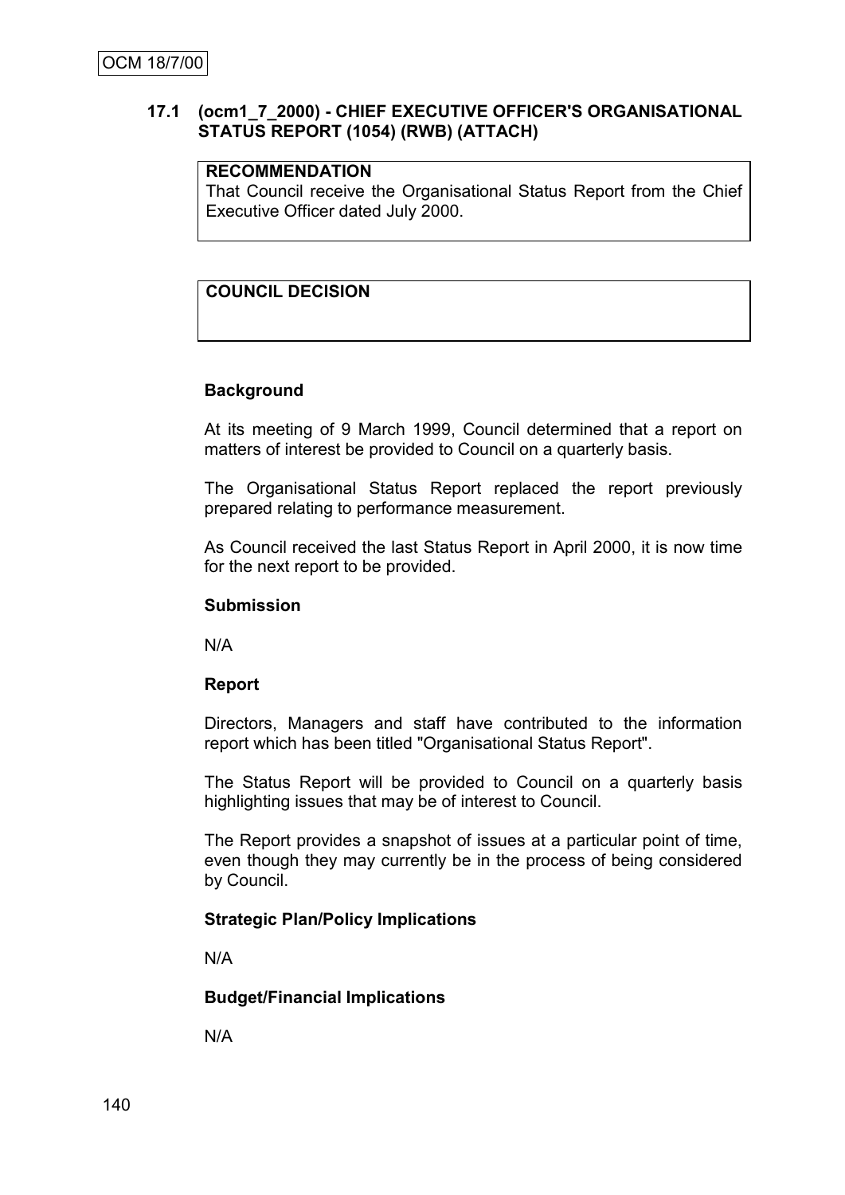### 17.1 (ocm1_7_2000) - CHIEF EXECUTIVE OFFICER'S ORGANISATIONAL STATUS REPORT (1054) (RWB) (ATTACH)

| **RECOMMENDATION** |
|---|
| That Council receive the Organisational Status Report from the Chief Executive Officer dated July 2000. |

| **COUNCIL DECISION** |
|---|
| |

**Background**

At its meeting of 9 March 1999, Council determined that a report on matters of interest be provided to Council on a quarterly basis.

The Organisational Status Report replaced the report previously prepared relating to performance measurement.

As Council received the last Status Report in April 2000, it is now time for the next report to be provided.

**Submission**

N/A

**Report**

Directors, Managers and staff have contributed to the information report which has been titled "Organisational Status Report".

The Status Report will be provided to Council on a quarterly basis highlighting issues that may be of interest to Council.

The Report provides a snapshot of issues at a particular point of time, even though they may currently be in the process of being considered by Council.

**Strategic Plan/Policy Implications**

N/A

**Budget/Financial Implications**

N/A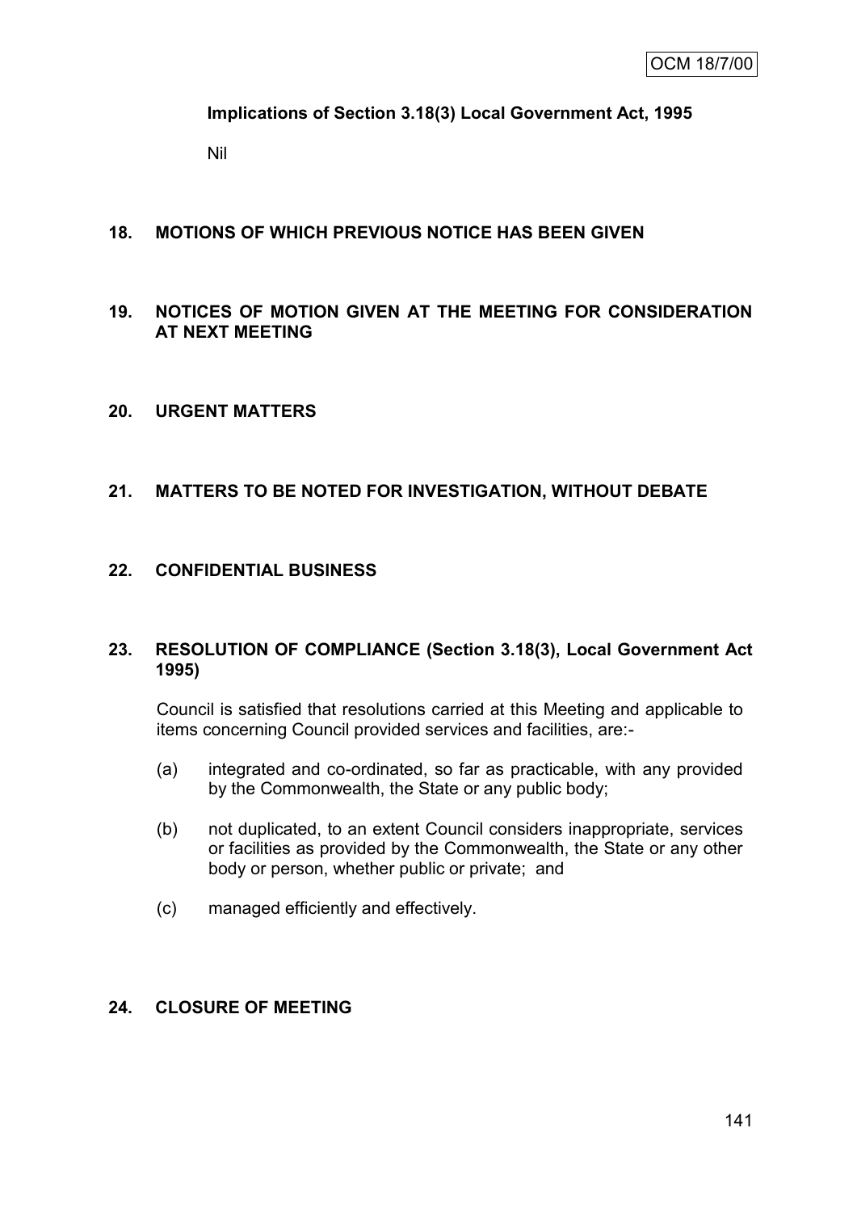**Implications of Section 3.18(3) Local Government Act, 1995**

Nil

## 18. MOTIONS OF WHICH PREVIOUS NOTICE HAS BEEN GIVEN

## 19. NOTICES OF MOTION GIVEN AT THE MEETING FOR CONSIDERATION AT NEXT MEETING

## 20. URGENT MATTERS

## 21. MATTERS TO BE NOTED FOR INVESTIGATION, WITHOUT DEBATE

## 22. CONFIDENTIAL BUSINESS

## 23. RESOLUTION OF COMPLIANCE (Section 3.18(3), Local Government Act 1995)

Council is satisfied that resolutions carried at this Meeting and applicable to items concerning Council provided services and facilities, are:-

(a) integrated and co-ordinated, so far as practicable, with any provided by the Commonwealth, the State or any public body;

(b) not duplicated, to an extent Council considers inappropriate, services or facilities as provided by the Commonwealth, the State or any other body or person, whether public or private; and

(c) managed efficiently and effectively.

## 24. CLOSURE OF MEETING